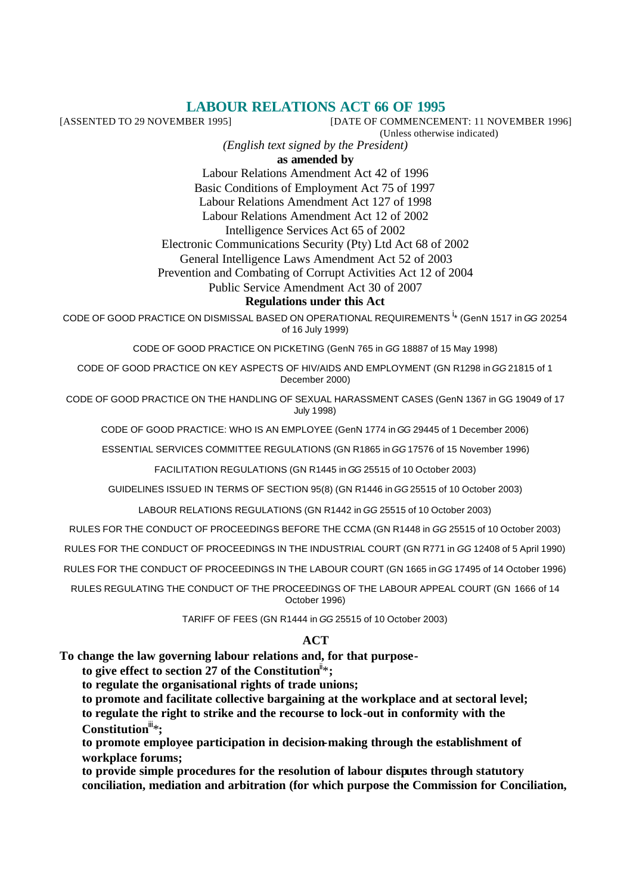# LABOUR RELATIONS ACT 66 OF 1995

[ASSENTED TO 29 NOVEMBER 1995] [DATE OF COMMENCEMENT: 11 NOVEMBER 1996]
(Unless otherwise indicated)

*(English text signed by the President)*

**as amended by**

Labour Relations Amendment Act 42 of 1996
Basic Conditions of Employment Act 75 of 1997
Labour Relations Amendment Act 127 of 1998
Labour Relations Amendment Act 12 of 2002
Intelligence Services Act 65 of 2002
Electronic Communications Security (Pty) Ltd Act 68 of 2002
General Intelligence Laws Amendment Act 52 of 2003
Prevention and Combating of Corrupt Activities Act 12 of 2004
Public Service Amendment Act 30 of 2007

**Regulations under this Act**

CODE OF GOOD PRACTICE ON DISMISSAL BASED ON OPERATIONAL REQUIREMENTS [i]* (GenN 1517 in *GG* 20254 of 16 July 1999)

CODE OF GOOD PRACTICE ON PICKETING (GenN 765 in *GG* 18887 of 15 May 1998)

CODE OF GOOD PRACTICE ON KEY ASPECTS OF HIV/AIDS AND EMPLOYMENT (GN R1298 in *GG* 21815 of 1 December 2000)

CODE OF GOOD PRACTICE ON THE HANDLING OF SEXUAL HARASSMENT CASES (GenN 1367 in GG 19049 of 17 July 1998)

CODE OF GOOD PRACTICE: WHO IS AN EMPLOYEE (GenN 1774 in *GG* 29445 of 1 December 2006)

ESSENTIAL SERVICES COMMITTEE REGULATIONS (GN R1865 in *GG* 17576 of 15 November 1996)

FACILITATION REGULATIONS (GN R1445 in *GG* 25515 of 10 October 2003)

GUIDELINES ISSUED IN TERMS OF SECTION 95(8) (GN R1446 in *GG* 25515 of 10 October 2003)

LABOUR RELATIONS REGULATIONS (GN R1442 in *GG* 25515 of 10 October 2003)

RULES FOR THE CONDUCT OF PROCEEDINGS BEFORE THE CCMA (GN R1448 in *GG* 25515 of 10 October 2003)

RULES FOR THE CONDUCT OF PROCEEDINGS IN THE INDUSTRIAL COURT (GN R771 in *GG* 12408 of 5 April 1990)

RULES FOR THE CONDUCT OF PROCEEDINGS IN THE LABOUR COURT (GN 1665 in *GG* 17495 of 14 October 1996)

RULES REGULATING THE CONDUCT OF THE PROCEEDINGS OF THE LABOUR APPEAL COURT (GN 1666 of 14 October 1996)

TARIFF OF FEES (GN R1444 in *GG* 25515 of 10 October 2003)

## ACT

**To change the law governing labour relations and, for that purpose-**

**to give effect to section 27 of the Constitution[ii]*;**

**to regulate the organisational rights of trade unions;**

**to promote and facilitate collective bargaining at the workplace and at sectoral level;**

**to regulate the right to strike and the recourse to lock-out in conformity with the Constitution[iii]*;**

**to promote employee participation in decision-making through the establishment of workplace forums;**

**to provide simple procedures for the resolution of labour disputes through statutory conciliation, mediation and arbitration (for which purpose the Commission for Conciliation,**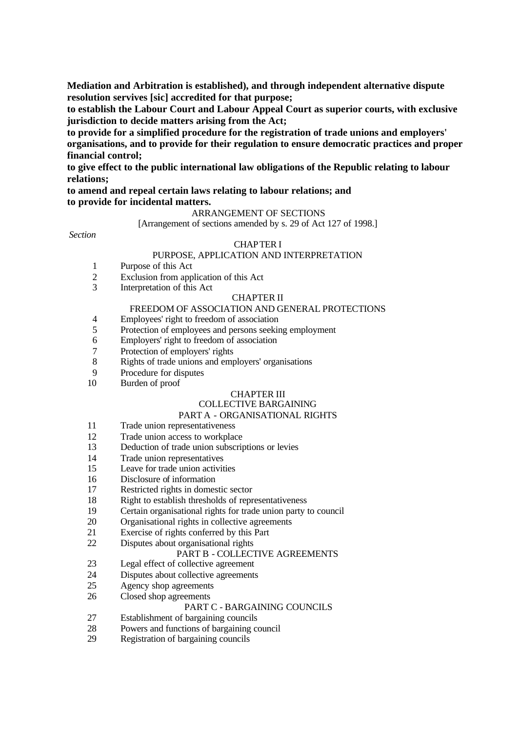**Mediation and Arbitration is established), and through independent alternative dispute resolution servives [sic] accredited for that purpose;**
**to establish the Labour Court and Labour Appeal Court as superior courts, with exclusive jurisdiction to decide matters arising from the Act;**
**to provide for a simplified procedure for the registration of trade unions and employers' organisations, and to provide for their regulation to ensure democratic practices and proper financial control;**
**to give effect to the public international law obligations of the Republic relating to labour relations;**
**to amend and repeal certain laws relating to labour relations; and**
**to provide for incidental matters.**

ARRANGEMENT OF SECTIONS

[Arrangement of sections amended by s. 29 of Act 127 of 1998.]

*Section*

CHAPTER I

PURPOSE, APPLICATION AND INTERPRETATION

1 Purpose of this Act
2 Exclusion from application of this Act
3 Interpretation of this Act

CHAPTER II

FREEDOM OF ASSOCIATION AND GENERAL PROTECTIONS

4 Employees' right to freedom of association
5 Protection of employees and persons seeking employment
6 Employers' right to freedom of association
7 Protection of employers' rights
8 Rights of trade unions and employers' organisations
9 Procedure for disputes
10 Burden of proof

CHAPTER III

COLLECTIVE BARGAINING

PART A - ORGANISATIONAL RIGHTS

11 Trade union representativeness
12 Trade union access to workplace
13 Deduction of trade union subscriptions or levies
14 Trade union representatives
15 Leave for trade union activities
16 Disclosure of information
17 Restricted rights in domestic sector
18 Right to establish thresholds of representativeness
19 Certain organisational rights for trade union party to council
20 Organisational rights in collective agreements
21 Exercise of rights conferred by this Part
22 Disputes about organisational rights

PART B - COLLECTIVE AGREEMENTS

23 Legal effect of collective agreement
24 Disputes about collective agreements
25 Agency shop agreements
26 Closed shop agreements

PART C - BARGAINING COUNCILS

27 Establishment of bargaining councils
28 Powers and functions of bargaining council
29 Registration of bargaining councils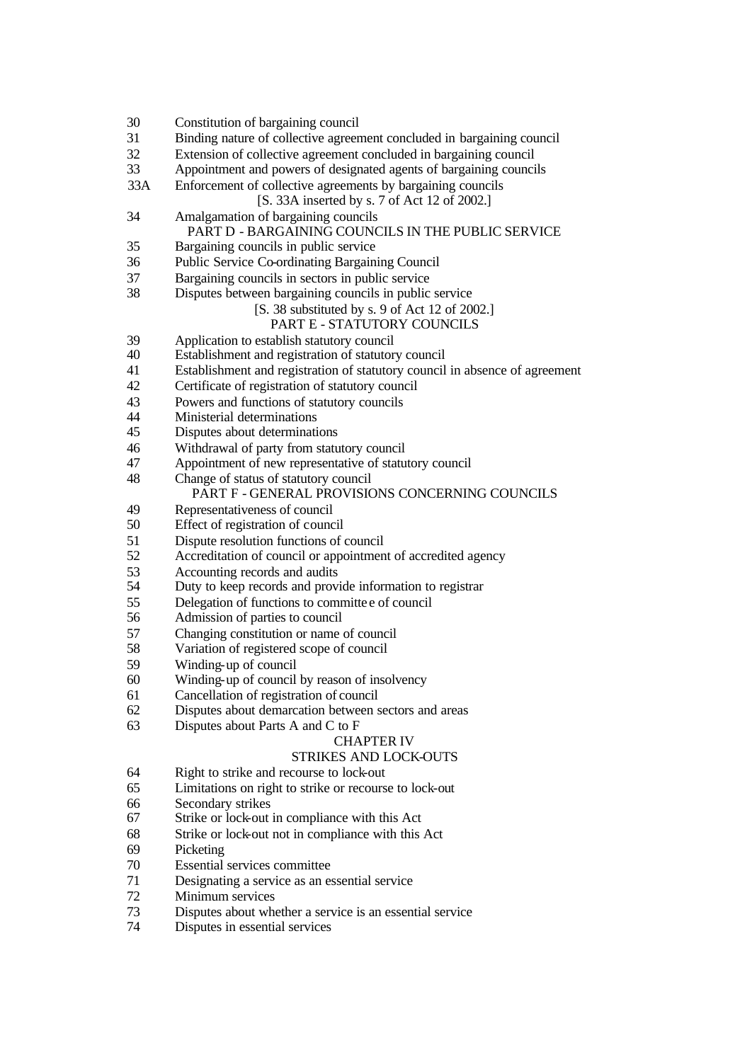30 Constitution of bargaining council
31 Binding nature of collective agreement concluded in bargaining council
32 Extension of collective agreement concluded in bargaining council
33 Appointment and powers of designated agents of bargaining councils
33A Enforcement of collective agreements by bargaining councils
[S. 33A inserted by s. 7 of Act 12 of 2002.]
34 Amalgamation of bargaining councils

PART D - BARGAINING COUNCILS IN THE PUBLIC SERVICE

35 Bargaining councils in public service
36 Public Service Co-ordinating Bargaining Council
37 Bargaining councils in sectors in public service
38 Disputes between bargaining councils in public service
[S. 38 substituted by s. 9 of Act 12 of 2002.]

PART E - STATUTORY COUNCILS

39 Application to establish statutory council
40 Establishment and registration of statutory council
41 Establishment and registration of statutory council in absence of agreement
42 Certificate of registration of statutory council
43 Powers and functions of statutory councils
44 Ministerial determinations
45 Disputes about determinations
46 Withdrawal of party from statutory council
47 Appointment of new representative of statutory council
48 Change of status of statutory council

PART F - GENERAL PROVISIONS CONCERNING COUNCILS

49 Representativeness of council
50 Effect of registration of council
51 Dispute resolution functions of council
52 Accreditation of council or appointment of accredited agency
53 Accounting records and audits
54 Duty to keep records and provide information to registrar
55 Delegation of functions to committee of council
56 Admission of parties to council
57 Changing constitution or name of council
58 Variation of registered scope of council
59 Winding-up of council
60 Winding-up of council by reason of insolvency
61 Cancellation of registration of council
62 Disputes about demarcation between sectors and areas
63 Disputes about Parts A and C to F

CHAPTER IV

STRIKES AND LOCK-OUTS

64 Right to strike and recourse to lock-out
65 Limitations on right to strike or recourse to lock-out
66 Secondary strikes
67 Strike or lock-out in compliance with this Act
68 Strike or lock-out not in compliance with this Act
69 Picketing
70 Essential services committee
71 Designating a service as an essential service
72 Minimum services
73 Disputes about whether a service is an essential service
74 Disputes in essential services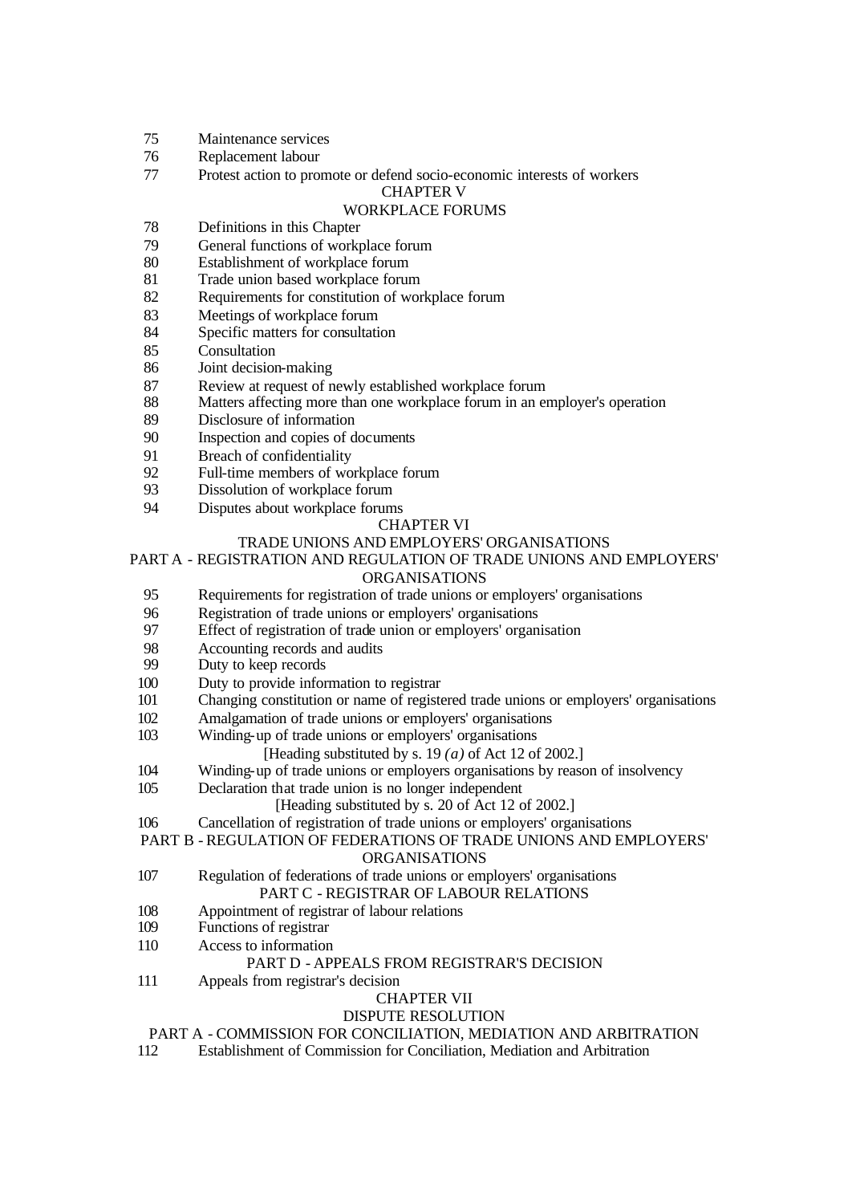75 Maintenance services
76 Replacement labour
77 Protest action to promote or defend socio-economic interests of workers

CHAPTER V

WORKPLACE FORUMS

78 Definitions in this Chapter
79 General functions of workplace forum
80 Establishment of workplace forum
81 Trade union based workplace forum
82 Requirements for constitution of workplace forum
83 Meetings of workplace forum
84 Specific matters for consultation
85 Consultation
86 Joint decision-making
87 Review at request of newly established workplace forum
88 Matters affecting more than one workplace forum in an employer's operation
89 Disclosure of information
90 Inspection and copies of documents
91 Breach of confidentiality
92 Full-time members of workplace forum
93 Dissolution of workplace forum
94 Disputes about workplace forums

CHAPTER VI

TRADE UNIONS AND EMPLOYERS' ORGANISATIONS

PART A - REGISTRATION AND REGULATION OF TRADE UNIONS AND EMPLOYERS' ORGANISATIONS

95 Requirements for registration of trade unions or employers' organisations
96 Registration of trade unions or employers' organisations
97 Effect of registration of trade union or employers' organisation
98 Accounting records and audits
99 Duty to keep records
100 Duty to provide information to registrar
101 Changing constitution or name of registered trade unions or employers' organisations
102 Amalgamation of trade unions or employers' organisations
103 Winding-up of trade unions or employers' organisations
[Heading substituted by s. 19 *(a)* of Act 12 of 2002.]
104 Winding-up of trade unions or employers organisations by reason of insolvency
105 Declaration that trade union is no longer independent
[Heading substituted by s. 20 of Act 12 of 2002.]
106 Cancellation of registration of trade unions or employers' organisations

PART B - REGULATION OF FEDERATIONS OF TRADE UNIONS AND EMPLOYERS' ORGANISATIONS

107 Regulation of federations of trade unions or employers' organisations

PART C - REGISTRAR OF LABOUR RELATIONS

108 Appointment of registrar of labour relations
109 Functions of registrar
110 Access to information

PART D - APPEALS FROM REGISTRAR'S DECISION

111 Appeals from registrar's decision

CHAPTER VII

DISPUTE RESOLUTION

PART A - COMMISSION FOR CONCILIATION, MEDIATION AND ARBITRATION

112 Establishment of Commission for Conciliation, Mediation and Arbitration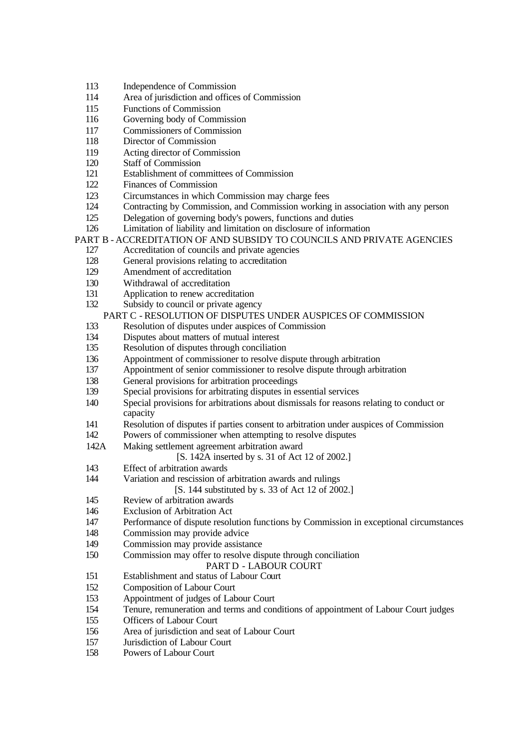113 Independence of Commission
114 Area of jurisdiction and offices of Commission
115 Functions of Commission
116 Governing body of Commission
117 Commissioners of Commission
118 Director of Commission
119 Acting director of Commission
120 Staff of Commission
121 Establishment of committees of Commission
122 Finances of Commission
123 Circumstances in which Commission may charge fees
124 Contracting by Commission, and Commission working in association with any person
125 Delegation of governing body's powers, functions and duties
126 Limitation of liability and limitation on disclosure of information

PART B - ACCREDITATION OF AND SUBSIDY TO COUNCILS AND PRIVATE AGENCIES

127 Accreditation of councils and private agencies
128 General provisions relating to accreditation
129 Amendment of accreditation
130 Withdrawal of accreditation
131 Application to renew accreditation
132 Subsidy to council or private agency

PART C - RESOLUTION OF DISPUTES UNDER AUSPICES OF COMMISSION

133 Resolution of disputes under auspices of Commission
134 Disputes about matters of mutual interest
135 Resolution of disputes through conciliation
136 Appointment of commissioner to resolve dispute through arbitration
137 Appointment of senior commissioner to resolve dispute through arbitration
138 General provisions for arbitration proceedings
139 Special provisions for arbitrating disputes in essential services
140 Special provisions for arbitrations about dismissals for reasons relating to conduct or capacity
141 Resolution of disputes if parties consent to arbitration under auspices of Commission
142 Powers of commissioner when attempting to resolve disputes
142A Making settlement agreement arbitration award
[S. 142A inserted by s. 31 of Act 12 of 2002.]
143 Effect of arbitration awards
144 Variation and rescission of arbitration awards and rulings
[S. 144 substituted by s. 33 of Act 12 of 2002.]
145 Review of arbitration awards
146 Exclusion of Arbitration Act
147 Performance of dispute resolution functions by Commission in exceptional circumstances
148 Commission may provide advice
149 Commission may provide assistance
150 Commission may offer to resolve dispute through conciliation

PART D - LABOUR COURT

151 Establishment and status of Labour Court
152 Composition of Labour Court
153 Appointment of judges of Labour Court
154 Tenure, remuneration and terms and conditions of appointment of Labour Court judges
155 Officers of Labour Court
156 Area of jurisdiction and seat of Labour Court
157 Jurisdiction of Labour Court
158 Powers of Labour Court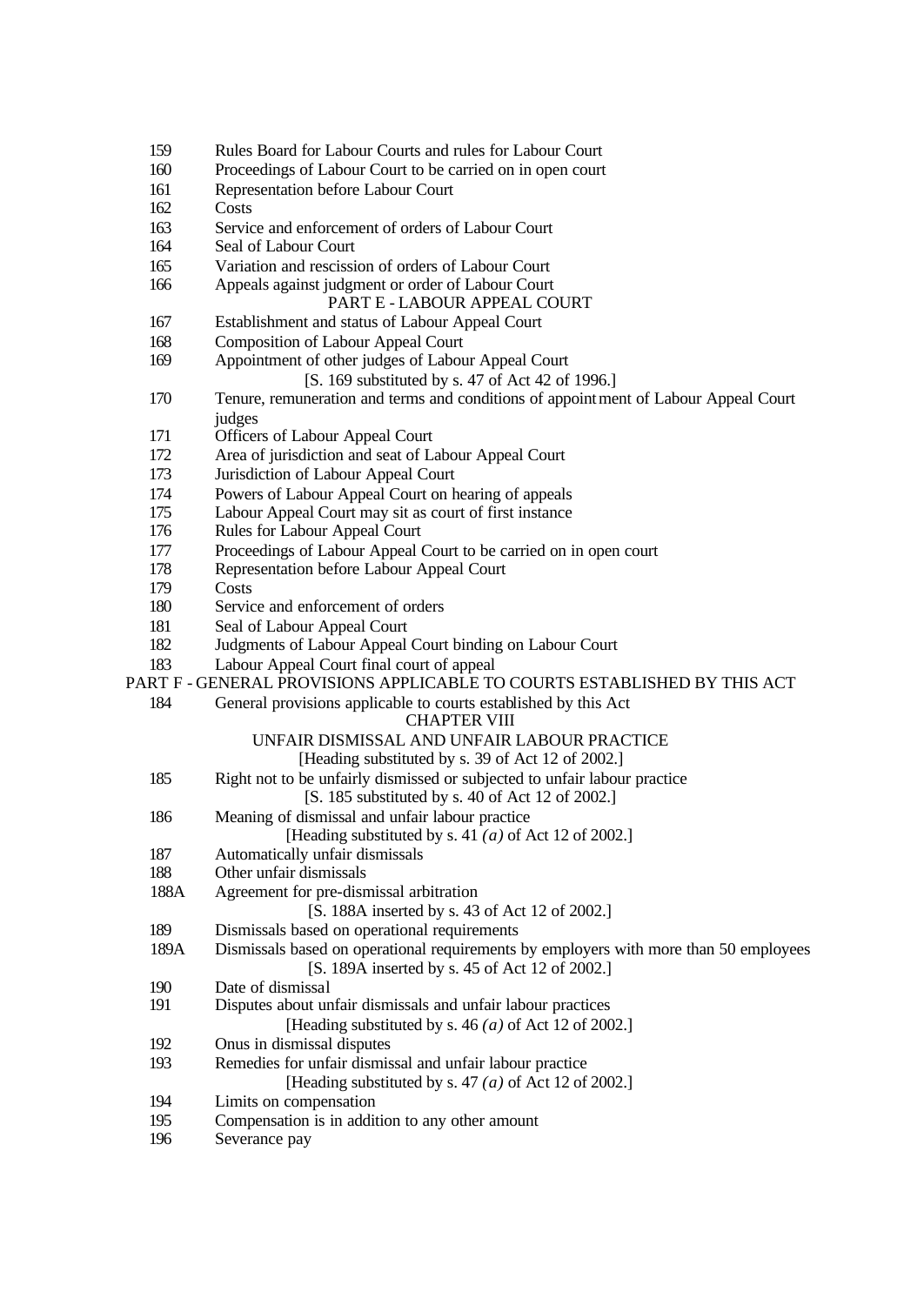159 Rules Board for Labour Courts and rules for Labour Court
160 Proceedings of Labour Court to be carried on in open court
161 Representation before Labour Court
162 Costs
163 Service and enforcement of orders of Labour Court
164 Seal of Labour Court
165 Variation and rescission of orders of Labour Court
166 Appeals against judgment or order of Labour Court

PART E - LABOUR APPEAL COURT

167 Establishment and status of Labour Appeal Court
168 Composition of Labour Appeal Court
169 Appointment of other judges of Labour Appeal Court

[S. 169 substituted by s. 47 of Act 42 of 1996.]

170 Tenure, remuneration and terms and conditions of appointment of Labour Appeal Court judges
171 Officers of Labour Appeal Court
172 Area of jurisdiction and seat of Labour Appeal Court
173 Jurisdiction of Labour Appeal Court
174 Powers of Labour Appeal Court on hearing of appeals
175 Labour Appeal Court may sit as court of first instance
176 Rules for Labour Appeal Court
177 Proceedings of Labour Appeal Court to be carried on in open court
178 Representation before Labour Appeal Court
179 Costs
180 Service and enforcement of orders
181 Seal of Labour Appeal Court
182 Judgments of Labour Appeal Court binding on Labour Court
183 Labour Appeal Court final court of appeal

PART F - GENERAL PROVISIONS APPLICABLE TO COURTS ESTABLISHED BY THIS ACT

184 General provisions applicable to courts established by this Act

CHAPTER VIII

UNFAIR DISMISSAL AND UNFAIR LABOUR PRACTICE

[Heading substituted by s. 39 of Act 12 of 2002.]

185 Right not to be unfairly dismissed or subjected to unfair labour practice

[S. 185 substituted by s. 40 of Act 12 of 2002.]

186 Meaning of dismissal and unfair labour practice

[Heading substituted by s. 41 *(a)* of Act 12 of 2002.]

187 Automatically unfair dismissals
188 Other unfair dismissals
188A Agreement for pre-dismissal arbitration

[S. 188A inserted by s. 43 of Act 12 of 2002.]

189 Dismissals based on operational requirements
189A Dismissals based on operational requirements by employers with more than 50 employees

[S. 189A inserted by s. 45 of Act 12 of 2002.]

190 Date of dismissal
191 Disputes about unfair dismissals and unfair labour practices

[Heading substituted by s. 46 *(a)* of Act 12 of 2002.]

192 Onus in dismissal disputes
193 Remedies for unfair dismissal and unfair labour practice

[Heading substituted by s. 47 *(a)* of Act 12 of 2002.]

194 Limits on compensation
195 Compensation is in addition to any other amount
196 Severance pay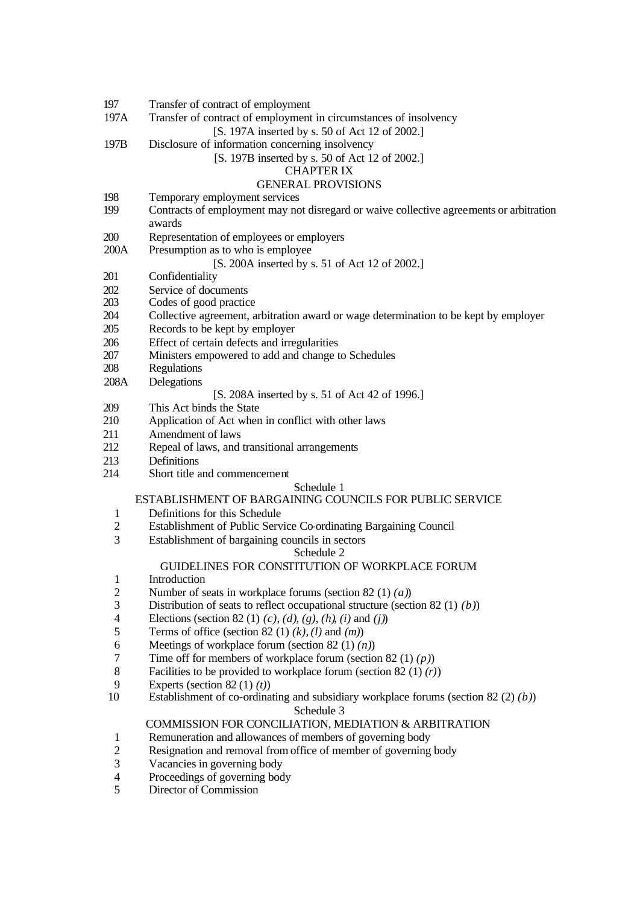197 Transfer of contract of employment

197A Transfer of contract of employment in circumstances of insolvency

[S. 197A inserted by s. 50 of Act 12 of 2002.]

197B Disclosure of information concerning insolvency

[S. 197B inserted by s. 50 of Act 12 of 2002.]

## CHAPTER IX
## GENERAL PROVISIONS

198 Temporary employment services

199 Contracts of employment may not disregard or waive collective agreements or arbitration awards

200 Representation of employees or employers

200A Presumption as to who is employee

[S. 200A inserted by s. 51 of Act 12 of 2002.]

201 Confidentiality

202 Service of documents

203 Codes of good practice

204 Collective agreement, arbitration award or wage determination to be kept by employer

205 Records to be kept by employer

206 Effect of certain defects and irregularities

207 Ministers empowered to add and change to Schedules

208 Regulations

208A Delegations

[S. 208A inserted by s. 51 of Act 42 of 1996.]

209 This Act binds the State

210 Application of Act when in conflict with other laws

211 Amendment of laws

212 Repeal of laws, and transitional arrangements

213 Definitions

214 Short title and commencement

## Schedule 1
## ESTABLISHMENT OF BARGAINING COUNCILS FOR PUBLIC SERVICE

1 Definitions for this Schedule

2 Establishment of Public Service Co-ordinating Bargaining Council

3 Establishment of bargaining councils in sectors

## Schedule 2
## GUIDELINES FOR CONSTITUTION OF WORKPLACE FORUM

1 Introduction

2 Number of seats in workplace forums (section 82 (1) *(a)*)

3 Distribution of seats to reflect occupational structure (section 82 (1) *(b)*)

4 Elections (section 82 (1) *(c)*, *(d)*, *(g)*, *(h)*, *(i)* and *(j)*)

5 Terms of office (section 82 (1) *(k)*, *(l)* and *(m)*)

6 Meetings of workplace forum (section 82 (1) *(n)*)

7 Time off for members of workplace forum (section 82 (1) *(p)*)

8 Facilities to be provided to workplace forum (section 82 (1) *(r)*)

9 Experts (section 82 (1) *(t)*)

10 Establishment of co-ordinating and subsidiary workplace forums (section 82 (2) *(b)*)

## Schedule 3
## COMMISSION FOR CONCILIATION, MEDIATION & ARBITRATION

1 Remuneration and allowances of members of governing body

2 Resignation and removal from office of member of governing body

3 Vacancies in governing body

4 Proceedings of governing body

5 Director of Commission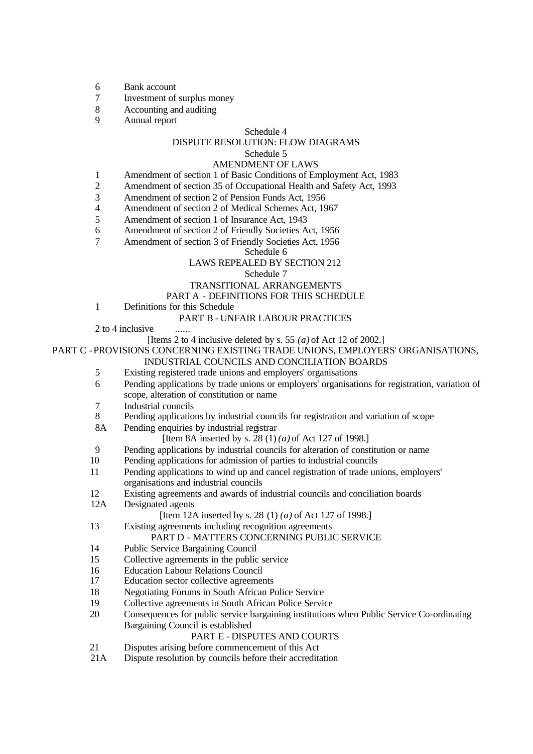6 Bank account
7 Investment of surplus money
8 Accounting and auditing
9 Annual report

Schedule 4

DISPUTE RESOLUTION: FLOW DIAGRAMS

Schedule 5

AMENDMENT OF LAWS

1 Amendment of section 1 of Basic Conditions of Employment Act, 1983
2 Amendment of section 35 of Occupational Health and Safety Act, 1993
3 Amendment of section 2 of Pension Funds Act, 1956
4 Amendment of section 2 of Medical Schemes Act, 1967
5 Amendment of section 1 of Insurance Act, 1943
6 Amendment of section 2 of Friendly Societies Act, 1956
7 Amendment of section 3 of Friendly Societies Act, 1956

Schedule 6

LAWS REPEALED BY SECTION 212

Schedule 7

TRANSITIONAL ARRANGEMENTS

PART A - DEFINITIONS FOR THIS SCHEDULE

1 Definitions for this Schedule

PART B - UNFAIR LABOUR PRACTICES

2 to 4 inclusive ......

[Items 2 to 4 inclusive deleted by s. 55 *(a)* of Act 12 of 2002.]

PART C - PROVISIONS CONCERNING EXISTING TRADE UNIONS, EMPLOYERS' ORGANISATIONS, INDUSTRIAL COUNCILS AND CONCILIATION BOARDS

5 Existing registered trade unions and employers' organisations
6 Pending applications by trade unions or employers' organisations for registration, variation of scope, alteration of constitution or name
7 Industrial councils
8 Pending applications by industrial councils for registration and variation of scope
8A Pending enquiries by industrial registrar

[Item 8A inserted by s. 28 (1) *(a)* of Act 127 of 1998.]

9 Pending applications by industrial councils for alteration of constitution or name
10 Pending applications for admission of parties to industrial councils
11 Pending applications to wind up and cancel registration of trade unions, employers' organisations and industrial councils
12 Existing agreements and awards of industrial councils and conciliation boards
12A Designated agents

[Item 12A inserted by s. 28 (1) *(a)* of Act 127 of 1998.]

13 Existing agreements including recognition agreements

PART D - MATTERS CONCERNING PUBLIC SERVICE

14 Public Service Bargaining Council
15 Collective agreements in the public service
16 Education Labour Relations Council
17 Education sector collective agreements
18 Negotiating Forums in South African Police Service
19 Collective agreements in South African Police Service
20 Consequences for public service bargaining institutions when Public Service Co-ordinating Bargaining Council is established

PART E - DISPUTES AND COURTS

21 Disputes arising before commencement of this Act
21A Dispute resolution by councils before their accreditation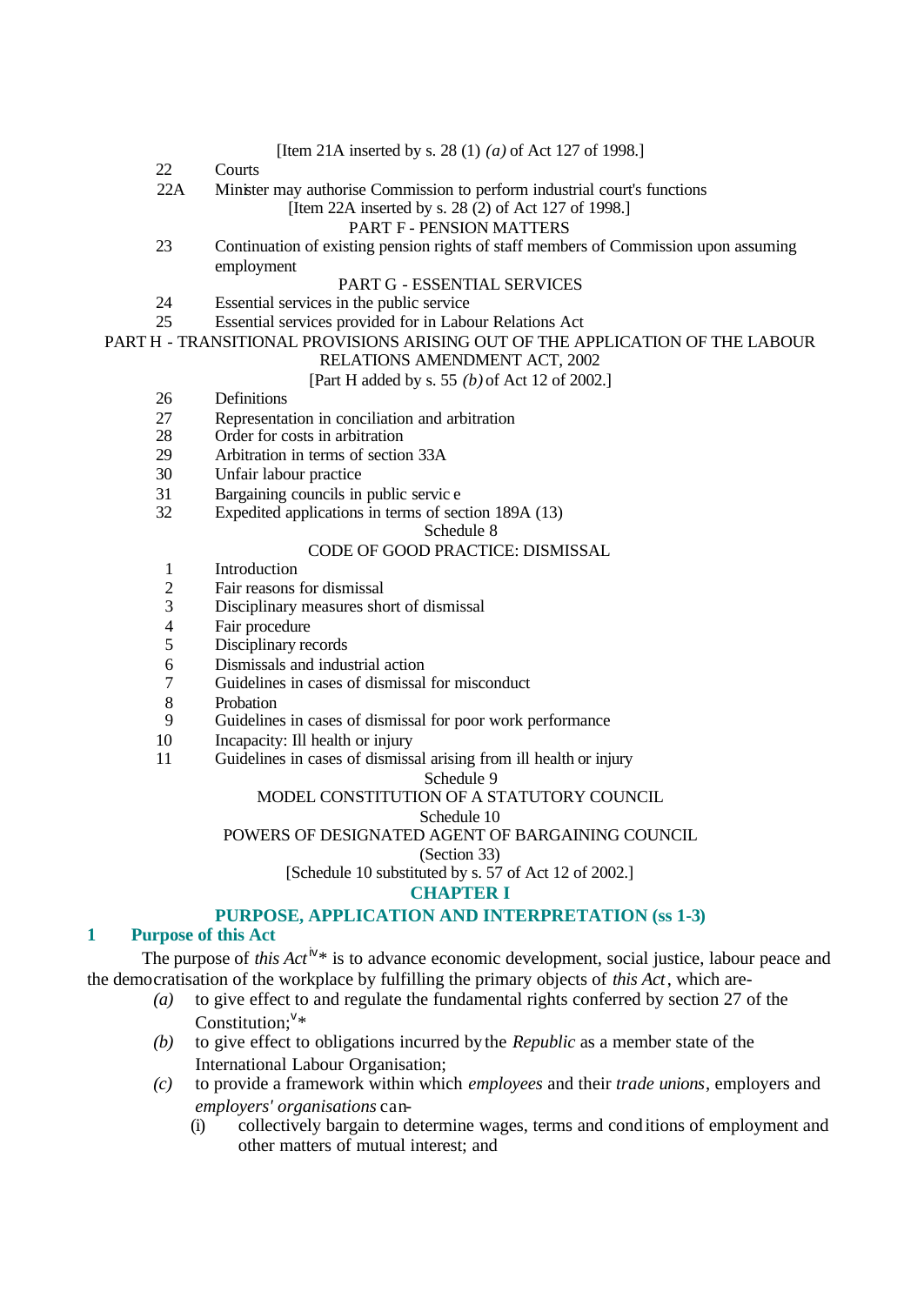[Item 21A inserted by s. 28 (1) *(a)* of Act 127 of 1998.]

22 Courts

22A Minister may authorise Commission to perform industrial court's functions

[Item 22A inserted by s. 28 (2) of Act 127 of 1998.]

PART F - PENSION MATTERS

23 Continuation of existing pension rights of staff members of Commission upon assuming employment

PART G - ESSENTIAL SERVICES

24 Essential services in the public service

25 Essential services provided for in Labour Relations Act

PART H - TRANSITIONAL PROVISIONS ARISING OUT OF THE APPLICATION OF THE LABOUR RELATIONS AMENDMENT ACT, 2002

[Part H added by s. 55 *(b)* of Act 12 of 2002.]

26 Definitions

27 Representation in conciliation and arbitration

28 Order for costs in arbitration

29 Arbitration in terms of section 33A

30 Unfair labour practice

31 Bargaining councils in public service

32 Expedited applications in terms of section 189A (13)

Schedule 8

CODE OF GOOD PRACTICE: DISMISSAL

1 Introduction

2 Fair reasons for dismissal

3 Disciplinary measures short of dismissal

4 Fair procedure

5 Disciplinary records

6 Dismissals and industrial action

7 Guidelines in cases of dismissal for misconduct

8 Probation

9 Guidelines in cases of dismissal for poor work performance

10 Incapacity: Ill health or injury

11 Guidelines in cases of dismissal arising from ill health or injury

Schedule 9

MODEL CONSTITUTION OF A STATUTORY COUNCIL

Schedule 10

POWERS OF DESIGNATED AGENT OF BARGAINING COUNCIL

(Section 33)

[Schedule 10 substituted by s. 57 of Act 12 of 2002.]

# CHAPTER I

## PURPOSE, APPLICATION AND INTERPRETATION (ss 1-3)

### 1 Purpose of this Act

The purpose of *this Act*[iv]* is to advance economic development, social justice, labour peace and the democratisation of the workplace by fulfilling the primary objects of *this Act*, which are-

*(a)* to give effect to and regulate the fundamental rights conferred by section 27 of the Constitution;[v]*

*(b)* to give effect to obligations incurred by the *Republic* as a member state of the International Labour Organisation;

*(c)* to provide a framework within which *employees* and their *trade unions*, employers and *employers' organisations* can-

(i) collectively bargain to determine wages, terms and conditions of employment and other matters of mutual interest; and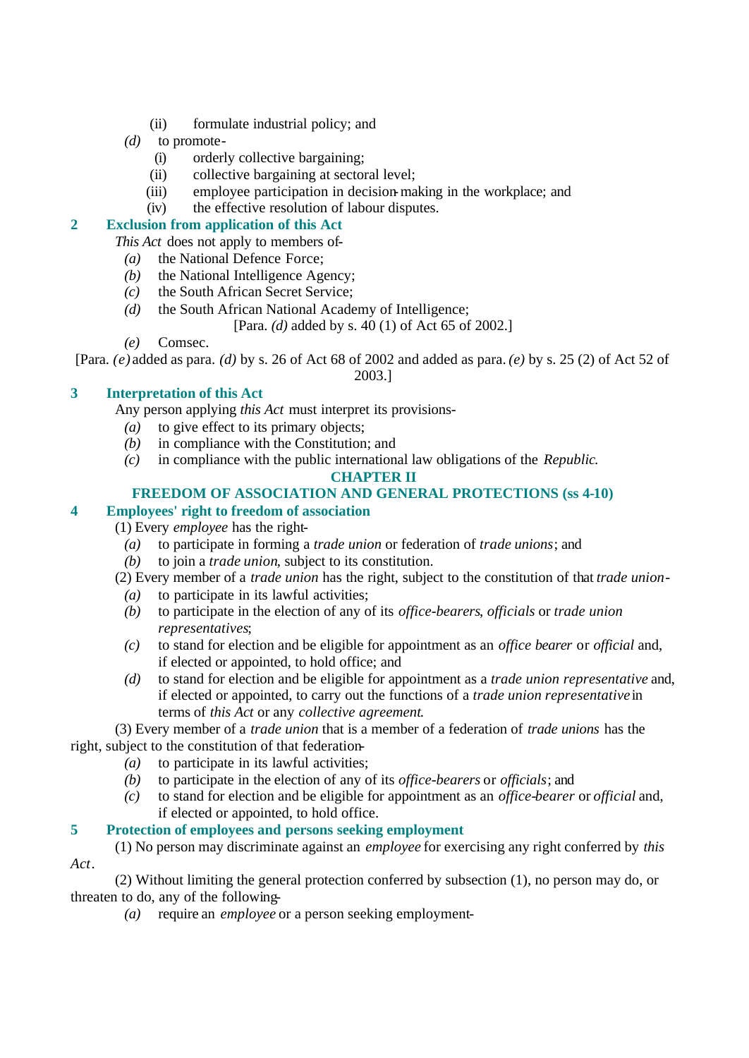(ii) formulate industrial policy; and

*(d)* to promote-

(i) orderly collective bargaining;

(ii) collective bargaining at sectoral level;

(iii) employee participation in decision-making in the workplace; and

(iv) the effective resolution of labour disputes.

### 2 Exclusion from application of this Act

*This Act* does not apply to members of-

*(a)* the National Defence Force;

*(b)* the National Intelligence Agency;

*(c)* the South African Secret Service;

*(d)* the South African National Academy of Intelligence;

[Para. *(d)* added by s. 40 (1) of Act 65 of 2002.]

*(e)* Comsec.

[Para. *(e)* added as para. *(d)* by s. 26 of Act 68 of 2002 and added as para. *(e)* by s. 25 (2) of Act 52 of 2003.]

### 3 Interpretation of this Act

Any person applying *this Act* must interpret its provisions-

*(a)* to give effect to its primary objects;

*(b)* in compliance with the Constitution; and

*(c)* in compliance with the public international law obligations of the *Republic*.

## CHAPTER II

## FREEDOM OF ASSOCIATION AND GENERAL PROTECTIONS (ss 4-10)

### 4 Employees' right to freedom of association

(1) Every *employee* has the right-

*(a)* to participate in forming a *trade union* or federation of *trade unions*; and

*(b)* to join a *trade union*, subject to its constitution.

(2) Every member of a *trade union* has the right, subject to the constitution of that *trade union*-

*(a)* to participate in its lawful activities;

*(b)* to participate in the election of any of its *office-bearers*, *officials* or *trade union representatives*;

*(c)* to stand for election and be eligible for appointment as an *office bearer* or *official* and, if elected or appointed, to hold office; and

*(d)* to stand for election and be eligible for appointment as a *trade union representative* and, if elected or appointed, to carry out the functions of a *trade union representative* in terms of *this Act* or any *collective agreement*.

(3) Every member of a *trade union* that is a member of a federation of *trade unions* has the right, subject to the constitution of that federation-

*(a)* to participate in its lawful activities;

*(b)* to participate in the election of any of its *office-bearers* or *officials*; and

*(c)* to stand for election and be eligible for appointment as an *office-bearer* or *official* and, if elected or appointed, to hold office.

### 5 Protection of employees and persons seeking employment

(1) No person may discriminate against an *employee* for exercising any right conferred by *this Act*.

(2) Without limiting the general protection conferred by subsection (1), no person may do, or threaten to do, any of the following-

*(a)* require an *employee* or a person seeking employment-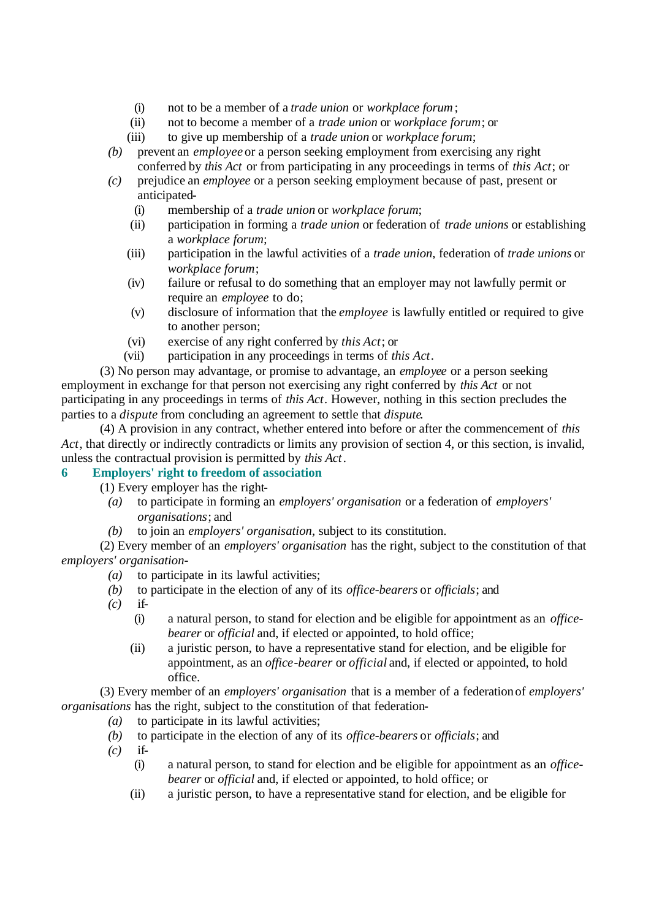(i) not to be a member of a *trade union* or *workplace forum*;
(ii) not to become a member of a *trade union* or *workplace forum*; or
(iii) to give up membership of a *trade union* or *workplace forum*;

*(b)* prevent an *employee* or a person seeking employment from exercising any right conferred by *this Act* or from participating in any proceedings in terms of *this Act*; or

*(c)* prejudice an *employee* or a person seeking employment because of past, present or anticipated-

(i) membership of a *trade union* or *workplace forum*;
(ii) participation in forming a *trade union* or federation of *trade unions* or establishing a *workplace forum*;
(iii) participation in the lawful activities of a *trade union*, federation of *trade unions* or *workplace forum*;
(iv) failure or refusal to do something that an employer may not lawfully permit or require an *employee* to do;
(v) disclosure of information that the *employee* is lawfully entitled or required to give to another person;
(vi) exercise of any right conferred by *this Act*; or
(vii) participation in any proceedings in terms of *this Act*.

(3) No person may advantage, or promise to advantage, an *employee* or a person seeking employment in exchange for that person not exercising any right conferred by *this Act* or not participating in any proceedings in terms of *this Act*. However, nothing in this section precludes the parties to a *dispute* from concluding an agreement to settle that *dispute*.

(4) A provision in any contract, whether entered into before or after the commencement of *this Act*, that directly or indirectly contradicts or limits any provision of section 4, or this section, is invalid, unless the contractual provision is permitted by *this Act*.

## 6 Employers' right to freedom of association

(1) Every employer has the right-

*(a)* to participate in forming an *employers' organisation* or a federation of *employers' organisations*; and

*(b)* to join an *employers' organisation*, subject to its constitution.

(2) Every member of an *employers' organisation* has the right, subject to the constitution of that *employers' organisation*-

*(a)* to participate in its lawful activities;

*(b)* to participate in the election of any of its *office-bearers* or *officials*; and

*(c)* if-

(i) a natural person, to stand for election and be eligible for appointment as an *office-bearer* or *official* and, if elected or appointed, to hold office;
(ii) a juristic person, to have a representative stand for election, and be eligible for appointment, as an *office-bearer* or *official* and, if elected or appointed, to hold office.

(3) Every member of an *employers' organisation* that is a member of a federation of *employers' organisations* has the right, subject to the constitution of that federation-

*(a)* to participate in its lawful activities;

*(b)* to participate in the election of any of its *office-bearers* or *officials*; and

*(c)* if-

(i) a natural person, to stand for election and be eligible for appointment as an *office-bearer* or *official* and, if elected or appointed, to hold office; or
(ii) a juristic person, to have a representative stand for election, and be eligible for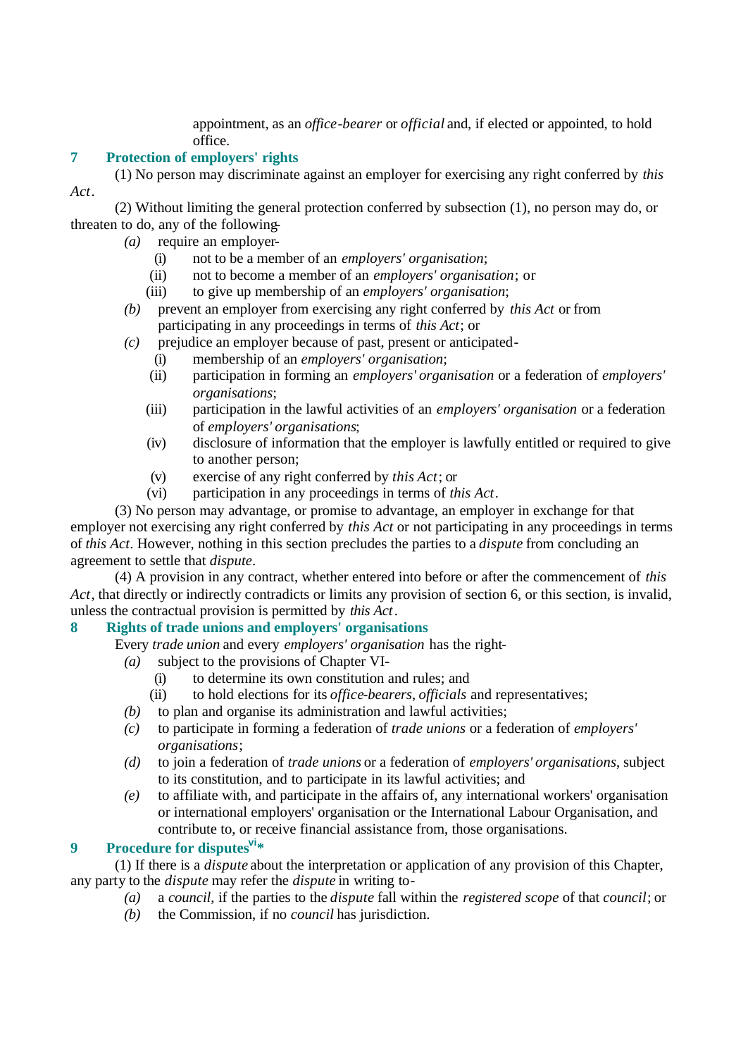appointment, as an *office-bearer* or *official* and, if elected or appointed, to hold office.

## 7 Protection of employers' rights

(1) No person may discriminate against an employer for exercising any right conferred by *this Act*.

(2) Without limiting the general protection conferred by subsection (1), no person may do, or threaten to do, any of the following-

*(a)* require an employer-

(i) not to be a member of an *employers' organisation*;

(ii) not to become a member of an *employers' organisation*; or

(iii) to give up membership of an *employers' organisation*;

*(b)* prevent an employer from exercising any right conferred by *this Act* or from participating in any proceedings in terms of *this Act*; or

*(c)* prejudice an employer because of past, present or anticipated-

(i) membership of an *employers' organisation*;

(ii) participation in forming an *employers' organisation* or a federation of *employers' organisations*;

(iii) participation in the lawful activities of an *employers' organisation* or a federation of *employers' organisations*;

(iv) disclosure of information that the employer is lawfully entitled or required to give to another person;

(v) exercise of any right conferred by *this Act*; or

(vi) participation in any proceedings in terms of *this Act*.

(3) No person may advantage, or promise to advantage, an employer in exchange for that employer not exercising any right conferred by *this Act* or not participating in any proceedings in terms of *this Act*. However, nothing in this section precludes the parties to a *dispute* from concluding an agreement to settle that *dispute*.

(4) A provision in any contract, whether entered into before or after the commencement of *this Act*, that directly or indirectly contradicts or limits any provision of section 6, or this section, is invalid, unless the contractual provision is permitted by *this Act*.

## 8 Rights of trade unions and employers' organisations

Every *trade union* and every *employers' organisation* has the right-

*(a)* subject to the provisions of Chapter VI-

(i) to determine its own constitution and rules; and

(ii) to hold elections for its *office-bearers*, *officials* and representatives;

*(b)* to plan and organise its administration and lawful activities;

*(c)* to participate in forming a federation of *trade unions* or a federation of *employers' organisations*;

*(d)* to join a federation of *trade unions* or a federation of *employers' organisations*, subject to its constitution, and to participate in its lawful activities; and

*(e)* to affiliate with, and participate in the affairs of, any international workers' organisation or international employers' organisation or the International Labour Organisation, and contribute to, or receive financial assistance from, those organisations.

## 9 Procedure for disputes[vi]*

(1) If there is a *dispute* about the interpretation or application of any provision of this Chapter, any party to the *dispute* may refer the *dispute* in writing to-

*(a)* a *council*, if the parties to the *dispute* fall within the *registered scope* of that *council*; or

*(b)* the Commission, if no *council* has jurisdiction.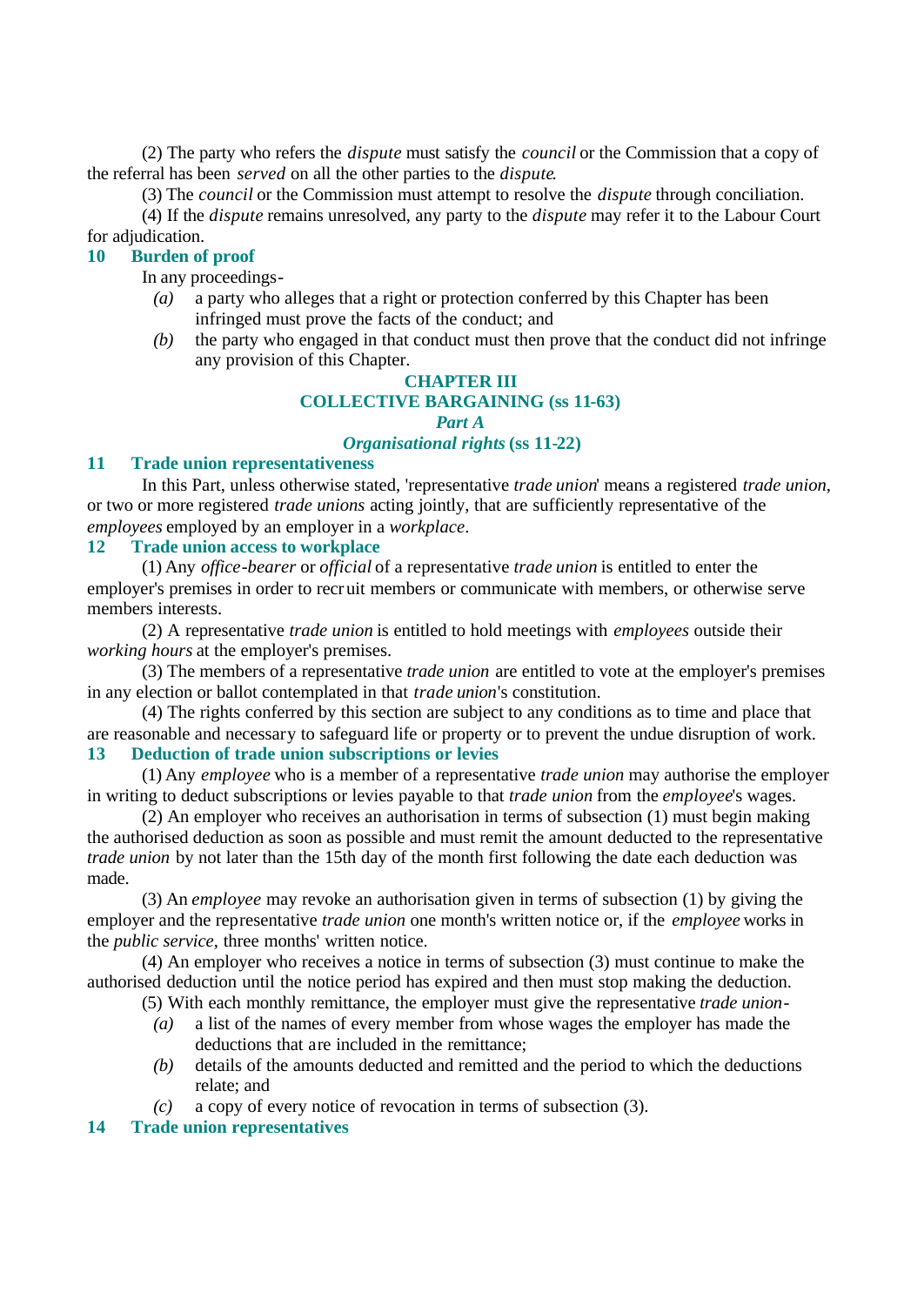(2) The party who refers the *dispute* must satisfy the *council* or the Commission that a copy of the referral has been *served* on all the other parties to the *dispute*.

(3) The *council* or the Commission must attempt to resolve the *dispute* through conciliation.

(4) If the *dispute* remains unresolved, any party to the *dispute* may refer it to the Labour Court for adjudication.

### 10 Burden of proof

In any proceedings-

*(a)* a party who alleges that a right or protection conferred by this Chapter has been infringed must prove the facts of the conduct; and

*(b)* the party who engaged in that conduct must then prove that the conduct did not infringe any provision of this Chapter.

## CHAPTER III
## COLLECTIVE BARGAINING (ss 11-63)
### *Part A*
### *Organisational rights* (ss 11-22)

### 11 Trade union representativeness

In this Part, unless otherwise stated, 'representative *trade union*' means a registered *trade union*, or two or more registered *trade unions* acting jointly, that are sufficiently representative of the *employees* employed by an employer in a *workplace*.

### 12 Trade union access to workplace

(1) Any *office-bearer* or *official* of a representative *trade union* is entitled to enter the employer's premises in order to recruit members or communicate with members, or otherwise serve members interests.

(2) A representative *trade union* is entitled to hold meetings with *employees* outside their *working hours* at the employer's premises.

(3) The members of a representative *trade union* are entitled to vote at the employer's premises in any election or ballot contemplated in that *trade union*'s constitution.

(4) The rights conferred by this section are subject to any conditions as to time and place that are reasonable and necessary to safeguard life or property or to prevent the undue disruption of work.

### 13 Deduction of trade union subscriptions or levies

(1) Any *employee* who is a member of a representative *trade union* may authorise the employer in writing to deduct subscriptions or levies payable to that *trade union* from the *employee*'s wages.

(2) An employer who receives an authorisation in terms of subsection (1) must begin making the authorised deduction as soon as possible and must remit the amount deducted to the representative *trade union* by not later than the 15th day of the month first following the date each deduction was made.

(3) An *employee* may revoke an authorisation given in terms of subsection (1) by giving the employer and the representative *trade union* one month's written notice or, if the *employee* works in the *public service*, three months' written notice.

(4) An employer who receives a notice in terms of subsection (3) must continue to make the authorised deduction until the notice period has expired and then must stop making the deduction.

(5) With each monthly remittance, the employer must give the representative *trade union*-

*(a)* a list of the names of every member from whose wages the employer has made the deductions that are included in the remittance;

*(b)* details of the amounts deducted and remitted and the period to which the deductions relate; and

*(c)* a copy of every notice of revocation in terms of subsection (3).

### 14 Trade union representatives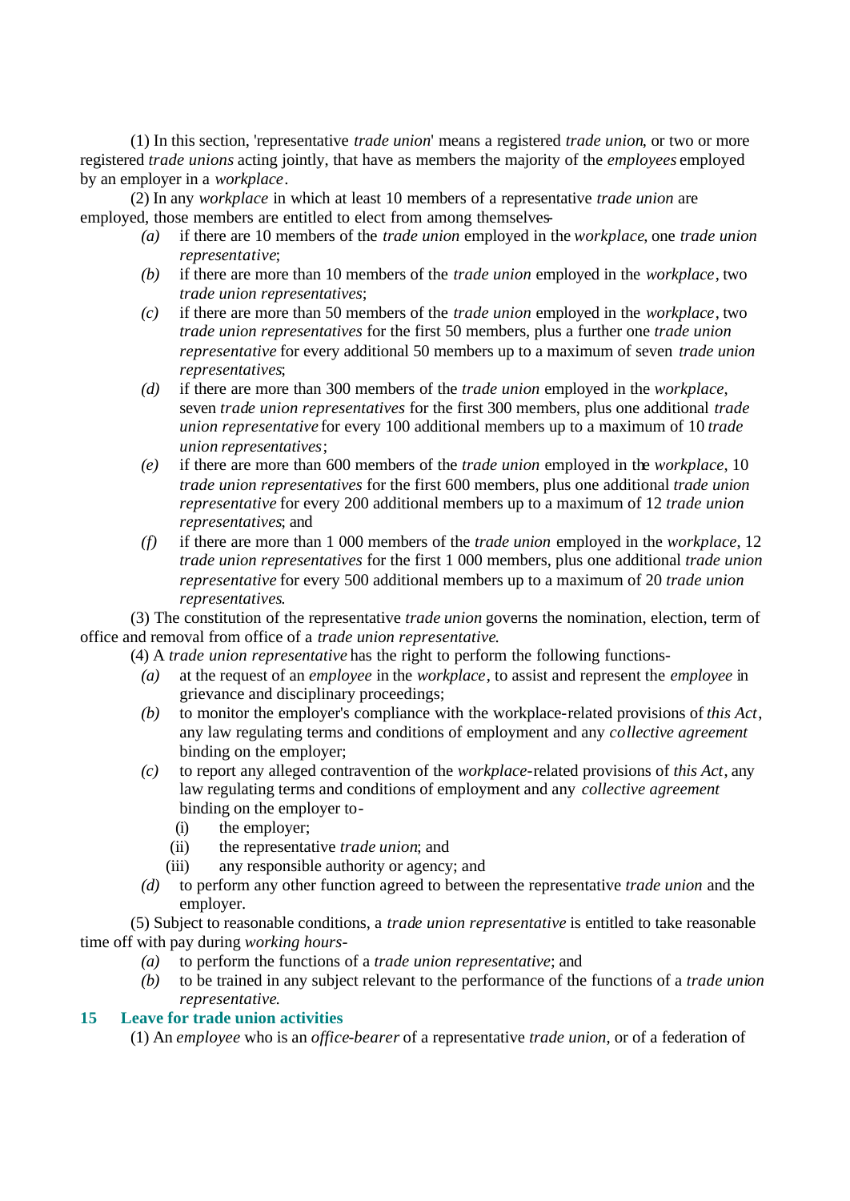(1) In this section, 'representative *trade union*' means a registered *trade union*, or two or more registered *trade unions* acting jointly, that have as members the majority of the *employees* employed by an employer in a *workplace*.

(2) In any *workplace* in which at least 10 members of a representative *trade union* are employed, those members are entitled to elect from among themselves-

- *(a)* if there are 10 members of the *trade union* employed in the *workplace*, one *trade union representative*;
- *(b)* if there are more than 10 members of the *trade union* employed in the *workplace*, two *trade union representatives*;
- *(c)* if there are more than 50 members of the *trade union* employed in the *workplace*, two *trade union representatives* for the first 50 members, plus a further one *trade union representative* for every additional 50 members up to a maximum of seven *trade union representatives*;
- *(d)* if there are more than 300 members of the *trade union* employed in the *workplace*, seven *trade union representatives* for the first 300 members, plus one additional *trade union representative* for every 100 additional members up to a maximum of 10 *trade union representatives*;
- *(e)* if there are more than 600 members of the *trade union* employed in the *workplace*, 10 *trade union representatives* for the first 600 members, plus one additional *trade union representative* for every 200 additional members up to a maximum of 12 *trade union representatives*; and
- *(f)* if there are more than 1 000 members of the *trade union* employed in the *workplace*, 12 *trade union representatives* for the first 1 000 members, plus one additional *trade union representative* for every 500 additional members up to a maximum of 20 *trade union representatives*.

(3) The constitution of the representative *trade union* governs the nomination, election, term of office and removal from office of a *trade union representative*.

(4) A *trade union representative* has the right to perform the following functions-

- *(a)* at the request of an *employee* in the *workplace*, to assist and represent the *employee* in grievance and disciplinary proceedings;
- *(b)* to monitor the employer's compliance with the workplace-related provisions of *this Act*, any law regulating terms and conditions of employment and any *collective agreement* binding on the employer;
- *(c)* to report any alleged contravention of the *workplace*-related provisions of *this Act*, any law regulating terms and conditions of employment and any *collective agreement* binding on the employer to-
  - (i) the employer;
  - (ii) the representative *trade union*; and
  - (iii) any responsible authority or agency; and
- *(d)* to perform any other function agreed to between the representative *trade union* and the employer.

(5) Subject to reasonable conditions, a *trade union representative* is entitled to take reasonable time off with pay during *working hours*-

- *(a)* to perform the functions of a *trade union representative*; and
- *(b)* to be trained in any subject relevant to the performance of the functions of a *trade union representative*.

## 15 Leave for trade union activities

(1) An *employee* who is an *office-bearer* of a representative *trade union*, or of a federation of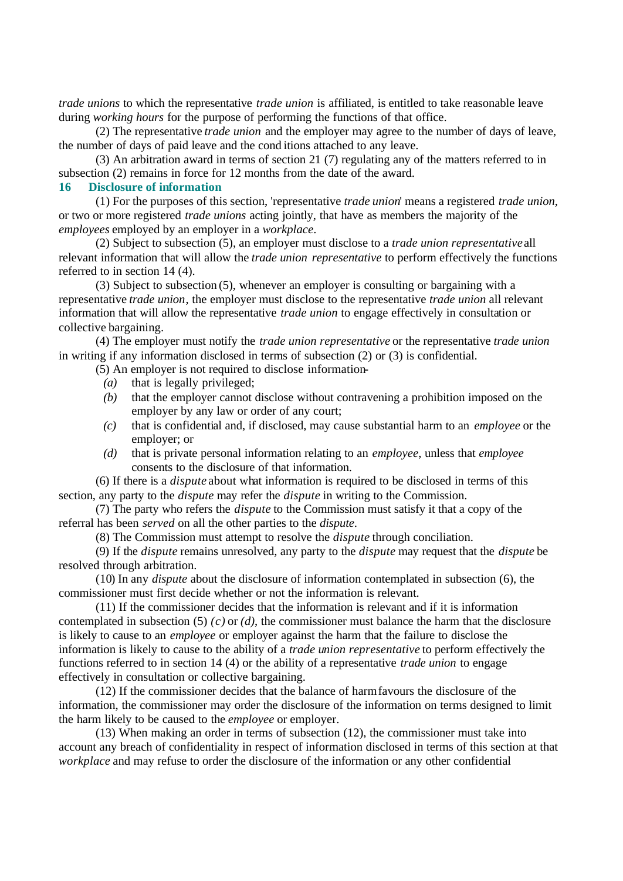*trade unions* to which the representative *trade union* is affiliated, is entitled to take reasonable leave during *working hours* for the purpose of performing the functions of that office.

(2) The representative *trade union* and the employer may agree to the number of days of leave, the number of days of paid leave and the conditions attached to any leave.

(3) An arbitration award in terms of section 21 (7) regulating any of the matters referred to in subsection (2) remains in force for 12 months from the date of the award.

### 16 Disclosure of information

(1) For the purposes of this section, 'representative *trade union*' means a registered *trade union*, or two or more registered *trade unions* acting jointly, that have as members the majority of the *employees* employed by an employer in a *workplace*.

(2) Subject to subsection (5), an employer must disclose to a *trade union representative* all relevant information that will allow the *trade union representative* to perform effectively the functions referred to in section 14 (4).

(3) Subject to subsection (5), whenever an employer is consulting or bargaining with a representative *trade union*, the employer must disclose to the representative *trade union* all relevant information that will allow the representative *trade union* to engage effectively in consultation or collective bargaining.

(4) The employer must notify the *trade union representative* or the representative *trade union* in writing if any information disclosed in terms of subsection (2) or (3) is confidential.

(5) An employer is not required to disclose information-

*(a)* that is legally privileged;

*(b)* that the employer cannot disclose without contravening a prohibition imposed on the employer by any law or order of any court;

*(c)* that is confidential and, if disclosed, may cause substantial harm to an *employee* or the employer; or

*(d)* that is private personal information relating to an *employee*, unless that *employee* consents to the disclosure of that information.

(6) If there is a *dispute* about what information is required to be disclosed in terms of this section, any party to the *dispute* may refer the *dispute* in writing to the Commission.

(7) The party who refers the *dispute* to the Commission must satisfy it that a copy of the referral has been *served* on all the other parties to the *dispute*.

(8) The Commission must attempt to resolve the *dispute* through conciliation.

(9) If the *dispute* remains unresolved, any party to the *dispute* may request that the *dispute* be resolved through arbitration.

(10) In any *dispute* about the disclosure of information contemplated in subsection (6), the commissioner must first decide whether or not the information is relevant.

(11) If the commissioner decides that the information is relevant and if it is information contemplated in subsection (5) *(c)* or *(d)*, the commissioner must balance the harm that the disclosure is likely to cause to an *employee* or employer against the harm that the failure to disclose the information is likely to cause to the ability of a *trade union representative* to perform effectively the functions referred to in section 14 (4) or the ability of a representative *trade union* to engage effectively in consultation or collective bargaining.

(12) If the commissioner decides that the balance of harm favours the disclosure of the information, the commissioner may order the disclosure of the information on terms designed to limit the harm likely to be caused to the *employee* or employer.

(13) When making an order in terms of subsection (12), the commissioner must take into account any breach of confidentiality in respect of information disclosed in terms of this section at that *workplace* and may refuse to order the disclosure of the information or any other confidential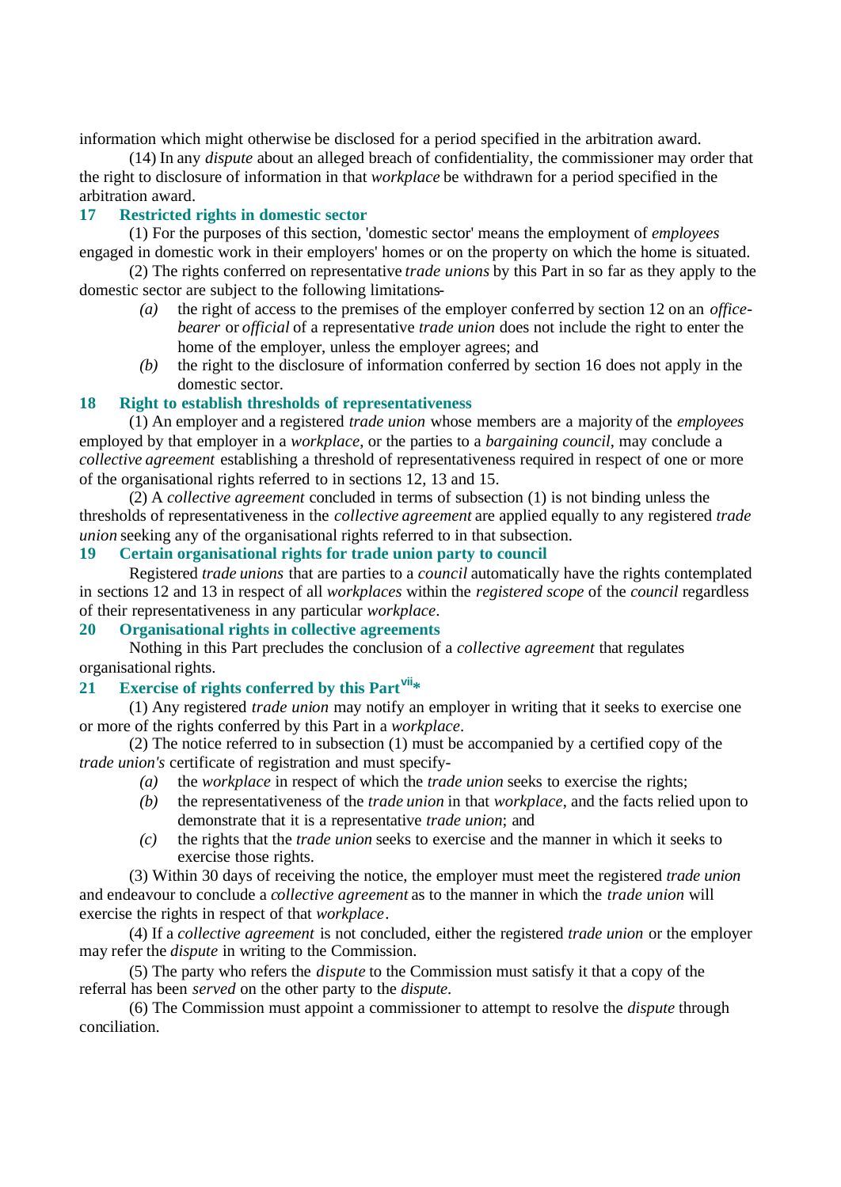information which might otherwise be disclosed for a period specified in the arbitration award.

(14) In any *dispute* about an alleged breach of confidentiality, the commissioner may order that the right to disclosure of information in that *workplace* be withdrawn for a period specified in the arbitration award.

### 17 Restricted rights in domestic sector

(1) For the purposes of this section, 'domestic sector' means the employment of *employees* engaged in domestic work in their employers' homes or on the property on which the home is situated.

(2) The rights conferred on representative *trade unions* by this Part in so far as they apply to the domestic sector are subject to the following limitations-

- *(a)* the right of access to the premises of the employer conferred by section 12 on an *office-bearer* or *official* of a representative *trade union* does not include the right to enter the home of the employer, unless the employer agrees; and
- *(b)* the right to the disclosure of information conferred by section 16 does not apply in the domestic sector.

### 18 Right to establish thresholds of representativeness

(1) An employer and a registered *trade union* whose members are a majority of the *employees* employed by that employer in a *workplace*, or the parties to a *bargaining council*, may conclude a *collective agreement* establishing a threshold of representativeness required in respect of one or more of the organisational rights referred to in sections 12, 13 and 15.

(2) A *collective agreement* concluded in terms of subsection (1) is not binding unless the thresholds of representativeness in the *collective agreement* are applied equally to any registered *trade union* seeking any of the organisational rights referred to in that subsection.

### 19 Certain organisational rights for trade union party to council

Registered *trade unions* that are parties to a *council* automatically have the rights contemplated in sections 12 and 13 in respect of all *workplaces* within the *registered scope* of the *council* regardless of their representativeness in any particular *workplace*.

### 20 Organisational rights in collective agreements

Nothing in this Part precludes the conclusion of a *collective agreement* that regulates organisational rights.

### 21 Exercise of rights conferred by this Part[vii]*

(1) Any registered *trade union* may notify an employer in writing that it seeks to exercise one or more of the rights conferred by this Part in a *workplace*.

(2) The notice referred to in subsection (1) must be accompanied by a certified copy of the *trade union's* certificate of registration and must specify-

- *(a)* the *workplace* in respect of which the *trade union* seeks to exercise the rights;
- *(b)* the representativeness of the *trade union* in that *workplace*, and the facts relied upon to demonstrate that it is a representative *trade union*; and
- *(c)* the rights that the *trade union* seeks to exercise and the manner in which it seeks to exercise those rights.

(3) Within 30 days of receiving the notice, the employer must meet the registered *trade union* and endeavour to conclude a *collective agreement* as to the manner in which the *trade union* will exercise the rights in respect of that *workplace*.

(4) If a *collective agreement* is not concluded, either the registered *trade union* or the employer may refer the *dispute* in writing to the Commission.

(5) The party who refers the *dispute* to the Commission must satisfy it that a copy of the referral has been *served* on the other party to the *dispute*.

(6) The Commission must appoint a commissioner to attempt to resolve the *dispute* through conciliation.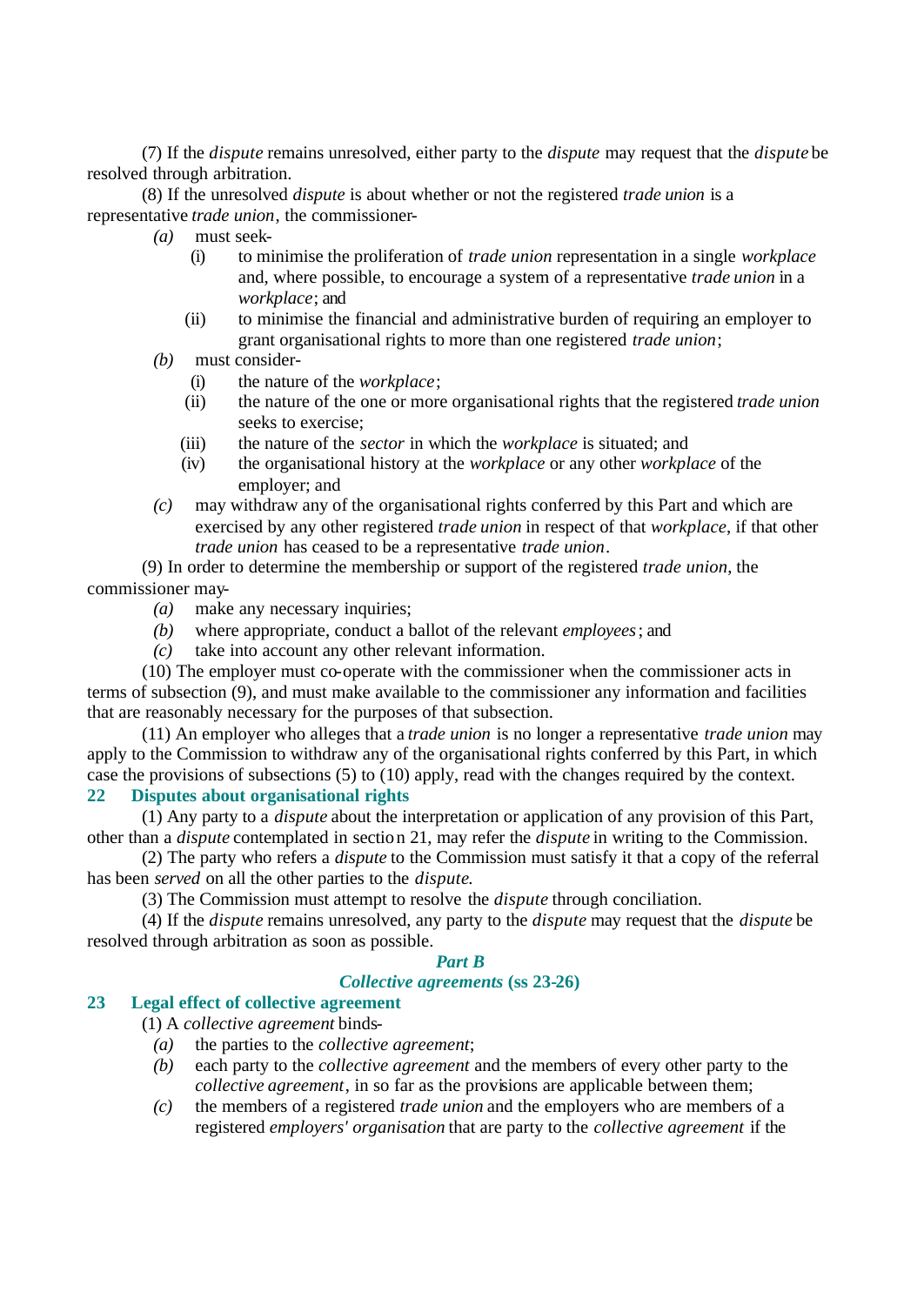(7) If the *dispute* remains unresolved, either party to the *dispute* may request that the *dispute* be resolved through arbitration.

(8) If the unresolved *dispute* is about whether or not the registered *trade union* is a representative *trade union*, the commissioner-

*(a)* must seek-

(i) to minimise the proliferation of *trade union* representation in a single *workplace* and, where possible, to encourage a system of a representative *trade union* in a *workplace*; and

(ii) to minimise the financial and administrative burden of requiring an employer to grant organisational rights to more than one registered *trade union*;

*(b)* must consider-

(i) the nature of the *workplace*;

(ii) the nature of the one or more organisational rights that the registered *trade union* seeks to exercise;

(iii) the nature of the *sector* in which the *workplace* is situated; and

(iv) the organisational history at the *workplace* or any other *workplace* of the employer; and

*(c)* may withdraw any of the organisational rights conferred by this Part and which are exercised by any other registered *trade union* in respect of that *workplace*, if that other *trade union* has ceased to be a representative *trade union*.

(9) In order to determine the membership or support of the registered *trade union*, the commissioner may-

*(a)* make any necessary inquiries;

*(b)* where appropriate, conduct a ballot of the relevant *employees*; and

*(c)* take into account any other relevant information.

(10) The employer must co-operate with the commissioner when the commissioner acts in terms of subsection (9), and must make available to the commissioner any information and facilities that are reasonably necessary for the purposes of that subsection.

(11) An employer who alleges that a *trade union* is no longer a representative *trade union* may apply to the Commission to withdraw any of the organisational rights conferred by this Part, in which case the provisions of subsections (5) to (10) apply, read with the changes required by the context.

### 22 Disputes about organisational rights

(1) Any party to a *dispute* about the interpretation or application of any provision of this Part, other than a *dispute* contemplated in section 21, may refer the *dispute* in writing to the Commission.

(2) The party who refers a *dispute* to the Commission must satisfy it that a copy of the referral has been *served* on all the other parties to the *dispute*.

(3) The Commission must attempt to resolve the *dispute* through conciliation.

(4) If the *dispute* remains unresolved, any party to the *dispute* may request that the *dispute* be resolved through arbitration as soon as possible.

## *Part B*
## *Collective agreements* (ss 23-26)

### 23 Legal effect of collective agreement

(1) A *collective agreement* binds-

*(a)* the parties to the *collective agreement*;

*(b)* each party to the *collective agreement* and the members of every other party to the *collective agreement*, in so far as the provisions are applicable between them;

*(c)* the members of a registered *trade union* and the employers who are members of a registered *employers' organisation* that are party to the *collective agreement* if the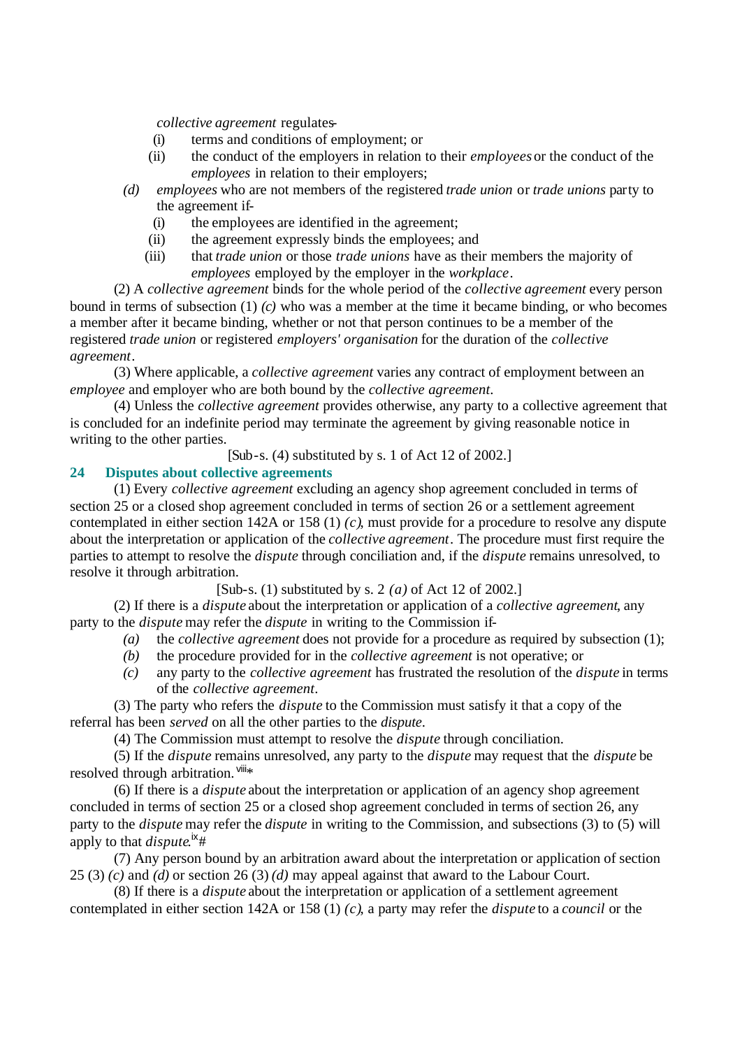*collective agreement* regulates-

(i) terms and conditions of employment; or

(ii) the conduct of the employers in relation to their *employees* or the conduct of the *employees* in relation to their employers;

*(d)* *employees* who are not members of the registered *trade union* or *trade unions* party to the agreement if-

(i) the employees are identified in the agreement;

(ii) the agreement expressly binds the employees; and

(iii) that *trade union* or those *trade unions* have as their members the majority of *employees* employed by the employer in the *workplace*.

(2) A *collective agreement* binds for the whole period of the *collective agreement* every person bound in terms of subsection (1) *(c)* who was a member at the time it became binding, or who becomes a member after it became binding, whether or not that person continues to be a member of the registered *trade union* or registered *employers' organisation* for the duration of the *collective agreement*.

(3) Where applicable, a *collective agreement* varies any contract of employment between an *employee* and employer who are both bound by the *collective agreement*.

(4) Unless the *collective agreement* provides otherwise, any party to a collective agreement that is concluded for an indefinite period may terminate the agreement by giving reasonable notice in writing to the other parties.

[Sub-s. (4) substituted by s. 1 of Act 12 of 2002.]

### 24 Disputes about collective agreements

(1) Every *collective agreement* excluding an agency shop agreement concluded in terms of section 25 or a closed shop agreement concluded in terms of section 26 or a settlement agreement contemplated in either section 142A or 158 (1) *(c)*, must provide for a procedure to resolve any dispute about the interpretation or application of the *collective agreement*. The procedure must first require the parties to attempt to resolve the *dispute* through conciliation and, if the *dispute* remains unresolved, to resolve it through arbitration.

[Sub-s. (1) substituted by s. 2 *(a)* of Act 12 of 2002.]

(2) If there is a *dispute* about the interpretation or application of a *collective agreement*, any party to the *dispute* may refer the *dispute* in writing to the Commission if-

*(a)* the *collective agreement* does not provide for a procedure as required by subsection (1);

*(b)* the procedure provided for in the *collective agreement* is not operative; or

*(c)* any party to the *collective agreement* has frustrated the resolution of the *dispute* in terms of the *collective agreement*.

(3) The party who refers the *dispute* to the Commission must satisfy it that a copy of the referral has been *served* on all the other parties to the *dispute*.

(4) The Commission must attempt to resolve the *dispute* through conciliation.

(5) If the *dispute* remains unresolved, any party to the *dispute* may request that the *dispute* be resolved through arbitration.[viii]*

(6) If there is a *dispute* about the interpretation or application of an agency shop agreement concluded in terms of section 25 or a closed shop agreement concluded in terms of section 26, any party to the *dispute* may refer the *dispute* in writing to the Commission, and subsections (3) to (5) will apply to that *dispute*.[ix]#

(7) Any person bound by an arbitration award about the interpretation or application of section 25 (3) *(c)* and *(d)* or section 26 (3) *(d)* may appeal against that award to the Labour Court.

(8) If there is a *dispute* about the interpretation or application of a settlement agreement contemplated in either section 142A or 158 (1) *(c)*, a party may refer the *dispute* to a *council* or the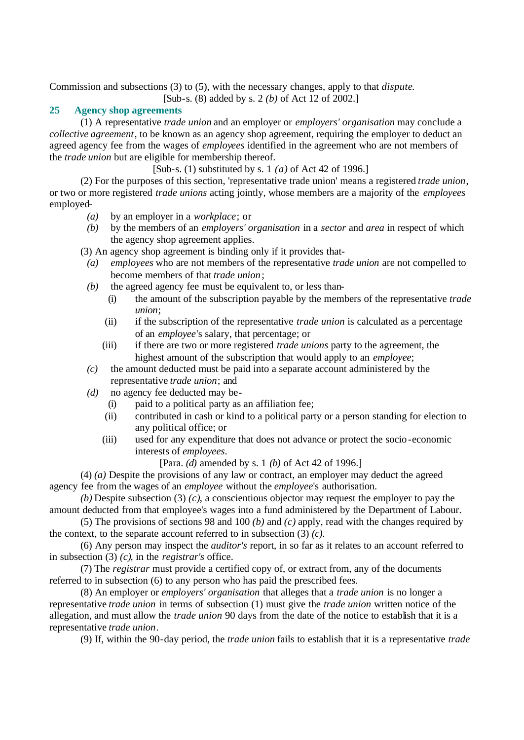Commission and subsections (3) to (5), with the necessary changes, apply to that *dispute*.

[Sub-s. (8) added by s. 2 *(b)* of Act 12 of 2002.]

## 25 Agency shop agreements

(1) A representative *trade union* and an employer or *employers' organisation* may conclude a *collective agreement*, to be known as an agency shop agreement, requiring the employer to deduct an agreed agency fee from the wages of *employees* identified in the agreement who are not members of the *trade union* but are eligible for membership thereof.

[Sub-s. (1) substituted by s. 1 *(a)* of Act 42 of 1996.]

(2) For the purposes of this section, 'representative trade union' means a registered *trade union*, or two or more registered *trade unions* acting jointly, whose members are a majority of the *employees* employed-

*(a)* by an employer in a *workplace*; or

*(b)* by the members of an *employers' organisation* in a *sector* and *area* in respect of which the agency shop agreement applies.

(3) An agency shop agreement is binding only if it provides that-

*(a)* *employees* who are not members of the representative *trade union* are not compelled to become members of that *trade union*;

*(b)* the agreed agency fee must be equivalent to, or less than-

(i) the amount of the subscription payable by the members of the representative *trade union*;

(ii) if the subscription of the representative *trade union* is calculated as a percentage of an *employee*'s salary, that percentage; or

(iii) if there are two or more registered *trade unions* party to the agreement, the highest amount of the subscription that would apply to an *employee*;

*(c)* the amount deducted must be paid into a separate account administered by the representative *trade union*; and

*(d)* no agency fee deducted may be-

(i) paid to a political party as an affiliation fee;

(ii) contributed in cash or kind to a political party or a person standing for election to any political office; or

(iii) used for any expenditure that does not advance or protect the socio-economic interests of *employees*.

[Para. *(d)* amended by s. 1 *(b)* of Act 42 of 1996.]

(4) *(a)* Despite the provisions of any law or contract, an employer may deduct the agreed agency fee from the wages of an *employee* without the *employee*'s authorisation.

*(b)* Despite subsection (3) *(c)*, a conscientious objector may request the employer to pay the amount deducted from that employee's wages into a fund administered by the Department of Labour.

(5) The provisions of sections 98 and 100 *(b)* and *(c)* apply, read with the changes required by the context, to the separate account referred to in subsection (3) *(c)*.

(6) Any person may inspect the *auditor's* report, in so far as it relates to an account referred to in subsection (3) *(c)*, in the *registrar's* office.

(7) The *registrar* must provide a certified copy of, or extract from, any of the documents referred to in subsection (6) to any person who has paid the prescribed fees.

(8) An employer or *employers' organisation* that alleges that a *trade union* is no longer a representative *trade union* in terms of subsection (1) must give the *trade union* written notice of the allegation, and must allow the *trade union* 90 days from the date of the notice to establish that it is a representative *trade union*.

(9) If, within the 90-day period, the *trade union* fails to establish that it is a representative *trade*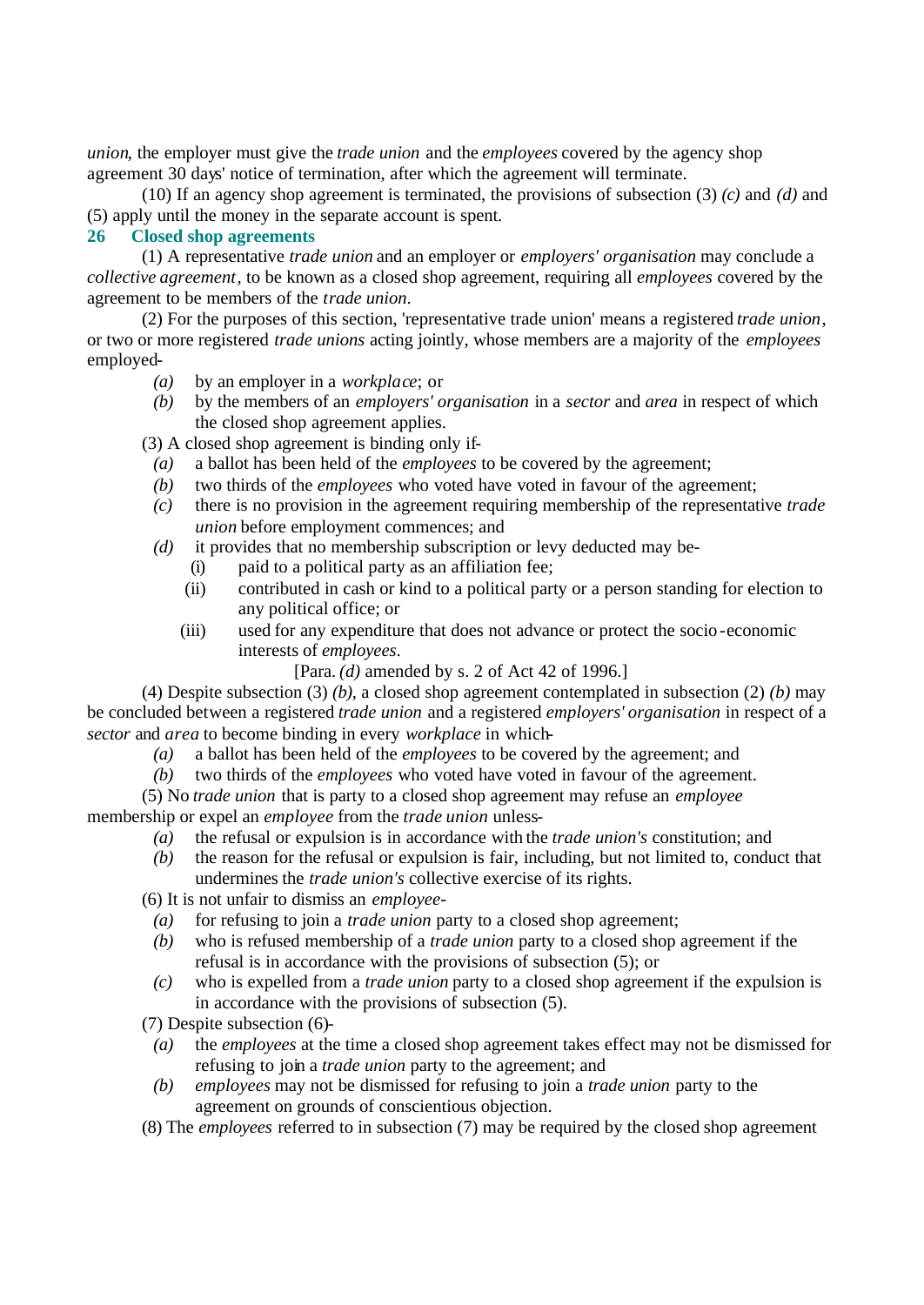*union*, the employer must give the *trade union* and the *employees* covered by the agency shop agreement 30 days' notice of termination, after which the agreement will terminate.

(10) If an agency shop agreement is terminated, the provisions of subsection (3) *(c)* and *(d)* and (5) apply until the money in the separate account is spent.

**26 Closed shop agreements**

(1) A representative *trade union* and an employer or *employers' organisation* may conclude a *collective agreement*, to be known as a closed shop agreement, requiring all *employees* covered by the agreement to be members of the *trade union*.

(2) For the purposes of this section, 'representative trade union' means a registered *trade union*, or two or more registered *trade unions* acting jointly, whose members are a majority of the *employees* employed-

*(a)* by an employer in a *workplace*; or

*(b)* by the members of an *employers' organisation* in a *sector* and *area* in respect of which the closed shop agreement applies.

(3) A closed shop agreement is binding only if-

*(a)* a ballot has been held of the *employees* to be covered by the agreement;

*(b)* two thirds of the *employees* who voted have voted in favour of the agreement;

*(c)* there is no provision in the agreement requiring membership of the representative *trade union* before employment commences; and

*(d)* it provides that no membership subscription or levy deducted may be-

(i) paid to a political party as an affiliation fee;

(ii) contributed in cash or kind to a political party or a person standing for election to any political office; or

(iii) used for any expenditure that does not advance or protect the socio-economic interests of *employees*.

[Para. *(d)* amended by s. 2 of Act 42 of 1996.]

(4) Despite subsection (3) *(b)*, a closed shop agreement contemplated in subsection (2) *(b)* may be concluded between a registered *trade union* and a registered *employers' organisation* in respect of a *sector* and *area* to become binding in every *workplace* in which-

*(a)* a ballot has been held of the *employees* to be covered by the agreement; and

*(b)* two thirds of the *employees* who voted have voted in favour of the agreement.

(5) No *trade union* that is party to a closed shop agreement may refuse an *employee* membership or expel an *employee* from the *trade union* unless-

*(a)* the refusal or expulsion is in accordance with the *trade union's* constitution; and

*(b)* the reason for the refusal or expulsion is fair, including, but not limited to, conduct that undermines the *trade union's* collective exercise of its rights.

(6) It is not unfair to dismiss an *employee*-

*(a)* for refusing to join a *trade union* party to a closed shop agreement;

*(b)* who is refused membership of a *trade union* party to a closed shop agreement if the refusal is in accordance with the provisions of subsection (5); or

*(c)* who is expelled from a *trade union* party to a closed shop agreement if the expulsion is in accordance with the provisions of subsection (5).

(7) Despite subsection (6)-

*(a)* the *employees* at the time a closed shop agreement takes effect may not be dismissed for refusing to join a *trade union* party to the agreement; and

*(b)* *employees* may not be dismissed for refusing to join a *trade union* party to the agreement on grounds of conscientious objection.

(8) The *employees* referred to in subsection (7) may be required by the closed shop agreement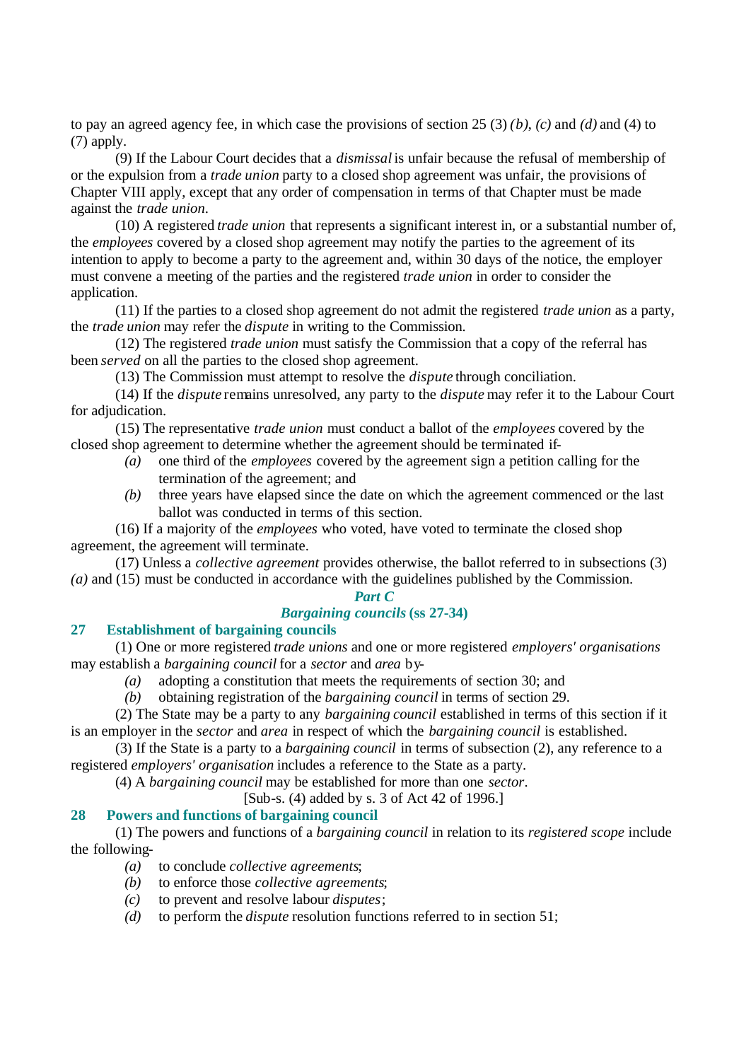to pay an agreed agency fee, in which case the provisions of section 25 (3) *(b)*, *(c)* and *(d)* and (4) to (7) apply.

(9) If the Labour Court decides that a *dismissal* is unfair because the refusal of membership of or the expulsion from a *trade union* party to a closed shop agreement was unfair, the provisions of Chapter VIII apply, except that any order of compensation in terms of that Chapter must be made against the *trade union*.

(10) A registered *trade union* that represents a significant interest in, or a substantial number of, the *employees* covered by a closed shop agreement may notify the parties to the agreement of its intention to apply to become a party to the agreement and, within 30 days of the notice, the employer must convene a meeting of the parties and the registered *trade union* in order to consider the application.

(11) If the parties to a closed shop agreement do not admit the registered *trade union* as a party, the *trade union* may refer the *dispute* in writing to the Commission.

(12) The registered *trade union* must satisfy the Commission that a copy of the referral has been *served* on all the parties to the closed shop agreement.

(13) The Commission must attempt to resolve the *dispute* through conciliation.

(14) If the *dispute* remains unresolved, any party to the *dispute* may refer it to the Labour Court for adjudication.

(15) The representative *trade union* must conduct a ballot of the *employees* covered by the closed shop agreement to determine whether the agreement should be terminated if-

*(a)* one third of the *employees* covered by the agreement sign a petition calling for the termination of the agreement; and

*(b)* three years have elapsed since the date on which the agreement commenced or the last ballot was conducted in terms of this section.

(16) If a majority of the *employees* who voted, have voted to terminate the closed shop agreement, the agreement will terminate.

(17) Unless a *collective agreement* provides otherwise, the ballot referred to in subsections (3) *(a)* and (15) must be conducted in accordance with the guidelines published by the Commission.

## *Part C*
## *Bargaining councils* (ss 27-34)

### 27 Establishment of bargaining councils

(1) One or more registered *trade unions* and one or more registered *employers' organisations* may establish a *bargaining council* for a *sector* and *area* by-

*(a)* adopting a constitution that meets the requirements of section 30; and

*(b)* obtaining registration of the *bargaining council* in terms of section 29.

(2) The State may be a party to any *bargaining council* established in terms of this section if it is an employer in the *sector* and *area* in respect of which the *bargaining council* is established.

(3) If the State is a party to a *bargaining council* in terms of subsection (2), any reference to a registered *employers' organisation* includes a reference to the State as a party.

(4) A *bargaining council* may be established for more than one *sector*.

[Sub-s. (4) added by s. 3 of Act 42 of 1996.]

### 28 Powers and functions of bargaining council

(1) The powers and functions of a *bargaining council* in relation to its *registered scope* include the following-

*(a)* to conclude *collective agreements*;

*(b)* to enforce those *collective agreements*;

*(c)* to prevent and resolve labour *disputes*;

*(d)* to perform the *dispute* resolution functions referred to in section 51;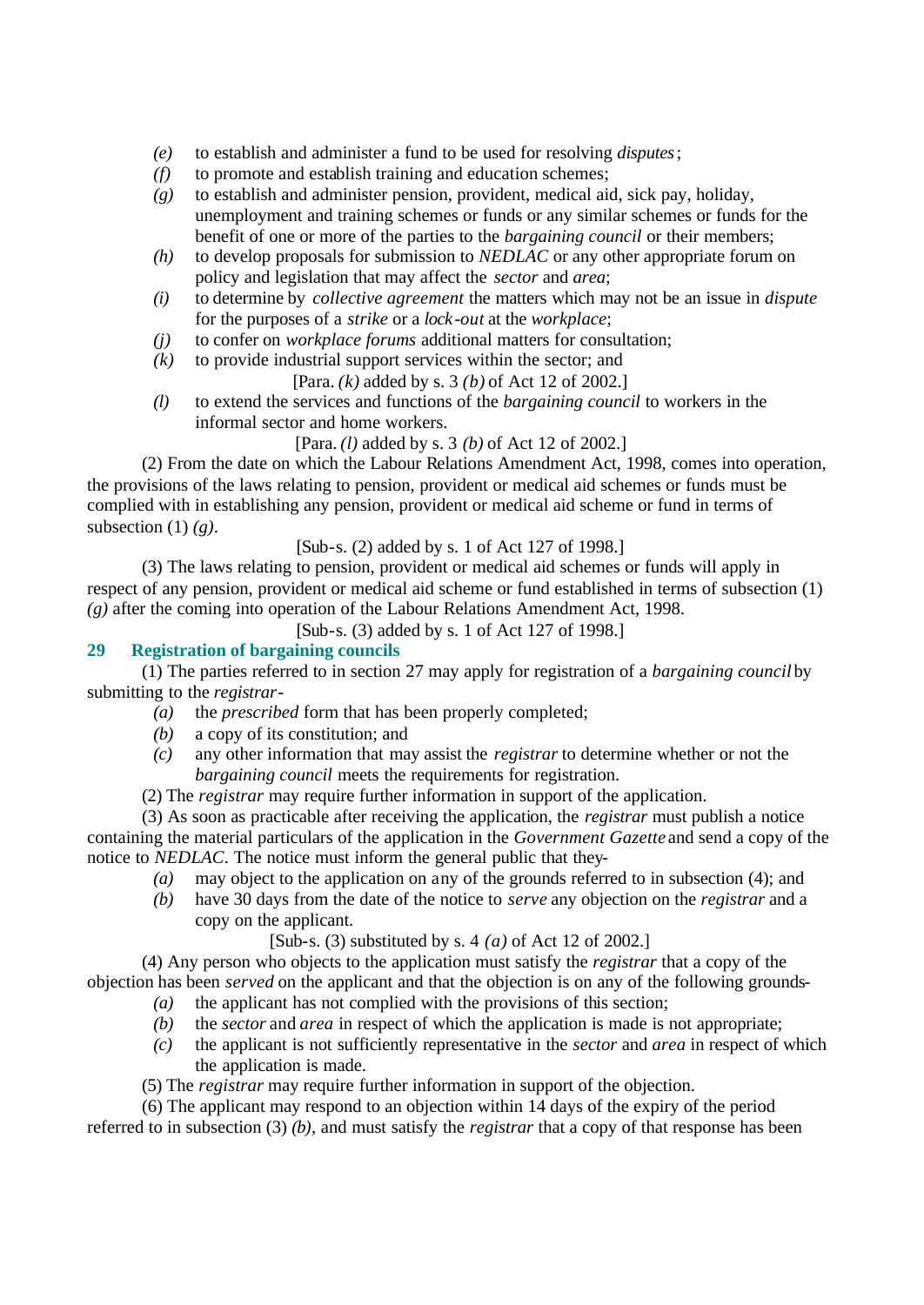*(e)* to establish and administer a fund to be used for resolving *disputes*;

*(f)* to promote and establish training and education schemes;

*(g)* to establish and administer pension, provident, medical aid, sick pay, holiday, unemployment and training schemes or funds or any similar schemes or funds for the benefit of one or more of the parties to the *bargaining council* or their members;

*(h)* to develop proposals for submission to *NEDLAC* or any other appropriate forum on policy and legislation that may affect the *sector* and *area*;

*(i)* to determine by *collective agreement* the matters which may not be an issue in *dispute* for the purposes of a *strike* or a *lock-out* at the *workplace*;

*(j)* to confer on *workplace forums* additional matters for consultation;

*(k)* to provide industrial support services within the sector; and

[Para. *(k)* added by s. 3 *(b)* of Act 12 of 2002.]

*(l)* to extend the services and functions of the *bargaining council* to workers in the informal sector and home workers.

[Para. *(l)* added by s. 3 *(b)* of Act 12 of 2002.]

(2) From the date on which the Labour Relations Amendment Act, 1998, comes into operation, the provisions of the laws relating to pension, provident or medical aid schemes or funds must be complied with in establishing any pension, provident or medical aid scheme or fund in terms of subsection (1) *(g)*.

[Sub-s. (2) added by s. 1 of Act 127 of 1998.]

(3) The laws relating to pension, provident or medical aid schemes or funds will apply in respect of any pension, provident or medical aid scheme or fund established in terms of subsection (1) *(g)* after the coming into operation of the Labour Relations Amendment Act, 1998.

[Sub-s. (3) added by s. 1 of Act 127 of 1998.]

## 29 Registration of bargaining councils

(1) The parties referred to in section 27 may apply for registration of a *bargaining council* by submitting to the *registrar*-

*(a)* the *prescribed* form that has been properly completed;

*(b)* a copy of its constitution; and

*(c)* any other information that may assist the *registrar* to determine whether or not the *bargaining council* meets the requirements for registration.

(2) The *registrar* may require further information in support of the application.

(3) As soon as practicable after receiving the application, the *registrar* must publish a notice containing the material particulars of the application in the *Government Gazette* and send a copy of the notice to *NEDLAC*. The notice must inform the general public that they-

*(a)* may object to the application on any of the grounds referred to in subsection (4); and

*(b)* have 30 days from the date of the notice to *serve* any objection on the *registrar* and a copy on the applicant.

[Sub-s. (3) substituted by s. 4 *(a)* of Act 12 of 2002.]

(4) Any person who objects to the application must satisfy the *registrar* that a copy of the objection has been *served* on the applicant and that the objection is on any of the following grounds-

*(a)* the applicant has not complied with the provisions of this section;

*(b)* the *sector* and *area* in respect of which the application is made is not appropriate;

*(c)* the applicant is not sufficiently representative in the *sector* and *area* in respect of which the application is made.

(5) The *registrar* may require further information in support of the objection.

(6) The applicant may respond to an objection within 14 days of the expiry of the period referred to in subsection (3) *(b)*, and must satisfy the *registrar* that a copy of that response has been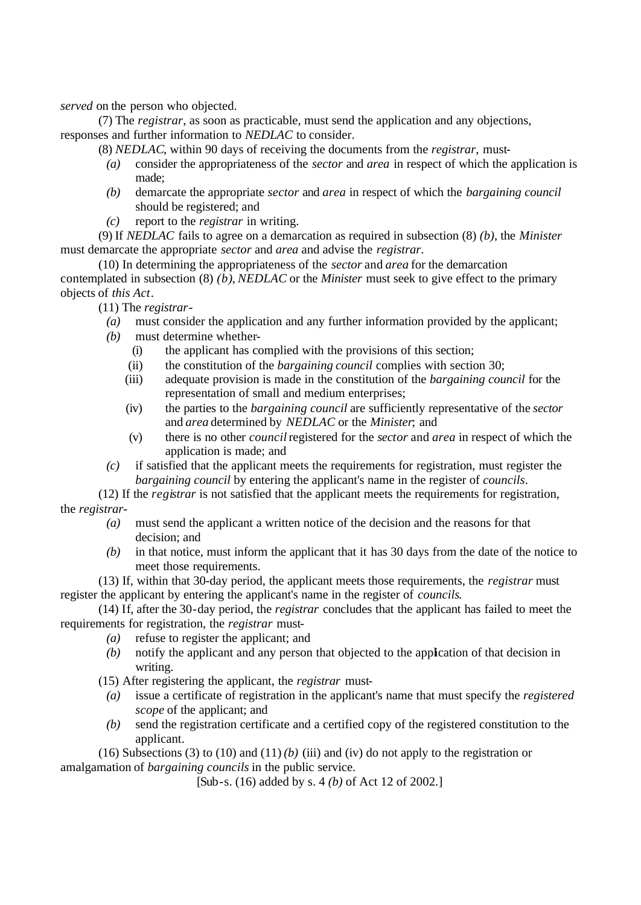*served* on the person who objected.

(7) The *registrar*, as soon as practicable, must send the application and any objections, responses and further information to *NEDLAC* to consider.

(8) *NEDLAC*, within 90 days of receiving the documents from the *registrar*, must-

- *(a)* consider the appropriateness of the *sector* and *area* in respect of which the application is made;
- *(b)* demarcate the appropriate *sector* and *area* in respect of which the *bargaining council* should be registered; and
- *(c)* report to the *registrar* in writing.

(9) If *NEDLAC* fails to agree on a demarcation as required in subsection (8) *(b)*, the *Minister* must demarcate the appropriate *sector* and *area* and advise the *registrar*.

(10) In determining the appropriateness of the *sector* and *area* for the demarcation contemplated in subsection (8) *(b)*, *NEDLAC* or the *Minister* must seek to give effect to the primary objects of *this Act*.

(11) The *registrar*-

- *(a)* must consider the application and any further information provided by the applicant;
- *(b)* must determine whether-
  - (i) the applicant has complied with the provisions of this section;
  - (ii) the constitution of the *bargaining council* complies with section 30;
  - (iii) adequate provision is made in the constitution of the *bargaining council* for the representation of small and medium enterprises;
  - (iv) the parties to the *bargaining council* are sufficiently representative of the *sector* and *area* determined by *NEDLAC* or the *Minister*; and
  - (v) there is no other *council* registered for the *sector* and *area* in respect of which the application is made; and
- *(c)* if satisfied that the applicant meets the requirements for registration, must register the *bargaining council* by entering the applicant's name in the register of *councils*.

(12) If the *registrar* is not satisfied that the applicant meets the requirements for registration, the *registrar*-

- *(a)* must send the applicant a written notice of the decision and the reasons for that decision; and
- *(b)* in that notice, must inform the applicant that it has 30 days from the date of the notice to meet those requirements.

(13) If, within that 30-day period, the applicant meets those requirements, the *registrar* must register the applicant by entering the applicant's name in the register of *councils*.

(14) If, after the 30-day period, the *registrar* concludes that the applicant has failed to meet the requirements for registration, the *registrar* must-

- *(a)* refuse to register the applicant; and
- *(b)* notify the applicant and any person that objected to the application of that decision in writing.

(15) After registering the applicant, the *registrar* must-

- *(a)* issue a certificate of registration in the applicant's name that must specify the *registered scope* of the applicant; and
- *(b)* send the registration certificate and a certified copy of the registered constitution to the applicant.

(16) Subsections (3) to (10) and (11) *(b)* (iii) and (iv) do not apply to the registration or amalgamation of *bargaining councils* in the public service.

[Sub-s. (16) added by s. 4 *(b)* of Act 12 of 2002.]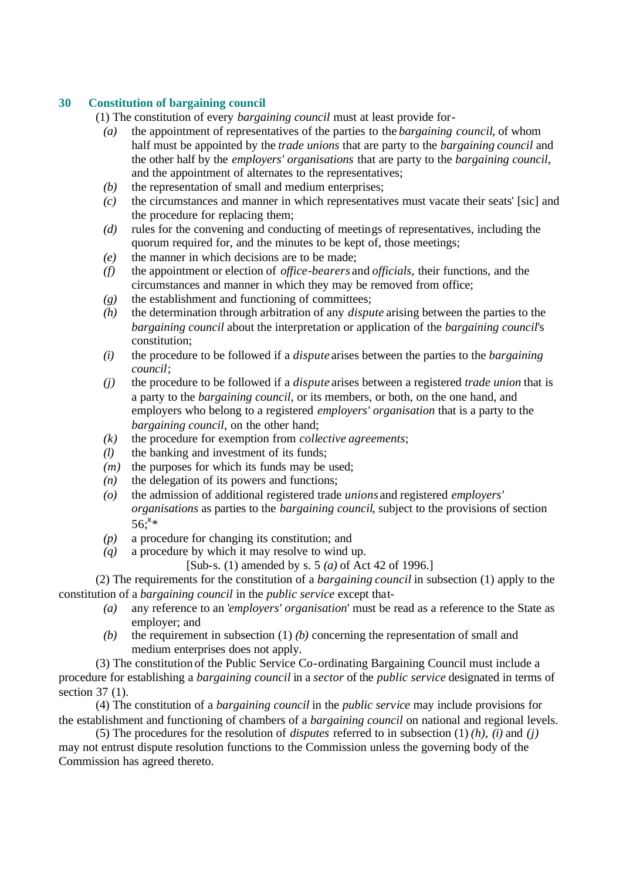## 30 Constitution of bargaining council

(1) The constitution of every *bargaining council* must at least provide for-

- *(a)* the appointment of representatives of the parties to the *bargaining council*, of whom half must be appointed by the *trade unions* that are party to the *bargaining council* and the other half by the *employers' organisations* that are party to the *bargaining council*, and the appointment of alternates to the representatives;
- *(b)* the representation of small and medium enterprises;
- *(c)* the circumstances and manner in which representatives must vacate their seats' [sic] and the procedure for replacing them;
- *(d)* rules for the convening and conducting of meetings of representatives, including the quorum required for, and the minutes to be kept of, those meetings;
- *(e)* the manner in which decisions are to be made;
- *(f)* the appointment or election of *office-bearers* and *officials*, their functions, and the circumstances and manner in which they may be removed from office;
- *(g)* the establishment and functioning of committees;
- *(h)* the determination through arbitration of any *dispute* arising between the parties to the *bargaining council* about the interpretation or application of the *bargaining council*'s constitution;
- *(i)* the procedure to be followed if a *dispute* arises between the parties to the *bargaining council*;
- *(j)* the procedure to be followed if a *dispute* arises between a registered *trade union* that is a party to the *bargaining council*, or its members, or both, on the one hand, and employers who belong to a registered *employers' organisation* that is a party to the *bargaining council*, on the other hand;
- *(k)* the procedure for exemption from *collective agreements*;
- *(l)* the banking and investment of its funds;
- *(m)* the purposes for which its funds may be used;
- *(n)* the delegation of its powers and functions;
- *(o)* the admission of additional registered trade *unions* and registered *employers' organisations* as parties to the *bargaining council*, subject to the provisions of section 56;[x]*
- *(p)* a procedure for changing its constitution; and
- *(q)* a procedure by which it may resolve to wind up.

[Sub-s. (1) amended by s. 5 *(a)* of Act 42 of 1996.]

(2) The requirements for the constitution of a *bargaining council* in subsection (1) apply to the constitution of a *bargaining council* in the *public service* except that-

- *(a)* any reference to an '*employers' organisation*' must be read as a reference to the State as employer; and
- *(b)* the requirement in subsection (1) *(b)* concerning the representation of small and medium enterprises does not apply.

(3) The constitution of the Public Service Co-ordinating Bargaining Council must include a procedure for establishing a *bargaining council* in a *sector* of the *public service* designated in terms of section 37 (1).

(4) The constitution of a *bargaining council* in the *public service* may include provisions for the establishment and functioning of chambers of a *bargaining council* on national and regional levels.

(5) The procedures for the resolution of *disputes* referred to in subsection (1) *(h)*, *(i)* and *(j)* may not entrust dispute resolution functions to the Commission unless the governing body of the Commission has agreed thereto.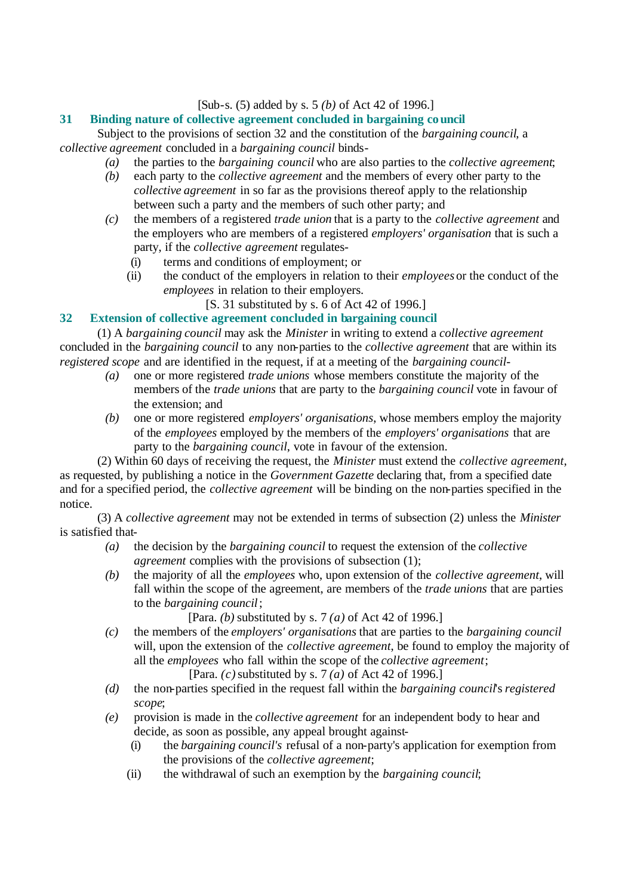[Sub-s. (5) added by s. 5 *(b)* of Act 42 of 1996.]

### 31 Binding nature of collective agreement concluded in bargaining council

Subject to the provisions of section 32 and the constitution of the *bargaining council*, a *collective agreement* concluded in a *bargaining council* binds-

*(a)* the parties to the *bargaining council* who are also parties to the *collective agreement*;

*(b)* each party to the *collective agreement* and the members of every other party to the *collective agreement* in so far as the provisions thereof apply to the relationship between such a party and the members of such other party; and

*(c)* the members of a registered *trade union* that is a party to the *collective agreement* and the employers who are members of a registered *employers' organisation* that is such a party, if the *collective agreement* regulates-

(i) terms and conditions of employment; or

(ii) the conduct of the employers in relation to their *employees* or the conduct of the *employees* in relation to their employers.

[S. 31 substituted by s. 6 of Act 42 of 1996.]

### 32 Extension of collective agreement concluded in bargaining council

(1) A *bargaining council* may ask the *Minister* in writing to extend a *collective agreement* concluded in the *bargaining council* to any non-parties to the *collective agreement* that are within its *registered scope* and are identified in the request, if at a meeting of the *bargaining council*-

*(a)* one or more registered *trade unions* whose members constitute the majority of the members of the *trade unions* that are party to the *bargaining council* vote in favour of the extension; and

*(b)* one or more registered *employers' organisations*, whose members employ the majority of the *employees* employed by the members of the *employers' organisations* that are party to the *bargaining council*, vote in favour of the extension.

(2) Within 60 days of receiving the request, the *Minister* must extend the *collective agreement*, as requested, by publishing a notice in the *Government Gazette* declaring that, from a specified date and for a specified period, the *collective agreement* will be binding on the non-parties specified in the notice.

(3) A *collective agreement* may not be extended in terms of subsection (2) unless the *Minister* is satisfied that-

*(a)* the decision by the *bargaining council* to request the extension of the *collective agreement* complies with the provisions of subsection (1);

*(b)* the majority of all the *employees* who, upon extension of the *collective agreement*, will fall within the scope of the agreement, are members of the *trade unions* that are parties to the *bargaining council*;

[Para. *(b)* substituted by s. 7 *(a)* of Act 42 of 1996.]

*(c)* the members of the *employers' organisations* that are parties to the *bargaining council* will, upon the extension of the *collective agreement*, be found to employ the majority of all the *employees* who fall within the scope of the *collective agreement*;

[Para. *(c)* substituted by s. 7 *(a)* of Act 42 of 1996.]

*(d)* the non-parties specified in the request fall within the *bargaining council*'s *registered scope*;

*(e)* provision is made in the *collective agreement* for an independent body to hear and decide, as soon as possible, any appeal brought against-

(i) the *bargaining council's* refusal of a non-party's application for exemption from the provisions of the *collective agreement*;

(ii) the withdrawal of such an exemption by the *bargaining council*;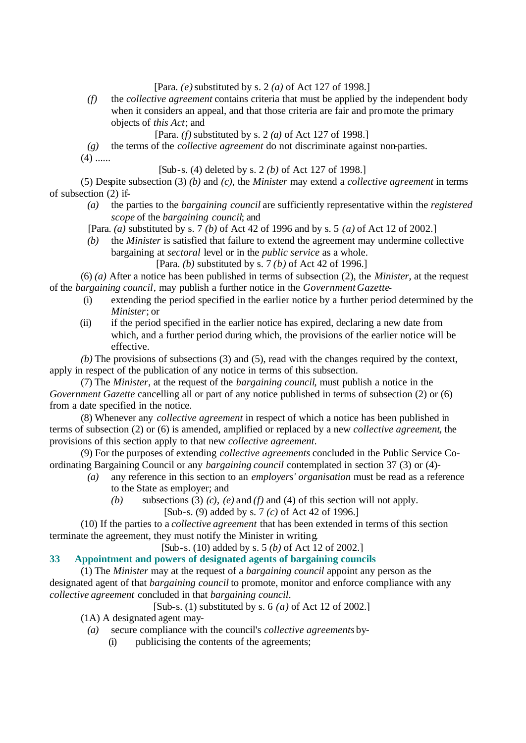[Para. *(e)* substituted by s. 2 *(a)* of Act 127 of 1998.]

*(f)* the *collective agreement* contains criteria that must be applied by the independent body when it considers an appeal, and that those criteria are fair and promote the primary objects of *this Act*; and

[Para. *(f)* substituted by s. 2 *(a)* of Act 127 of 1998.]

*(g)* the terms of the *collective agreement* do not discriminate against non-parties.

(4) ......

[Sub-s. (4) deleted by s. 2 *(b)* of Act 127 of 1998.]

(5) Despite subsection (3) *(b)* and *(c)*, the *Minister* may extend a *collective agreement* in terms of subsection (2) if-

*(a)* the parties to the *bargaining council* are sufficiently representative within the *registered scope* of the *bargaining council*; and

[Para. *(a)* substituted by s. 7 *(b)* of Act 42 of 1996 and by s. 5 *(a)* of Act 12 of 2002.]

*(b)* the *Minister* is satisfied that failure to extend the agreement may undermine collective bargaining at *sectoral* level or in the *public service* as a whole.

[Para. *(b)* substituted by s. 7 *(b)* of Act 42 of 1996.]

(6) *(a)* After a notice has been published in terms of subsection (2), the *Minister*, at the request of the *bargaining council*, may publish a further notice in the *Government Gazette*-

(i) extending the period specified in the earlier notice by a further period determined by the *Minister*; or

(ii) if the period specified in the earlier notice has expired, declaring a new date from which, and a further period during which, the provisions of the earlier notice will be effective.

*(b)* The provisions of subsections (3) and (5), read with the changes required by the context, apply in respect of the publication of any notice in terms of this subsection.

(7) The *Minister*, at the request of the *bargaining council*, must publish a notice in the *Government Gazette* cancelling all or part of any notice published in terms of subsection (2) or (6) from a date specified in the notice.

(8) Whenever any *collective agreement* in respect of which a notice has been published in terms of subsection (2) or (6) is amended, amplified or replaced by a new *collective agreement*, the provisions of this section apply to that new *collective agreement*.

(9) For the purposes of extending *collective agreements* concluded in the Public Service Co-ordinating Bargaining Council or any *bargaining council* contemplated in section 37 (3) or (4)-

*(a)* any reference in this section to an *employers' organisation* must be read as a reference to the State as employer; and

*(b)* subsections (3) *(c)*, *(e)* and *(f)* and (4) of this section will not apply.

[Sub-s. (9) added by s. 7 *(c)* of Act 42 of 1996.]

(10) If the parties to a *collective agreement* that has been extended in terms of this section terminate the agreement, they must notify the Minister in writing.

[Sub-s. (10) added by s. 5 *(b)* of Act 12 of 2002.]

### 33 Appointment and powers of designated agents of bargaining councils

(1) The *Minister* may at the request of a *bargaining council* appoint any person as the designated agent of that *bargaining council* to promote, monitor and enforce compliance with any *collective agreement* concluded in that *bargaining council*.

[Sub-s. (1) substituted by s. 6 *(a)* of Act 12 of 2002.]

(1A) A designated agent may-

*(a)* secure compliance with the council's *collective agreements* by-

(i) publicising the contents of the agreements;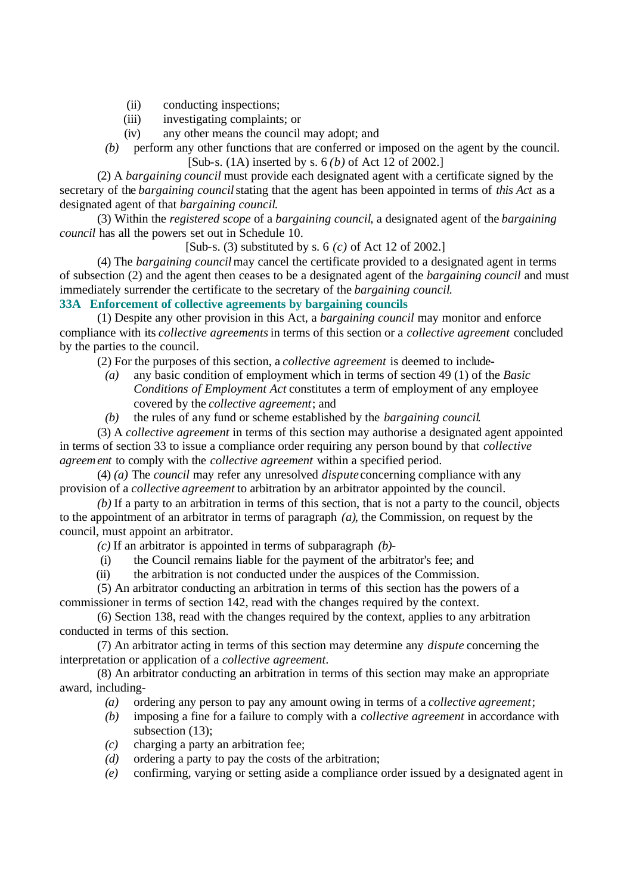(ii) conducting inspections;

(iii) investigating complaints; or

(iv) any other means the council may adopt; and

*(b)* perform any other functions that are conferred or imposed on the agent by the council.

[Sub-s. (1A) inserted by s. 6 *(b)* of Act 12 of 2002.]

(2) A *bargaining council* must provide each designated agent with a certificate signed by the secretary of the *bargaining council* stating that the agent has been appointed in terms of *this Act* as a designated agent of that *bargaining council*.

(3) Within the *registered scope* of a *bargaining council*, a designated agent of the *bargaining council* has all the powers set out in Schedule 10.

[Sub-s. (3) substituted by s. 6 *(c)* of Act 12 of 2002.]

(4) The *bargaining council* may cancel the certificate provided to a designated agent in terms of subsection (2) and the agent then ceases to be a designated agent of the *bargaining council* and must immediately surrender the certificate to the secretary of the *bargaining council*.

**33A Enforcement of collective agreements by bargaining councils**

(1) Despite any other provision in this Act, a *bargaining council* may monitor and enforce compliance with its *collective agreements* in terms of this section or a *collective agreement* concluded by the parties to the council.

(2) For the purposes of this section, a *collective agreement* is deemed to include-

*(a)* any basic condition of employment which in terms of section 49 (1) of the *Basic Conditions of Employment Act* constitutes a term of employment of any employee covered by the *collective agreement*; and

*(b)* the rules of any fund or scheme established by the *bargaining council*.

(3) A *collective agreement* in terms of this section may authorise a designated agent appointed in terms of section 33 to issue a compliance order requiring any person bound by that *collective agreement* to comply with the *collective agreement* within a specified period.

(4) *(a)* The *council* may refer any unresolved *dispute* concerning compliance with any provision of a *collective agreement* to arbitration by an arbitrator appointed by the council.

*(b)* If a party to an arbitration in terms of this section, that is not a party to the council, objects to the appointment of an arbitrator in terms of paragraph *(a)*, the Commission, on request by the council, must appoint an arbitrator.

*(c)* If an arbitrator is appointed in terms of subparagraph *(b)*-

(i) the Council remains liable for the payment of the arbitrator's fee; and

(ii) the arbitration is not conducted under the auspices of the Commission.

(5) An arbitrator conducting an arbitration in terms of this section has the powers of a commissioner in terms of section 142, read with the changes required by the context.

(6) Section 138, read with the changes required by the context, applies to any arbitration conducted in terms of this section.

(7) An arbitrator acting in terms of this section may determine any *dispute* concerning the interpretation or application of a *collective agreement*.

(8) An arbitrator conducting an arbitration in terms of this section may make an appropriate award, including-

*(a)* ordering any person to pay any amount owing in terms of a *collective agreement*;

*(b)* imposing a fine for a failure to comply with a *collective agreement* in accordance with subsection (13);

*(c)* charging a party an arbitration fee;

*(d)* ordering a party to pay the costs of the arbitration;

*(e)* confirming, varying or setting aside a compliance order issued by a designated agent in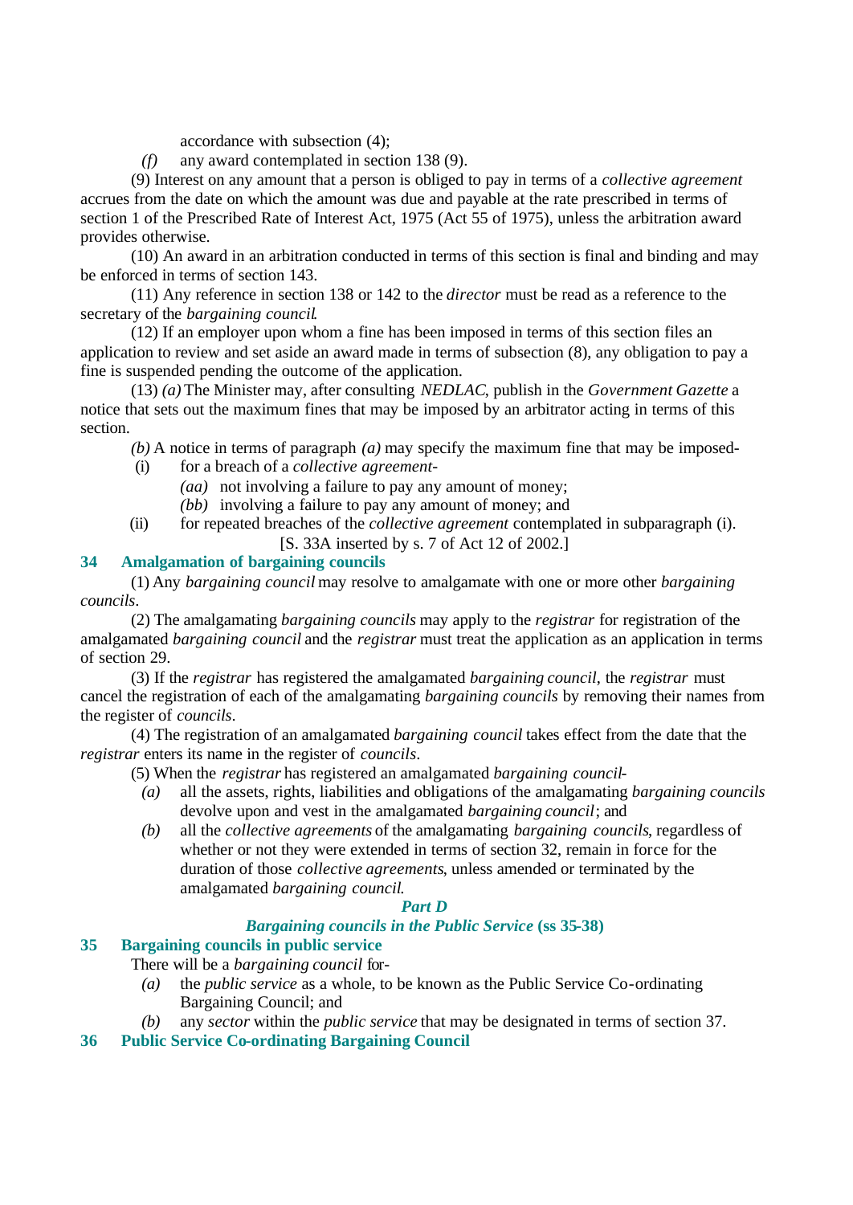accordance with subsection (4);

*(f)* any award contemplated in section 138 (9).

(9) Interest on any amount that a person is obliged to pay in terms of a *collective agreement* accrues from the date on which the amount was due and payable at the rate prescribed in terms of section 1 of the Prescribed Rate of Interest Act, 1975 (Act 55 of 1975), unless the arbitration award provides otherwise.

(10) An award in an arbitration conducted in terms of this section is final and binding and may be enforced in terms of section 143.

(11) Any reference in section 138 or 142 to the *director* must be read as a reference to the secretary of the *bargaining council*.

(12) If an employer upon whom a fine has been imposed in terms of this section files an application to review and set aside an award made in terms of subsection (8), any obligation to pay a fine is suspended pending the outcome of the application.

(13) *(a)* The Minister may, after consulting *NEDLAC*, publish in the *Government Gazette* a notice that sets out the maximum fines that may be imposed by an arbitrator acting in terms of this section.

*(b)* A notice in terms of paragraph *(a)* may specify the maximum fine that may be imposed-

(i) for a breach of a *collective agreement*-

*(aa)* not involving a failure to pay any amount of money;

*(bb)* involving a failure to pay any amount of money; and

(ii) for repeated breaches of the *collective agreement* contemplated in subparagraph (i).

[S. 33A inserted by s. 7 of Act 12 of 2002.]

### 34 Amalgamation of bargaining councils

(1) Any *bargaining council* may resolve to amalgamate with one or more other *bargaining councils*.

(2) The amalgamating *bargaining councils* may apply to the *registrar* for registration of the amalgamated *bargaining council* and the *registrar* must treat the application as an application in terms of section 29.

(3) If the *registrar* has registered the amalgamated *bargaining council*, the *registrar* must cancel the registration of each of the amalgamating *bargaining councils* by removing their names from the register of *councils*.

(4) The registration of an amalgamated *bargaining council* takes effect from the date that the *registrar* enters its name in the register of *councils*.

(5) When the *registrar* has registered an amalgamated *bargaining council*-

*(a)* all the assets, rights, liabilities and obligations of the amalgamating *bargaining councils* devolve upon and vest in the amalgamated *bargaining council*; and

*(b)* all the *collective agreements* of the amalgamating *bargaining councils*, regardless of whether or not they were extended in terms of section 32, remain in force for the duration of those *collective agreements*, unless amended or terminated by the amalgamated *bargaining council*.

## *Part D*

## *Bargaining councils in the Public Service* (ss 35-38)

### 35 Bargaining councils in public service

There will be a *bargaining council* for-

*(a)* the *public service* as a whole, to be known as the Public Service Co-ordinating Bargaining Council; and

*(b)* any *sector* within the *public service* that may be designated in terms of section 37.

### 36 Public Service Co-ordinating Bargaining Council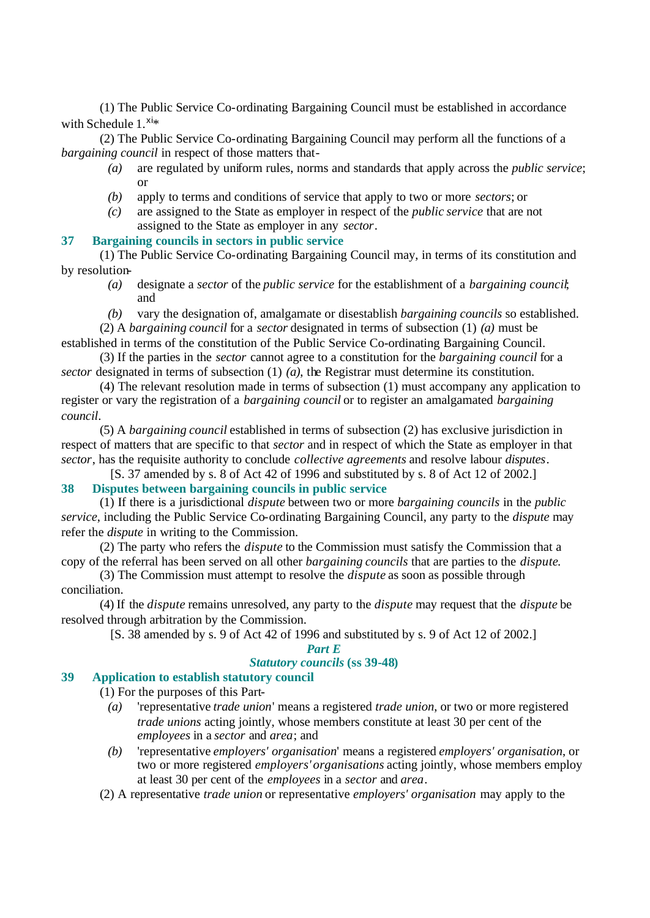(1) The Public Service Co-ordinating Bargaining Council must be established in accordance with Schedule 1.[xi]*

(2) The Public Service Co-ordinating Bargaining Council may perform all the functions of a *bargaining council* in respect of those matters that-

*(a)* are regulated by uniform rules, norms and standards that apply across the *public service*; or

*(b)* apply to terms and conditions of service that apply to two or more *sectors*; or

*(c)* are assigned to the State as employer in respect of the *public service* that are not assigned to the State as employer in any *sector*.

### 37 Bargaining councils in sectors in public service

(1) The Public Service Co-ordinating Bargaining Council may, in terms of its constitution and by resolution-

*(a)* designate a *sector* of the *public service* for the establishment of a *bargaining council*; and

*(b)* vary the designation of, amalgamate or disestablish *bargaining councils* so established.

(2) A *bargaining council* for a *sector* designated in terms of subsection (1) *(a)* must be established in terms of the constitution of the Public Service Co-ordinating Bargaining Council.

(3) If the parties in the *sector* cannot agree to a constitution for the *bargaining council* for a *sector* designated in terms of subsection (1) *(a)*, the Registrar must determine its constitution.

(4) The relevant resolution made in terms of subsection (1) must accompany any application to register or vary the registration of a *bargaining council* or to register an amalgamated *bargaining council*.

(5) A *bargaining council* established in terms of subsection (2) has exclusive jurisdiction in respect of matters that are specific to that *sector* and in respect of which the State as employer in that *sector*, has the requisite authority to conclude *collective agreements* and resolve labour *disputes*.

[S. 37 amended by s. 8 of Act 42 of 1996 and substituted by s. 8 of Act 12 of 2002.]

### 38 Disputes between bargaining councils in public service

(1) If there is a jurisdictional *dispute* between two or more *bargaining councils* in the *public service*, including the Public Service Co-ordinating Bargaining Council, any party to the *dispute* may refer the *dispute* in writing to the Commission.

(2) The party who refers the *dispute* to the Commission must satisfy the Commission that a copy of the referral has been served on all other *bargaining councils* that are parties to the *dispute*.

(3) The Commission must attempt to resolve the *dispute* as soon as possible through conciliation.

(4) If the *dispute* remains unresolved, any party to the *dispute* may request that the *dispute* be resolved through arbitration by the Commission.

[S. 38 amended by s. 9 of Act 42 of 1996 and substituted by s. 9 of Act 12 of 2002.]

## *Part E*

## *Statutory councils* (ss 39-48)

### 39 Application to establish statutory council

(1) For the purposes of this Part-

*(a)* 'representative *trade union*' means a registered *trade union*, or two or more registered *trade unions* acting jointly, whose members constitute at least 30 per cent of the *employees* in a *sector* and *area*; and

*(b)* 'representative *employers' organisation*' means a registered *employers' organisation*, or two or more registered *employers' organisations* acting jointly, whose members employ at least 30 per cent of the *employees* in a *sector* and *area*.

(2) A representative *trade union* or representative *employers' organisation* may apply to the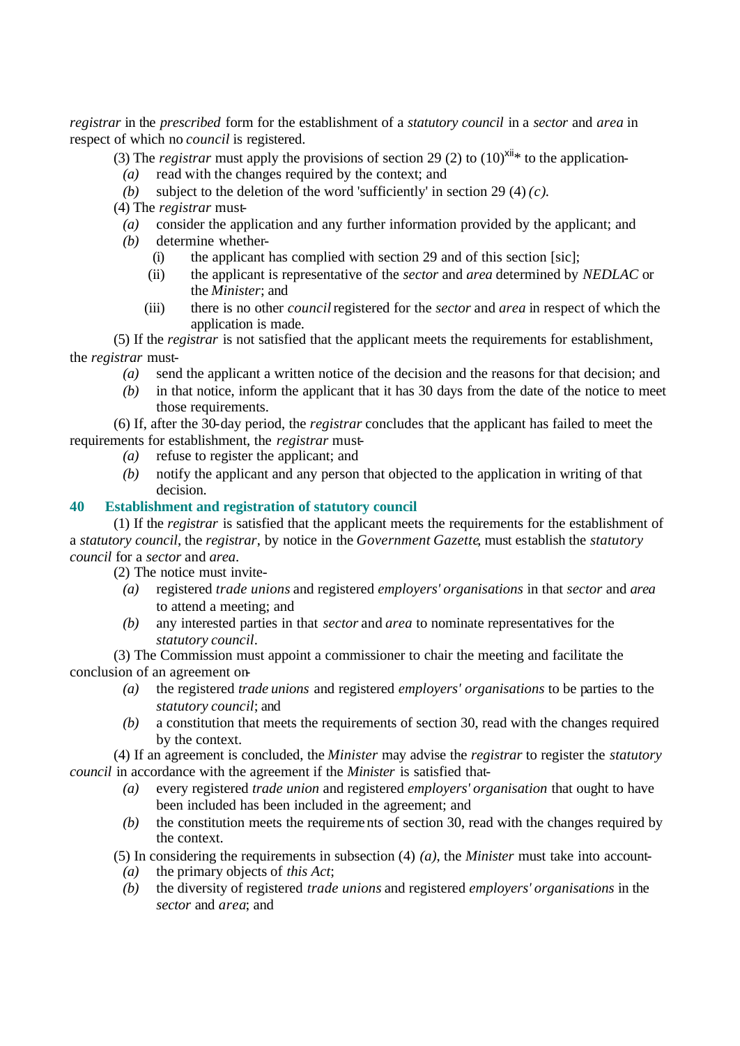*registrar* in the *prescribed* form for the establishment of a *statutory council* in a *sector* and *area* in respect of which no *council* is registered.

(3) The *registrar* must apply the provisions of section 29 (2) to (10)[xii]* to the application-

*(a)* read with the changes required by the context; and

*(b)* subject to the deletion of the word 'sufficiently' in section 29 (4) *(c).*

(4) The *registrar* must-

*(a)* consider the application and any further information provided by the applicant; and

*(b)* determine whether-

(i) the applicant has complied with section 29 and of this section [sic];

(ii) the applicant is representative of the *sector* and *area* determined by *NEDLAC* or the *Minister*; and

(iii) there is no other *council* registered for the *sector* and *area* in respect of which the application is made.

(5) If the *registrar* is not satisfied that the applicant meets the requirements for establishment, the *registrar* must-

*(a)* send the applicant a written notice of the decision and the reasons for that decision; and

*(b)* in that notice, inform the applicant that it has 30 days from the date of the notice to meet those requirements.

(6) If, after the 30-day period, the *registrar* concludes that the applicant has failed to meet the requirements for establishment, the *registrar* must-

*(a)* refuse to register the applicant; and

*(b)* notify the applicant and any person that objected to the application in writing of that decision.

### 40 Establishment and registration of statutory council

(1) If the *registrar* is satisfied that the applicant meets the requirements for the establishment of a *statutory council*, the *registrar*, by notice in the *Government Gazette*, must establish the *statutory council* for a *sector* and *area*.

(2) The notice must invite-

*(a)* registered *trade unions* and registered *employers' organisations* in that *sector* and *area* to attend a meeting; and

*(b)* any interested parties in that *sector* and *area* to nominate representatives for the *statutory council*.

(3) The Commission must appoint a commissioner to chair the meeting and facilitate the conclusion of an agreement on-

*(a)* the registered *trade unions* and registered *employers' organisations* to be parties to the *statutory council*; and

*(b)* a constitution that meets the requirements of section 30, read with the changes required by the context.

(4) If an agreement is concluded, the *Minister* may advise the *registrar* to register the *statutory council* in accordance with the agreement if the *Minister* is satisfied that-

*(a)* every registered *trade union* and registered *employers' organisation* that ought to have been included has been included in the agreement; and

*(b)* the constitution meets the requirements of section 30, read with the changes required by the context.

(5) In considering the requirements in subsection (4) *(a)*, the *Minister* must take into account-

*(a)* the primary objects of *this Act*;

*(b)* the diversity of registered *trade unions* and registered *employers' organisations* in the *sector* and *area*; and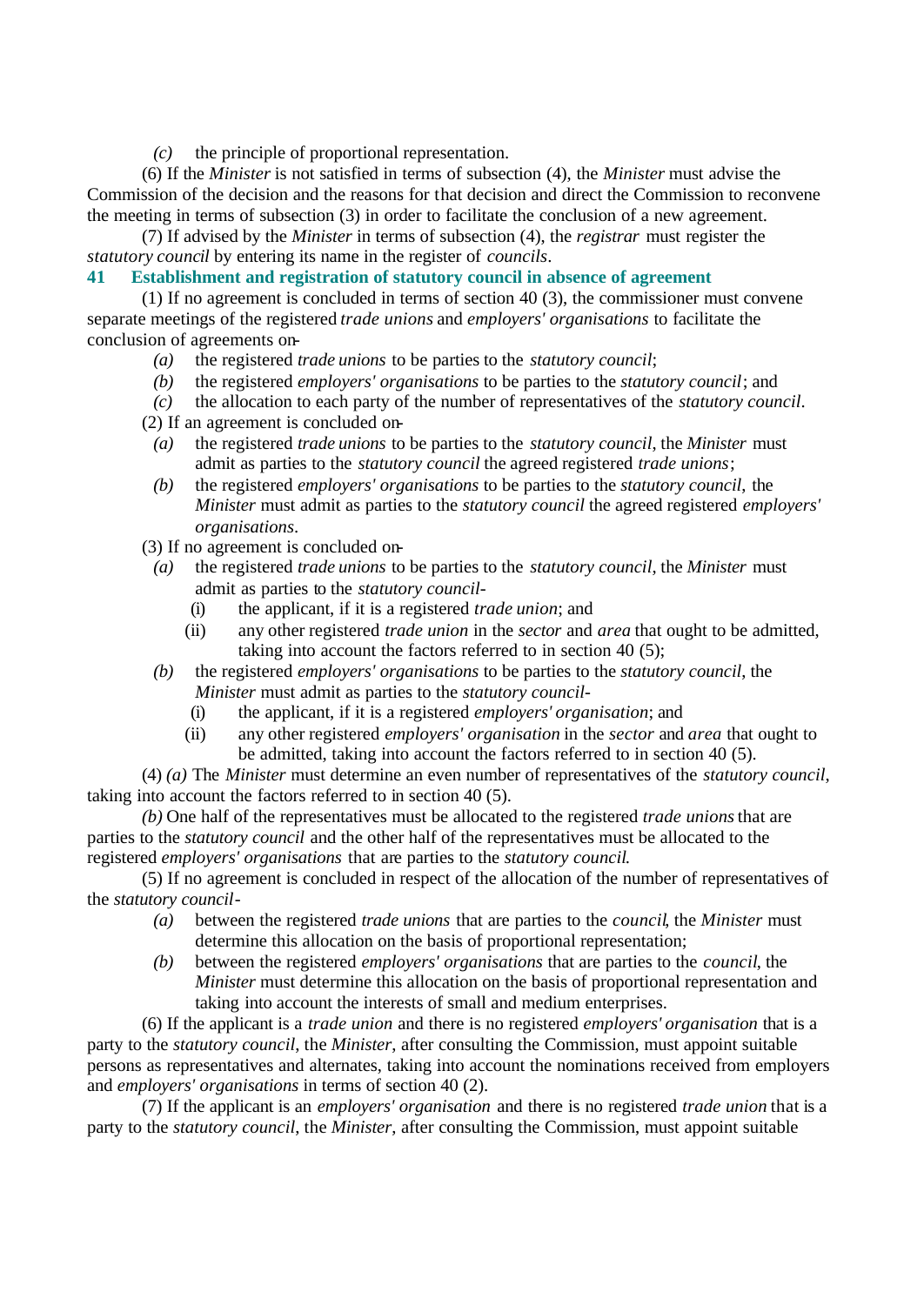*(c)* the principle of proportional representation.

(6) If the *Minister* is not satisfied in terms of subsection (4), the *Minister* must advise the Commission of the decision and the reasons for that decision and direct the Commission to reconvene the meeting in terms of subsection (3) in order to facilitate the conclusion of a new agreement.

(7) If advised by the *Minister* in terms of subsection (4), the *registrar* must register the *statutory council* by entering its name in the register of *councils*.

### 41 Establishment and registration of statutory council in absence of agreement

(1) If no agreement is concluded in terms of section 40 (3), the commissioner must convene separate meetings of the registered *trade unions* and *employers' organisations* to facilitate the conclusion of agreements on-

*(a)* the registered *trade unions* to be parties to the *statutory council*;

*(b)* the registered *employers' organisations* to be parties to the *statutory council*; and

*(c)* the allocation to each party of the number of representatives of the *statutory council*.

(2) If an agreement is concluded on-

*(a)* the registered *trade unions* to be parties to the *statutory council*, the *Minister* must admit as parties to the *statutory council* the agreed registered *trade unions*;

*(b)* the registered *employers' organisations* to be parties to the *statutory council*, the *Minister* must admit as parties to the *statutory council* the agreed registered *employers' organisations*.

(3) If no agreement is concluded on-

*(a)* the registered *trade unions* to be parties to the *statutory council*, the *Minister* must admit as parties to the *statutory council*-

(i) the applicant, if it is a registered *trade union*; and

(ii) any other registered *trade union* in the *sector* and *area* that ought to be admitted, taking into account the factors referred to in section 40 (5);

*(b)* the registered *employers' organisations* to be parties to the *statutory council*, the *Minister* must admit as parties to the *statutory council*-

(i) the applicant, if it is a registered *employers' organisation*; and

(ii) any other registered *employers' organisation* in the *sector* and *area* that ought to be admitted, taking into account the factors referred to in section 40 (5).

(4) *(a)* The *Minister* must determine an even number of representatives of the *statutory council*, taking into account the factors referred to in section 40 (5).

*(b)* One half of the representatives must be allocated to the registered *trade unions* that are parties to the *statutory council* and the other half of the representatives must be allocated to the registered *employers' organisations* that are parties to the *statutory council*.

(5) If no agreement is concluded in respect of the allocation of the number of representatives of the *statutory council*-

*(a)* between the registered *trade unions* that are parties to the *council*, the *Minister* must determine this allocation on the basis of proportional representation;

*(b)* between the registered *employers' organisations* that are parties to the *council*, the *Minister* must determine this allocation on the basis of proportional representation and taking into account the interests of small and medium enterprises.

(6) If the applicant is a *trade union* and there is no registered *employers' organisation* that is a party to the *statutory council*, the *Minister*, after consulting the Commission, must appoint suitable persons as representatives and alternates, taking into account the nominations received from employers and *employers' organisations* in terms of section 40 (2).

(7) If the applicant is an *employers' organisation* and there is no registered *trade union* that is a party to the *statutory council*, the *Minister*, after consulting the Commission, must appoint suitable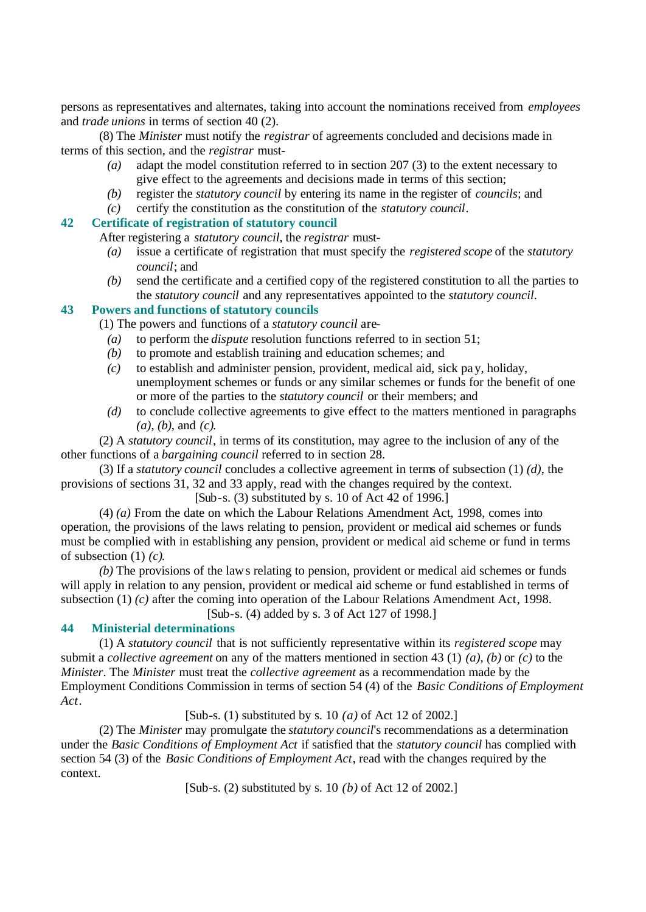persons as representatives and alternates, taking into account the nominations received from *employees* and *trade unions* in terms of section 40 (2).

(8) The *Minister* must notify the *registrar* of agreements concluded and decisions made in terms of this section, and the *registrar* must-

- *(a)* adapt the model constitution referred to in section 207 (3) to the extent necessary to give effect to the agreements and decisions made in terms of this section;
- *(b)* register the *statutory council* by entering its name in the register of *councils*; and
- *(c)* certify the constitution as the constitution of the *statutory council*.

## 42 Certificate of registration of statutory council

After registering a *statutory council*, the *registrar* must-

- *(a)* issue a certificate of registration that must specify the *registered scope* of the *statutory council*; and
- *(b)* send the certificate and a certified copy of the registered constitution to all the parties to the *statutory council* and any representatives appointed to the *statutory council*.

## 43 Powers and functions of statutory councils

(1) The powers and functions of a *statutory council* are-

- *(a)* to perform the *dispute* resolution functions referred to in section 51;
- *(b)* to promote and establish training and education schemes; and
- *(c)* to establish and administer pension, provident, medical aid, sick pay, holiday, unemployment schemes or funds or any similar schemes or funds for the benefit of one or more of the parties to the *statutory council* or their members; and
- *(d)* to conclude collective agreements to give effect to the matters mentioned in paragraphs *(a)*, *(b)*, and *(c)*.

(2) A *statutory council*, in terms of its constitution, may agree to the inclusion of any of the other functions of a *bargaining council* referred to in section 28.

(3) If a *statutory council* concludes a collective agreement in terms of subsection (1) *(d)*, the provisions of sections 31, 32 and 33 apply, read with the changes required by the context.

[Sub-s. (3) substituted by s. 10 of Act 42 of 1996.]

(4) *(a)* From the date on which the Labour Relations Amendment Act, 1998, comes into operation, the provisions of the laws relating to pension, provident or medical aid schemes or funds must be complied with in establishing any pension, provident or medical aid scheme or fund in terms of subsection (1) *(c)*.

*(b)* The provisions of the laws relating to pension, provident or medical aid schemes or funds will apply in relation to any pension, provident or medical aid scheme or fund established in terms of subsection (1) *(c)* after the coming into operation of the Labour Relations Amendment Act, 1998.

[Sub-s. (4) added by s. 3 of Act 127 of 1998.]

## 44 Ministerial determinations

(1) A *statutory council* that is not sufficiently representative within its *registered scope* may submit a *collective agreement* on any of the matters mentioned in section 43 (1) *(a)*, *(b)* or *(c)* to the *Minister*. The *Minister* must treat the *collective agreement* as a recommendation made by the Employment Conditions Commission in terms of section 54 (4) of the *Basic Conditions of Employment Act*.

[Sub-s. (1) substituted by s. 10 *(a)* of Act 12 of 2002.]

(2) The *Minister* may promulgate the *statutory council*'s recommendations as a determination under the *Basic Conditions of Employment Act* if satisfied that the *statutory council* has complied with section 54 (3) of the *Basic Conditions of Employment Act*, read with the changes required by the context.

[Sub-s. (2) substituted by s. 10 *(b)* of Act 12 of 2002.]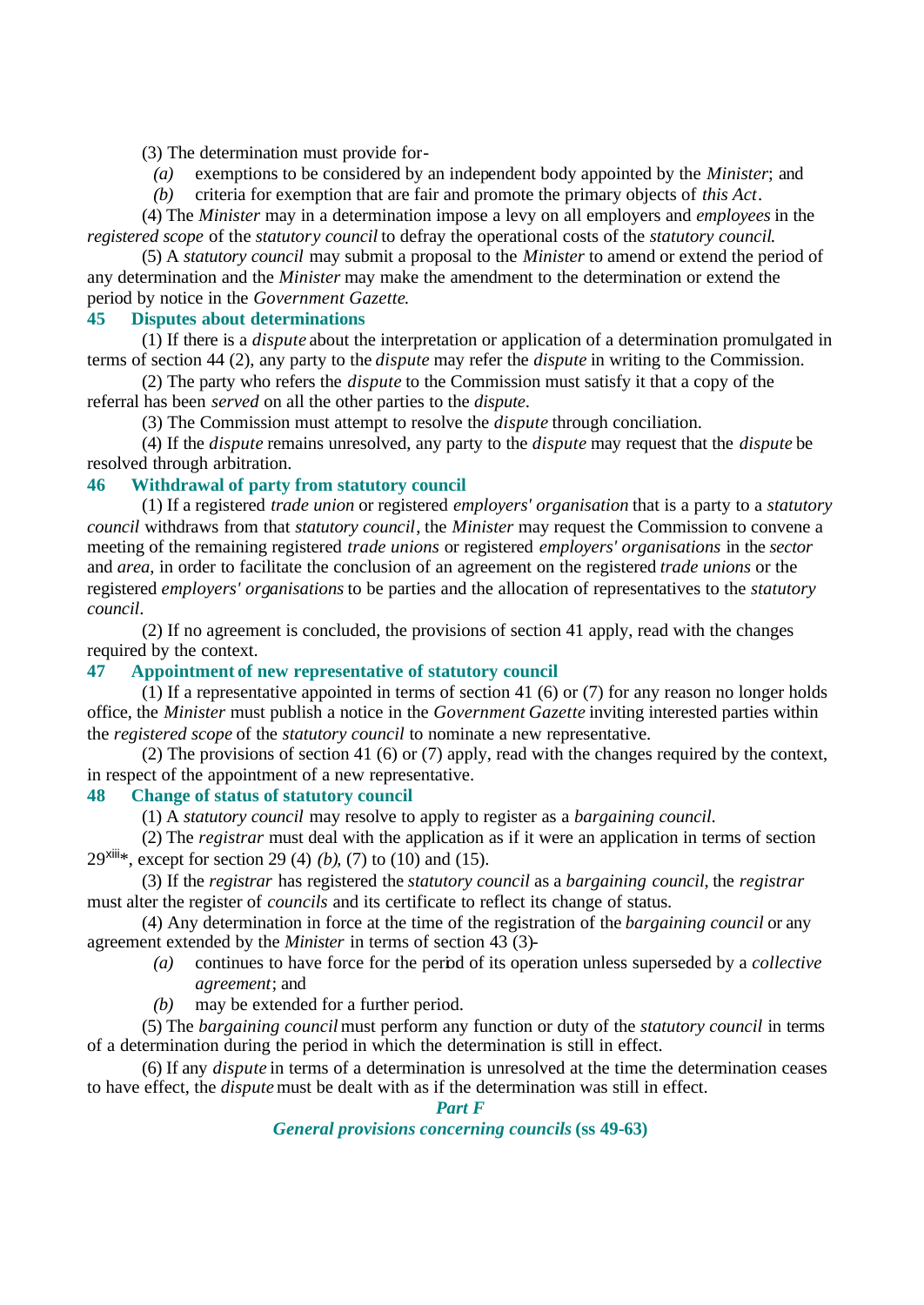(3) The determination must provide for-

*(a)* exemptions to be considered by an independent body appointed by the *Minister*; and

*(b)* criteria for exemption that are fair and promote the primary objects of *this Act*.

(4) The *Minister* may in a determination impose a levy on all employers and *employees* in the *registered scope* of the *statutory council* to defray the operational costs of the *statutory council*.

(5) A *statutory council* may submit a proposal to the *Minister* to amend or extend the period of any determination and the *Minister* may make the amendment to the determination or extend the period by notice in the *Government Gazette*.

### 45 Disputes about determinations

(1) If there is a *dispute* about the interpretation or application of a determination promulgated in terms of section 44 (2), any party to the *dispute* may refer the *dispute* in writing to the Commission.

(2) The party who refers the *dispute* to the Commission must satisfy it that a copy of the referral has been *served* on all the other parties to the *dispute*.

(3) The Commission must attempt to resolve the *dispute* through conciliation.

(4) If the *dispute* remains unresolved, any party to the *dispute* may request that the *dispute* be resolved through arbitration.

### 46 Withdrawal of party from statutory council

(1) If a registered *trade union* or registered *employers' organisation* that is a party to a *statutory council* withdraws from that *statutory council*, the *Minister* may request the Commission to convene a meeting of the remaining registered *trade unions* or registered *employers' organisations* in the *sector* and *area*, in order to facilitate the conclusion of an agreement on the registered *trade unions* or the registered *employers' organisations* to be parties and the allocation of representatives to the *statutory council*.

(2) If no agreement is concluded, the provisions of section 41 apply, read with the changes required by the context.

### 47 Appointment of new representative of statutory council

(1) If a representative appointed in terms of section 41 (6) or (7) for any reason no longer holds office, the *Minister* must publish a notice in the *Government Gazette* inviting interested parties within the *registered scope* of the *statutory council* to nominate a new representative.

(2) The provisions of section 41 (6) or (7) apply, read with the changes required by the context, in respect of the appointment of a new representative.

### 48 Change of status of statutory council

(1) A *statutory council* may resolve to apply to register as a *bargaining council*.

(2) The *registrar* must deal with the application as if it were an application in terms of section 29[xiii]*, except for section 29 (4) *(b)*, (7) to (10) and (15).

(3) If the *registrar* has registered the *statutory council* as a *bargaining council*, the *registrar* must alter the register of *councils* and its certificate to reflect its change of status.

(4) Any determination in force at the time of the registration of the *bargaining council* or any agreement extended by the *Minister* in terms of section 43 (3)-

*(a)* continues to have force for the period of its operation unless superseded by a *collective agreement*; and

*(b)* may be extended for a further period.

(5) The *bargaining council* must perform any function or duty of the *statutory council* in terms of a determination during the period in which the determination is still in effect.

(6) If any *dispute* in terms of a determination is unresolved at the time the determination ceases to have effect, the *dispute* must be dealt with as if the determination was still in effect.

## *Part F*

## *General provisions concerning councils* (ss 49-63)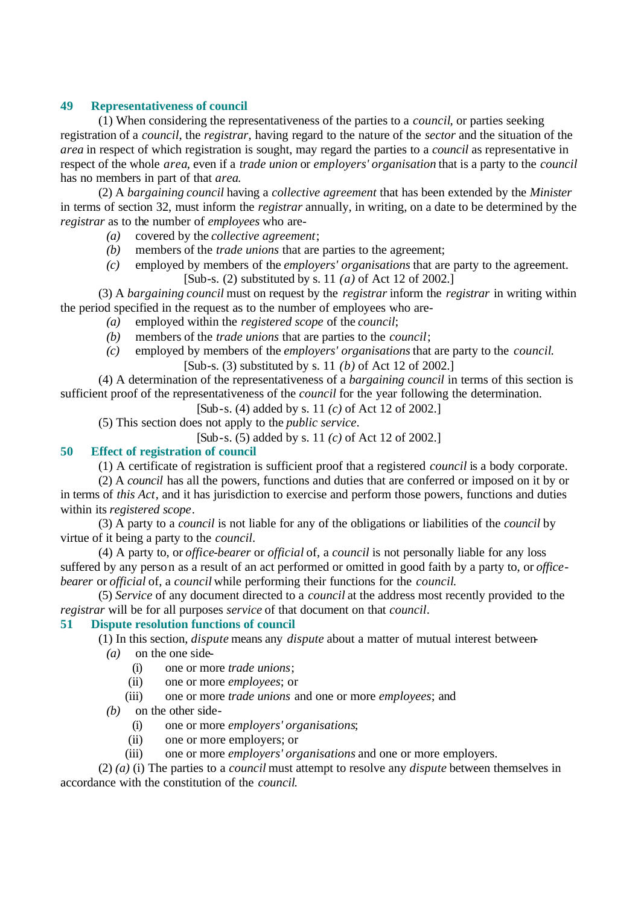### 49 Representativeness of council

(1) When considering the representativeness of the parties to a *council*, or parties seeking registration of a *council*, the *registrar*, having regard to the nature of the *sector* and the situation of the *area* in respect of which registration is sought, may regard the parties to a *council* as representative in respect of the whole *area*, even if a *trade union* or *employers' organisation* that is a party to the *council* has no members in part of that *area*.

(2) A *bargaining council* having a *collective agreement* that has been extended by the *Minister* in terms of section 32, must inform the *registrar* annually, in writing, on a date to be determined by the *registrar* as to the number of *employees* who are-

*(a)* covered by the *collective agreement*;

*(b)* members of the *trade unions* that are parties to the agreement;

*(c)* employed by members of the *employers' organisations* that are party to the agreement.

[Sub-s. (2) substituted by s. 11 *(a)* of Act 12 of 2002.]

(3) A *bargaining council* must on request by the *registrar* inform the *registrar* in writing within the period specified in the request as to the number of employees who are-

*(a)* employed within the *registered scope* of the *council*;

*(b)* members of the *trade unions* that are parties to the *council*;

*(c)* employed by members of the *employers' organisations* that are party to the *council*.

[Sub-s. (3) substituted by s. 11 *(b)* of Act 12 of 2002.]

(4) A determination of the representativeness of a *bargaining council* in terms of this section is sufficient proof of the representativeness of the *council* for the year following the determination.

[Sub-s. (4) added by s. 11 *(c)* of Act 12 of 2002.]

(5) This section does not apply to the *public service*.

[Sub-s. (5) added by s. 11 *(c)* of Act 12 of 2002.]

### 50 Effect of registration of council

(1) A certificate of registration is sufficient proof that a registered *council* is a body corporate.

(2) A *council* has all the powers, functions and duties that are conferred or imposed on it by or in terms of *this Act*, and it has jurisdiction to exercise and perform those powers, functions and duties within its *registered scope*.

(3) A party to a *council* is not liable for any of the obligations or liabilities of the *council* by virtue of it being a party to the *council*.

(4) A party to, or *office-bearer* or *official* of, a *council* is not personally liable for any loss suffered by any person as a result of an act performed or omitted in good faith by a party to, or *office-bearer* or *official* of, a *council* while performing their functions for the *council*.

(5) *Service* of any document directed to a *council* at the address most recently provided to the *registrar* will be for all purposes *service* of that document on that *council*.

### 51 Dispute resolution functions of council

(1) In this section, *dispute* means any *dispute* about a matter of mutual interest between-

*(a)* on the one side-

(i) one or more *trade unions*;

(ii) one or more *employees*; or

(iii) one or more *trade unions* and one or more *employees*; and

*(b)* on the other side-

(i) one or more *employers' organisations*;

(ii) one or more employers; or

(iii) one or more *employers' organisations* and one or more employers.

(2) *(a)* (i) The parties to a *council* must attempt to resolve any *dispute* between themselves in accordance with the constitution of the *council*.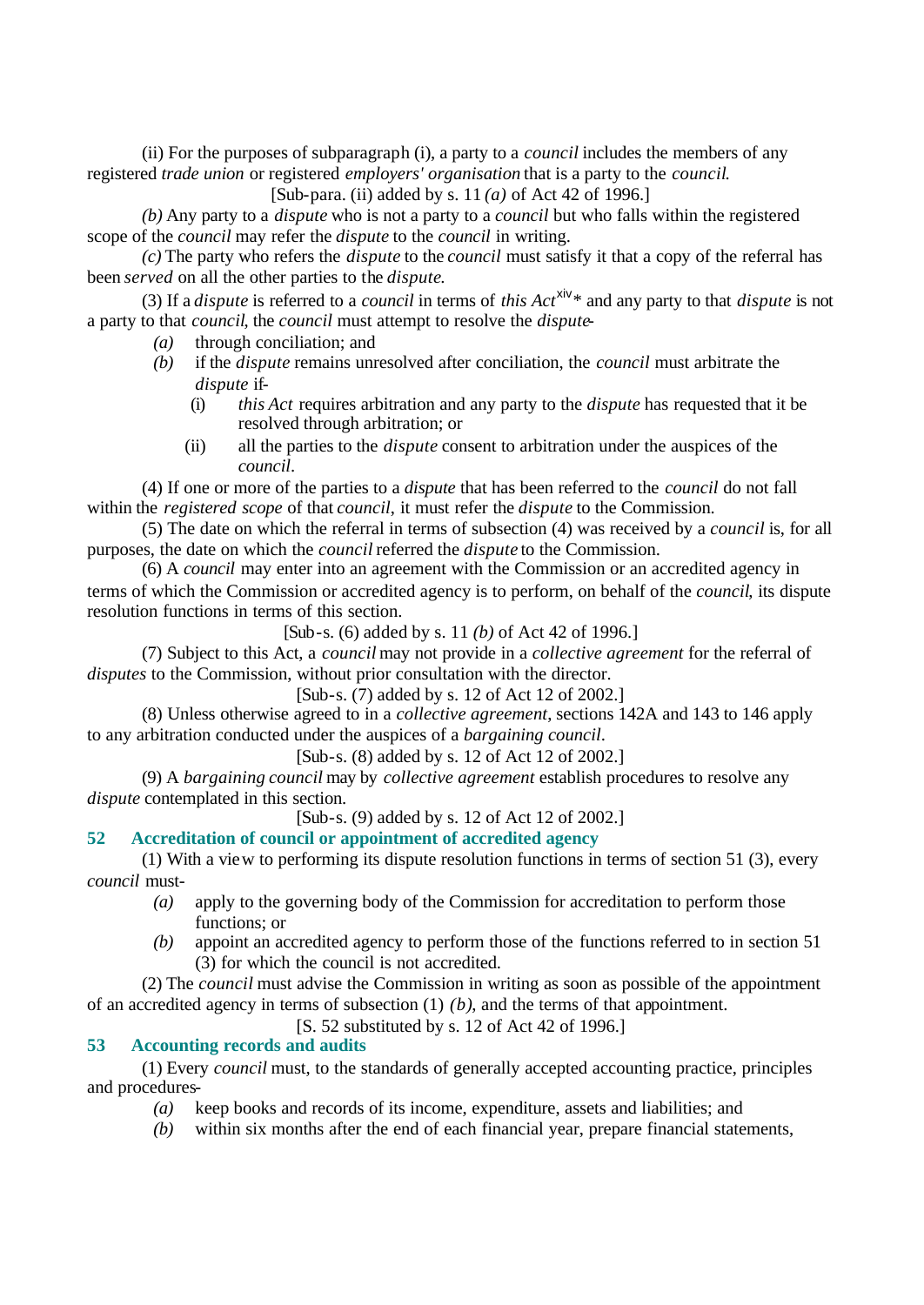(ii) For the purposes of subparagraph (i), a party to a *council* includes the members of any registered *trade union* or registered *employers' organisation* that is a party to the *council*.

[Sub-para. (ii) added by s. 11 *(a)* of Act 42 of 1996.]

*(b)* Any party to a *dispute* who is not a party to a *council* but who falls within the registered scope of the *council* may refer the *dispute* to the *council* in writing.

*(c)* The party who refers the *dispute* to the *council* must satisfy it that a copy of the referral has been *served* on all the other parties to the *dispute*.

(3) If a *dispute* is referred to a *council* in terms of *this Act*[xiv]* and any party to that *dispute* is not a party to that *council*, the *council* must attempt to resolve the *dispute*-

*(a)* through conciliation; and

*(b)* if the *dispute* remains unresolved after conciliation, the *council* must arbitrate the *dispute* if-

(i) *this Act* requires arbitration and any party to the *dispute* has requested that it be resolved through arbitration; or

(ii) all the parties to the *dispute* consent to arbitration under the auspices of the *council*.

(4) If one or more of the parties to a *dispute* that has been referred to the *council* do not fall within the *registered scope* of that *council*, it must refer the *dispute* to the Commission.

(5) The date on which the referral in terms of subsection (4) was received by a *council* is, for all purposes, the date on which the *council* referred the *dispute* to the Commission.

(6) A *council* may enter into an agreement with the Commission or an accredited agency in terms of which the Commission or accredited agency is to perform, on behalf of the *council*, its dispute resolution functions in terms of this section.

[Sub-s. (6) added by s. 11 *(b)* of Act 42 of 1996.]

(7) Subject to this Act, a *council* may not provide in a *collective agreement* for the referral of *disputes* to the Commission, without prior consultation with the director.

[Sub-s. (7) added by s. 12 of Act 12 of 2002.]

(8) Unless otherwise agreed to in a *collective agreement*, sections 142A and 143 to 146 apply to any arbitration conducted under the auspices of a *bargaining council*.

[Sub-s. (8) added by s. 12 of Act 12 of 2002.]

(9) A *bargaining council* may by *collective agreement* establish procedures to resolve any *dispute* contemplated in this section.

[Sub-s. (9) added by s. 12 of Act 12 of 2002.]

### 52 Accreditation of council or appointment of accredited agency

(1) With a view to performing its dispute resolution functions in terms of section 51 (3), every *council* must-

*(a)* apply to the governing body of the Commission for accreditation to perform those functions; or

*(b)* appoint an accredited agency to perform those of the functions referred to in section 51 (3) for which the council is not accredited.

(2) The *council* must advise the Commission in writing as soon as possible of the appointment of an accredited agency in terms of subsection (1) *(b)*, and the terms of that appointment.

[S. 52 substituted by s. 12 of Act 42 of 1996.]

### 53 Accounting records and audits

(1) Every *council* must, to the standards of generally accepted accounting practice, principles and procedures-

*(a)* keep books and records of its income, expenditure, assets and liabilities; and

*(b)* within six months after the end of each financial year, prepare financial statements,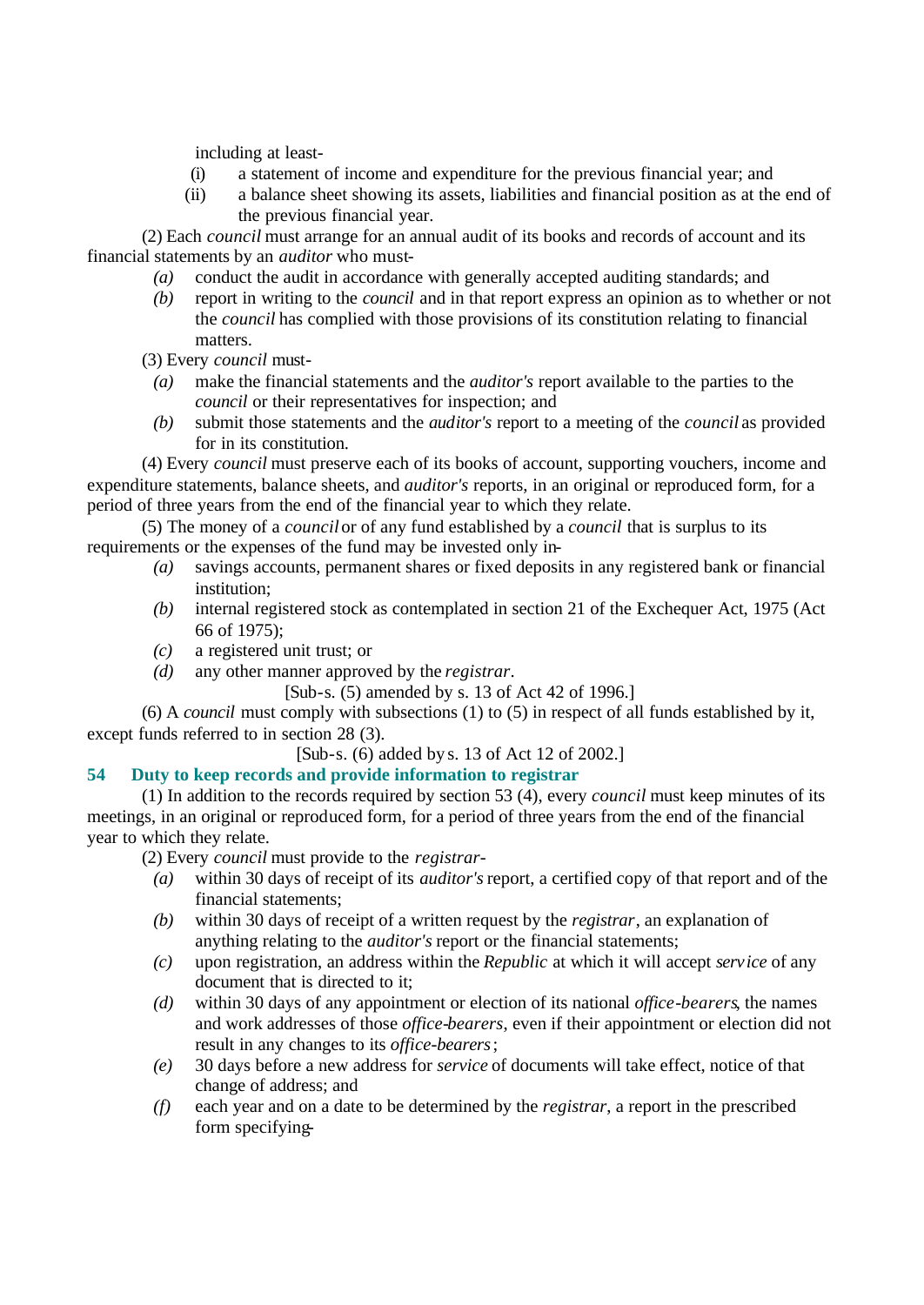including at least-

(i) a statement of income and expenditure for the previous financial year; and

(ii) a balance sheet showing its assets, liabilities and financial position as at the end of the previous financial year.

(2) Each *council* must arrange for an annual audit of its books and records of account and its financial statements by an *auditor* who must-

*(a)* conduct the audit in accordance with generally accepted auditing standards; and

*(b)* report in writing to the *council* and in that report express an opinion as to whether or not the *council* has complied with those provisions of its constitution relating to financial matters.

(3) Every *council* must-

*(a)* make the financial statements and the *auditor's* report available to the parties to the *council* or their representatives for inspection; and

*(b)* submit those statements and the *auditor's* report to a meeting of the *council* as provided for in its constitution.

(4) Every *council* must preserve each of its books of account, supporting vouchers, income and expenditure statements, balance sheets, and *auditor's* reports, in an original or reproduced form, for a period of three years from the end of the financial year to which they relate.

(5) The money of a *council* or of any fund established by a *council* that is surplus to its requirements or the expenses of the fund may be invested only in-

*(a)* savings accounts, permanent shares or fixed deposits in any registered bank or financial institution;

*(b)* internal registered stock as contemplated in section 21 of the Exchequer Act, 1975 (Act 66 of 1975);

*(c)* a registered unit trust; or

*(d)* any other manner approved by the *registrar*.

[Sub-s. (5) amended by s. 13 of Act 42 of 1996.]

(6) A *council* must comply with subsections (1) to (5) in respect of all funds established by it, except funds referred to in section 28 (3).

[Sub-s. (6) added by s. 13 of Act 12 of 2002.]

### 54 Duty to keep records and provide information to registrar

(1) In addition to the records required by section 53 (4), every *council* must keep minutes of its meetings, in an original or reproduced form, for a period of three years from the end of the financial year to which they relate.

(2) Every *council* must provide to the *registrar*-

*(a)* within 30 days of receipt of its *auditor's* report, a certified copy of that report and of the financial statements;

*(b)* within 30 days of receipt of a written request by the *registrar*, an explanation of anything relating to the *auditor's* report or the financial statements;

*(c)* upon registration, an address within the *Republic* at which it will accept *service* of any document that is directed to it;

*(d)* within 30 days of any appointment or election of its national *office-bearers*, the names and work addresses of those *office-bearers*, even if their appointment or election did not result in any changes to its *office-bearers*;

*(e)* 30 days before a new address for *service* of documents will take effect, notice of that change of address; and

*(f)* each year and on a date to be determined by the *registrar*, a report in the prescribed form specifying-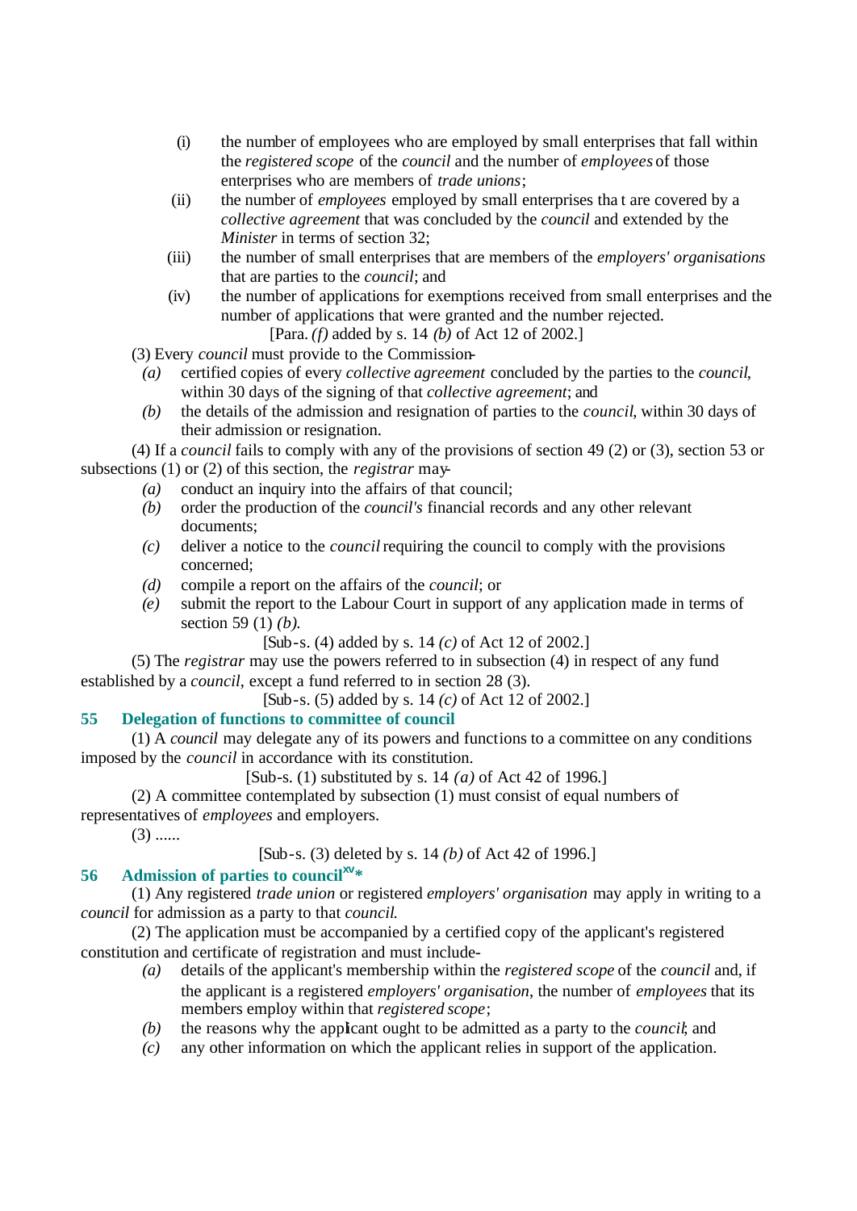(i) the number of employees who are employed by small enterprises that fall within the *registered scope* of the *council* and the number of *employees* of those enterprises who are members of *trade unions*;

(ii) the number of *employees* employed by small enterprises that are covered by a *collective agreement* that was concluded by the *council* and extended by the *Minister* in terms of section 32;

(iii) the number of small enterprises that are members of the *employers' organisations* that are parties to the *council*; and

(iv) the number of applications for exemptions received from small enterprises and the number of applications that were granted and the number rejected.

[Para. *(f)* added by s. 14 *(b)* of Act 12 of 2002.]

(3) Every *council* must provide to the Commission-

*(a)* certified copies of every *collective agreement* concluded by the parties to the *council*, within 30 days of the signing of that *collective agreement*; and

*(b)* the details of the admission and resignation of parties to the *council*, within 30 days of their admission or resignation.

(4) If a *council* fails to comply with any of the provisions of section 49 (2) or (3), section 53 or subsections (1) or (2) of this section, the *registrar* may-

*(a)* conduct an inquiry into the affairs of that council;

*(b)* order the production of the *council's* financial records and any other relevant documents;

*(c)* deliver a notice to the *council* requiring the council to comply with the provisions concerned;

*(d)* compile a report on the affairs of the *council*; or

*(e)* submit the report to the Labour Court in support of any application made in terms of section 59 (1) *(b)*.

[Sub-s. (4) added by s. 14 *(c)* of Act 12 of 2002.]

(5) The *registrar* may use the powers referred to in subsection (4) in respect of any fund established by a *council*, except a fund referred to in section 28 (3).

[Sub-s. (5) added by s. 14 *(c)* of Act 12 of 2002.]

## 55 Delegation of functions to committee of council

(1) A *council* may delegate any of its powers and functions to a committee on any conditions imposed by the *council* in accordance with its constitution.

[Sub-s. (1) substituted by s. 14 *(a)* of Act 42 of 1996.]

(2) A committee contemplated by subsection (1) must consist of equal numbers of representatives of *employees* and employers.

(3) ......

[Sub-s. (3) deleted by s. 14 *(b)* of Act 42 of 1996.]

## 56 Admission of parties to council[xv]*

(1) Any registered *trade union* or registered *employers' organisation* may apply in writing to a *council* for admission as a party to that *council*.

(2) The application must be accompanied by a certified copy of the applicant's registered constitution and certificate of registration and must include-

*(a)* details of the applicant's membership within the *registered scope* of the *council* and, if the applicant is a registered *employers' organisation*, the number of *employees* that its members employ within that *registered scope*;

*(b)* the reasons why the applicant ought to be admitted as a party to the *council*; and

*(c)* any other information on which the applicant relies in support of the application.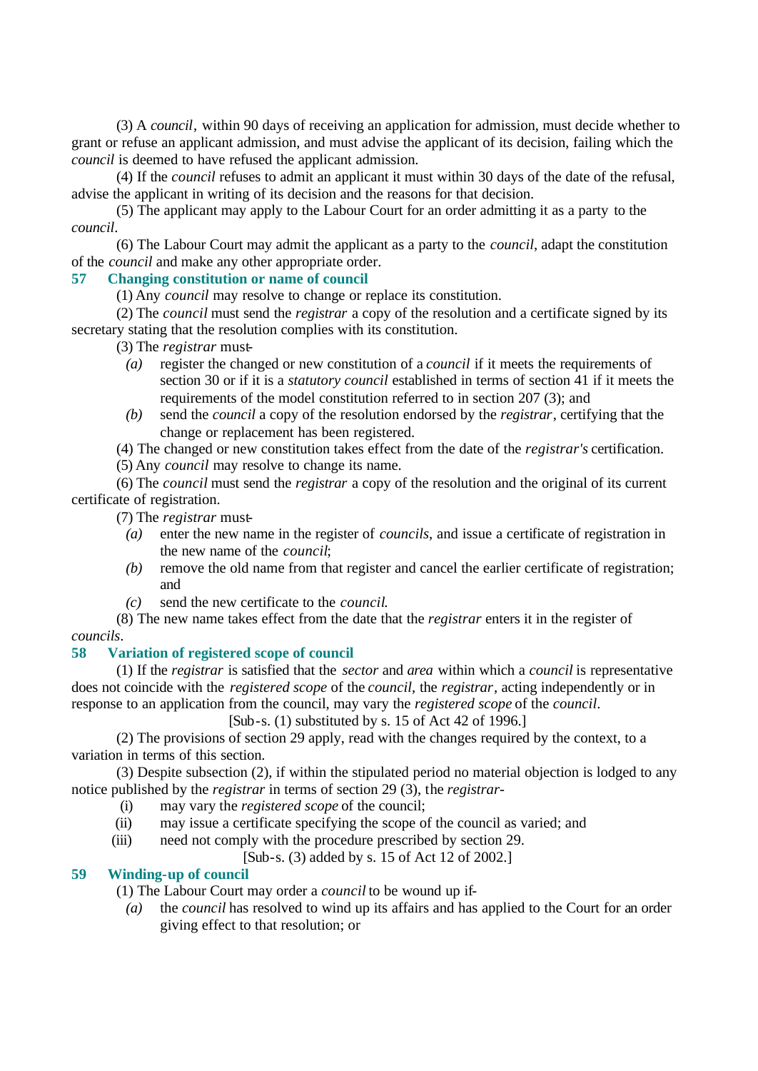(3) A *council*, within 90 days of receiving an application for admission, must decide whether to grant or refuse an applicant admission, and must advise the applicant of its decision, failing which the *council* is deemed to have refused the applicant admission.

(4) If the *council* refuses to admit an applicant it must within 30 days of the date of the refusal, advise the applicant in writing of its decision and the reasons for that decision.

(5) The applicant may apply to the Labour Court for an order admitting it as a party to the *council*.

(6) The Labour Court may admit the applicant as a party to the *council*, adapt the constitution of the *council* and make any other appropriate order.

### 57 Changing constitution or name of council

(1) Any *council* may resolve to change or replace its constitution.

(2) The *council* must send the *registrar* a copy of the resolution and a certificate signed by its secretary stating that the resolution complies with its constitution.

(3) The *registrar* must-

*(a)* register the changed or new constitution of a *council* if it meets the requirements of section 30 or if it is a *statutory council* established in terms of section 41 if it meets the requirements of the model constitution referred to in section 207 (3); and

*(b)* send the *council* a copy of the resolution endorsed by the *registrar*, certifying that the change or replacement has been registered.

(4) The changed or new constitution takes effect from the date of the *registrar's* certification.

(5) Any *council* may resolve to change its name.

(6) The *council* must send the *registrar* a copy of the resolution and the original of its current certificate of registration.

(7) The *registrar* must-

*(a)* enter the new name in the register of *councils*, and issue a certificate of registration in the new name of the *council*;

*(b)* remove the old name from that register and cancel the earlier certificate of registration; and

*(c)* send the new certificate to the *council*.

(8) The new name takes effect from the date that the *registrar* enters it in the register of *councils*.

### 58 Variation of registered scope of council

(1) If the *registrar* is satisfied that the *sector* and *area* within which a *council* is representative does not coincide with the *registered scope* of the *council*, the *registrar*, acting independently or in response to an application from the council, may vary the *registered scope* of the *council*.

[Sub-s. (1) substituted by s. 15 of Act 42 of 1996.]

(2) The provisions of section 29 apply, read with the changes required by the context, to a variation in terms of this section.

(3) Despite subsection (2), if within the stipulated period no material objection is lodged to any notice published by the *registrar* in terms of section 29 (3), the *registrar*-

(i) may vary the *registered scope* of the council;

(ii) may issue a certificate specifying the scope of the council as varied; and

(iii) need not comply with the procedure prescribed by section 29.

[Sub-s. (3) added by s. 15 of Act 12 of 2002.]

### 59 Winding-up of council

(1) The Labour Court may order a *council* to be wound up if-

*(a)* the *council* has resolved to wind up its affairs and has applied to the Court for an order giving effect to that resolution; or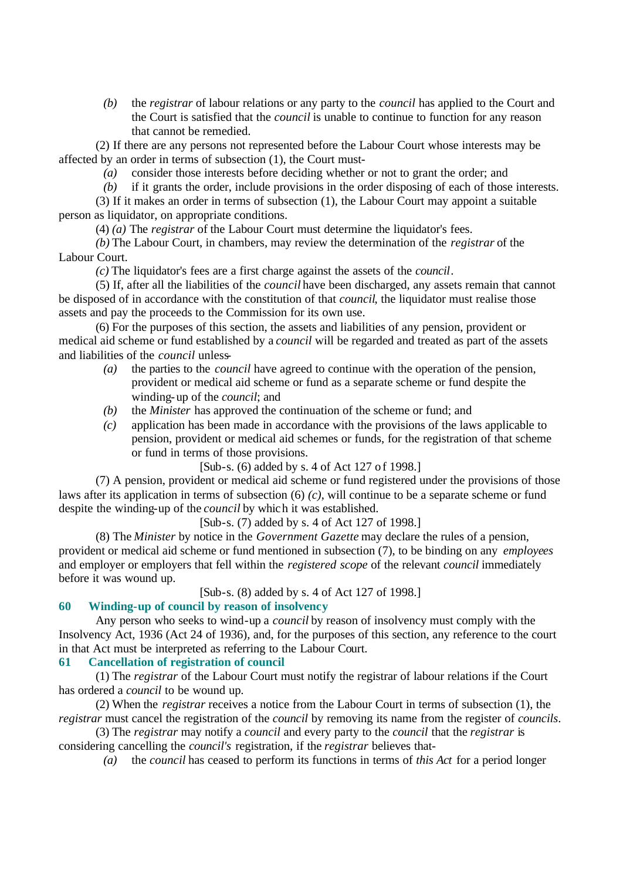*(b)* the *registrar* of labour relations or any party to the *council* has applied to the Court and the Court is satisfied that the *council* is unable to continue to function for any reason that cannot be remedied.

(2) If there are any persons not represented before the Labour Court whose interests may be affected by an order in terms of subsection (1), the Court must-

*(a)* consider those interests before deciding whether or not to grant the order; and

*(b)* if it grants the order, include provisions in the order disposing of each of those interests.

(3) If it makes an order in terms of subsection (1), the Labour Court may appoint a suitable person as liquidator, on appropriate conditions.

(4) *(a)* The *registrar* of the Labour Court must determine the liquidator's fees.

*(b)* The Labour Court, in chambers, may review the determination of the *registrar* of the Labour Court.

*(c)* The liquidator's fees are a first charge against the assets of the *council*.

(5) If, after all the liabilities of the *council* have been discharged, any assets remain that cannot be disposed of in accordance with the constitution of that *council*, the liquidator must realise those assets and pay the proceeds to the Commission for its own use.

(6) For the purposes of this section, the assets and liabilities of any pension, provident or medical aid scheme or fund established by a *council* will be regarded and treated as part of the assets and liabilities of the *council* unless-

*(a)* the parties to the *council* have agreed to continue with the operation of the pension, provident or medical aid scheme or fund as a separate scheme or fund despite the winding-up of the *council*; and

*(b)* the *Minister* has approved the continuation of the scheme or fund; and

*(c)* application has been made in accordance with the provisions of the laws applicable to pension, provident or medical aid schemes or funds, for the registration of that scheme or fund in terms of those provisions.

[Sub-s. (6) added by s. 4 of Act 127 of 1998.]

(7) A pension, provident or medical aid scheme or fund registered under the provisions of those laws after its application in terms of subsection (6) *(c)*, will continue to be a separate scheme or fund despite the winding-up of the *council* by which it was established.

[Sub-s. (7) added by s. 4 of Act 127 of 1998.]

(8) The *Minister* by notice in the *Government Gazette* may declare the rules of a pension, provident or medical aid scheme or fund mentioned in subsection (7), to be binding on any *employees* and employer or employers that fell within the *registered scope* of the relevant *council* immediately before it was wound up.

[Sub-s. (8) added by s. 4 of Act 127 of 1998.]

### 60 Winding-up of council by reason of insolvency

Any person who seeks to wind-up a *council* by reason of insolvency must comply with the Insolvency Act, 1936 (Act 24 of 1936), and, for the purposes of this section, any reference to the court in that Act must be interpreted as referring to the Labour Court.

### 61 Cancellation of registration of council

(1) The *registrar* of the Labour Court must notify the registrar of labour relations if the Court has ordered a *council* to be wound up.

(2) When the *registrar* receives a notice from the Labour Court in terms of subsection (1), the *registrar* must cancel the registration of the *council* by removing its name from the register of *councils*.

(3) The *registrar* may notify a *council* and every party to the *council* that the *registrar* is considering cancelling the *council's* registration, if the *registrar* believes that-

*(a)* the *council* has ceased to perform its functions in terms of *this Act* for a period longer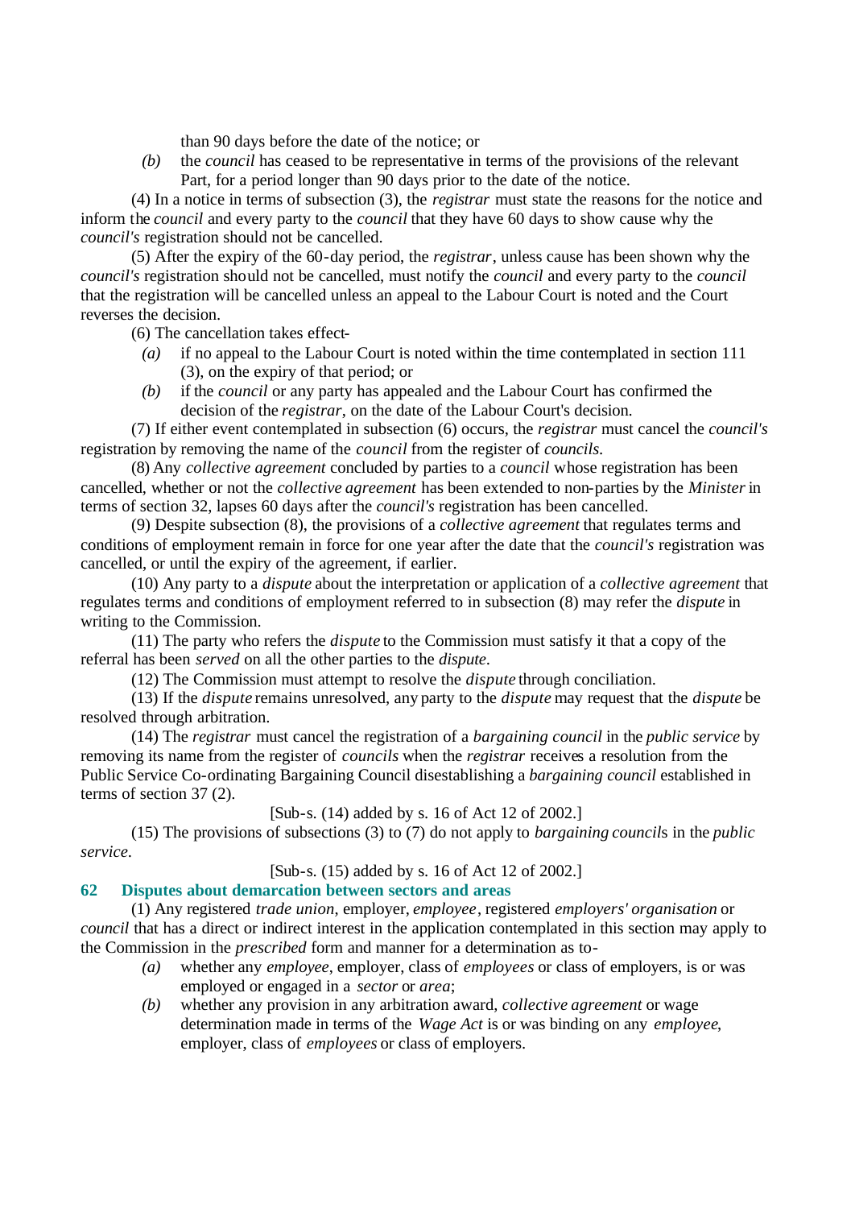than 90 days before the date of the notice; or

*(b)* the *council* has ceased to be representative in terms of the provisions of the relevant Part, for a period longer than 90 days prior to the date of the notice.

(4) In a notice in terms of subsection (3), the *registrar* must state the reasons for the notice and inform the *council* and every party to the *council* that they have 60 days to show cause why the *council's* registration should not be cancelled.

(5) After the expiry of the 60-day period, the *registrar*, unless cause has been shown why the *council's* registration should not be cancelled, must notify the *council* and every party to the *council* that the registration will be cancelled unless an appeal to the Labour Court is noted and the Court reverses the decision.

(6) The cancellation takes effect-

*(a)* if no appeal to the Labour Court is noted within the time contemplated in section 111 (3), on the expiry of that period; or

*(b)* if the *council* or any party has appealed and the Labour Court has confirmed the decision of the *registrar*, on the date of the Labour Court's decision.

(7) If either event contemplated in subsection (6) occurs, the *registrar* must cancel the *council's* registration by removing the name of the *council* from the register of *councils*.

(8) Any *collective agreement* concluded by parties to a *council* whose registration has been cancelled, whether or not the *collective agreement* has been extended to non-parties by the *Minister* in terms of section 32, lapses 60 days after the *council's* registration has been cancelled.

(9) Despite subsection (8), the provisions of a *collective agreement* that regulates terms and conditions of employment remain in force for one year after the date that the *council's* registration was cancelled, or until the expiry of the agreement, if earlier.

(10) Any party to a *dispute* about the interpretation or application of a *collective agreement* that regulates terms and conditions of employment referred to in subsection (8) may refer the *dispute* in writing to the Commission.

(11) The party who refers the *dispute* to the Commission must satisfy it that a copy of the referral has been *served* on all the other parties to the *dispute*.

(12) The Commission must attempt to resolve the *dispute* through conciliation.

(13) If the *dispute* remains unresolved, any party to the *dispute* may request that the *dispute* be resolved through arbitration.

(14) The *registrar* must cancel the registration of a *bargaining council* in the *public service* by removing its name from the register of *councils* when the *registrar* receives a resolution from the Public Service Co-ordinating Bargaining Council disestablishing a *bargaining council* established in terms of section 37 (2).

[Sub-s. (14) added by s. 16 of Act 12 of 2002.]

(15) The provisions of subsections (3) to (7) do not apply to *bargaining councils* in the *public service*.

[Sub-s. (15) added by s. 16 of Act 12 of 2002.]

### 62 Disputes about demarcation between sectors and areas

(1) Any registered *trade union*, employer, *employee*, registered *employers' organisation* or *council* that has a direct or indirect interest in the application contemplated in this section may apply to the Commission in the *prescribed* form and manner for a determination as to-

*(a)* whether any *employee*, employer, class of *employees* or class of employers, is or was employed or engaged in a *sector* or *area*;

*(b)* whether any provision in any arbitration award, *collective agreement* or wage determination made in terms of the *Wage Act* is or was binding on any *employee*, employer, class of *employees* or class of employers.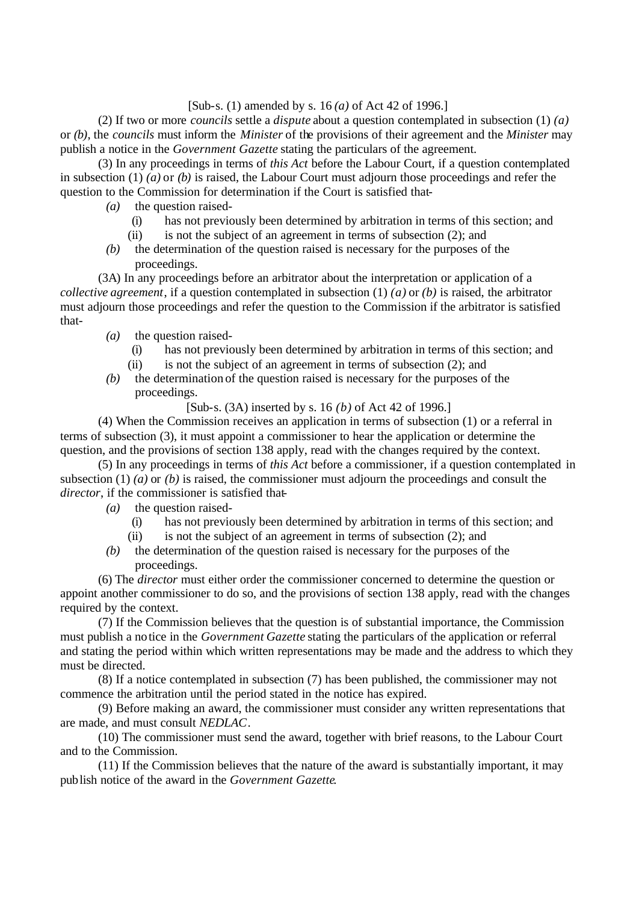[Sub-s. (1) amended by s. 16 *(a)* of Act 42 of 1996.]

(2) If two or more *councils* settle a *dispute* about a question contemplated in subsection (1) *(a)* or *(b)*, the *councils* must inform the *Minister* of the provisions of their agreement and the *Minister* may publish a notice in the *Government Gazette* stating the particulars of the agreement.

(3) In any proceedings in terms of *this Act* before the Labour Court, if a question contemplated in subsection (1) *(a)* or *(b)* is raised, the Labour Court must adjourn those proceedings and refer the question to the Commission for determination if the Court is satisfied that-

- *(a)* the question raised-
  - (i) has not previously been determined by arbitration in terms of this section; and
  - (ii) is not the subject of an agreement in terms of subsection (2); and
- *(b)* the determination of the question raised is necessary for the purposes of the proceedings.

(3A) In any proceedings before an arbitrator about the interpretation or application of a *collective agreement*, if a question contemplated in subsection (1) *(a)* or *(b)* is raised, the arbitrator must adjourn those proceedings and refer the question to the Commission if the arbitrator is satisfied that-

- *(a)* the question raised-
  - (i) has not previously been determined by arbitration in terms of this section; and
  - (ii) is not the subject of an agreement in terms of subsection (2); and
- *(b)* the determination of the question raised is necessary for the purposes of the proceedings.

[Sub-s. (3A) inserted by s. 16 *(b)* of Act 42 of 1996.]

(4) When the Commission receives an application in terms of subsection (1) or a referral in terms of subsection (3), it must appoint a commissioner to hear the application or determine the question, and the provisions of section 138 apply, read with the changes required by the context.

(5) In any proceedings in terms of *this Act* before a commissioner, if a question contemplated in subsection (1) *(a)* or *(b)* is raised, the commissioner must adjourn the proceedings and consult the *director*, if the commissioner is satisfied that-

- *(a)* the question raised-
  - (i) has not previously been determined by arbitration in terms of this section; and
  - (ii) is not the subject of an agreement in terms of subsection (2); and
- *(b)* the determination of the question raised is necessary for the purposes of the proceedings.

(6) The *director* must either order the commissioner concerned to determine the question or appoint another commissioner to do so, and the provisions of section 138 apply, read with the changes required by the context.

(7) If the Commission believes that the question is of substantial importance, the Commission must publish a notice in the *Government Gazette* stating the particulars of the application or referral and stating the period within which written representations may be made and the address to which they must be directed.

(8) If a notice contemplated in subsection (7) has been published, the commissioner may not commence the arbitration until the period stated in the notice has expired.

(9) Before making an award, the commissioner must consider any written representations that are made, and must consult *NEDLAC*.

(10) The commissioner must send the award, together with brief reasons, to the Labour Court and to the Commission.

(11) If the Commission believes that the nature of the award is substantially important, it may publish notice of the award in the *Government Gazette*.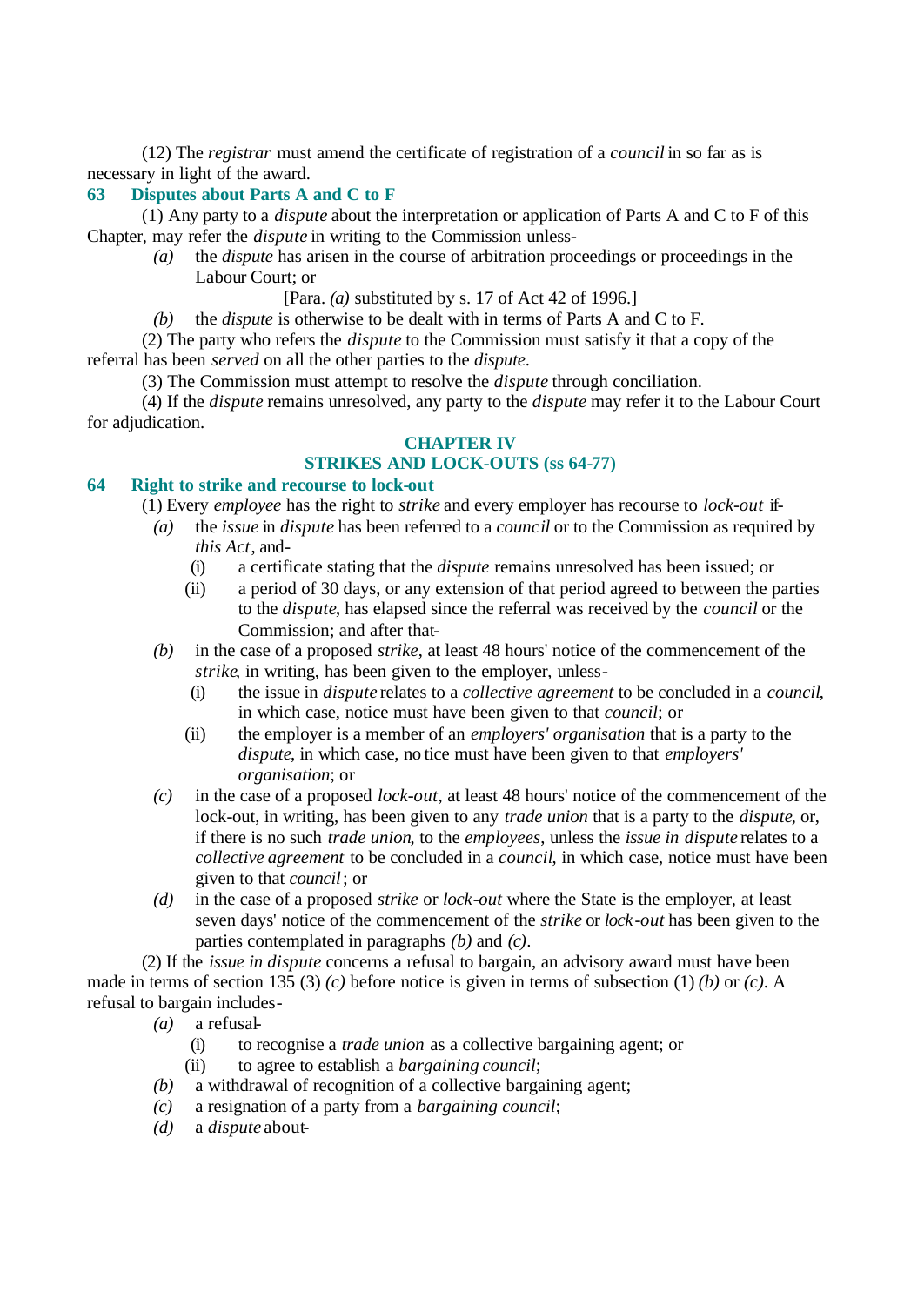(12) The *registrar* must amend the certificate of registration of a *council* in so far as is necessary in light of the award.

### 63 Disputes about Parts A and C to F

(1) Any party to a *dispute* about the interpretation or application of Parts A and C to F of this Chapter, may refer the *dispute* in writing to the Commission unless-

*(a)* the *dispute* has arisen in the course of arbitration proceedings or proceedings in the Labour Court; or

[Para. *(a)* substituted by s. 17 of Act 42 of 1996.]

*(b)* the *dispute* is otherwise to be dealt with in terms of Parts A and C to F.

(2) The party who refers the *dispute* to the Commission must satisfy it that a copy of the referral has been *served* on all the other parties to the *dispute*.

(3) The Commission must attempt to resolve the *dispute* through conciliation.

(4) If the *dispute* remains unresolved, any party to the *dispute* may refer it to the Labour Court for adjudication.

## CHAPTER IV
## STRIKES AND LOCK-OUTS (ss 64-77)

### 64 Right to strike and recourse to lock-out

(1) Every *employee* has the right to *strike* and every employer has recourse to *lock-out* if-

*(a)* the *issue* in *dispute* has been referred to a *council* or to the Commission as required by *this Act*, and-

(i) a certificate stating that the *dispute* remains unresolved has been issued; or

(ii) a period of 30 days, or any extension of that period agreed to between the parties to the *dispute*, has elapsed since the referral was received by the *council* or the Commission; and after that-

*(b)* in the case of a proposed *strike*, at least 48 hours' notice of the commencement of the *strike*, in writing, has been given to the employer, unless-

(i) the issue in *dispute* relates to a *collective agreement* to be concluded in a *council*, in which case, notice must have been given to that *council*; or

(ii) the employer is a member of an *employers' organisation* that is a party to the *dispute*, in which case, notice must have been given to that *employers' organisation*; or

*(c)* in the case of a proposed *lock-out*, at least 48 hours' notice of the commencement of the lock-out, in writing, has been given to any *trade union* that is a party to the *dispute*, or, if there is no such *trade union*, to the *employees*, unless the *issue in dispute* relates to a *collective agreement* to be concluded in a *council*, in which case, notice must have been given to that *council*; or

*(d)* in the case of a proposed *strike* or *lock-out* where the State is the employer, at least seven days' notice of the commencement of the *strike* or *lock-out* has been given to the parties contemplated in paragraphs *(b)* and *(c)*.

(2) If the *issue in dispute* concerns a refusal to bargain, an advisory award must have been made in terms of section 135 (3) *(c)* before notice is given in terms of subsection (1) *(b)* or *(c)*. A refusal to bargain includes-

*(a)* a refusal-

(i) to recognise a *trade union* as a collective bargaining agent; or

(ii) to agree to establish a *bargaining council*;

*(b)* a withdrawal of recognition of a collective bargaining agent;

*(c)* a resignation of a party from a *bargaining council*;

*(d)* a *dispute* about-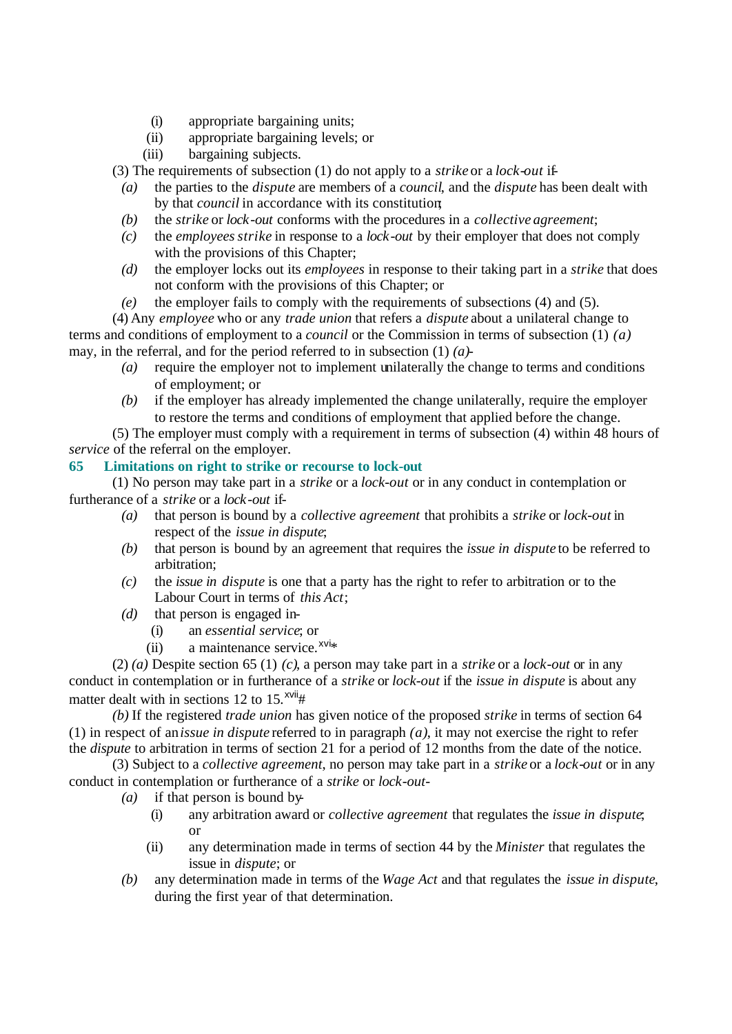(i) appropriate bargaining units;

(ii) appropriate bargaining levels; or

(iii) bargaining subjects.

(3) The requirements of subsection (1) do not apply to a *strike* or a *lock-out* if-

*(a)* the parties to the *dispute* are members of a *council*, and the *dispute* has been dealt with by that *council* in accordance with its constitution;

*(b)* the *strike* or *lock-out* conforms with the procedures in a *collective agreement*;

*(c)* the *employees strike* in response to a *lock-out* by their employer that does not comply with the provisions of this Chapter;

*(d)* the employer locks out its *employees* in response to their taking part in a *strike* that does not conform with the provisions of this Chapter; or

*(e)* the employer fails to comply with the requirements of subsections (4) and (5).

(4) Any *employee* who or any *trade union* that refers a *dispute* about a unilateral change to terms and conditions of employment to a *council* or the Commission in terms of subsection (1) *(a)* may, in the referral, and for the period referred to in subsection (1) *(a)*-

*(a)* require the employer not to implement unilaterally the change to terms and conditions of employment; or

*(b)* if the employer has already implemented the change unilaterally, require the employer to restore the terms and conditions of employment that applied before the change.

(5) The employer must comply with a requirement in terms of subsection (4) within 48 hours of *service* of the referral on the employer.

## 65 Limitations on right to strike or recourse to lock-out

(1) No person may take part in a *strike* or a *lock-out* or in any conduct in contemplation or furtherance of a *strike* or a *lock-out* if-

*(a)* that person is bound by a *collective agreement* that prohibits a *strike* or *lock-out* in respect of the *issue in dispute*;

*(b)* that person is bound by an agreement that requires the *issue in dispute* to be referred to arbitration;

*(c)* the *issue in dispute* is one that a party has the right to refer to arbitration or to the Labour Court in terms of *this Act*;

*(d)* that person is engaged in-

(i) an *essential service*; or

(ii) a maintenance service.[xvi]*

(2) *(a)* Despite section 65 (1) *(c)*, a person may take part in a *strike* or a *lock-out* or in any conduct in contemplation or in furtherance of a *strike* or *lock-out* if the *issue in dispute* is about any matter dealt with in sections 12 to 15.[xvii]#

*(b)* If the registered *trade union* has given notice of the proposed *strike* in terms of section 64 (1) in respect of an *issue in dispute* referred to in paragraph *(a)*, it may not exercise the right to refer the *dispute* to arbitration in terms of section 21 for a period of 12 months from the date of the notice.

(3) Subject to a *collective agreement*, no person may take part in a *strike* or a *lock-out* or in any conduct in contemplation or furtherance of a *strike* or *lock-out*-

*(a)* if that person is bound by-

(i) any arbitration award or *collective agreement* that regulates the *issue in dispute*; or

(ii) any determination made in terms of section 44 by the *Minister* that regulates the issue in *dispute*; or

*(b)* any determination made in terms of the *Wage Act* and that regulates the *issue in dispute*, during the first year of that determination.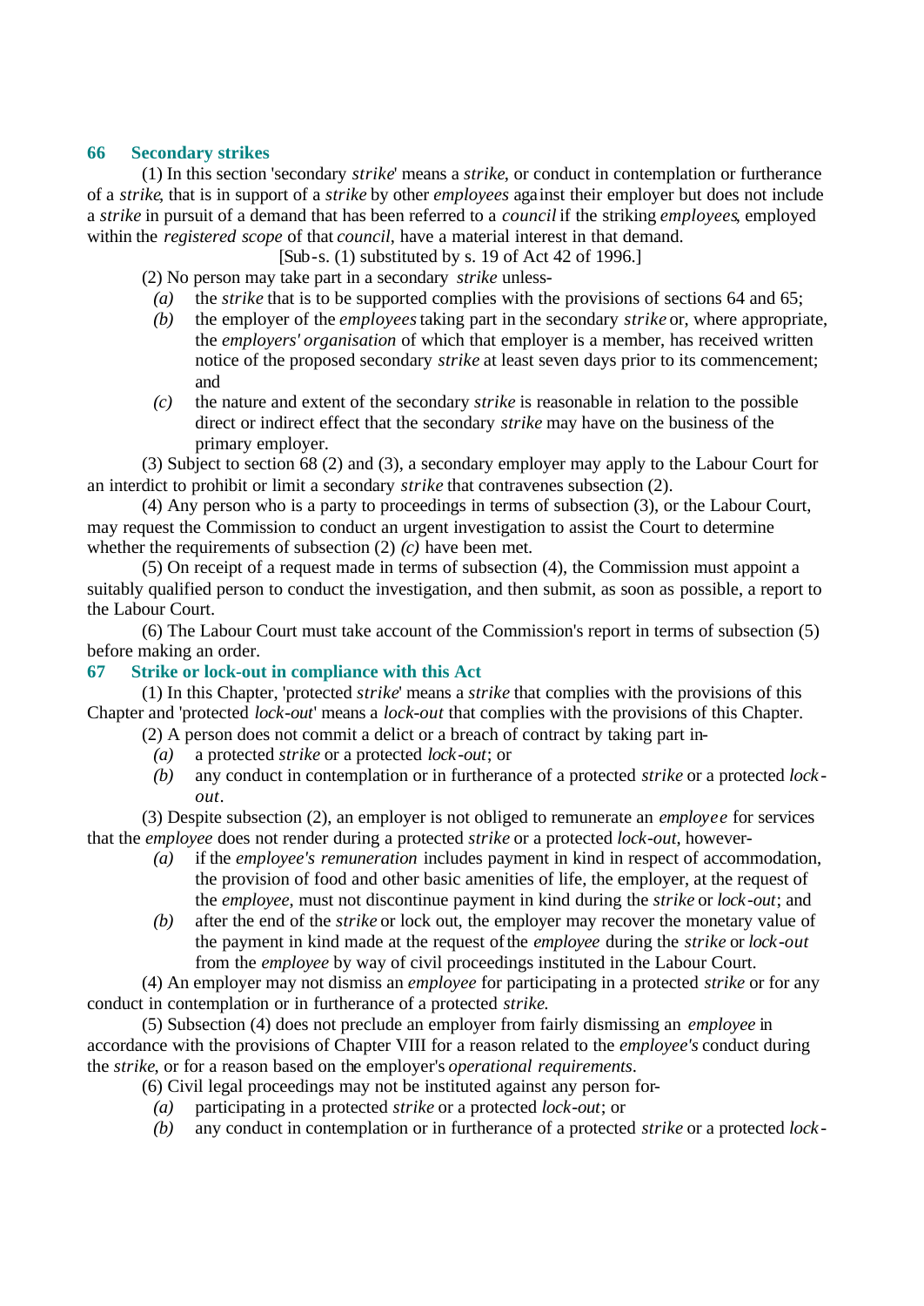## 66 Secondary strikes

(1) In this section 'secondary *strike*' means a *strike*, or conduct in contemplation or furtherance of a *strike*, that is in support of a *strike* by other *employees* against their employer but does not include a *strike* in pursuit of a demand that has been referred to a *council* if the striking *employees*, employed within the *registered scope* of that *council*, have a material interest in that demand.

[Sub-s. (1) substituted by s. 19 of Act 42 of 1996.]

(2) No person may take part in a secondary *strike* unless-

*(a)* the *strike* that is to be supported complies with the provisions of sections 64 and 65;

*(b)* the employer of the *employees* taking part in the secondary *strike* or, where appropriate, the *employers' organisation* of which that employer is a member, has received written notice of the proposed secondary *strike* at least seven days prior to its commencement; and

*(c)* the nature and extent of the secondary *strike* is reasonable in relation to the possible direct or indirect effect that the secondary *strike* may have on the business of the primary employer.

(3) Subject to section 68 (2) and (3), a secondary employer may apply to the Labour Court for an interdict to prohibit or limit a secondary *strike* that contravenes subsection (2).

(4) Any person who is a party to proceedings in terms of subsection (3), or the Labour Court, may request the Commission to conduct an urgent investigation to assist the Court to determine whether the requirements of subsection (2) *(c)* have been met.

(5) On receipt of a request made in terms of subsection (4), the Commission must appoint a suitably qualified person to conduct the investigation, and then submit, as soon as possible, a report to the Labour Court.

(6) The Labour Court must take account of the Commission's report in terms of subsection (5) before making an order.

## 67 Strike or lock-out in compliance with this Act

(1) In this Chapter, 'protected *strike*' means a *strike* that complies with the provisions of this Chapter and 'protected *lock-out*' means a *lock-out* that complies with the provisions of this Chapter.

(2) A person does not commit a delict or a breach of contract by taking part in-

*(a)* a protected *strike* or a protected *lock-out*; or

*(b)* any conduct in contemplation or in furtherance of a protected *strike* or a protected *lock-out*.

(3) Despite subsection (2), an employer is not obliged to remunerate an *employee* for services that the *employee* does not render during a protected *strike* or a protected *lock-out*, however-

*(a)* if the *employee's remuneration* includes payment in kind in respect of accommodation, the provision of food and other basic amenities of life, the employer, at the request of the *employee*, must not discontinue payment in kind during the *strike* or *lock-out*; and

*(b)* after the end of the *strike* or lock out, the employer may recover the monetary value of the payment in kind made at the request of the *employee* during the *strike* or *lock-out* from the *employee* by way of civil proceedings instituted in the Labour Court.

(4) An employer may not dismiss an *employee* for participating in a protected *strike* or for any conduct in contemplation or in furtherance of a protected *strike*.

(5) Subsection (4) does not preclude an employer from fairly dismissing an *employee* in accordance with the provisions of Chapter VIII for a reason related to the *employee's* conduct during the *strike*, or for a reason based on the employer's *operational requirements*.

(6) Civil legal proceedings may not be instituted against any person for-

*(a)* participating in a protected *strike* or a protected *lock-out*; or

*(b)* any conduct in contemplation or in furtherance of a protected *strike* or a protected *lock-*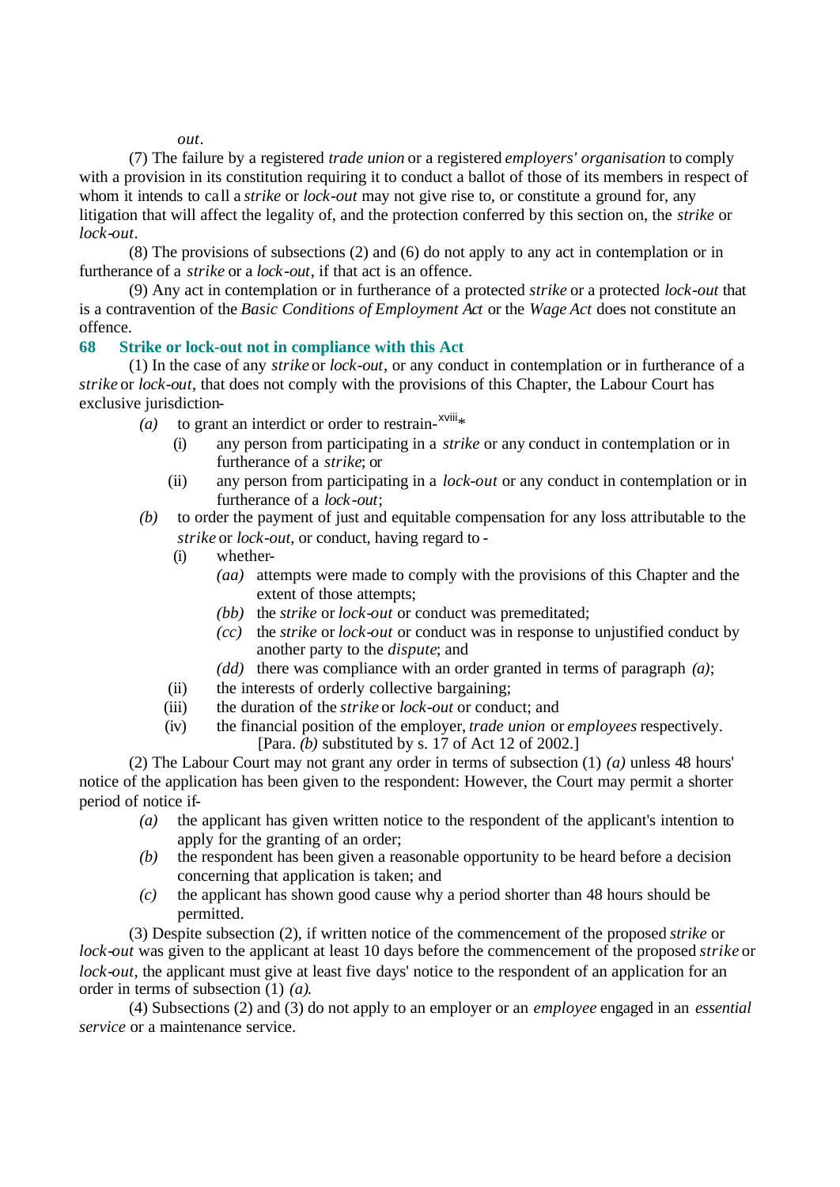*out*.

(7) The failure by a registered *trade union* or a registered *employers' organisation* to comply with a provision in its constitution requiring it to conduct a ballot of those of its members in respect of whom it intends to call a *strike* or *lock-out* may not give rise to, or constitute a ground for, any litigation that will affect the legality of, and the protection conferred by this section on, the *strike* or *lock-out*.

(8) The provisions of subsections (2) and (6) do not apply to any act in contemplation or in furtherance of a *strike* or a *lock-out*, if that act is an offence.

(9) Any act in contemplation or in furtherance of a protected *strike* or a protected *lock-out* that is a contravention of the *Basic Conditions of Employment Act* or the *Wage Act* does not constitute an offence.

### 68 Strike or lock-out not in compliance with this Act

(1) In the case of any *strike* or *lock-out*, or any conduct in contemplation or in furtherance of a *strike* or *lock-out*, that does not comply with the provisions of this Chapter, the Labour Court has exclusive jurisdiction-

- *(a)* to grant an interdict or order to restrain-[xviii]*
  - (i) any person from participating in a *strike* or any conduct in contemplation or in furtherance of a *strike*; or
  - (ii) any person from participating in a *lock-out* or any conduct in contemplation or in furtherance of a *lock-out*;
- *(b)* to order the payment of just and equitable compensation for any loss attributable to the *strike* or *lock-out*, or conduct, having regard to -
  - (i) whether-
    - *(aa)* attempts were made to comply with the provisions of this Chapter and the extent of those attempts;
    - *(bb)* the *strike* or *lock-out* or conduct was premeditated;
    - *(cc)* the *strike* or *lock-out* or conduct was in response to unjustified conduct by another party to the *dispute*; and
    - *(dd)* there was compliance with an order granted in terms of paragraph *(a)*;
  - (ii) the interests of orderly collective bargaining;
  - (iii) the duration of the *strike* or *lock-out* or conduct; and
  - (iv) the financial position of the employer, *trade union* or *employees* respectively.

    [Para. *(b)* substituted by s. 17 of Act 12 of 2002.]

(2) The Labour Court may not grant any order in terms of subsection (1) *(a)* unless 48 hours' notice of the application has been given to the respondent: However, the Court may permit a shorter period of notice if-

- *(a)* the applicant has given written notice to the respondent of the applicant's intention to apply for the granting of an order;
- *(b)* the respondent has been given a reasonable opportunity to be heard before a decision concerning that application is taken; and
- *(c)* the applicant has shown good cause why a period shorter than 48 hours should be permitted.

(3) Despite subsection (2), if written notice of the commencement of the proposed *strike* or *lock-out* was given to the applicant at least 10 days before the commencement of the proposed *strike* or *lock-out*, the applicant must give at least five days' notice to the respondent of an application for an order in terms of subsection (1) *(a)*.

(4) Subsections (2) and (3) do not apply to an employer or an *employee* engaged in an *essential service* or a maintenance service.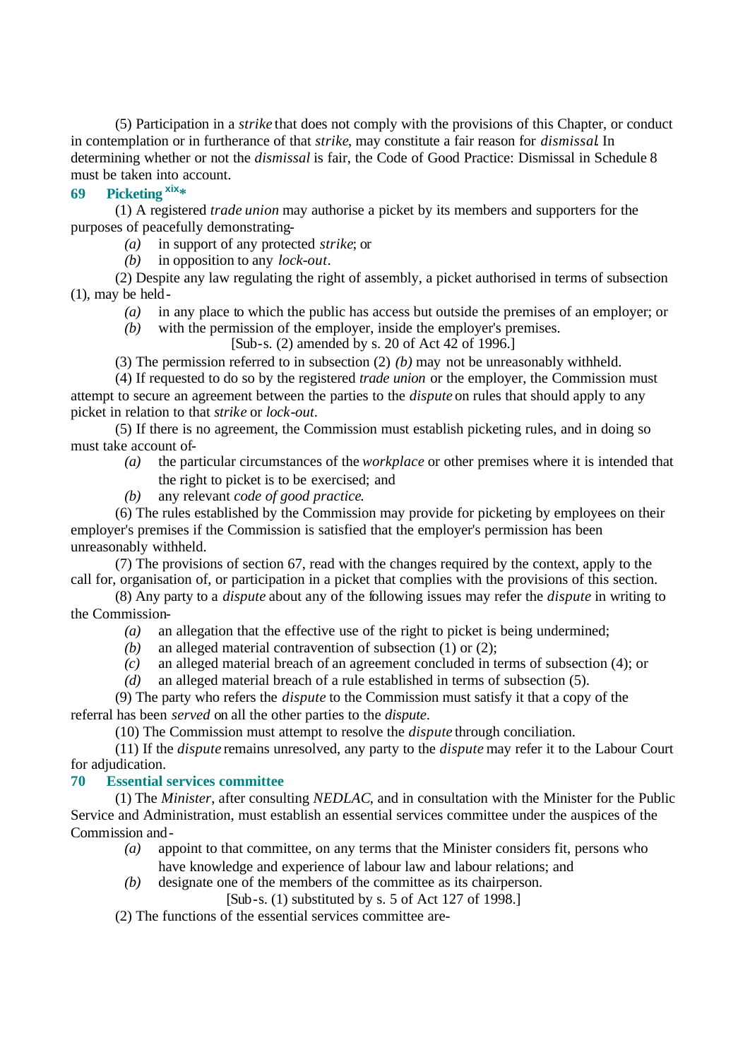(5) Participation in a *strike* that does not comply with the provisions of this Chapter, or conduct in contemplation or in furtherance of that *strike*, may constitute a fair reason for *dismissal*. In determining whether or not the *dismissal* is fair, the Code of Good Practice: Dismissal in Schedule 8 must be taken into account.

### 69 Picketing [xix]*

(1) A registered *trade union* may authorise a picket by its members and supporters for the purposes of peacefully demonstrating-

*(a)* in support of any protected *strike*; or

*(b)* in opposition to any *lock-out*.

(2) Despite any law regulating the right of assembly, a picket authorised in terms of subsection (1), may be held-

*(a)* in any place to which the public has access but outside the premises of an employer; or

*(b)* with the permission of the employer, inside the employer's premises.

[Sub-s. (2) amended by s. 20 of Act 42 of 1996.]

(3) The permission referred to in subsection (2) *(b)* may not be unreasonably withheld.

(4) If requested to do so by the registered *trade union* or the employer, the Commission must attempt to secure an agreement between the parties to the *dispute* on rules that should apply to any picket in relation to that *strike* or *lock-out*.

(5) If there is no agreement, the Commission must establish picketing rules, and in doing so must take account of-

*(a)* the particular circumstances of the *workplace* or other premises where it is intended that the right to picket is to be exercised; and

*(b)* any relevant *code of good practice*.

(6) The rules established by the Commission may provide for picketing by employees on their employer's premises if the Commission is satisfied that the employer's permission has been unreasonably withheld.

(7) The provisions of section 67, read with the changes required by the context, apply to the call for, organisation of, or participation in a picket that complies with the provisions of this section.

(8) Any party to a *dispute* about any of the following issues may refer the *dispute* in writing to the Commission-

*(a)* an allegation that the effective use of the right to picket is being undermined;

*(b)* an alleged material contravention of subsection (1) or (2);

*(c)* an alleged material breach of an agreement concluded in terms of subsection (4); or

*(d)* an alleged material breach of a rule established in terms of subsection (5).

(9) The party who refers the *dispute* to the Commission must satisfy it that a copy of the referral has been *served* on all the other parties to the *dispute*.

(10) The Commission must attempt to resolve the *dispute* through conciliation.

(11) If the *dispute* remains unresolved, any party to the *dispute* may refer it to the Labour Court for adjudication.

### 70 Essential services committee

(1) The *Minister*, after consulting *NEDLAC*, and in consultation with the Minister for the Public Service and Administration, must establish an essential services committee under the auspices of the Commission and-

*(a)* appoint to that committee, on any terms that the Minister considers fit, persons who have knowledge and experience of labour law and labour relations; and

*(b)* designate one of the members of the committee as its chairperson.

[Sub-s. (1) substituted by s. 5 of Act 127 of 1998.]

(2) The functions of the essential services committee are-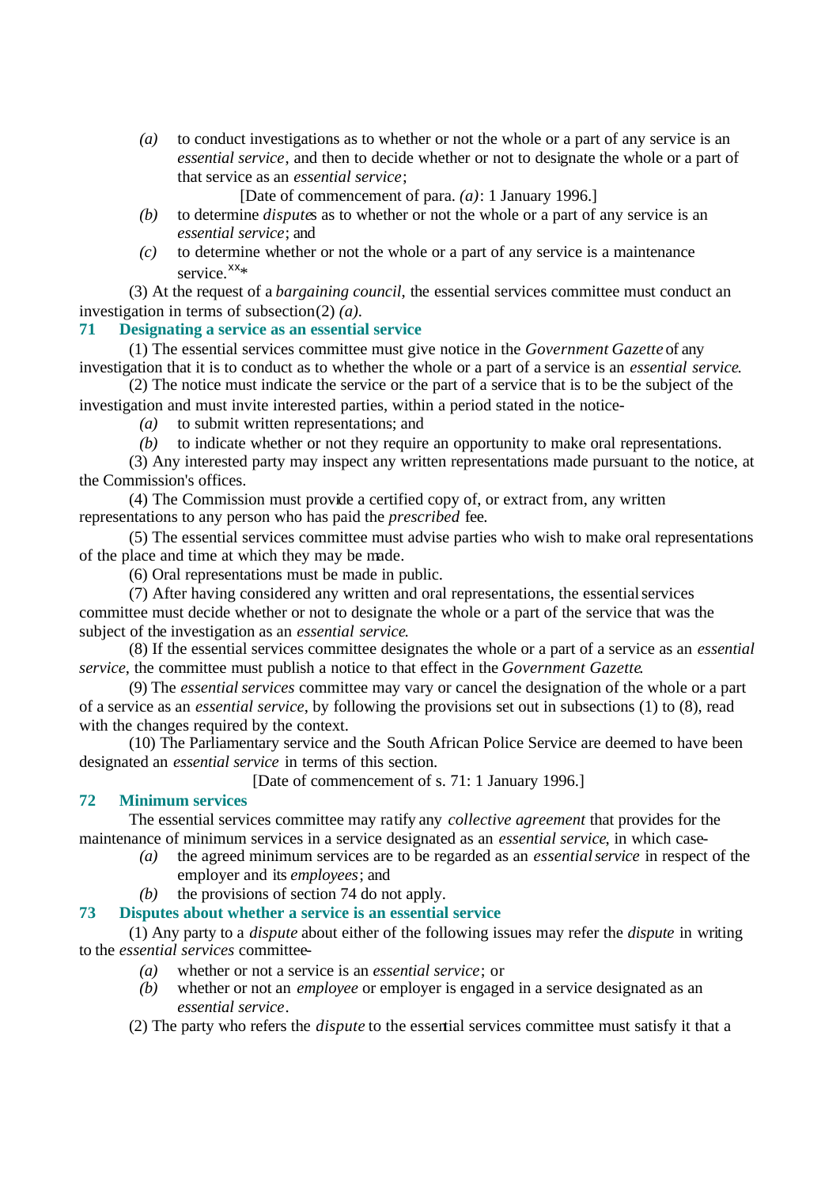*(a)* to conduct investigations as to whether or not the whole or a part of any service is an *essential service*, and then to decide whether or not to designate the whole or a part of that service as an *essential service*;

[Date of commencement of para. *(a)*: 1 January 1996.]

*(b)* to determine *disputes* as to whether or not the whole or a part of any service is an *essential service*; and

*(c)* to determine whether or not the whole or a part of any service is a maintenance service.[xx]*

(3) At the request of a *bargaining council*, the essential services committee must conduct an investigation in terms of subsection (2) *(a)*.

### 71 Designating a service as an essential service

(1) The essential services committee must give notice in the *Government Gazette* of any investigation that it is to conduct as to whether the whole or a part of a service is an *essential service*.

(2) The notice must indicate the service or the part of a service that is to be the subject of the investigation and must invite interested parties, within a period stated in the notice-

*(a)* to submit written representations; and

*(b)* to indicate whether or not they require an opportunity to make oral representations.

(3) Any interested party may inspect any written representations made pursuant to the notice, at the Commission's offices.

(4) The Commission must provide a certified copy of, or extract from, any written representations to any person who has paid the *prescribed* fee.

(5) The essential services committee must advise parties who wish to make oral representations of the place and time at which they may be made.

(6) Oral representations must be made in public.

(7) After having considered any written and oral representations, the essential services committee must decide whether or not to designate the whole or a part of the service that was the subject of the investigation as an *essential service*.

(8) If the essential services committee designates the whole or a part of a service as an *essential service*, the committee must publish a notice to that effect in the *Government Gazette*.

(9) The *essential services* committee may vary or cancel the designation of the whole or a part of a service as an *essential service*, by following the provisions set out in subsections (1) to (8), read with the changes required by the context.

(10) The Parliamentary service and the South African Police Service are deemed to have been designated an *essential service* in terms of this section.

[Date of commencement of s. 71: 1 January 1996.]

### 72 Minimum services

The essential services committee may ratify any *collective agreement* that provides for the maintenance of minimum services in a service designated as an *essential service*, in which case-

*(a)* the agreed minimum services are to be regarded as an *essential service* in respect of the employer and its *employees*; and

*(b)* the provisions of section 74 do not apply.

### 73 Disputes about whether a service is an essential service

(1) Any party to a *dispute* about either of the following issues may refer the *dispute* in writing to the *essential services* committee-

*(a)* whether or not a service is an *essential service*; or

*(b)* whether or not an *employee* or employer is engaged in a service designated as an *essential service*.

(2) The party who refers the *dispute* to the essential services committee must satisfy it that a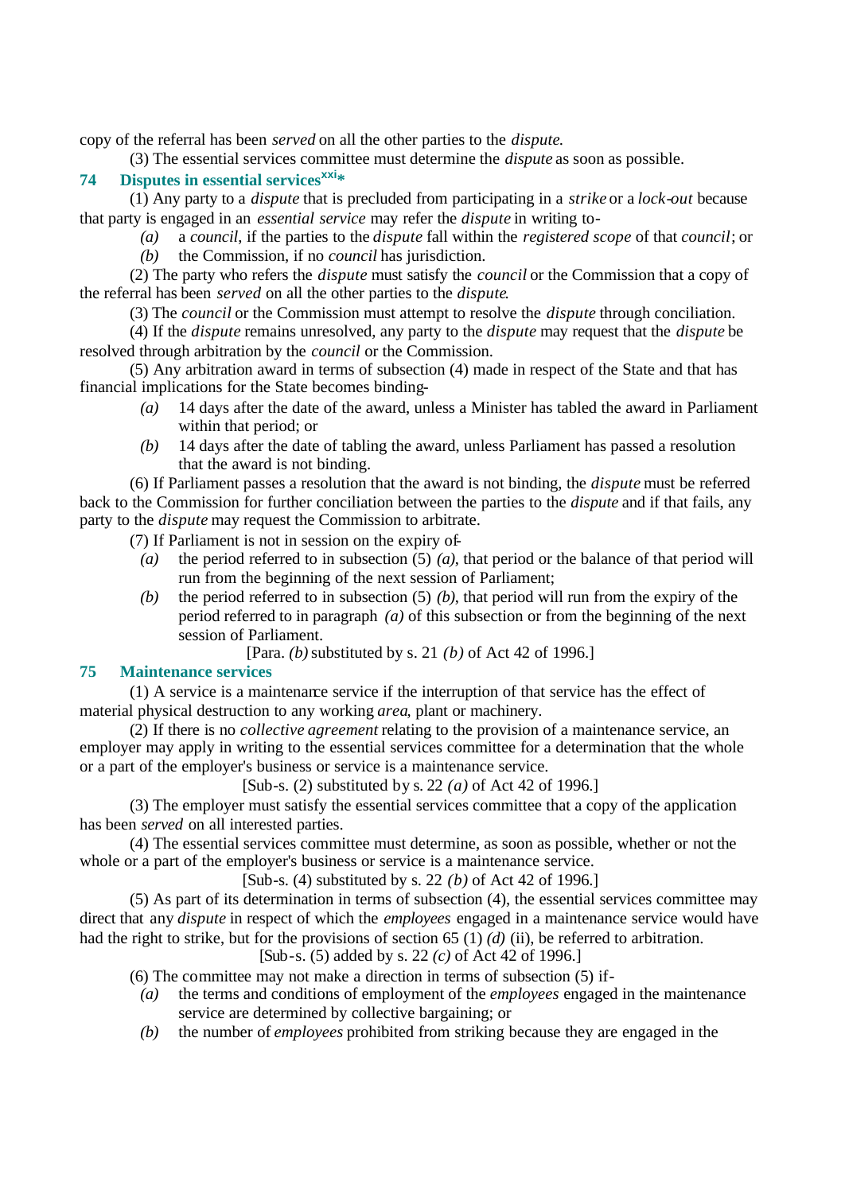copy of the referral has been *served* on all the other parties to the *dispute*.

(3) The essential services committee must determine the *dispute* as soon as possible.

### 74 Disputes in essential services[xxi]*

(1) Any party to a *dispute* that is precluded from participating in a *strike* or a *lock-out* because that party is engaged in an *essential service* may refer the *dispute* in writing to-

*(a)* a *council*, if the parties to the *dispute* fall within the *registered scope* of that *council*; or

*(b)* the Commission, if no *council* has jurisdiction.

(2) The party who refers the *dispute* must satisfy the *council* or the Commission that a copy of the referral has been *served* on all the other parties to the *dispute*.

(3) The *council* or the Commission must attempt to resolve the *dispute* through conciliation.

(4) If the *dispute* remains unresolved, any party to the *dispute* may request that the *dispute* be resolved through arbitration by the *council* or the Commission.

(5) Any arbitration award in terms of subsection (4) made in respect of the State and that has financial implications for the State becomes binding-

*(a)* 14 days after the date of the award, unless a Minister has tabled the award in Parliament within that period; or

*(b)* 14 days after the date of tabling the award, unless Parliament has passed a resolution that the award is not binding.

(6) If Parliament passes a resolution that the award is not binding, the *dispute* must be referred back to the Commission for further conciliation between the parties to the *dispute* and if that fails, any party to the *dispute* may request the Commission to arbitrate.

(7) If Parliament is not in session on the expiry of-

*(a)* the period referred to in subsection (5) *(a)*, that period or the balance of that period will run from the beginning of the next session of Parliament;

*(b)* the period referred to in subsection (5) *(b)*, that period will run from the expiry of the period referred to in paragraph *(a)* of this subsection or from the beginning of the next session of Parliament.

[Para. *(b)* substituted by s. 21 *(b)* of Act 42 of 1996.]

### 75 Maintenance services

(1) A service is a maintenance service if the interruption of that service has the effect of material physical destruction to any working *area*, plant or machinery.

(2) If there is no *collective agreement* relating to the provision of a maintenance service, an employer may apply in writing to the essential services committee for a determination that the whole or a part of the employer's business or service is a maintenance service.

[Sub-s. (2) substituted by s. 22 *(a)* of Act 42 of 1996.]

(3) The employer must satisfy the essential services committee that a copy of the application has been *served* on all interested parties.

(4) The essential services committee must determine, as soon as possible, whether or not the whole or a part of the employer's business or service is a maintenance service.

[Sub-s. (4) substituted by s. 22 *(b)* of Act 42 of 1996.]

(5) As part of its determination in terms of subsection (4), the essential services committee may direct that any *dispute* in respect of which the *employees* engaged in a maintenance service would have had the right to strike, but for the provisions of section 65 (1) *(d)* (ii), be referred to arbitration.

[Sub-s. (5) added by s. 22 *(c)* of Act 42 of 1996.]

(6) The committee may not make a direction in terms of subsection (5) if-

*(a)* the terms and conditions of employment of the *employees* engaged in the maintenance service are determined by collective bargaining; or

*(b)* the number of *employees* prohibited from striking because they are engaged in the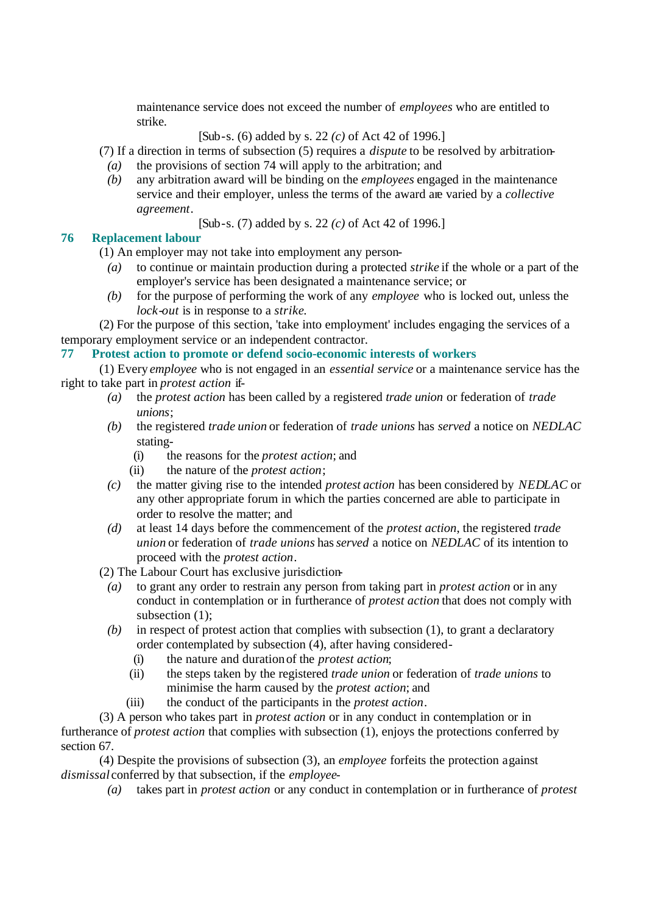maintenance service does not exceed the number of *employees* who are entitled to strike.

[Sub-s. (6) added by s. 22 *(c)* of Act 42 of 1996.]

(7) If a direction in terms of subsection (5) requires a *dispute* to be resolved by arbitration-

*(a)* the provisions of section 74 will apply to the arbitration; and

*(b)* any arbitration award will be binding on the *employees* engaged in the maintenance service and their employer, unless the terms of the award are varied by a *collective agreement*.

[Sub-s. (7) added by s. 22 *(c)* of Act 42 of 1996.]

## 76 Replacement labour

(1) An employer may not take into employment any person-

*(a)* to continue or maintain production during a protected *strike* if the whole or a part of the employer's service has been designated a maintenance service; or

*(b)* for the purpose of performing the work of any *employee* who is locked out, unless the *lock-out* is in response to a *strike*.

(2) For the purpose of this section, 'take into employment' includes engaging the services of a temporary employment service or an independent contractor.

## 77 Protest action to promote or defend socio-economic interests of workers

(1) Every *employee* who is not engaged in an *essential service* or a maintenance service has the right to take part in *protest action* if-

*(a)* the *protest action* has been called by a registered *trade union* or federation of *trade unions*;

*(b)* the registered *trade union* or federation of *trade unions* has *served* a notice on *NEDLAC* stating-

(i) the reasons for the *protest action*; and

(ii) the nature of the *protest action*;

*(c)* the matter giving rise to the intended *protest action* has been considered by *NEDLAC* or any other appropriate forum in which the parties concerned are able to participate in order to resolve the matter; and

*(d)* at least 14 days before the commencement of the *protest action*, the registered *trade union* or federation of *trade unions* has *served* a notice on *NEDLAC* of its intention to proceed with the *protest action*.

(2) The Labour Court has exclusive jurisdiction-

*(a)* to grant any order to restrain any person from taking part in *protest action* or in any conduct in contemplation or in furtherance of *protest action* that does not comply with subsection (1);

*(b)* in respect of protest action that complies with subsection (1), to grant a declaratory order contemplated by subsection (4), after having considered-

(i) the nature and duration of the *protest action*;

(ii) the steps taken by the registered *trade union* or federation of *trade unions* to minimise the harm caused by the *protest action*; and

(iii) the conduct of the participants in the *protest action*.

(3) A person who takes part in *protest action* or in any conduct in contemplation or in furtherance of *protest action* that complies with subsection (1), enjoys the protections conferred by section 67.

(4) Despite the provisions of subsection (3), an *employee* forfeits the protection against *dismissal* conferred by that subsection, if the *employee*-

*(a)* takes part in *protest action* or any conduct in contemplation or in furtherance of *protest*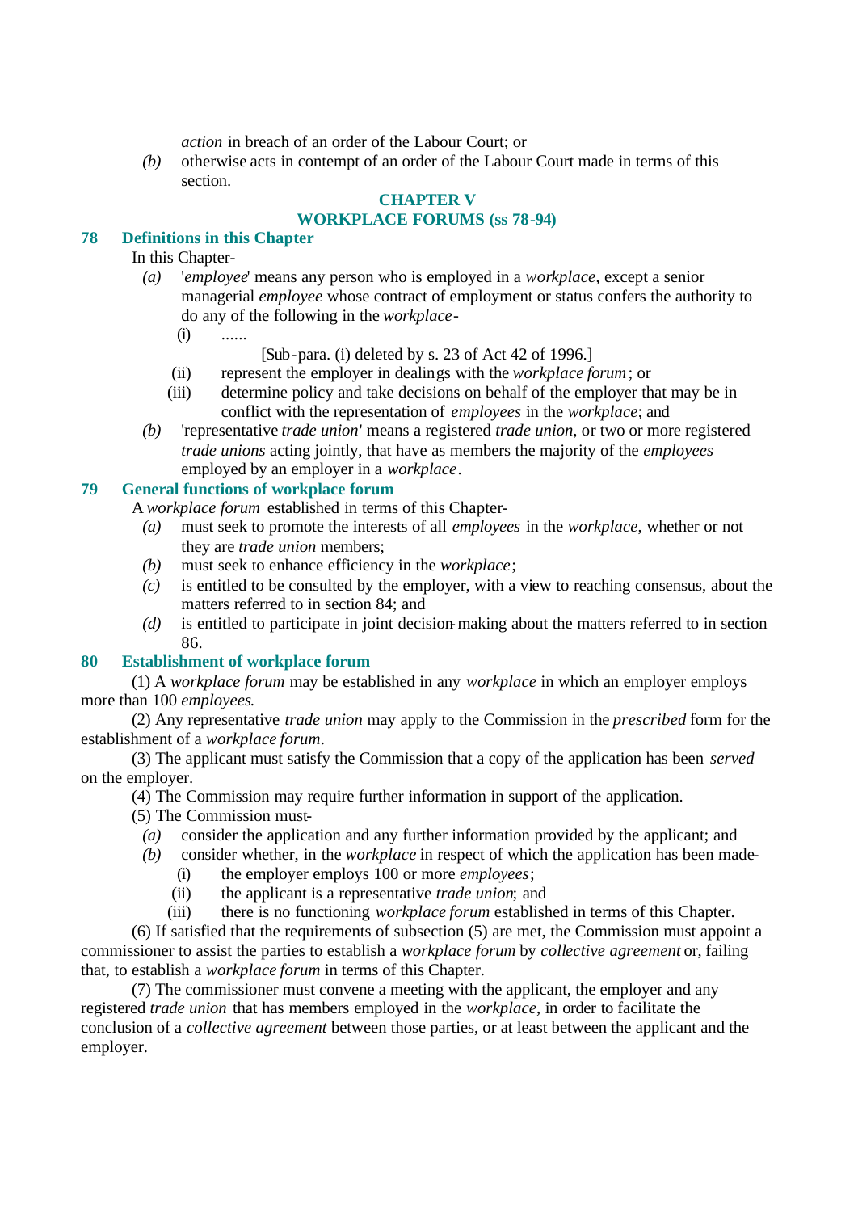*action* in breach of an order of the Labour Court; or

*(b)* otherwise acts in contempt of an order of the Labour Court made in terms of this section.

## CHAPTER V
## WORKPLACE FORUMS (ss 78-94)

### 78 Definitions in this Chapter

In this Chapter-

*(a)* '*employee*' means any person who is employed in a *workplace*, except a senior managerial *employee* whose contract of employment or status confers the authority to do any of the following in the *workplace*-

(i) ......

[Sub-para. (i) deleted by s. 23 of Act 42 of 1996.]

(ii) represent the employer in dealings with the *workplace forum*; or

(iii) determine policy and take decisions on behalf of the employer that may be in conflict with the representation of *employees* in the *workplace*; and

*(b)* 'representative *trade union*' means a registered *trade union*, or two or more registered *trade unions* acting jointly, that have as members the majority of the *employees* employed by an employer in a *workplace*.

### 79 General functions of workplace forum

A *workplace forum* established in terms of this Chapter-

*(a)* must seek to promote the interests of all *employees* in the *workplace*, whether or not they are *trade union* members;

*(b)* must seek to enhance efficiency in the *workplace*;

*(c)* is entitled to be consulted by the employer, with a view to reaching consensus, about the matters referred to in section 84; and

*(d)* is entitled to participate in joint decision-making about the matters referred to in section 86.

### 80 Establishment of workplace forum

(1) A *workplace forum* may be established in any *workplace* in which an employer employs more than 100 *employees*.

(2) Any representative *trade union* may apply to the Commission in the *prescribed* form for the establishment of a *workplace forum*.

(3) The applicant must satisfy the Commission that a copy of the application has been *served* on the employer.

(4) The Commission may require further information in support of the application.

(5) The Commission must-

*(a)* consider the application and any further information provided by the applicant; and

*(b)* consider whether, in the *workplace* in respect of which the application has been made-

(i) the employer employs 100 or more *employees*;

(ii) the applicant is a representative *trade union*; and

(iii) there is no functioning *workplace forum* established in terms of this Chapter.

(6) If satisfied that the requirements of subsection (5) are met, the Commission must appoint a commissioner to assist the parties to establish a *workplace forum* by *collective agreement* or, failing that, to establish a *workplace forum* in terms of this Chapter.

(7) The commissioner must convene a meeting with the applicant, the employer and any registered *trade union* that has members employed in the *workplace*, in order to facilitate the conclusion of a *collective agreement* between those parties, or at least between the applicant and the employer.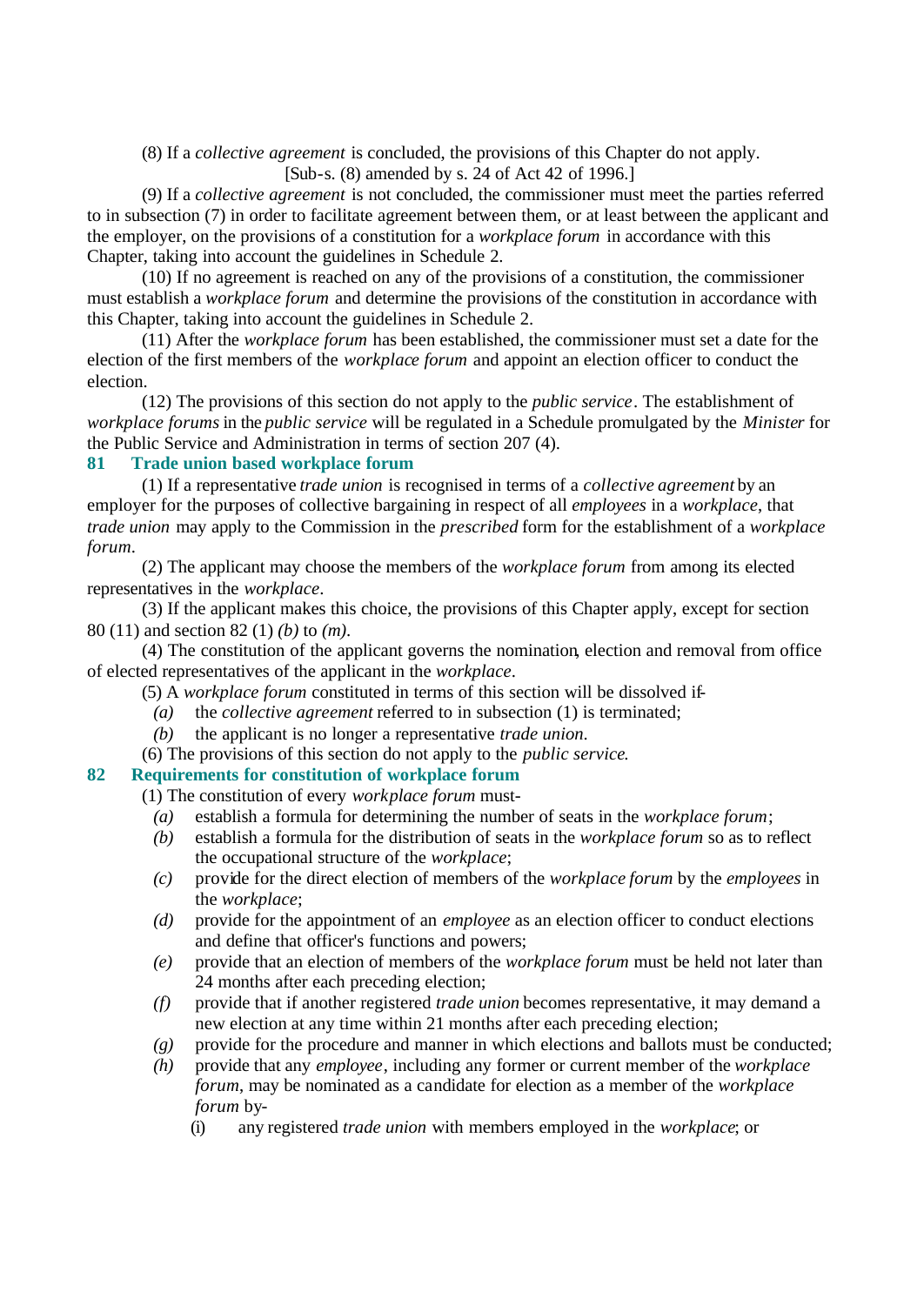(8) If a *collective agreement* is concluded, the provisions of this Chapter do not apply.

[Sub-s. (8) amended by s. 24 of Act 42 of 1996.]

(9) If a *collective agreement* is not concluded, the commissioner must meet the parties referred to in subsection (7) in order to facilitate agreement between them, or at least between the applicant and the employer, on the provisions of a constitution for a *workplace forum* in accordance with this Chapter, taking into account the guidelines in Schedule 2.

(10) If no agreement is reached on any of the provisions of a constitution, the commissioner must establish a *workplace forum* and determine the provisions of the constitution in accordance with this Chapter, taking into account the guidelines in Schedule 2.

(11) After the *workplace forum* has been established, the commissioner must set a date for the election of the first members of the *workplace forum* and appoint an election officer to conduct the election.

(12) The provisions of this section do not apply to the *public service*. The establishment of *workplace forums* in the *public service* will be regulated in a Schedule promulgated by the *Minister* for the Public Service and Administration in terms of section 207 (4).

### 81 Trade union based workplace forum

(1) If a representative *trade union* is recognised in terms of a *collective agreement* by an employer for the purposes of collective bargaining in respect of all *employees* in a *workplace*, that *trade union* may apply to the Commission in the *prescribed* form for the establishment of a *workplace forum*.

(2) The applicant may choose the members of the *workplace forum* from among its elected representatives in the *workplace*.

(3) If the applicant makes this choice, the provisions of this Chapter apply, except for section 80 (11) and section 82 (1) *(b)* to *(m)*.

(4) The constitution of the applicant governs the nomination, election and removal from office of elected representatives of the applicant in the *workplace*.

(5) A *workplace forum* constituted in terms of this section will be dissolved if-

*(a)* the *collective agreement* referred to in subsection (1) is terminated;

*(b)* the applicant is no longer a representative *trade union*.

(6) The provisions of this section do not apply to the *public service*.

### 82 Requirements for constitution of workplace forum

(1) The constitution of every *workplace forum* must-

*(a)* establish a formula for determining the number of seats in the *workplace forum*;

*(b)* establish a formula for the distribution of seats in the *workplace forum* so as to reflect the occupational structure of the *workplace*;

*(c)* provide for the direct election of members of the *workplace forum* by the *employees* in the *workplace*;

*(d)* provide for the appointment of an *employee* as an election officer to conduct elections and define that officer's functions and powers;

*(e)* provide that an election of members of the *workplace forum* must be held not later than 24 months after each preceding election;

*(f)* provide that if another registered *trade union* becomes representative, it may demand a new election at any time within 21 months after each preceding election;

*(g)* provide for the procedure and manner in which elections and ballots must be conducted;

*(h)* provide that any *employee*, including any former or current member of the *workplace forum*, may be nominated as a candidate for election as a member of the *workplace forum* by-

(i) any registered *trade union* with members employed in the *workplace*; or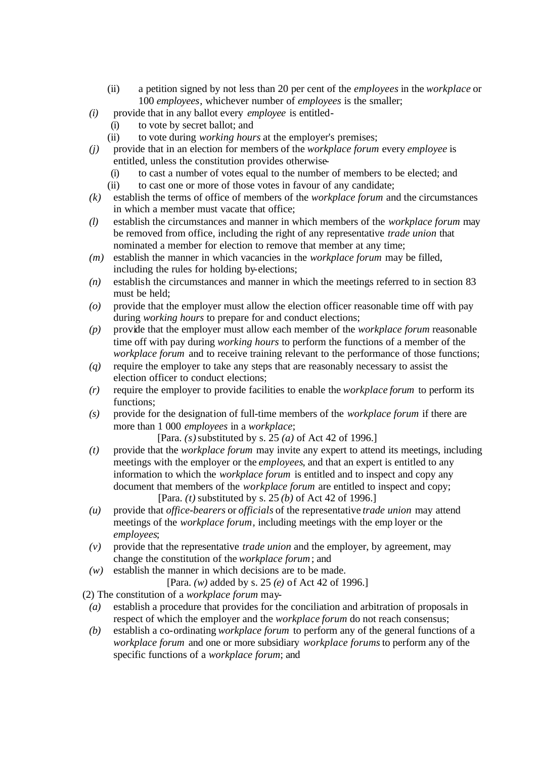(ii) a petition signed by not less than 20 per cent of the *employees* in the *workplace* or 100 *employees*, whichever number of *employees* is the smaller;

*(i)* provide that in any ballot every *employee* is entitled-

(i) to vote by secret ballot; and

(ii) to vote during *working hours* at the employer's premises;

*(j)* provide that in an election for members of the *workplace forum* every *employee* is entitled, unless the constitution provides otherwise-

(i) to cast a number of votes equal to the number of members to be elected; and

(ii) to cast one or more of those votes in favour of any candidate;

*(k)* establish the terms of office of members of the *workplace forum* and the circumstances in which a member must vacate that office;

*(l)* establish the circumstances and manner in which members of the *workplace forum* may be removed from office, including the right of any representative *trade union* that nominated a member for election to remove that member at any time;

*(m)* establish the manner in which vacancies in the *workplace forum* may be filled, including the rules for holding by-elections;

*(n)* establish the circumstances and manner in which the meetings referred to in section 83 must be held;

*(o)* provide that the employer must allow the election officer reasonable time off with pay during *working hours* to prepare for and conduct elections;

*(p)* provide that the employer must allow each member of the *workplace forum* reasonable time off with pay during *working hours* to perform the functions of a member of the *workplace forum* and to receive training relevant to the performance of those functions;

*(q)* require the employer to take any steps that are reasonably necessary to assist the election officer to conduct elections;

*(r)* require the employer to provide facilities to enable the *workplace forum* to perform its functions;

*(s)* provide for the designation of full-time members of the *workplace forum* if there are more than 1 000 *employees* in a *workplace*;

[Para. *(s)* substituted by s. 25 *(a)* of Act 42 of 1996.]

*(t)* provide that the *workplace forum* may invite any expert to attend its meetings, including meetings with the employer or the *employees*, and that an expert is entitled to any information to which the *workplace forum* is entitled and to inspect and copy any document that members of the *workplace forum* are entitled to inspect and copy;

[Para. *(t)* substituted by s. 25 *(b)* of Act 42 of 1996.]

*(u)* provide that *office-bearers* or *officials* of the representative *trade union* may attend meetings of the *workplace forum*, including meetings with the employer or the *employees*;

*(v)* provide that the representative *trade union* and the employer, by agreement, may change the constitution of the *workplace forum*; and

*(w)* establish the manner in which decisions are to be made.

[Para. *(w)* added by s. 25 *(e)* of Act 42 of 1996.]

(2) The constitution of a *workplace forum* may-

*(a)* establish a procedure that provides for the conciliation and arbitration of proposals in respect of which the employer and the *workplace forum* do not reach consensus;

*(b)* establish a co-ordinating *workplace forum* to perform any of the general functions of a *workplace forum* and one or more subsidiary *workplace forums* to perform any of the specific functions of a *workplace forum*; and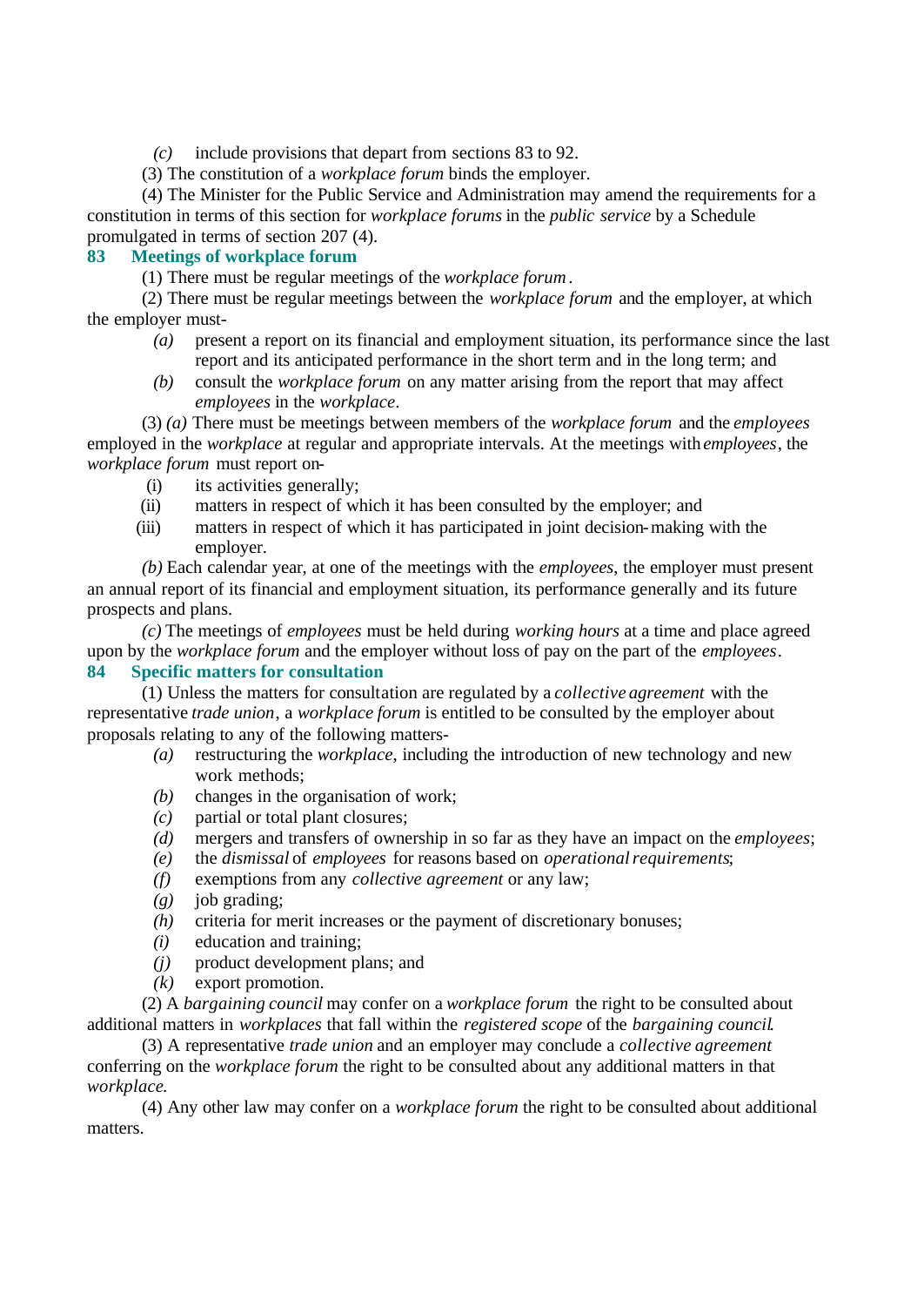*(c)* include provisions that depart from sections 83 to 92.

(3) The constitution of a *workplace forum* binds the employer.

(4) The Minister for the Public Service and Administration may amend the requirements for a constitution in terms of this section for *workplace forums* in the *public service* by a Schedule promulgated in terms of section 207 (4).

### 83 Meetings of workplace forum

(1) There must be regular meetings of the *workplace forum*.

(2) There must be regular meetings between the *workplace forum* and the employer, at which the employer must-

*(a)* present a report on its financial and employment situation, its performance since the last report and its anticipated performance in the short term and in the long term; and

*(b)* consult the *workplace forum* on any matter arising from the report that may affect *employees* in the *workplace*.

(3) *(a)* There must be meetings between members of the *workplace forum* and the *employees* employed in the *workplace* at regular and appropriate intervals. At the meetings with *employees*, the *workplace forum* must report on-

(i) its activities generally;

(ii) matters in respect of which it has been consulted by the employer; and

(iii) matters in respect of which it has participated in joint decision-making with the employer.

*(b)* Each calendar year, at one of the meetings with the *employees*, the employer must present an annual report of its financial and employment situation, its performance generally and its future prospects and plans.

*(c)* The meetings of *employees* must be held during *working hours* at a time and place agreed upon by the *workplace forum* and the employer without loss of pay on the part of the *employees*.

### 84 Specific matters for consultation

(1) Unless the matters for consultation are regulated by a *collective agreement* with the representative *trade union*, a *workplace forum* is entitled to be consulted by the employer about proposals relating to any of the following matters-

*(a)* restructuring the *workplace*, including the introduction of new technology and new work methods;

*(b)* changes in the organisation of work;

*(c)* partial or total plant closures;

*(d)* mergers and transfers of ownership in so far as they have an impact on the *employees*;

*(e)* the *dismissal* of *employees* for reasons based on *operational requirements*;

*(f)* exemptions from any *collective agreement* or any law;

*(g)* job grading;

*(h)* criteria for merit increases or the payment of discretionary bonuses;

*(i)* education and training;

*(j)* product development plans; and

*(k)* export promotion.

(2) A *bargaining council* may confer on a *workplace forum* the right to be consulted about additional matters in *workplaces* that fall within the *registered scope* of the *bargaining council*.

(3) A representative *trade union* and an employer may conclude a *collective agreement* conferring on the *workplace forum* the right to be consulted about any additional matters in that *workplace*.

(4) Any other law may confer on a *workplace forum* the right to be consulted about additional matters.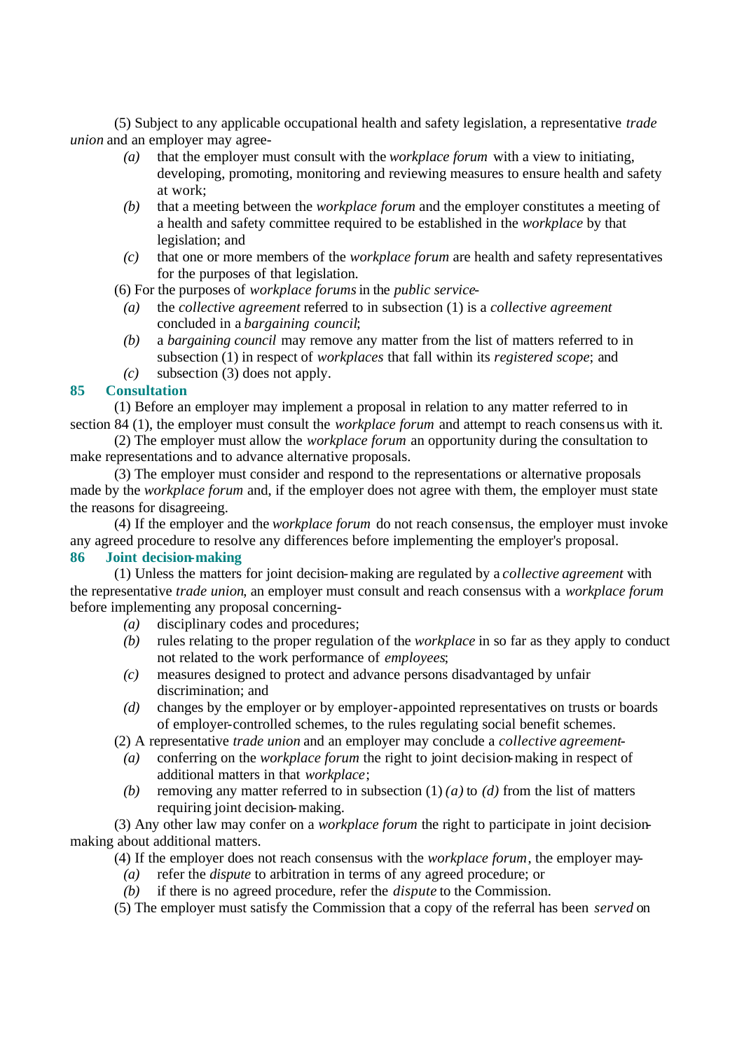(5) Subject to any applicable occupational health and safety legislation, a representative *trade union* and an employer may agree-

*(a)* that the employer must consult with the *workplace forum* with a view to initiating, developing, promoting, monitoring and reviewing measures to ensure health and safety at work;

*(b)* that a meeting between the *workplace forum* and the employer constitutes a meeting of a health and safety committee required to be established in the *workplace* by that legislation; and

*(c)* that one or more members of the *workplace forum* are health and safety representatives for the purposes of that legislation.

(6) For the purposes of *workplace forums* in the *public service*-

*(a)* the *collective agreement* referred to in subsection (1) is a *collective agreement* concluded in a *bargaining council*;

*(b)* a *bargaining council* may remove any matter from the list of matters referred to in subsection (1) in respect of *workplaces* that fall within its *registered scope*; and

*(c)* subsection (3) does not apply.

**85 Consultation**

(1) Before an employer may implement a proposal in relation to any matter referred to in section 84 (1), the employer must consult the *workplace forum* and attempt to reach consensus with it.

(2) The employer must allow the *workplace forum* an opportunity during the consultation to make representations and to advance alternative proposals.

(3) The employer must consider and respond to the representations or alternative proposals made by the *workplace forum* and, if the employer does not agree with them, the employer must state the reasons for disagreeing.

(4) If the employer and the *workplace forum* do not reach consensus, the employer must invoke any agreed procedure to resolve any differences before implementing the employer's proposal.

**86 Joint decision-making**

(1) Unless the matters for joint decision-making are regulated by a *collective agreement* with the representative *trade union*, an employer must consult and reach consensus with a *workplace forum* before implementing any proposal concerning-

*(a)* disciplinary codes and procedures;

*(b)* rules relating to the proper regulation of the *workplace* in so far as they apply to conduct not related to the work performance of *employees*;

*(c)* measures designed to protect and advance persons disadvantaged by unfair discrimination; and

*(d)* changes by the employer or by employer-appointed representatives on trusts or boards of employer-controlled schemes, to the rules regulating social benefit schemes.

(2) A representative *trade union* and an employer may conclude a *collective agreement*-

*(a)* conferring on the *workplace forum* the right to joint decision-making in respect of additional matters in that *workplace*;

*(b)* removing any matter referred to in subsection (1) *(a)* to *(d)* from the list of matters requiring joint decision-making.

(3) Any other law may confer on a *workplace forum* the right to participate in joint decision-making about additional matters.

(4) If the employer does not reach consensus with the *workplace forum*, the employer may-

*(a)* refer the *dispute* to arbitration in terms of any agreed procedure; or

*(b)* if there is no agreed procedure, refer the *dispute* to the Commission.

(5) The employer must satisfy the Commission that a copy of the referral has been *served* on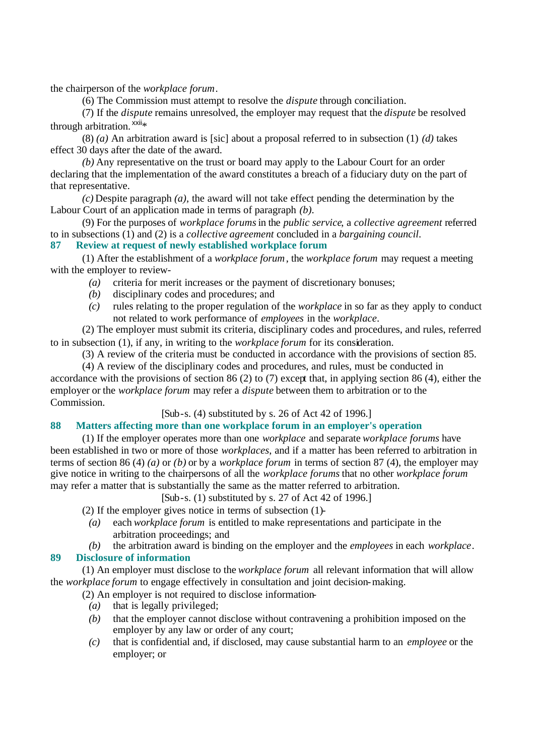the chairperson of the *workplace forum*.

(6) The Commission must attempt to resolve the *dispute* through conciliation.

(7) If the *dispute* remains unresolved, the employer may request that the *dispute* be resolved through arbitration.[xxii]*

(8) *(a)* An arbitration award is [sic] about a proposal referred to in subsection (1) *(d)* takes effect 30 days after the date of the award.

*(b)* Any representative on the trust or board may apply to the Labour Court for an order declaring that the implementation of the award constitutes a breach of a fiduciary duty on the part of that representative.

*(c)* Despite paragraph *(a)*, the award will not take effect pending the determination by the Labour Court of an application made in terms of paragraph *(b)*.

(9) For the purposes of *workplace forums* in the *public service*, a *collective agreement* referred to in subsections (1) and (2) is a *collective agreement* concluded in a *bargaining council*.

**87 Review at request of newly established workplace forum**

(1) After the establishment of a *workplace forum*, the *workplace forum* may request a meeting with the employer to review-

*(a)* criteria for merit increases or the payment of discretionary bonuses;

*(b)* disciplinary codes and procedures; and

*(c)* rules relating to the proper regulation of the *workplace* in so far as they apply to conduct not related to work performance of *employees* in the *workplace*.

(2) The employer must submit its criteria, disciplinary codes and procedures, and rules, referred to in subsection (1), if any, in writing to the *workplace forum* for its consideration.

(3) A review of the criteria must be conducted in accordance with the provisions of section 85.

(4) A review of the disciplinary codes and procedures, and rules, must be conducted in accordance with the provisions of section 86 (2) to (7) except that, in applying section 86 (4), either the employer or the *workplace forum* may refer a *dispute* between them to arbitration or to the Commission.

[Sub-s. (4) substituted by s. 26 of Act 42 of 1996.]

**88 Matters affecting more than one workplace forum in an employer's operation**

(1) If the employer operates more than one *workplace* and separate *workplace forums* have been established in two or more of those *workplaces*, and if a matter has been referred to arbitration in terms of section 86 (4) *(a)* or *(b)* or by a *workplace forum* in terms of section 87 (4), the employer may give notice in writing to the chairpersons of all the *workplace forums* that no other *workplace forum* may refer a matter that is substantially the same as the matter referred to arbitration.

[Sub-s. (1) substituted by s. 27 of Act 42 of 1996.]

(2) If the employer gives notice in terms of subsection (1)-

*(a)* each *workplace forum* is entitled to make representations and participate in the arbitration proceedings; and

*(b)* the arbitration award is binding on the employer and the *employees* in each *workplace*.

**89 Disclosure of information**

(1) An employer must disclose to the *workplace forum* all relevant information that will allow the *workplace forum* to engage effectively in consultation and joint decision-making.

(2) An employer is not required to disclose information-

*(a)* that is legally privileged;

*(b)* that the employer cannot disclose without contravening a prohibition imposed on the employer by any law or order of any court;

*(c)* that is confidential and, if disclosed, may cause substantial harm to an *employee* or the employer; or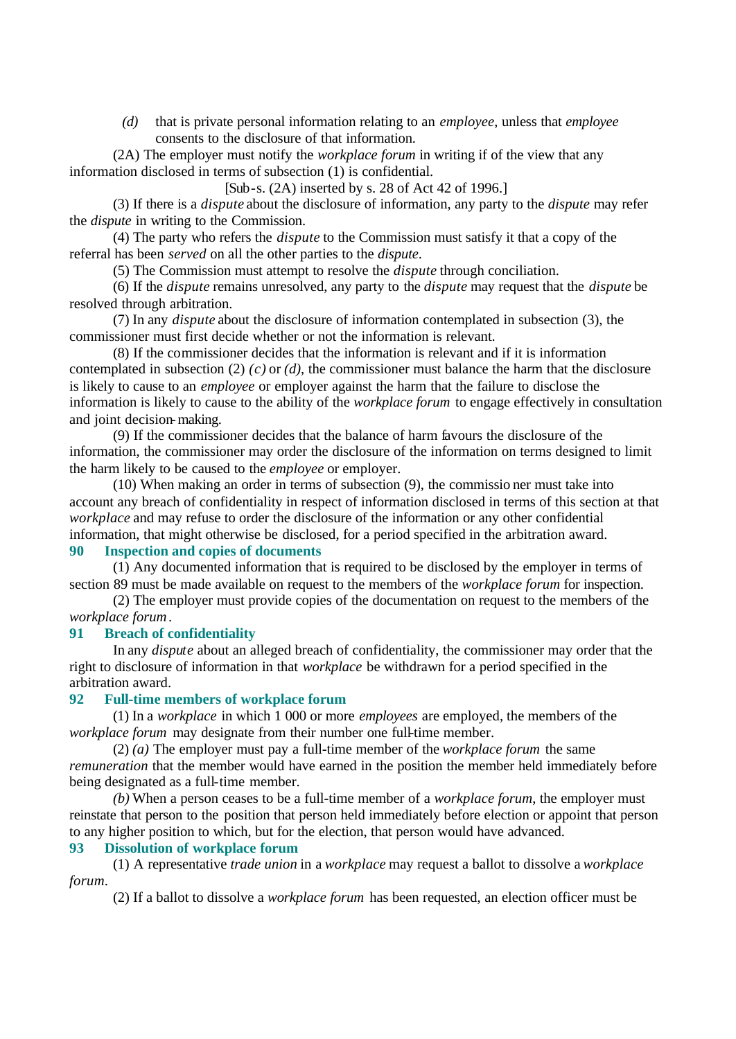*(d)* that is private personal information relating to an *employee*, unless that *employee* consents to the disclosure of that information.

(2A) The employer must notify the *workplace forum* in writing if of the view that any information disclosed in terms of subsection (1) is confidential.

[Sub-s. (2A) inserted by s. 28 of Act 42 of 1996.]

(3) If there is a *dispute* about the disclosure of information, any party to the *dispute* may refer the *dispute* in writing to the Commission.

(4) The party who refers the *dispute* to the Commission must satisfy it that a copy of the referral has been *served* on all the other parties to the *dispute*.

(5) The Commission must attempt to resolve the *dispute* through conciliation.

(6) If the *dispute* remains unresolved, any party to the *dispute* may request that the *dispute* be resolved through arbitration.

(7) In any *dispute* about the disclosure of information contemplated in subsection (3), the commissioner must first decide whether or not the information is relevant.

(8) If the commissioner decides that the information is relevant and if it is information contemplated in subsection (2) *(c)* or *(d)*, the commissioner must balance the harm that the disclosure is likely to cause to an *employee* or employer against the harm that the failure to disclose the information is likely to cause to the ability of the *workplace forum* to engage effectively in consultation and joint decision-making.

(9) If the commissioner decides that the balance of harm favours the disclosure of the information, the commissioner may order the disclosure of the information on terms designed to limit the harm likely to be caused to the *employee* or employer.

(10) When making an order in terms of subsection (9), the commissioner must take into account any breach of confidentiality in respect of information disclosed in terms of this section at that *workplace* and may refuse to order the disclosure of the information or any other confidential information, that might otherwise be disclosed, for a period specified in the arbitration award.

### 90 Inspection and copies of documents

(1) Any documented information that is required to be disclosed by the employer in terms of section 89 must be made available on request to the members of the *workplace forum* for inspection.

(2) The employer must provide copies of the documentation on request to the members of the *workplace forum*.

### 91 Breach of confidentiality

In any *dispute* about an alleged breach of confidentiality, the commissioner may order that the right to disclosure of information in that *workplace* be withdrawn for a period specified in the arbitration award.

### 92 Full-time members of workplace forum

(1) In a *workplace* in which 1 000 or more *employees* are employed, the members of the *workplace forum* may designate from their number one full-time member.

(2) *(a)* The employer must pay a full-time member of the *workplace forum* the same *remuneration* that the member would have earned in the position the member held immediately before being designated as a full-time member.

*(b)* When a person ceases to be a full-time member of a *workplace forum*, the employer must reinstate that person to the position that person held immediately before election or appoint that person to any higher position to which, but for the election, that person would have advanced.

### 93 Dissolution of workplace forum

(1) A representative *trade union* in a *workplace* may request a ballot to dissolve a *workplace forum*.

(2) If a ballot to dissolve a *workplace forum* has been requested, an election officer must be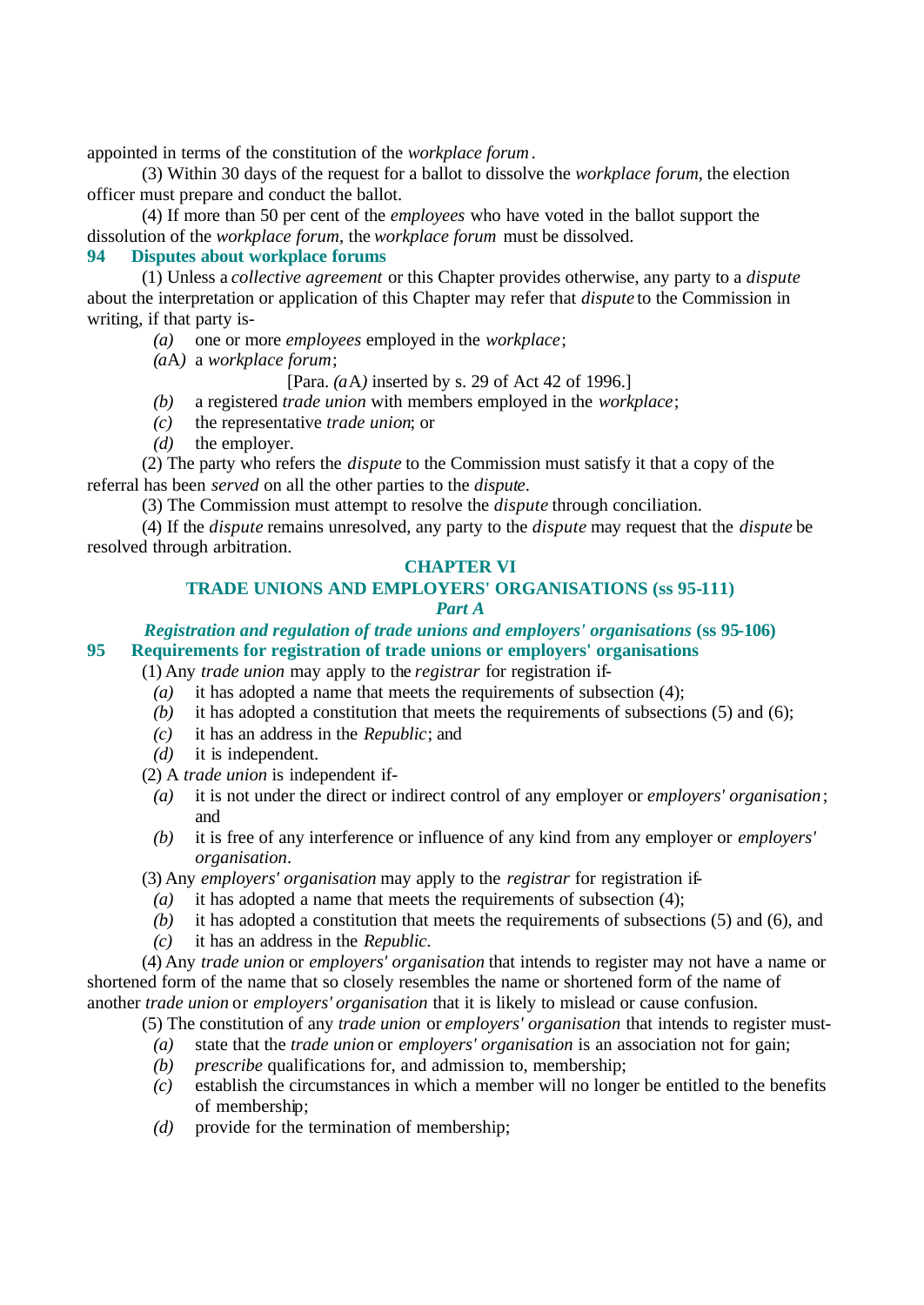appointed in terms of the constitution of the *workplace forum*.

(3) Within 30 days of the request for a ballot to dissolve the *workplace forum*, the election officer must prepare and conduct the ballot.

(4) If more than 50 per cent of the *employees* who have voted in the ballot support the dissolution of the *workplace forum*, the *workplace forum* must be dissolved.

### 94 Disputes about workplace forums

(1) Unless a *collective agreement* or this Chapter provides otherwise, any party to a *dispute* about the interpretation or application of this Chapter may refer that *dispute* to the Commission in writing, if that party is-

*(a)* one or more *employees* employed in the *workplace*;

*(a*A*)* a *workplace forum*;

[Para. *(a*A*)* inserted by s. 29 of Act 42 of 1996.]

*(b)* a registered *trade union* with members employed in the *workplace*;

*(c)* the representative *trade union*; or

*(d)* the employer.

(2) The party who refers the *dispute* to the Commission must satisfy it that a copy of the referral has been *served* on all the other parties to the *dispute*.

(3) The Commission must attempt to resolve the *dispute* through conciliation.

(4) If the *dispute* remains unresolved, any party to the *dispute* may request that the *dispute* be resolved through arbitration.

## CHAPTER VI
## TRADE UNIONS AND EMPLOYERS' ORGANISATIONS (ss 95-111)
### *Part A*
### *Registration and regulation of trade unions and employers' organisations* (ss 95-106)

### 95 Requirements for registration of trade unions or employers' organisations

(1) Any *trade union* may apply to the *registrar* for registration if-

*(a)* it has adopted a name that meets the requirements of subsection (4);

*(b)* it has adopted a constitution that meets the requirements of subsections (5) and (6);

*(c)* it has an address in the *Republic*; and

*(d)* it is independent.

(2) A *trade union* is independent if-

*(a)* it is not under the direct or indirect control of any employer or *employers' organisation*; and

*(b)* it is free of any interference or influence of any kind from any employer or *employers' organisation*.

(3) Any *employers' organisation* may apply to the *registrar* for registration if-

*(a)* it has adopted a name that meets the requirements of subsection (4);

*(b)* it has adopted a constitution that meets the requirements of subsections (5) and (6), and

*(c)* it has an address in the *Republic*.

(4) Any *trade union* or *employers' organisation* that intends to register may not have a name or shortened form of the name that so closely resembles the name or shortened form of the name of another *trade union* or *employers' organisation* that it is likely to mislead or cause confusion.

(5) The constitution of any *trade union* or *employers' organisation* that intends to register must-

*(a)* state that the *trade union* or *employers' organisation* is an association not for gain;

*(b)* *prescribe* qualifications for, and admission to, membership;

*(c)* establish the circumstances in which a member will no longer be entitled to the benefits of membership;

*(d)* provide for the termination of membership;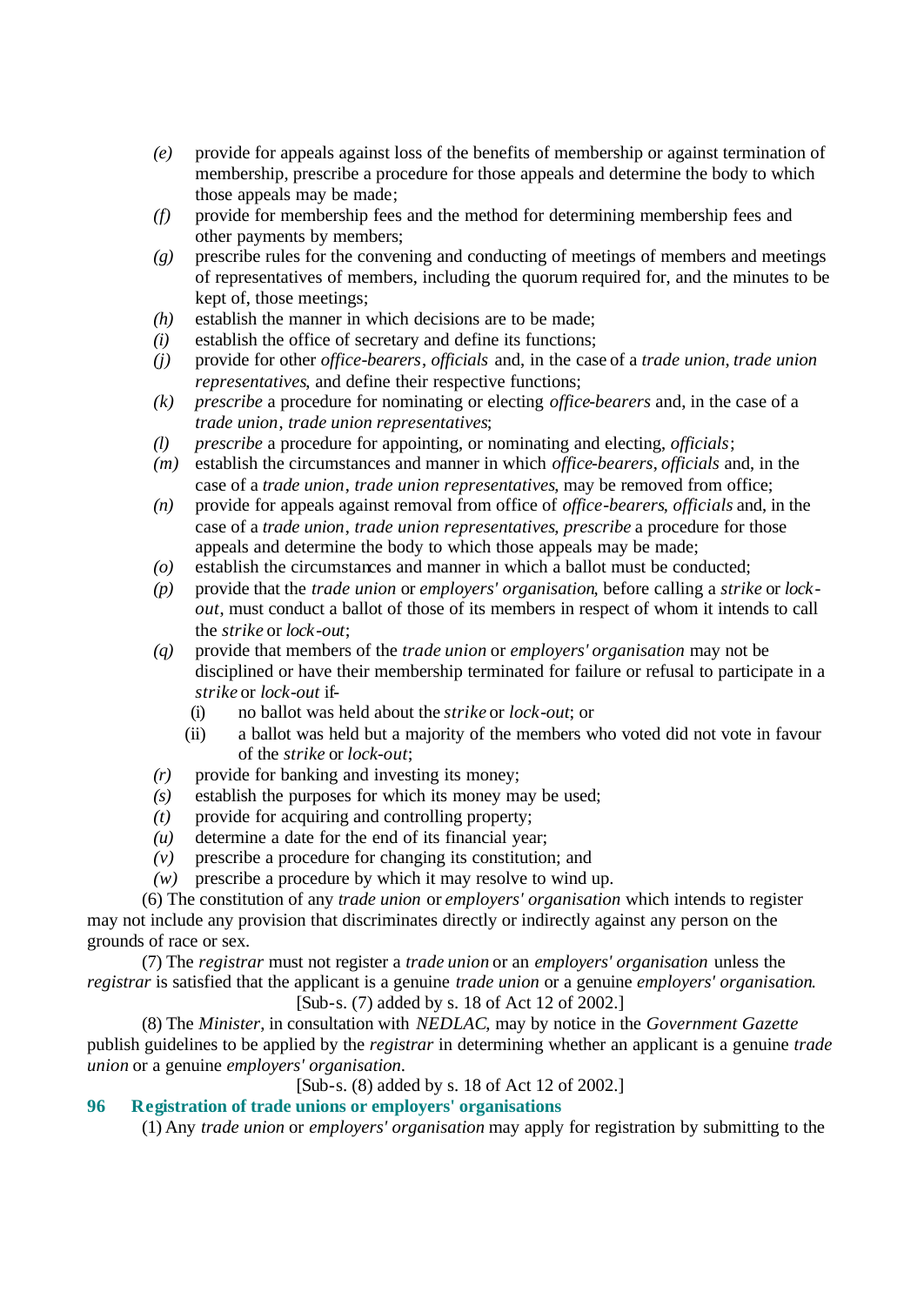- *(e)* provide for appeals against loss of the benefits of membership or against termination of membership, prescribe a procedure for those appeals and determine the body to which those appeals may be made;
- *(f)* provide for membership fees and the method for determining membership fees and other payments by members;
- *(g)* prescribe rules for the convening and conducting of meetings of members and meetings of representatives of members, including the quorum required for, and the minutes to be kept of, those meetings;
- *(h)* establish the manner in which decisions are to be made;
- *(i)* establish the office of secretary and define its functions;
- *(j)* provide for other *office-bearers*, *officials* and, in the case of a *trade union*, *trade union representatives*, and define their respective functions;
- *(k)* *prescribe* a procedure for nominating or electing *office-bearers* and, in the case of a *trade union*, *trade union representatives*;
- *(l)* *prescribe* a procedure for appointing, or nominating and electing, *officials*;
- *(m)* establish the circumstances and manner in which *office-bearers*, *officials* and, in the case of a *trade union*, *trade union representatives*, may be removed from office;
- *(n)* provide for appeals against removal from office of *office-bearers*, *officials* and, in the case of a *trade union*, *trade union representatives*, *prescribe* a procedure for those appeals and determine the body to which those appeals may be made;
- *(o)* establish the circumstances and manner in which a ballot must be conducted;
- *(p)* provide that the *trade union* or *employers' organisation*, before calling a *strike* or *lock-out*, must conduct a ballot of those of its members in respect of whom it intends to call the *strike* or *lock-out*;
- *(q)* provide that members of the *trade union* or *employers' organisation* may not be disciplined or have their membership terminated for failure or refusal to participate in a *strike* or *lock-out* if-
  - (i) no ballot was held about the *strike* or *lock-out*; or
  - (ii) a ballot was held but a majority of the members who voted did not vote in favour of the *strike* or *lock-out*;
- *(r)* provide for banking and investing its money;
- *(s)* establish the purposes for which its money may be used;
- *(t)* provide for acquiring and controlling property;
- *(u)* determine a date for the end of its financial year;
- *(v)* prescribe a procedure for changing its constitution; and
- *(w)* prescribe a procedure by which it may resolve to wind up.

(6) The constitution of any *trade union* or *employers' organisation* which intends to register may not include any provision that discriminates directly or indirectly against any person on the grounds of race or sex.

(7) The *registrar* must not register a *trade union* or an *employers' organisation* unless the *registrar* is satisfied that the applicant is a genuine *trade union* or a genuine *employers' organisation*.

[Sub-s. (7) added by s. 18 of Act 12 of 2002.]

(8) The *Minister*, in consultation with *NEDLAC*, may by notice in the *Government Gazette* publish guidelines to be applied by the *registrar* in determining whether an applicant is a genuine *trade union* or a genuine *employers' organisation*.

[Sub-s. (8) added by s. 18 of Act 12 of 2002.]

### 96 Registration of trade unions or employers' organisations

(1) Any *trade union* or *employers' organisation* may apply for registration by submitting to the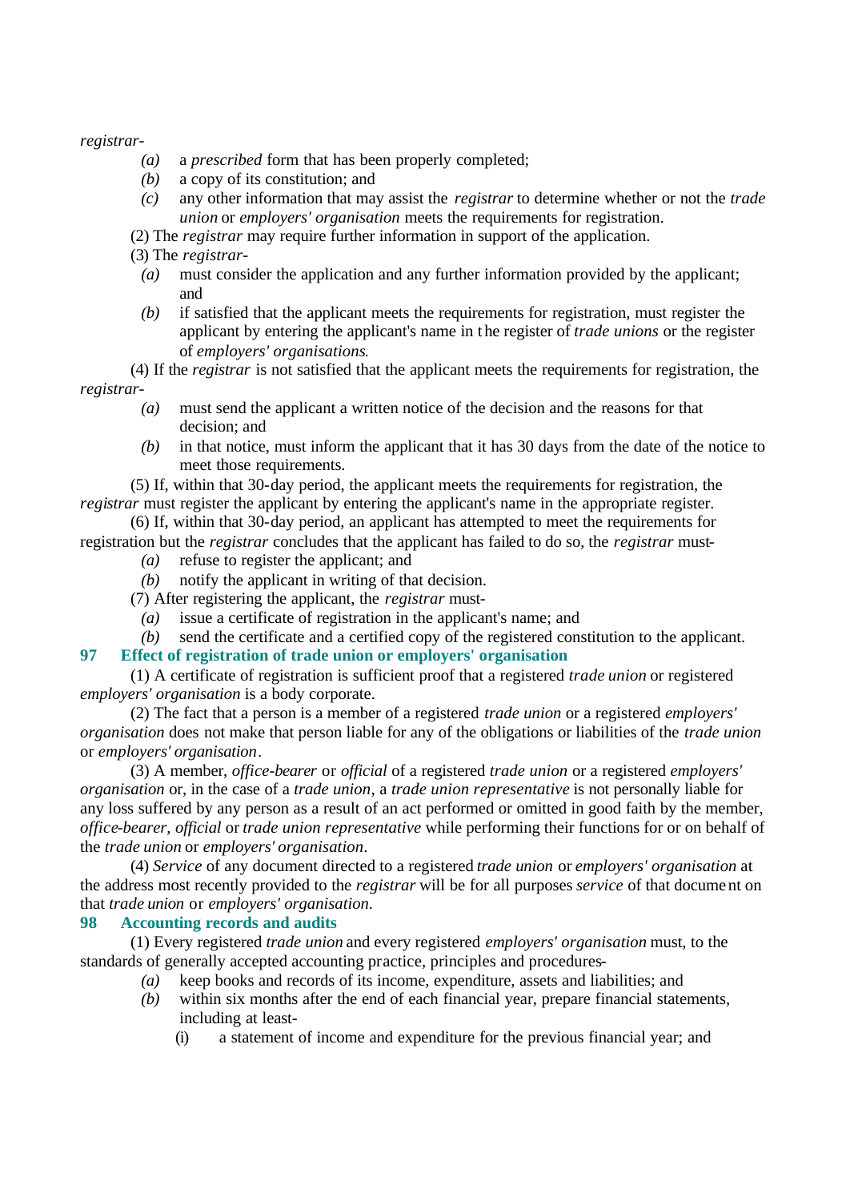*registrar*-

(a) a *prescribed* form that has been properly completed;

(b) a copy of its constitution; and

(c) any other information that may assist the *registrar* to determine whether or not the *trade union* or *employers' organisation* meets the requirements for registration.

(2) The *registrar* may require further information in support of the application.

(3) The *registrar*-

(a) must consider the application and any further information provided by the applicant; and

(b) if satisfied that the applicant meets the requirements for registration, must register the applicant by entering the applicant's name in the register of *trade unions* or the register of *employers' organisations*.

(4) If the *registrar* is not satisfied that the applicant meets the requirements for registration, the *registrar*-

(a) must send the applicant a written notice of the decision and the reasons for that decision; and

(b) in that notice, must inform the applicant that it has 30 days from the date of the notice to meet those requirements.

(5) If, within that 30-day period, the applicant meets the requirements for registration, the *registrar* must register the applicant by entering the applicant's name in the appropriate register.

(6) If, within that 30-day period, an applicant has attempted to meet the requirements for registration but the *registrar* concludes that the applicant has failed to do so, the *registrar* must-

(a) refuse to register the applicant; and

(b) notify the applicant in writing of that decision.

(7) After registering the applicant, the *registrar* must-

(a) issue a certificate of registration in the applicant's name; and

(b) send the certificate and a certified copy of the registered constitution to the applicant.

## 97 Effect of registration of trade union or employers' organisation

(1) A certificate of registration is sufficient proof that a registered *trade union* or registered *employers' organisation* is a body corporate.

(2) The fact that a person is a member of a registered *trade union* or a registered *employers' organisation* does not make that person liable for any of the obligations or liabilities of the *trade union* or *employers' organisation*.

(3) A member, *office-bearer* or *official* of a registered *trade union* or a registered *employers' organisation* or, in the case of a *trade union*, a *trade union representative* is not personally liable for any loss suffered by any person as a result of an act performed or omitted in good faith by the member, *office-bearer*, *official* or *trade union representative* while performing their functions for or on behalf of the *trade union* or *employers' organisation*.

(4) *Service* of any document directed to a registered *trade union* or *employers' organisation* at the address most recently provided to the *registrar* will be for all purposes *service* of that document on that *trade union* or *employers' organisation*.

## 98 Accounting records and audits

(1) Every registered *trade union* and every registered *employers' organisation* must, to the standards of generally accepted accounting practice, principles and procedures-

(a) keep books and records of its income, expenditure, assets and liabilities; and

(b) within six months after the end of each financial year, prepare financial statements, including at least-

(i) a statement of income and expenditure for the previous financial year; and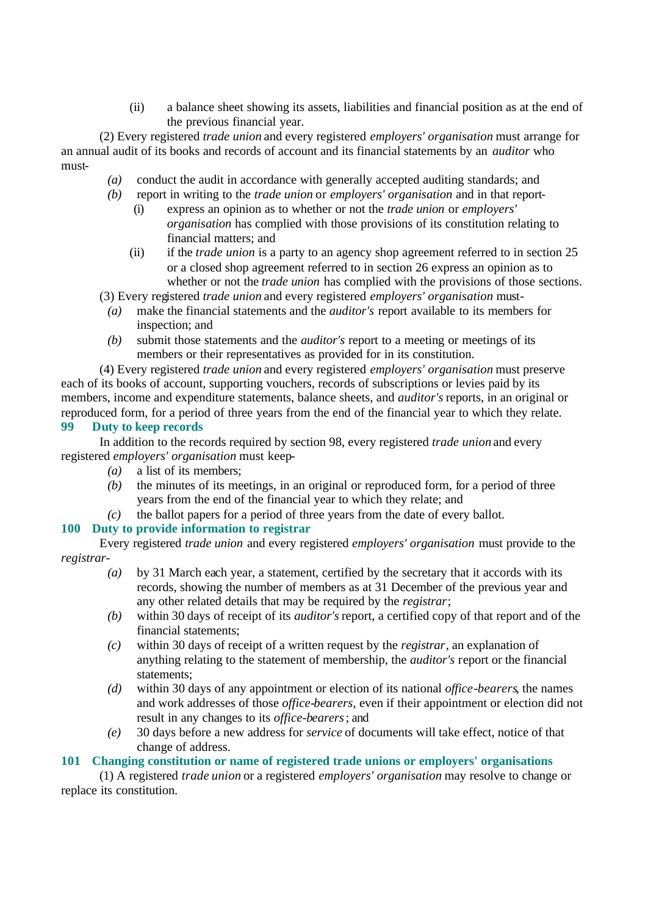(ii) a balance sheet showing its assets, liabilities and financial position as at the end of the previous financial year.

(2) Every registered *trade union* and every registered *employers' organisation* must arrange for an annual audit of its books and records of account and its financial statements by an *auditor* who must-

*(a)* conduct the audit in accordance with generally accepted auditing standards; and

*(b)* report in writing to the *trade union* or *employers' organisation* and in that report-

(i) express an opinion as to whether or not the *trade union* or *employers' organisation* has complied with those provisions of its constitution relating to financial matters; and

(ii) if the *trade union* is a party to an agency shop agreement referred to in section 25 or a closed shop agreement referred to in section 26 express an opinion as to whether or not the *trade union* has complied with the provisions of those sections.

(3) Every registered *trade union* and every registered *employers' organisation* must-

*(a)* make the financial statements and the *auditor's* report available to its members for inspection; and

*(b)* submit those statements and the *auditor's* report to a meeting or meetings of its members or their representatives as provided for in its constitution.

(4) Every registered *trade union* and every registered *employers' organisation* must preserve each of its books of account, supporting vouchers, records of subscriptions or levies paid by its members, income and expenditure statements, balance sheets, and *auditor's* reports, in an original or reproduced form, for a period of three years from the end of the financial year to which they relate.

### 99 Duty to keep records

In addition to the records required by section 98, every registered *trade union* and every registered *employers' organisation* must keep-

*(a)* a list of its members;

*(b)* the minutes of its meetings, in an original or reproduced form, for a period of three years from the end of the financial year to which they relate; and

*(c)* the ballot papers for a period of three years from the date of every ballot.

### 100 Duty to provide information to registrar

Every registered *trade union* and every registered *employers' organisation* must provide to the *registrar*-

*(a)* by 31 March each year, a statement, certified by the secretary that it accords with its records, showing the number of members as at 31 December of the previous year and any other related details that may be required by the *registrar*;

*(b)* within 30 days of receipt of its *auditor's* report, a certified copy of that report and of the financial statements;

*(c)* within 30 days of receipt of a written request by the *registrar*, an explanation of anything relating to the statement of membership, the *auditor's* report or the financial statements;

*(d)* within 30 days of any appointment or election of its national *office-bearers*, the names and work addresses of those *office-bearers*, even if their appointment or election did not result in any changes to its *office-bearers*; and

*(e)* 30 days before a new address for *service* of documents will take effect, notice of that change of address.

### 101 Changing constitution or name of registered trade unions or employers' organisations

(1) A registered *trade union* or a registered *employers' organisation* may resolve to change or replace its constitution.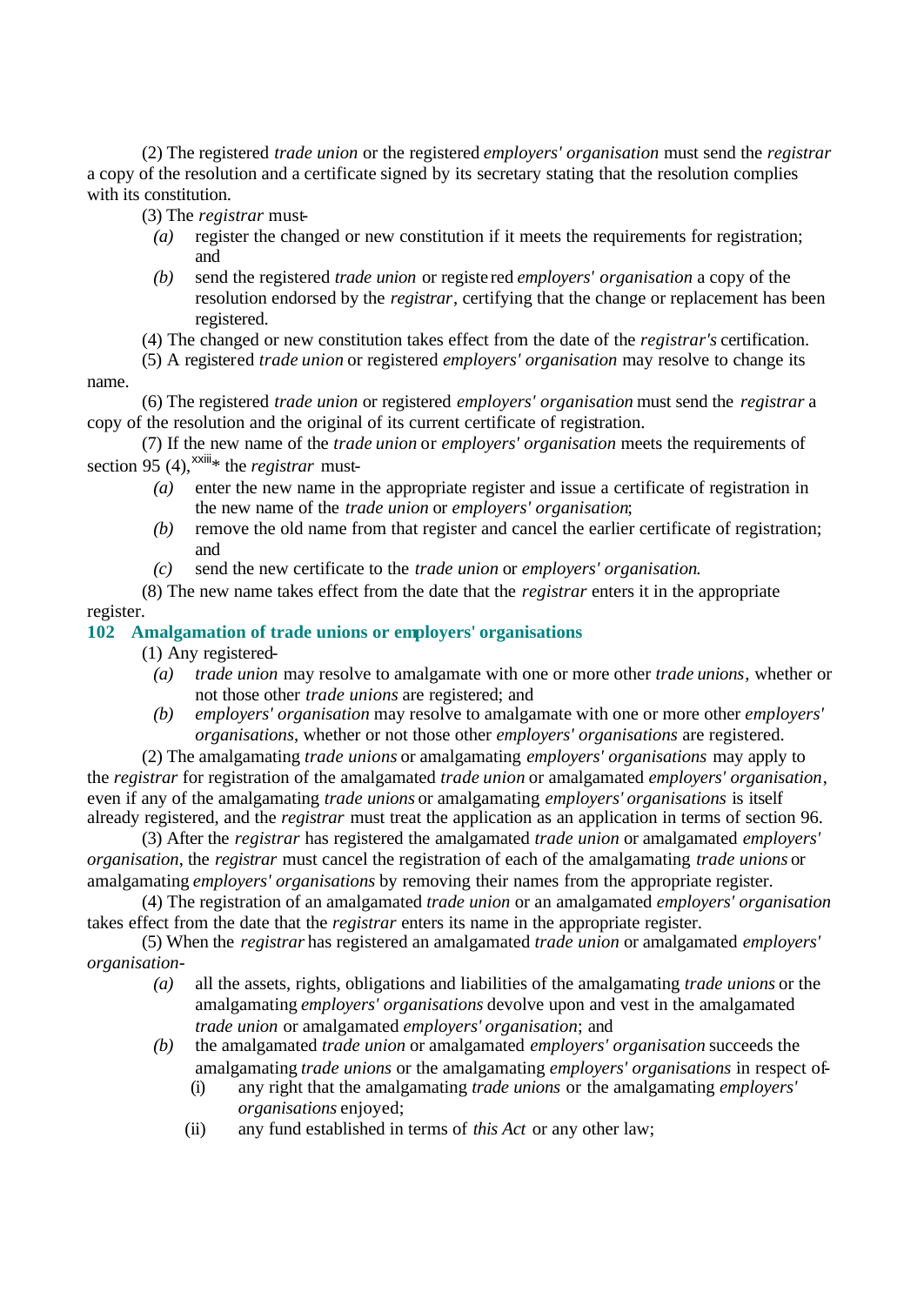(2) The registered *trade union* or the registered *employers' organisation* must send the *registrar* a copy of the resolution and a certificate signed by its secretary stating that the resolution complies with its constitution.

(3) The *registrar* must-

*(a)* register the changed or new constitution if it meets the requirements for registration; and

*(b)* send the registered *trade union* or registered *employers' organisation* a copy of the resolution endorsed by the *registrar*, certifying that the change or replacement has been registered.

(4) The changed or new constitution takes effect from the date of the *registrar's* certification.

(5) A registered *trade union* or registered *employers' organisation* may resolve to change its name.

(6) The registered *trade union* or registered *employers' organisation* must send the *registrar* a copy of the resolution and the original of its current certificate of registration.

(7) If the new name of the *trade union* or *employers' organisation* meets the requirements of section 95 (4),[xxiii]* the *registrar* must-

*(a)* enter the new name in the appropriate register and issue a certificate of registration in the new name of the *trade union* or *employers' organisation*;

*(b)* remove the old name from that register and cancel the earlier certificate of registration; and

*(c)* send the new certificate to the *trade union* or *employers' organisation*.

(8) The new name takes effect from the date that the *registrar* enters it in the appropriate register.

### 102 Amalgamation of trade unions or employers' organisations

(1) Any registered-

*(a)* *trade union* may resolve to amalgamate with one or more other *trade unions*, whether or not those other *trade unions* are registered; and

*(b)* *employers' organisation* may resolve to amalgamate with one or more other *employers' organisations*, whether or not those other *employers' organisations* are registered.

(2) The amalgamating *trade unions* or amalgamating *employers' organisations* may apply to the *registrar* for registration of the amalgamated *trade union* or amalgamated *employers' organisation*, even if any of the amalgamating *trade unions* or amalgamating *employers' organisations* is itself already registered, and the *registrar* must treat the application as an application in terms of section 96.

(3) After the *registrar* has registered the amalgamated *trade union* or amalgamated *employers' organisation*, the *registrar* must cancel the registration of each of the amalgamating *trade unions* or amalgamating *employers' organisations* by removing their names from the appropriate register.

(4) The registration of an amalgamated *trade union* or an amalgamated *employers' organisation* takes effect from the date that the *registrar* enters its name in the appropriate register.

(5) When the *registrar* has registered an amalgamated *trade union* or amalgamated *employers' organisation*-

*(a)* all the assets, rights, obligations and liabilities of the amalgamating *trade unions* or the amalgamating *employers' organisations* devolve upon and vest in the amalgamated *trade union* or amalgamated *employers' organisation*; and

*(b)* the amalgamated *trade union* or amalgamated *employers' organisation* succeeds the amalgamating *trade unions* or the amalgamating *employers' organisations* in respect of-

(i) any right that the amalgamating *trade unions* or the amalgamating *employers' organisations* enjoyed;

(ii) any fund established in terms of *this Act* or any other law;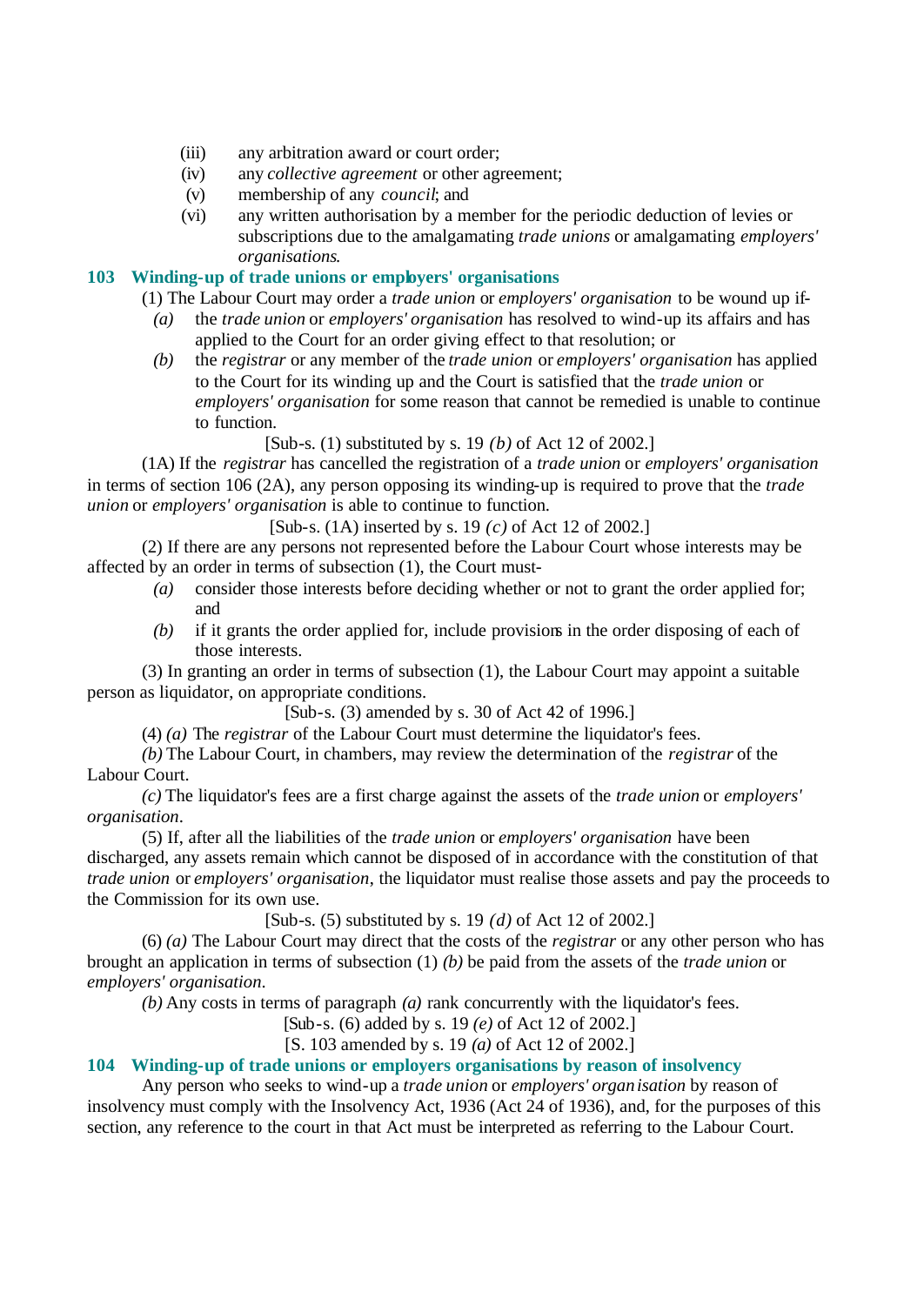(iii) any arbitration award or court order;

(iv) any *collective agreement* or other agreement;

(v) membership of any *council*; and

(vi) any written authorisation by a member for the periodic deduction of levies or subscriptions due to the amalgamating *trade unions* or amalgamating *employers' organisations*.

### 103 Winding-up of trade unions or employers' organisations

(1) The Labour Court may order a *trade union* or *employers' organisation* to be wound up if-

*(a)* the *trade union* or *employers' organisation* has resolved to wind-up its affairs and has applied to the Court for an order giving effect to that resolution; or

*(b)* the *registrar* or any member of the *trade union* or *employers' organisation* has applied to the Court for its winding up and the Court is satisfied that the *trade union* or *employers' organisation* for some reason that cannot be remedied is unable to continue to function.

[Sub-s. (1) substituted by s. 19 *(b)* of Act 12 of 2002.]

(1A) If the *registrar* has cancelled the registration of a *trade union* or *employers' organisation* in terms of section 106 (2A), any person opposing its winding-up is required to prove that the *trade union* or *employers' organisation* is able to continue to function.

[Sub-s. (1A) inserted by s. 19 *(c)* of Act 12 of 2002.]

(2) If there are any persons not represented before the Labour Court whose interests may be affected by an order in terms of subsection (1), the Court must-

*(a)* consider those interests before deciding whether or not to grant the order applied for; and

*(b)* if it grants the order applied for, include provisions in the order disposing of each of those interests.

(3) In granting an order in terms of subsection (1), the Labour Court may appoint a suitable person as liquidator, on appropriate conditions.

[Sub-s. (3) amended by s. 30 of Act 42 of 1996.]

(4) *(a)* The *registrar* of the Labour Court must determine the liquidator's fees.

*(b)* The Labour Court, in chambers, may review the determination of the *registrar* of the Labour Court.

*(c)* The liquidator's fees are a first charge against the assets of the *trade union* or *employers' organisation*.

(5) If, after all the liabilities of the *trade union* or *employers' organisation* have been discharged, any assets remain which cannot be disposed of in accordance with the constitution of that *trade union* or *employers' organisation*, the liquidator must realise those assets and pay the proceeds to the Commission for its own use.

[Sub-s. (5) substituted by s. 19 *(d)* of Act 12 of 2002.]

(6) *(a)* The Labour Court may direct that the costs of the *registrar* or any other person who has brought an application in terms of subsection (1) *(b)* be paid from the assets of the *trade union* or *employers' organisation*.

*(b)* Any costs in terms of paragraph *(a)* rank concurrently with the liquidator's fees.

[Sub-s. (6) added by s. 19 *(e)* of Act 12 of 2002.]

[S. 103 amended by s. 19 *(a)* of Act 12 of 2002.]

### 104 Winding-up of trade unions or employers organisations by reason of insolvency

Any person who seeks to wind-up a *trade union* or *employers' organisation* by reason of insolvency must comply with the Insolvency Act, 1936 (Act 24 of 1936), and, for the purposes of this section, any reference to the court in that Act must be interpreted as referring to the Labour Court.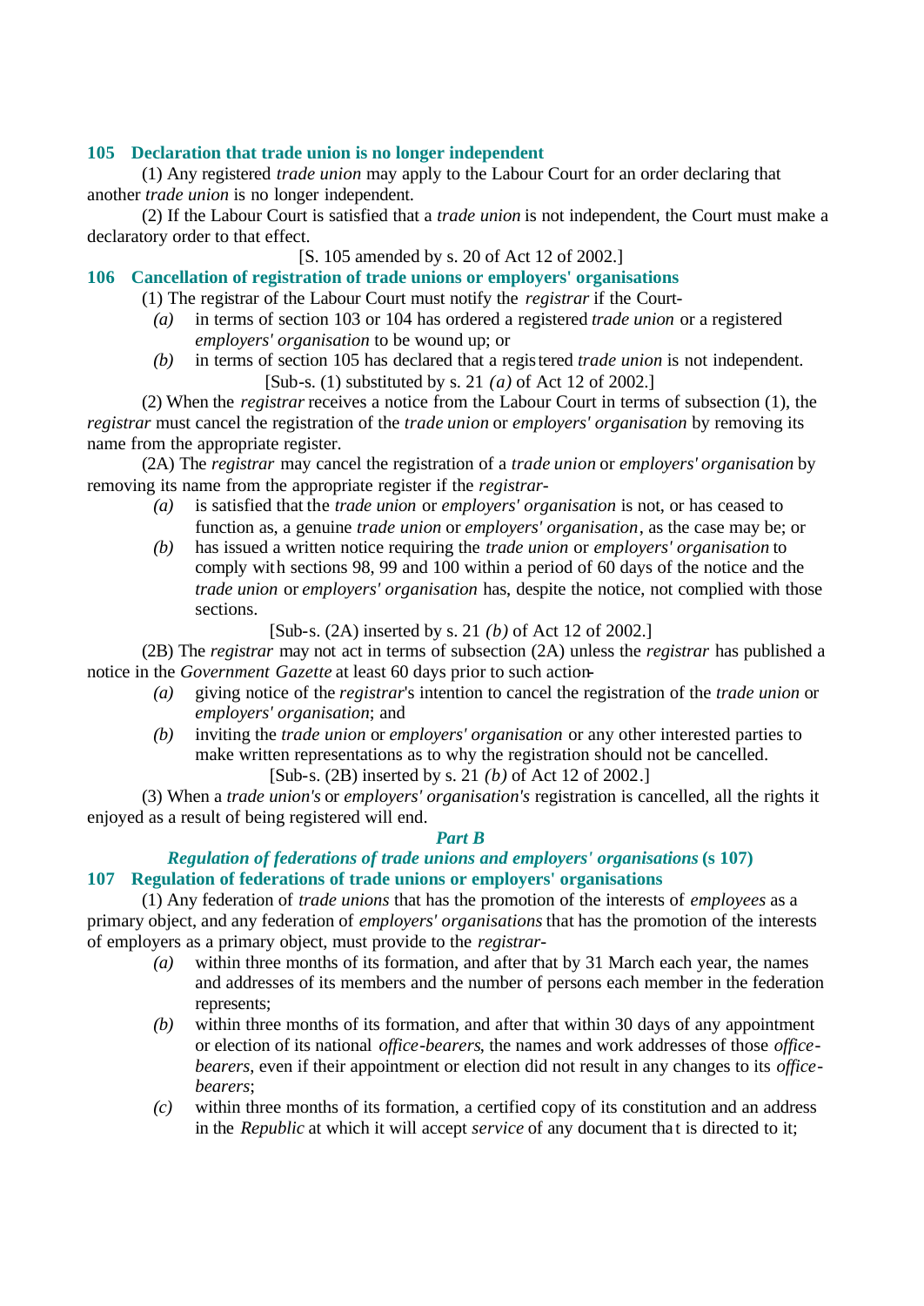### 105 Declaration that trade union is no longer independent

(1) Any registered *trade union* may apply to the Labour Court for an order declaring that another *trade union* is no longer independent.

(2) If the Labour Court is satisfied that a *trade union* is not independent, the Court must make a declaratory order to that effect.

[S. 105 amended by s. 20 of Act 12 of 2002.]

### 106 Cancellation of registration of trade unions or employers' organisations

(1) The registrar of the Labour Court must notify the *registrar* if the Court-

*(a)* in terms of section 103 or 104 has ordered a registered *trade union* or a registered *employers' organisation* to be wound up; or

*(b)* in terms of section 105 has declared that a registered *trade union* is not independent.

[Sub-s. (1) substituted by s. 21 *(a)* of Act 12 of 2002.]

(2) When the *registrar* receives a notice from the Labour Court in terms of subsection (1), the *registrar* must cancel the registration of the *trade union* or *employers' organisation* by removing its name from the appropriate register.

(2A) The *registrar* may cancel the registration of a *trade union* or *employers' organisation* by removing its name from the appropriate register if the *registrar*-

*(a)* is satisfied that the *trade union* or *employers' organisation* is not, or has ceased to function as, a genuine *trade union* or *employers' organisation*, as the case may be; or

*(b)* has issued a written notice requiring the *trade union* or *employers' organisation* to comply with sections 98, 99 and 100 within a period of 60 days of the notice and the *trade union* or *employers' organisation* has, despite the notice, not complied with those sections.

[Sub-s. (2A) inserted by s. 21 *(b)* of Act 12 of 2002.]

(2B) The *registrar* may not act in terms of subsection (2A) unless the *registrar* has published a notice in the *Government Gazette* at least 60 days prior to such action-

*(a)* giving notice of the *registrar*'s intention to cancel the registration of the *trade union* or *employers' organisation*; and

*(b)* inviting the *trade union* or *employers' organisation* or any other interested parties to make written representations as to why the registration should not be cancelled.

[Sub-s. (2B) inserted by s. 21 *(b)* of Act 12 of 2002.]

(3) When a *trade union's* or *employers' organisation's* registration is cancelled, all the rights it enjoyed as a result of being registered will end.

## *Part B*

## *Regulation of federations of trade unions and employers' organisations* (s 107)

### 107 Regulation of federations of trade unions or employers' organisations

(1) Any federation of *trade unions* that has the promotion of the interests of *employees* as a primary object, and any federation of *employers' organisations* that has the promotion of the interests of employers as a primary object, must provide to the *registrar*-

*(a)* within three months of its formation, and after that by 31 March each year, the names and addresses of its members and the number of persons each member in the federation represents;

*(b)* within three months of its formation, and after that within 30 days of any appointment or election of its national *office-bearers*, the names and work addresses of those *office-bearers*, even if their appointment or election did not result in any changes to its *office-bearers*;

*(c)* within three months of its formation, a certified copy of its constitution and an address in the *Republic* at which it will accept *service* of any document that is directed to it;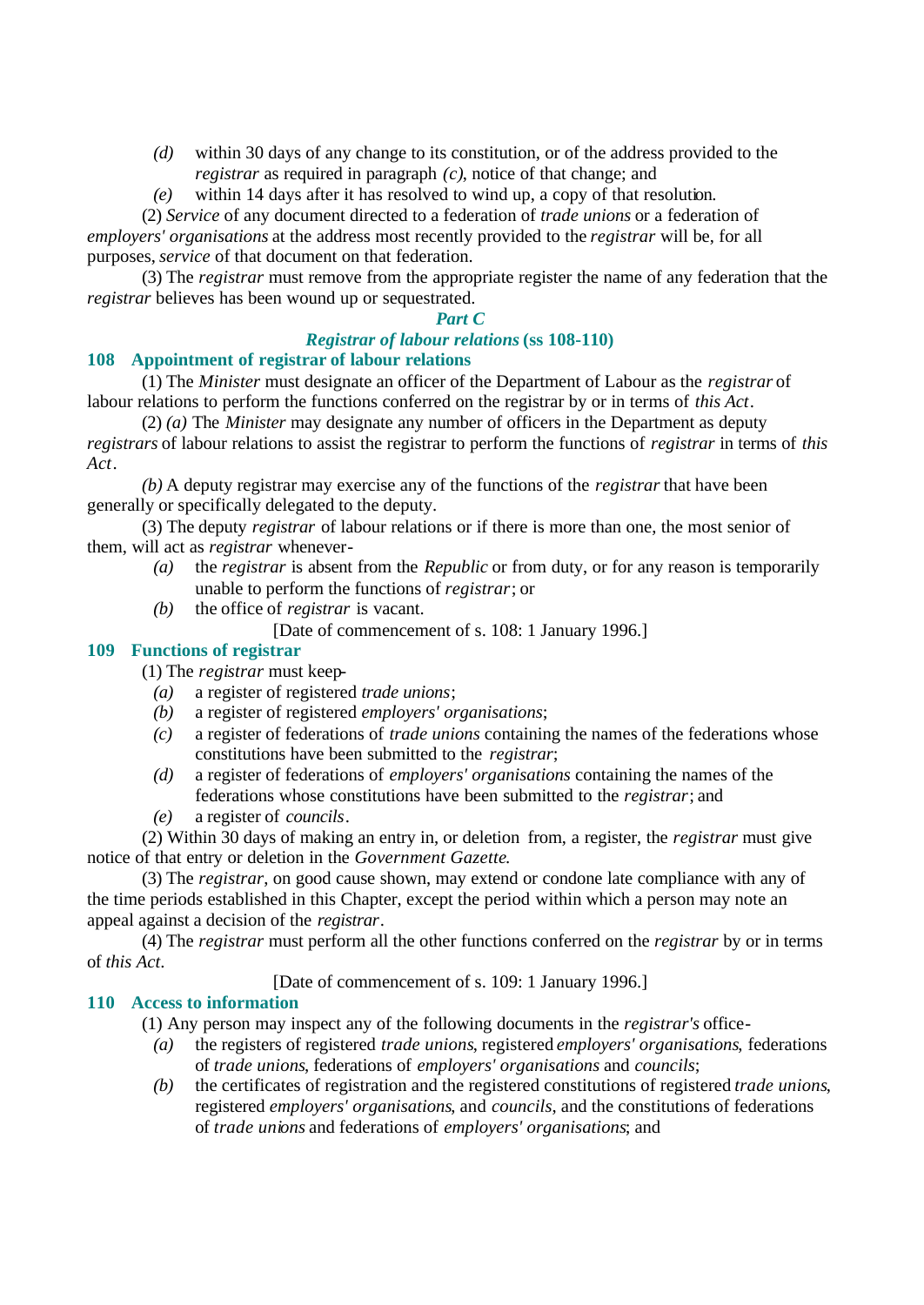*(d)* within 30 days of any change to its constitution, or of the address provided to the *registrar* as required in paragraph *(c)*, notice of that change; and

*(e)* within 14 days after it has resolved to wind up, a copy of that resolution.

(2) *Service* of any document directed to a federation of *trade unions* or a federation of *employers' organisations* at the address most recently provided to the *registrar* will be, for all purposes, *service* of that document on that federation.

(3) The *registrar* must remove from the appropriate register the name of any federation that the *registrar* believes has been wound up or sequestrated.

### *Part C*

### *Registrar of labour relations* (ss 108-110)

## 108 Appointment of registrar of labour relations

(1) The *Minister* must designate an officer of the Department of Labour as the *registrar* of labour relations to perform the functions conferred on the registrar by or in terms of *this Act*.

(2) *(a)* The *Minister* may designate any number of officers in the Department as deputy *registrars* of labour relations to assist the registrar to perform the functions of *registrar* in terms of *this Act*.

*(b)* A deputy registrar may exercise any of the functions of the *registrar* that have been generally or specifically delegated to the deputy.

(3) The deputy *registrar* of labour relations or if there is more than one, the most senior of them, will act as *registrar* whenever-

*(a)* the *registrar* is absent from the *Republic* or from duty, or for any reason is temporarily unable to perform the functions of *registrar*; or

*(b)* the office of *registrar* is vacant.

[Date of commencement of s. 108: 1 January 1996.]

## 109 Functions of registrar

(1) The *registrar* must keep-

*(a)* a register of registered *trade unions*;

*(b)* a register of registered *employers' organisations*;

*(c)* a register of federations of *trade unions* containing the names of the federations whose constitutions have been submitted to the *registrar*;

*(d)* a register of federations of *employers' organisations* containing the names of the federations whose constitutions have been submitted to the *registrar*; and

*(e)* a register of *councils*.

(2) Within 30 days of making an entry in, or deletion from, a register, the *registrar* must give notice of that entry or deletion in the *Government Gazette*.

(3) The *registrar*, on good cause shown, may extend or condone late compliance with any of the time periods established in this Chapter, except the period within which a person may note an appeal against a decision of the *registrar*.

(4) The *registrar* must perform all the other functions conferred on the *registrar* by or in terms of *this Act*.

[Date of commencement of s. 109: 1 January 1996.]

## 110 Access to information

(1) Any person may inspect any of the following documents in the *registrar's* office-

*(a)* the registers of registered *trade unions*, registered *employers' organisations*, federations of *trade unions*, federations of *employers' organisations* and *councils*;

*(b)* the certificates of registration and the registered constitutions of registered *trade unions*, registered *employers' organisations*, and *councils*, and the constitutions of federations of *trade unions* and federations of *employers' organisations*; and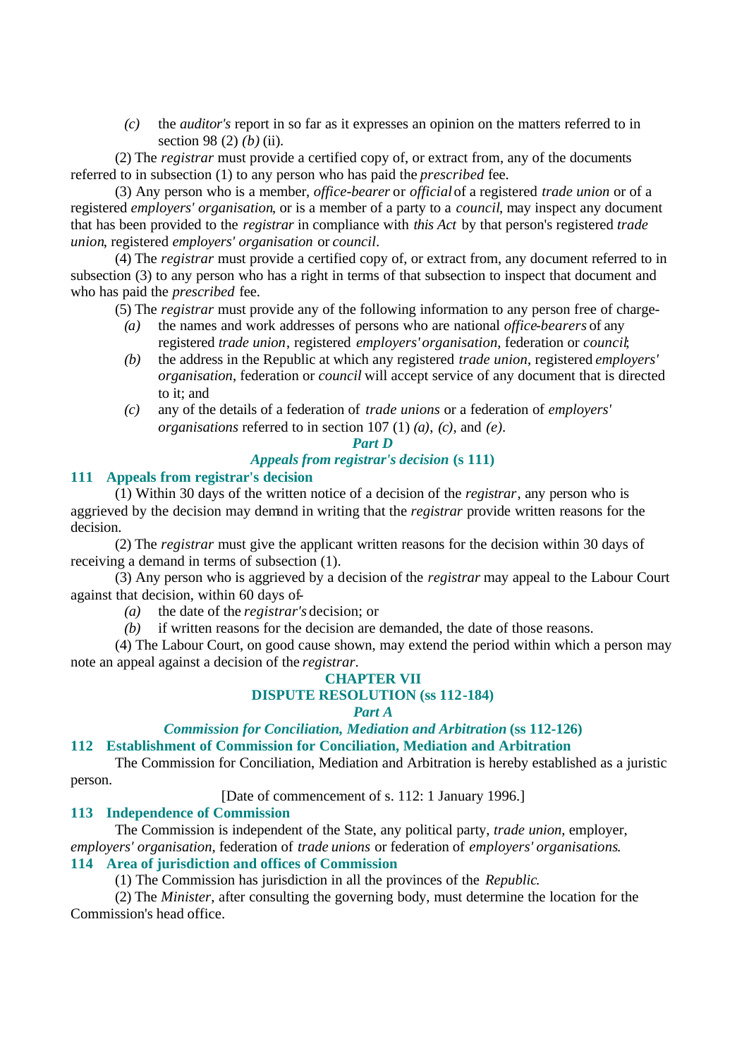*(c)* the *auditor's* report in so far as it expresses an opinion on the matters referred to in section 98 (2) *(b)* (ii).

(2) The *registrar* must provide a certified copy of, or extract from, any of the documents referred to in subsection (1) to any person who has paid the *prescribed* fee.

(3) Any person who is a member, *office-bearer* or *official* of a registered *trade union* or of a registered *employers' organisation*, or is a member of a party to a *council*, may inspect any document that has been provided to the *registrar* in compliance with *this Act* by that person's registered *trade union*, registered *employers' organisation* or *council*.

(4) The *registrar* must provide a certified copy of, or extract from, any document referred to in subsection (3) to any person who has a right in terms of that subsection to inspect that document and who has paid the *prescribed* fee.

(5) The *registrar* must provide any of the following information to any person free of charge-

*(a)* the names and work addresses of persons who are national *office-bearers* of any registered *trade union*, registered *employers' organisation*, federation or *council*;

*(b)* the address in the Republic at which any registered *trade union*, registered *employers' organisation*, federation or *council* will accept service of any document that is directed to it; and

*(c)* any of the details of a federation of *trade unions* or a federation of *employers' organisations* referred to in section 107 (1) *(a)*, *(c)*, and *(e)*.

### *Part D*
### *Appeals from registrar's decision* (s 111)

### 111 Appeals from registrar's decision

(1) Within 30 days of the written notice of a decision of the *registrar*, any person who is aggrieved by the decision may demand in writing that the *registrar* provide written reasons for the decision.

(2) The *registrar* must give the applicant written reasons for the decision within 30 days of receiving a demand in terms of subsection (1).

(3) Any person who is aggrieved by a decision of the *registrar* may appeal to the Labour Court against that decision, within 60 days of-

*(a)* the date of the *registrar's* decision; or

*(b)* if written reasons for the decision are demanded, the date of those reasons.

(4) The Labour Court, on good cause shown, may extend the period within which a person may note an appeal against a decision of the *registrar*.

## CHAPTER VII
## DISPUTE RESOLUTION (ss 112-184)
### *Part A*
### *Commission for Conciliation, Mediation and Arbitration* (ss 112-126)

### 112 Establishment of Commission for Conciliation, Mediation and Arbitration

The Commission for Conciliation, Mediation and Arbitration is hereby established as a juristic person.

[Date of commencement of s. 112: 1 January 1996.]

### 113 Independence of Commission

The Commission is independent of the State, any political party, *trade union*, employer, *employers' organisation*, federation of *trade unions* or federation of *employers' organisations*.

### 114 Area of jurisdiction and offices of Commission

(1) The Commission has jurisdiction in all the provinces of the *Republic*.

(2) The *Minister*, after consulting the governing body, must determine the location for the Commission's head office.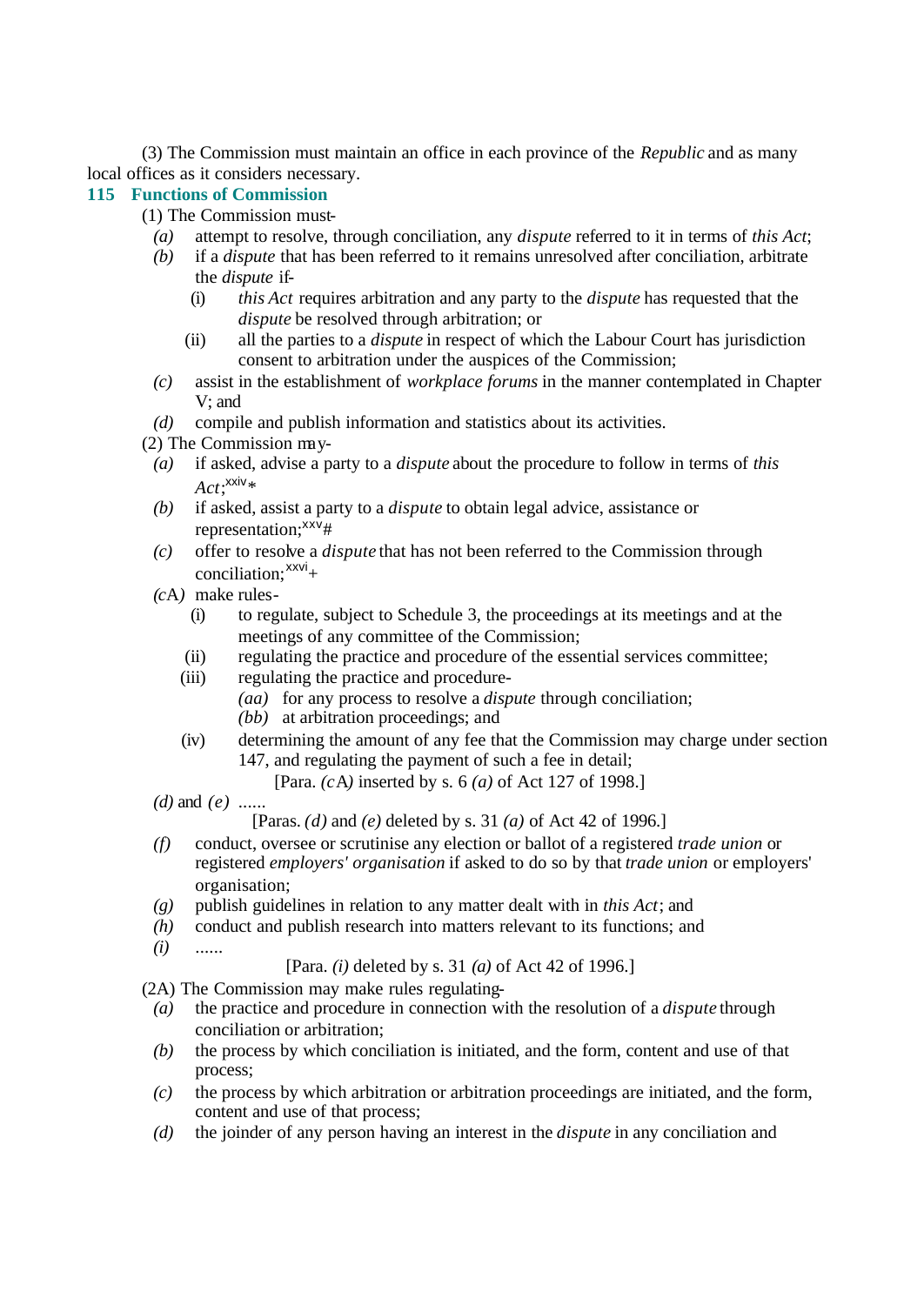(3) The Commission must maintain an office in each province of the *Republic* and as many local offices as it considers necessary.

### 115 Functions of Commission

(1) The Commission must-

*(a)* attempt to resolve, through conciliation, any *dispute* referred to it in terms of *this Act*;

*(b)* if a *dispute* that has been referred to it remains unresolved after conciliation, arbitrate the *dispute* if-

(i) *this Act* requires arbitration and any party to the *dispute* has requested that the *dispute* be resolved through arbitration; or

(ii) all the parties to a *dispute* in respect of which the Labour Court has jurisdiction consent to arbitration under the auspices of the Commission;

*(c)* assist in the establishment of *workplace forums* in the manner contemplated in Chapter V; and

*(d)* compile and publish information and statistics about its activities.

(2) The Commission may-

*(a)* if asked, advise a party to a *dispute* about the procedure to follow in terms of *this Act*;[xxiv]*

*(b)* if asked, assist a party to a *dispute* to obtain legal advice, assistance or representation;[xxv]#

*(c)* offer to resolve a *dispute* that has not been referred to the Commission through conciliation;[xxvi]+

*(c*A*)* make rules-

(i) to regulate, subject to Schedule 3, the proceedings at its meetings and at the meetings of any committee of the Commission;

(ii) regulating the practice and procedure of the essential services committee;

(iii) regulating the practice and procedure-

*(aa)* for any process to resolve a *dispute* through conciliation;

*(bb)* at arbitration proceedings; and

(iv) determining the amount of any fee that the Commission may charge under section 147, and regulating the payment of such a fee in detail;

[Para. *(c*A*)* inserted by s. 6 *(a)* of Act 127 of 1998.]

*(d)* and *(e)* ......

[Paras. *(d)* and *(e)* deleted by s. 31 *(a)* of Act 42 of 1996.]

*(f)* conduct, oversee or scrutinise any election or ballot of a registered *trade union* or registered *employers' organisation* if asked to do so by that *trade union* or employers' organisation;

*(g)* publish guidelines in relation to any matter dealt with in *this Act*; and

*(h)* conduct and publish research into matters relevant to its functions; and

*(i)* ......

[Para. *(i)* deleted by s. 31 *(a)* of Act 42 of 1996.]

(2A) The Commission may make rules regulating-

*(a)* the practice and procedure in connection with the resolution of a *dispute* through conciliation or arbitration;

*(b)* the process by which conciliation is initiated, and the form, content and use of that process;

*(c)* the process by which arbitration or arbitration proceedings are initiated, and the form, content and use of that process;

*(d)* the joinder of any person having an interest in the *dispute* in any conciliation and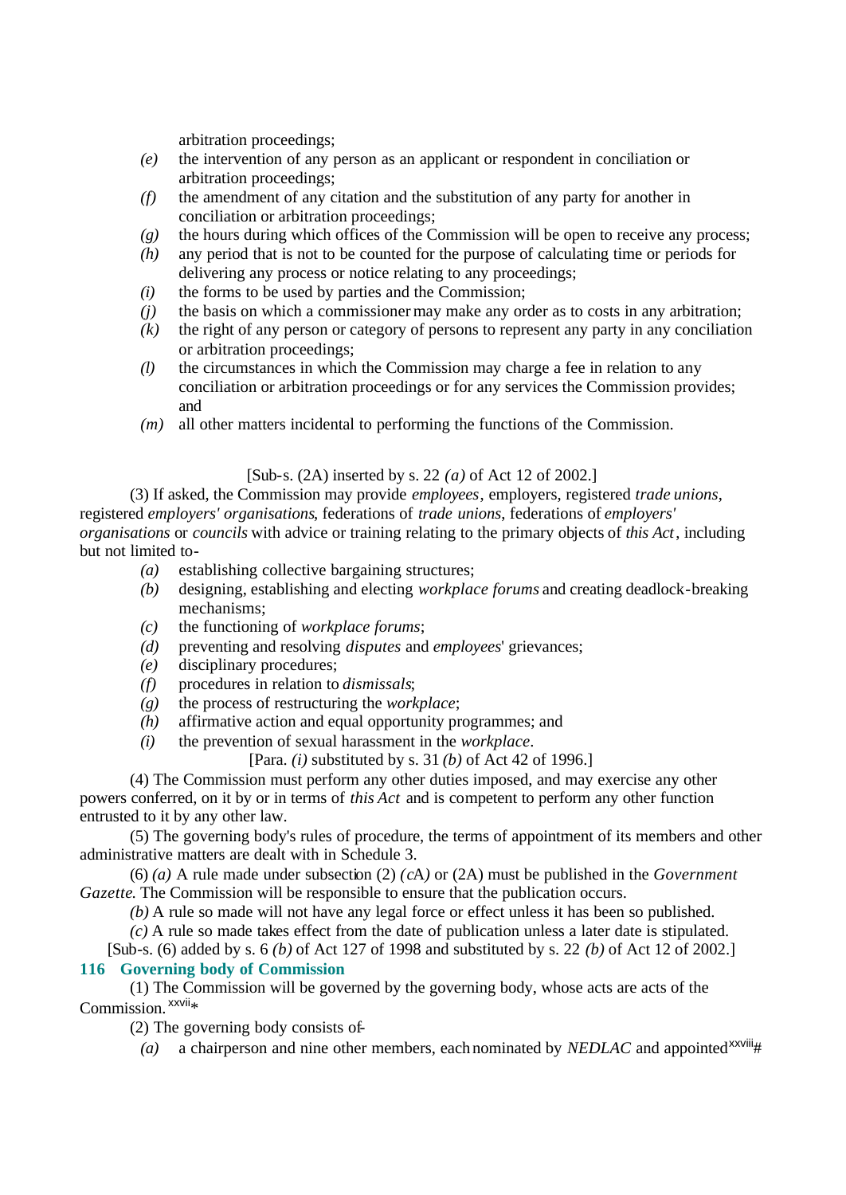arbitration proceedings;

- *(e)* the intervention of any person as an applicant or respondent in conciliation or arbitration proceedings;
- *(f)* the amendment of any citation and the substitution of any party for another in conciliation or arbitration proceedings;
- *(g)* the hours during which offices of the Commission will be open to receive any process;
- *(h)* any period that is not to be counted for the purpose of calculating time or periods for delivering any process or notice relating to any proceedings;
- *(i)* the forms to be used by parties and the Commission;
- *(j)* the basis on which a commissioner may make any order as to costs in any arbitration;
- *(k)* the right of any person or category of persons to represent any party in any conciliation or arbitration proceedings;
- *(l)* the circumstances in which the Commission may charge a fee in relation to any conciliation or arbitration proceedings or for any services the Commission provides; and
- *(m)* all other matters incidental to performing the functions of the Commission.

[Sub-s. (2A) inserted by s. 22 *(a)* of Act 12 of 2002.]

(3) If asked, the Commission may provide *employees*, employers, registered *trade unions*, registered *employers' organisations*, federations of *trade unions*, federations of *employers' organisations* or *councils* with advice or training relating to the primary objects of *this Act*, including but not limited to-

- *(a)* establishing collective bargaining structures;
- *(b)* designing, establishing and electing *workplace forums* and creating deadlock-breaking mechanisms;
- *(c)* the functioning of *workplace forums*;
- *(d)* preventing and resolving *disputes* and *employees*' grievances;
- *(e)* disciplinary procedures;
- *(f)* procedures in relation to *dismissals*;
- *(g)* the process of restructuring the *workplace*;
- *(h)* affirmative action and equal opportunity programmes; and
- *(i)* the prevention of sexual harassment in the *workplace*.

[Para. *(i)* substituted by s. 31 *(b)* of Act 42 of 1996.]

(4) The Commission must perform any other duties imposed, and may exercise any other powers conferred, on it by or in terms of *this Act* and is competent to perform any other function entrusted to it by any other law.

(5) The governing body's rules of procedure, the terms of appointment of its members and other administrative matters are dealt with in Schedule 3.

(6) *(a)* A rule made under subsection (2) *(c*A*)* or (2A) must be published in the *Government Gazette*. The Commission will be responsible to ensure that the publication occurs.

*(b)* A rule so made will not have any legal force or effect unless it has been so published.

*(c)* A rule so made takes effect from the date of publication unless a later date is stipulated.

[Sub-s. (6) added by s. 6 *(b)* of Act 127 of 1998 and substituted by s. 22 *(b)* of Act 12 of 2002.]

**116 Governing body of Commission**

(1) The Commission will be governed by the governing body, whose acts are acts of the Commission.[xxvii]*

(2) The governing body consists of-

- *(a)* a chairperson and nine other members, each nominated by *NEDLAC* and appointed[xxviii]#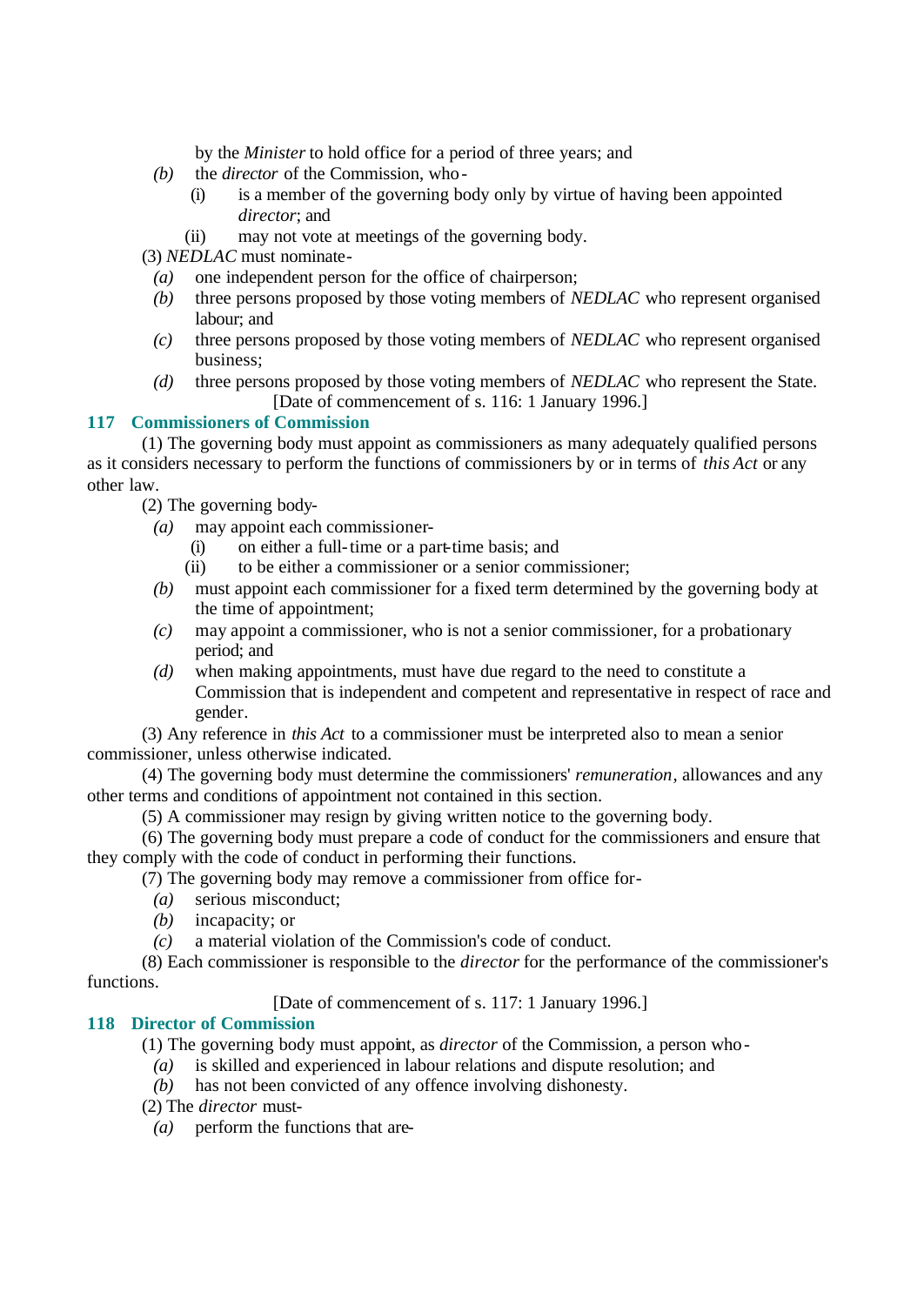by the *Minister* to hold office for a period of three years; and

*(b)* the *director* of the Commission, who-

(i) is a member of the governing body only by virtue of having been appointed *director*; and

(ii) may not vote at meetings of the governing body.

(3) *NEDLAC* must nominate-

*(a)* one independent person for the office of chairperson;

*(b)* three persons proposed by those voting members of *NEDLAC* who represent organised labour; and

*(c)* three persons proposed by those voting members of *NEDLAC* who represent organised business;

*(d)* three persons proposed by those voting members of *NEDLAC* who represent the State.

[Date of commencement of s. 116: 1 January 1996.]

### 117 Commissioners of Commission

(1) The governing body must appoint as commissioners as many adequately qualified persons as it considers necessary to perform the functions of commissioners by or in terms of *this Act* or any other law.

(2) The governing body-

*(a)* may appoint each commissioner-

(i) on either a full-time or a part-time basis; and

(ii) to be either a commissioner or a senior commissioner;

*(b)* must appoint each commissioner for a fixed term determined by the governing body at the time of appointment;

*(c)* may appoint a commissioner, who is not a senior commissioner, for a probationary period; and

*(d)* when making appointments, must have due regard to the need to constitute a Commission that is independent and competent and representative in respect of race and gender.

(3) Any reference in *this Act* to a commissioner must be interpreted also to mean a senior commissioner, unless otherwise indicated.

(4) The governing body must determine the commissioners' *remuneration*, allowances and any other terms and conditions of appointment not contained in this section.

(5) A commissioner may resign by giving written notice to the governing body.

(6) The governing body must prepare a code of conduct for the commissioners and ensure that they comply with the code of conduct in performing their functions.

(7) The governing body may remove a commissioner from office for-

*(a)* serious misconduct;

*(b)* incapacity; or

*(c)* a material violation of the Commission's code of conduct.

(8) Each commissioner is responsible to the *director* for the performance of the commissioner's functions.

[Date of commencement of s. 117: 1 January 1996.]

### 118 Director of Commission

(1) The governing body must appoint, as *director* of the Commission, a person who-

*(a)* is skilled and experienced in labour relations and dispute resolution; and

*(b)* has not been convicted of any offence involving dishonesty.

(2) The *director* must-

*(a)* perform the functions that are-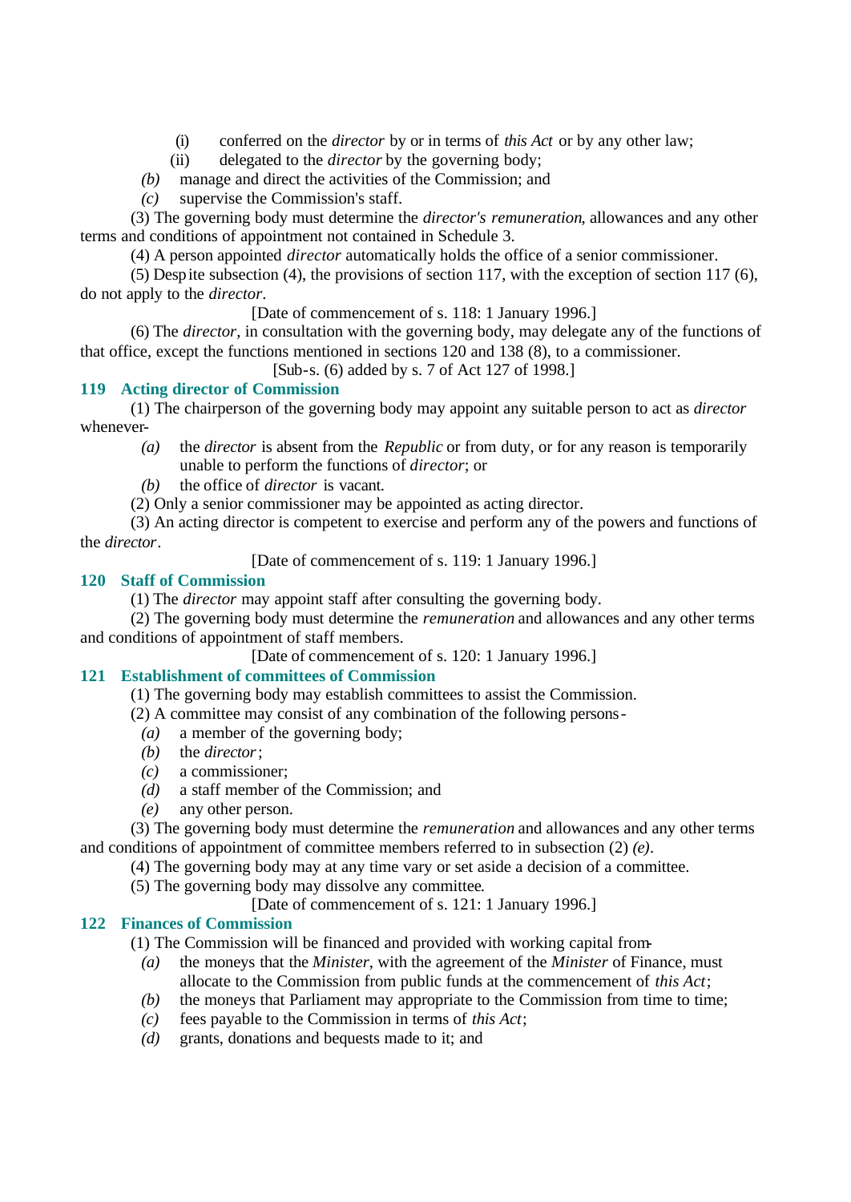(i) conferred on the *director* by or in terms of *this Act* or by any other law;

(ii) delegated to the *director* by the governing body;

*(b)* manage and direct the activities of the Commission; and

*(c)* supervise the Commission's staff.

(3) The governing body must determine the *director's remuneration*, allowances and any other terms and conditions of appointment not contained in Schedule 3.

(4) A person appointed *director* automatically holds the office of a senior commissioner.

(5) Despite subsection (4), the provisions of section 117, with the exception of section 117 (6), do not apply to the *director*.

[Date of commencement of s. 118: 1 January 1996.]

(6) The *director*, in consultation with the governing body, may delegate any of the functions of that office, except the functions mentioned in sections 120 and 138 (8), to a commissioner.

[Sub-s. (6) added by s. 7 of Act 127 of 1998.]

### 119 Acting director of Commission

(1) The chairperson of the governing body may appoint any suitable person to act as *director* whenever-

*(a)* the *director* is absent from the *Republic* or from duty, or for any reason is temporarily unable to perform the functions of *director*; or

*(b)* the office of *director* is vacant.

(2) Only a senior commissioner may be appointed as acting director.

(3) An acting director is competent to exercise and perform any of the powers and functions of the *director*.

[Date of commencement of s. 119: 1 January 1996.]

### 120 Staff of Commission

(1) The *director* may appoint staff after consulting the governing body.

(2) The governing body must determine the *remuneration* and allowances and any other terms and conditions of appointment of staff members.

[Date of commencement of s. 120: 1 January 1996.]

### 121 Establishment of committees of Commission

(1) The governing body may establish committees to assist the Commission.

(2) A committee may consist of any combination of the following persons-

*(a)* a member of the governing body;

*(b)* the *director*;

*(c)* a commissioner;

*(d)* a staff member of the Commission; and

*(e)* any other person.

(3) The governing body must determine the *remuneration* and allowances and any other terms and conditions of appointment of committee members referred to in subsection (2) *(e)*.

(4) The governing body may at any time vary or set aside a decision of a committee.

(5) The governing body may dissolve any committee.

[Date of commencement of s. 121: 1 January 1996.]

### 122 Finances of Commission

(1) The Commission will be financed and provided with working capital from-

*(a)* the moneys that the *Minister*, with the agreement of the *Minister* of Finance, must allocate to the Commission from public funds at the commencement of *this Act*;

*(b)* the moneys that Parliament may appropriate to the Commission from time to time;

*(c)* fees payable to the Commission in terms of *this Act*;

*(d)* grants, donations and bequests made to it; and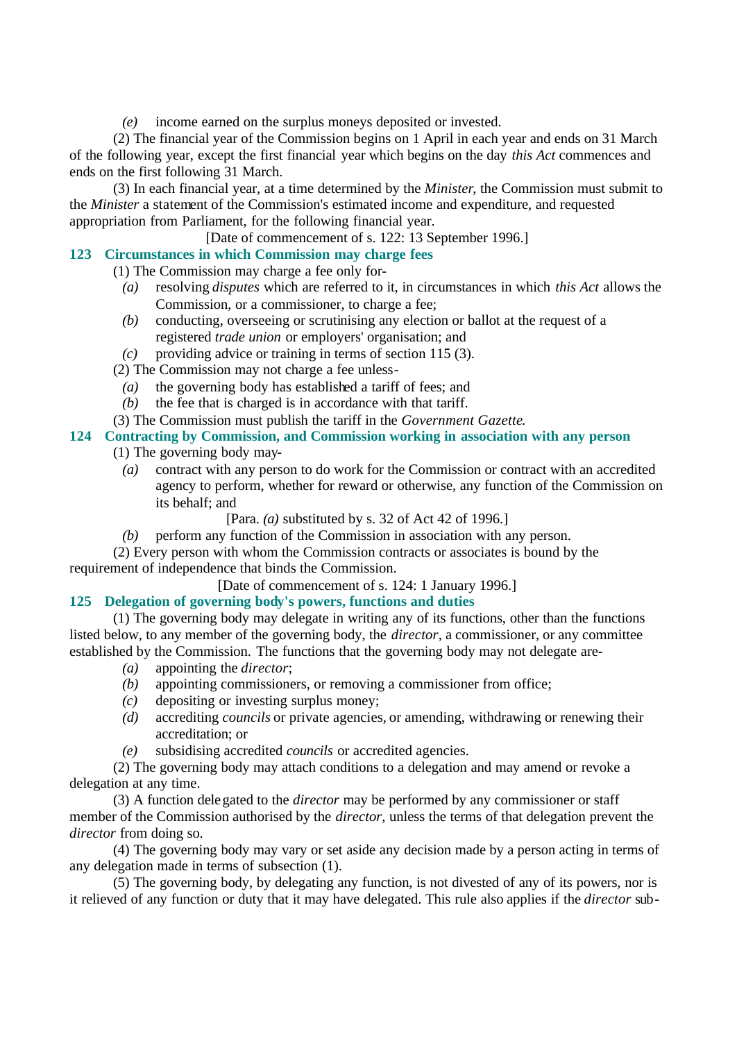*(e)* income earned on the surplus moneys deposited or invested.

(2) The financial year of the Commission begins on 1 April in each year and ends on 31 March of the following year, except the first financial year which begins on the day *this Act* commences and ends on the first following 31 March.

(3) In each financial year, at a time determined by the *Minister*, the Commission must submit to the *Minister* a statement of the Commission's estimated income and expenditure, and requested appropriation from Parliament, for the following financial year.

[Date of commencement of s. 122: 13 September 1996.]

### 123 Circumstances in which Commission may charge fees

(1) The Commission may charge a fee only for-

*(a)* resolving *disputes* which are referred to it, in circumstances in which *this Act* allows the Commission, or a commissioner, to charge a fee;

*(b)* conducting, overseeing or scrutinising any election or ballot at the request of a registered *trade union* or employers' organisation; and

*(c)* providing advice or training in terms of section 115 (3).

(2) The Commission may not charge a fee unless-

*(a)* the governing body has established a tariff of fees; and

*(b)* the fee that is charged is in accordance with that tariff.

(3) The Commission must publish the tariff in the *Government Gazette*.

### 124 Contracting by Commission, and Commission working in association with any person

(1) The governing body may-

*(a)* contract with any person to do work for the Commission or contract with an accredited agency to perform, whether for reward or otherwise, any function of the Commission on its behalf; and

[Para. *(a)* substituted by s. 32 of Act 42 of 1996.]

*(b)* perform any function of the Commission in association with any person.

(2) Every person with whom the Commission contracts or associates is bound by the requirement of independence that binds the Commission.

[Date of commencement of s. 124: 1 January 1996.]

### 125 Delegation of governing body's powers, functions and duties

(1) The governing body may delegate in writing any of its functions, other than the functions listed below, to any member of the governing body, the *director*, a commissioner, or any committee established by the Commission. The functions that the governing body may not delegate are-

*(a)* appointing the *director*;

*(b)* appointing commissioners, or removing a commissioner from office;

*(c)* depositing or investing surplus money;

*(d)* accrediting *councils* or private agencies, or amending, withdrawing or renewing their accreditation; or

*(e)* subsidising accredited *councils* or accredited agencies.

(2) The governing body may attach conditions to a delegation and may amend or revoke a delegation at any time.

(3) A function delegated to the *director* may be performed by any commissioner or staff member of the Commission authorised by the *director*, unless the terms of that delegation prevent the *director* from doing so.

(4) The governing body may vary or set aside any decision made by a person acting in terms of any delegation made in terms of subsection (1).

(5) The governing body, by delegating any function, is not divested of any of its powers, nor is it relieved of any function or duty that it may have delegated. This rule also applies if the *director* sub-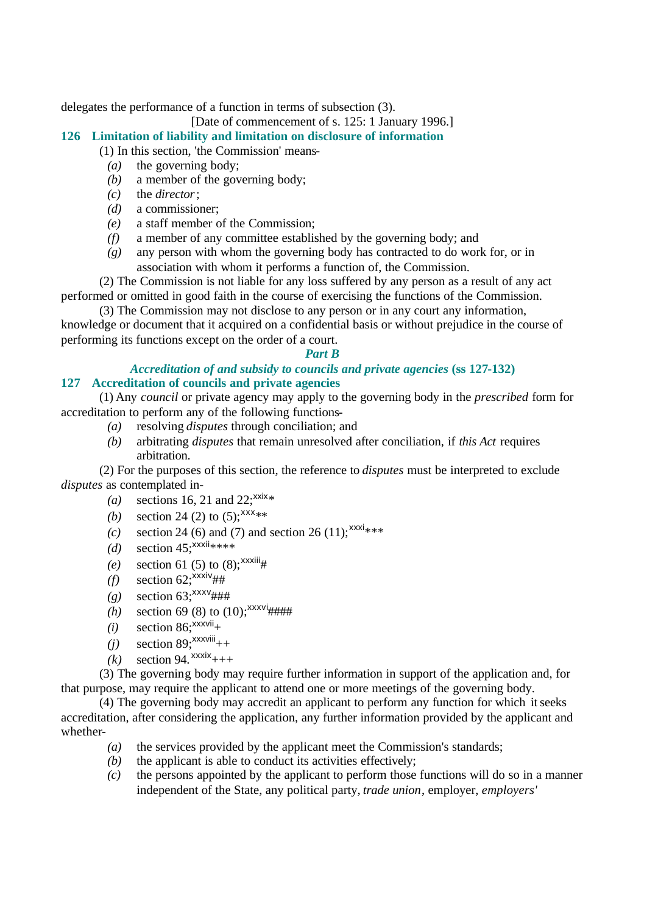delegates the performance of a function in terms of subsection (3).

[Date of commencement of s. 125: 1 January 1996.]

### 126 Limitation of liability and limitation on disclosure of information

(1) In this section, 'the Commission' means-

- *(a)* the governing body;
- *(b)* a member of the governing body;
- *(c)* the *director*;
- *(d)* a commissioner;
- *(e)* a staff member of the Commission;
- *(f)* a member of any committee established by the governing body; and
- *(g)* any person with whom the governing body has contracted to do work for, or in association with whom it performs a function of, the Commission.

(2) The Commission is not liable for any loss suffered by any person as a result of any act performed or omitted in good faith in the course of exercising the functions of the Commission.

(3) The Commission may not disclose to any person or in any court any information, knowledge or document that it acquired on a confidential basis or without prejudice in the course of performing its functions except on the order of a court.

## *Part B*

## *Accreditation of and subsidy to councils and private agencies* (ss 127-132)

### 127 Accreditation of councils and private agencies

(1) Any *council* or private agency may apply to the governing body in the *prescribed* form for accreditation to perform any of the following functions-

- *(a)* resolving *disputes* through conciliation; and
- *(b)* arbitrating *disputes* that remain unresolved after conciliation, if *this Act* requires arbitration.

(2) For the purposes of this section, the reference to *disputes* must be interpreted to exclude *disputes* as contemplated in-

- *(a)* sections 16, 21 and 22;[xxix]*
- *(b)* section 24 (2) to (5);[xxx]**
- *(c)* section 24 (6) and (7) and section 26 (11);[xxxi]***
- *(d)* section 45;[xxxii]****
- *(e)* section 61 (5) to (8);[xxxiii]#
- *(f)* section 62;[xxxiv]##
- *(g)* section 63;[xxxv]###
- *(h)* section 69 (8) to (10);[xxxvi]####
- *(i)* section 86;[xxxvii]+
- *(j)* section 89;[xxxviii]++
- *(k)* section 94.[xxxix]+++

(3) The governing body may require further information in support of the application and, for that purpose, may require the applicant to attend one or more meetings of the governing body.

(4) The governing body may accredit an applicant to perform any function for which it seeks accreditation, after considering the application, any further information provided by the applicant and whether-

- *(a)* the services provided by the applicant meet the Commission's standards;
- *(b)* the applicant is able to conduct its activities effectively;
- *(c)* the persons appointed by the applicant to perform those functions will do so in a manner independent of the State, any political party, *trade union*, employer, *employers'*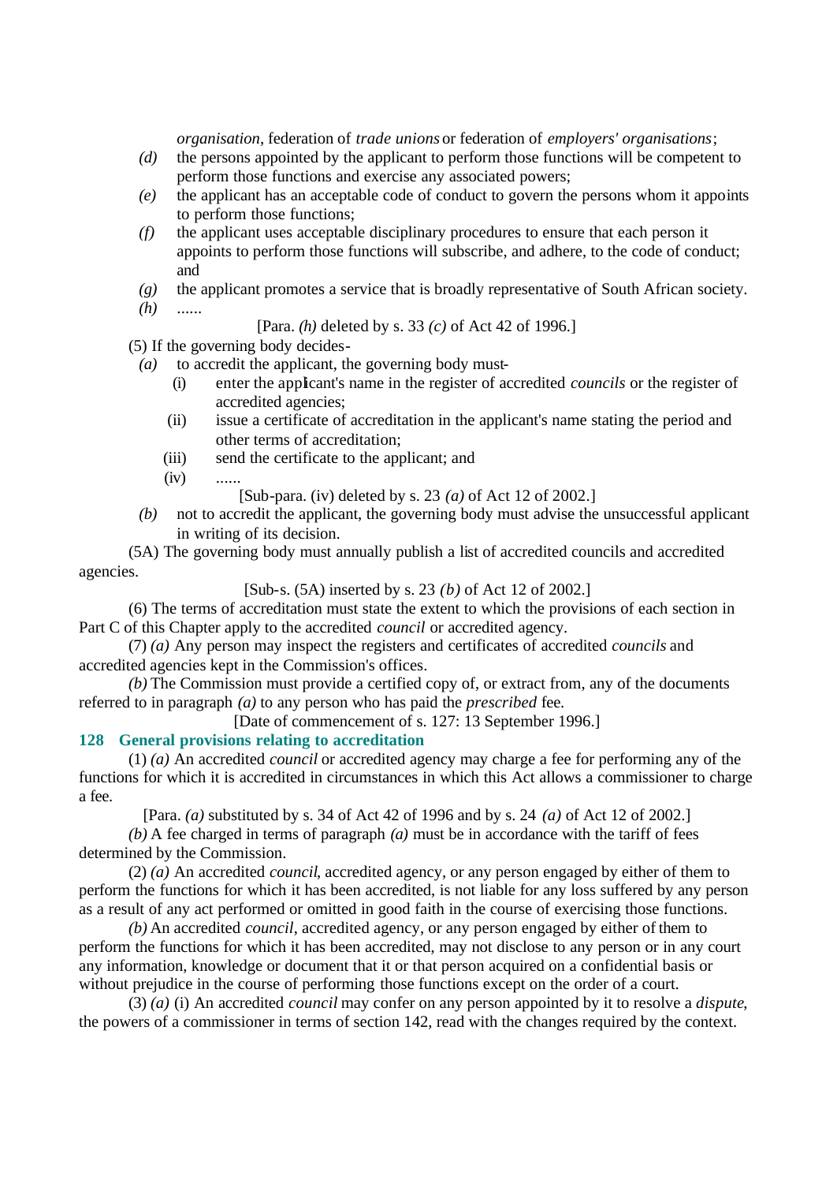*organisation*, federation of *trade unions* or federation of *employers' organisations*;

*(d)* the persons appointed by the applicant to perform those functions will be competent to perform those functions and exercise any associated powers;

*(e)* the applicant has an acceptable code of conduct to govern the persons whom it appoints to perform those functions;

*(f)* the applicant uses acceptable disciplinary procedures to ensure that each person it appoints to perform those functions will subscribe, and adhere, to the code of conduct; and

*(g)* the applicant promotes a service that is broadly representative of South African society.

*(h)* ......

[Para. *(h)* deleted by s. 33 *(c)* of Act 42 of 1996.]

(5) If the governing body decides-

*(a)* to accredit the applicant, the governing body must-

(i) enter the applicant's name in the register of accredited *councils* or the register of accredited agencies;

(ii) issue a certificate of accreditation in the applicant's name stating the period and other terms of accreditation;

(iii) send the certificate to the applicant; and

(iv) ......

[Sub-para. (iv) deleted by s. 23 *(a)* of Act 12 of 2002.]

*(b)* not to accredit the applicant, the governing body must advise the unsuccessful applicant in writing of its decision.

(5A) The governing body must annually publish a list of accredited councils and accredited agencies.

[Sub-s. (5A) inserted by s. 23 *(b)* of Act 12 of 2002.]

(6) The terms of accreditation must state the extent to which the provisions of each section in Part C of this Chapter apply to the accredited *council* or accredited agency.

(7) *(a)* Any person may inspect the registers and certificates of accredited *councils* and accredited agencies kept in the Commission's offices.

*(b)* The Commission must provide a certified copy of, or extract from, any of the documents referred to in paragraph *(a)* to any person who has paid the *prescribed* fee.

[Date of commencement of s. 127: 13 September 1996.]

### 128 General provisions relating to accreditation

(1) *(a)* An accredited *council* or accredited agency may charge a fee for performing any of the functions for which it is accredited in circumstances in which this Act allows a commissioner to charge a fee.

[Para. *(a)* substituted by s. 34 of Act 42 of 1996 and by s. 24 *(a)* of Act 12 of 2002.]

*(b)* A fee charged in terms of paragraph *(a)* must be in accordance with the tariff of fees determined by the Commission.

(2) *(a)* An accredited *council*, accredited agency, or any person engaged by either of them to perform the functions for which it has been accredited, is not liable for any loss suffered by any person as a result of any act performed or omitted in good faith in the course of exercising those functions.

*(b)* An accredited *council*, accredited agency, or any person engaged by either of them to perform the functions for which it has been accredited, may not disclose to any person or in any court any information, knowledge or document that it or that person acquired on a confidential basis or without prejudice in the course of performing those functions except on the order of a court.

(3) *(a)* (i) An accredited *council* may confer on any person appointed by it to resolve a *dispute*, the powers of a commissioner in terms of section 142, read with the changes required by the context.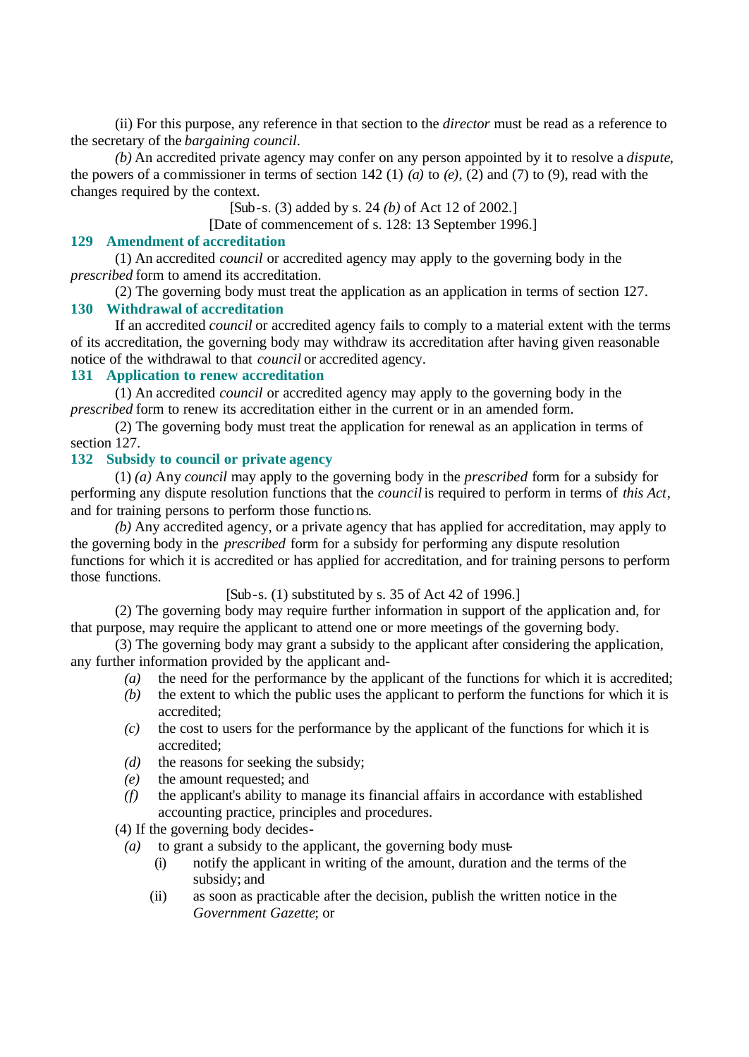(ii) For this purpose, any reference in that section to the *director* must be read as a reference to the secretary of the *bargaining council*.

*(b)* An accredited private agency may confer on any person appointed by it to resolve a *dispute*, the powers of a commissioner in terms of section 142 (1) *(a)* to *(e)*, (2) and (7) to (9), read with the changes required by the context.

[Sub-s. (3) added by s. 24 *(b)* of Act 12 of 2002.]

[Date of commencement of s. 128: 13 September 1996.]

### 129 Amendment of accreditation

(1) An accredited *council* or accredited agency may apply to the governing body in the *prescribed* form to amend its accreditation.

(2) The governing body must treat the application as an application in terms of section 127.

### 130 Withdrawal of accreditation

If an accredited *council* or accredited agency fails to comply to a material extent with the terms of its accreditation, the governing body may withdraw its accreditation after having given reasonable notice of the withdrawal to that *council* or accredited agency.

### 131 Application to renew accreditation

(1) An accredited *council* or accredited agency may apply to the governing body in the *prescribed* form to renew its accreditation either in the current or in an amended form.

(2) The governing body must treat the application for renewal as an application in terms of section 127.

### 132 Subsidy to council or private agency

(1) *(a)* Any *council* may apply to the governing body in the *prescribed* form for a subsidy for performing any dispute resolution functions that the *council* is required to perform in terms of *this Act*, and for training persons to perform those functions.

*(b)* Any accredited agency, or a private agency that has applied for accreditation, may apply to the governing body in the *prescribed* form for a subsidy for performing any dispute resolution functions for which it is accredited or has applied for accreditation, and for training persons to perform those functions.

[Sub-s. (1) substituted by s. 35 of Act 42 of 1996.]

(2) The governing body may require further information in support of the application and, for that purpose, may require the applicant to attend one or more meetings of the governing body.

(3) The governing body may grant a subsidy to the applicant after considering the application, any further information provided by the applicant and-

- *(a)* the need for the performance by the applicant of the functions for which it is accredited;
- *(b)* the extent to which the public uses the applicant to perform the functions for which it is accredited;
- *(c)* the cost to users for the performance by the applicant of the functions for which it is accredited;
- *(d)* the reasons for seeking the subsidy;
- *(e)* the amount requested; and
- *(f)* the applicant's ability to manage its financial affairs in accordance with established accounting practice, principles and procedures.

(4) If the governing body decides-

- *(a)* to grant a subsidy to the applicant, the governing body must-
  - (i) notify the applicant in writing of the amount, duration and the terms of the subsidy; and
  - (ii) as soon as practicable after the decision, publish the written notice in the *Government Gazette*; or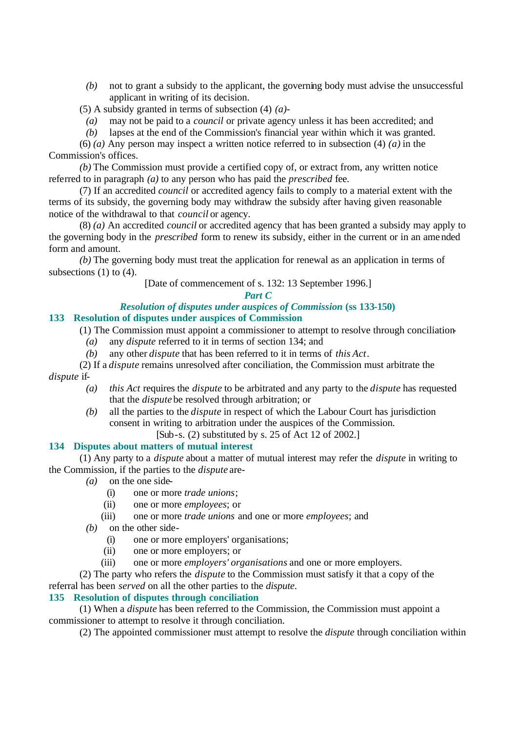*(b)* not to grant a subsidy to the applicant, the governing body must advise the unsuccessful applicant in writing of its decision.

(5) A subsidy granted in terms of subsection (4) *(a)*-

*(a)* may not be paid to a *council* or private agency unless it has been accredited; and

*(b)* lapses at the end of the Commission's financial year within which it was granted.

(6) *(a)* Any person may inspect a written notice referred to in subsection (4) *(a)* in the Commission's offices.

*(b)* The Commission must provide a certified copy of, or extract from, any written notice referred to in paragraph *(a)* to any person who has paid the *prescribed* fee.

(7) If an accredited *council* or accredited agency fails to comply to a material extent with the terms of its subsidy, the governing body may withdraw the subsidy after having given reasonable notice of the withdrawal to that *council* or agency.

(8) *(a)* An accredited *council* or accredited agency that has been granted a subsidy may apply to the governing body in the *prescribed* form to renew its subsidy, either in the current or in an amended form and amount.

*(b)* The governing body must treat the application for renewal as an application in terms of subsections (1) to (4).

[Date of commencement of s. 132: 13 September 1996.]

## *Part C*

## *Resolution of disputes under auspices of Commission* (ss 133-150)

### 133 Resolution of disputes under auspices of Commission

(1) The Commission must appoint a commissioner to attempt to resolve through conciliation-

*(a)* any *dispute* referred to it in terms of section 134; and

*(b)* any other *dispute* that has been referred to it in terms of *this Act*.

(2) If a *dispute* remains unresolved after conciliation, the Commission must arbitrate the *dispute* if-

*(a)* *this Act* requires the *dispute* to be arbitrated and any party to the *dispute* has requested that the *dispute* be resolved through arbitration; or

*(b)* all the parties to the *dispute* in respect of which the Labour Court has jurisdiction consent in writing to arbitration under the auspices of the Commission.

[Sub-s. (2) substituted by s. 25 of Act 12 of 2002.]

### 134 Disputes about matters of mutual interest

(1) Any party to a *dispute* about a matter of mutual interest may refer the *dispute* in writing to the Commission, if the parties to the *dispute* are-

*(a)* on the one side-

(i) one or more *trade unions*;

(ii) one or more *employees*; or

(iii) one or more *trade unions* and one or more *employees*; and

*(b)* on the other side-

(i) one or more employers' organisations;

(ii) one or more employers; or

(iii) one or more *employers' organisations* and one or more employers.

(2) The party who refers the *dispute* to the Commission must satisfy it that a copy of the referral has been *served* on all the other parties to the *dispute*.

### 135 Resolution of disputes through conciliation

(1) When a *dispute* has been referred to the Commission, the Commission must appoint a commissioner to attempt to resolve it through conciliation.

(2) The appointed commissioner must attempt to resolve the *dispute* through conciliation within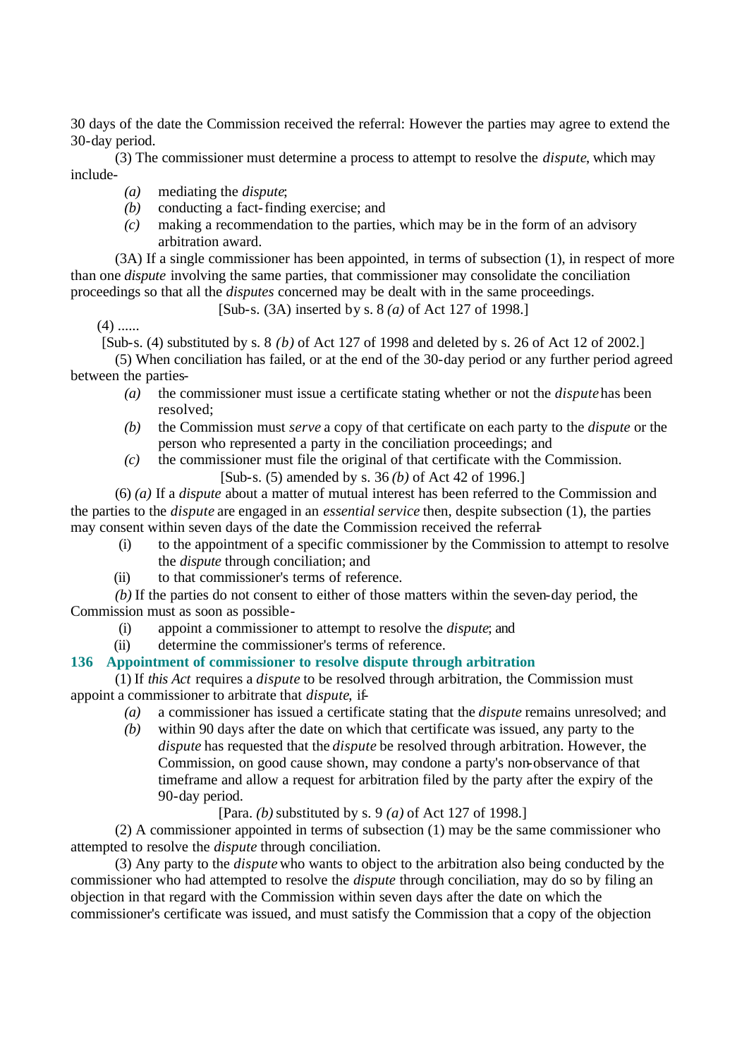30 days of the date the Commission received the referral: However the parties may agree to extend the 30-day period.

(3) The commissioner must determine a process to attempt to resolve the *dispute*, which may include-

*(a)* mediating the *dispute*;

*(b)* conducting a fact-finding exercise; and

*(c)* making a recommendation to the parties, which may be in the form of an advisory arbitration award.

(3A) If a single commissioner has been appointed, in terms of subsection (1), in respect of more than one *dispute* involving the same parties, that commissioner may consolidate the conciliation proceedings so that all the *disputes* concerned may be dealt with in the same proceedings.

[Sub-s. (3A) inserted by s. 8 *(a)* of Act 127 of 1998.]

(4) ......

[Sub-s. (4) substituted by s. 8 *(b)* of Act 127 of 1998 and deleted by s. 26 of Act 12 of 2002.]

(5) When conciliation has failed, or at the end of the 30-day period or any further period agreed between the parties-

*(a)* the commissioner must issue a certificate stating whether or not the *dispute* has been resolved;

*(b)* the Commission must *serve* a copy of that certificate on each party to the *dispute* or the person who represented a party in the conciliation proceedings; and

*(c)* the commissioner must file the original of that certificate with the Commission.

[Sub-s. (5) amended by s. 36 *(b)* of Act 42 of 1996.]

(6) *(a)* If a *dispute* about a matter of mutual interest has been referred to the Commission and the parties to the *dispute* are engaged in an *essential service* then, despite subsection (1), the parties may consent within seven days of the date the Commission received the referral-

(i) to the appointment of a specific commissioner by the Commission to attempt to resolve the *dispute* through conciliation; and

(ii) to that commissioner's terms of reference.

*(b)* If the parties do not consent to either of those matters within the seven-day period, the Commission must as soon as possible-

(i) appoint a commissioner to attempt to resolve the *dispute*; and

(ii) determine the commissioner's terms of reference.

### 136 Appointment of commissioner to resolve dispute through arbitration

(1) If *this Act* requires a *dispute* to be resolved through arbitration, the Commission must appoint a commissioner to arbitrate that *dispute*, if-

*(a)* a commissioner has issued a certificate stating that the *dispute* remains unresolved; and

*(b)* within 90 days after the date on which that certificate was issued, any party to the *dispute* has requested that the *dispute* be resolved through arbitration. However, the Commission, on good cause shown, may condone a party's non-observance of that timeframe and allow a request for arbitration filed by the party after the expiry of the 90-day period.

[Para. *(b)* substituted by s. 9 *(a)* of Act 127 of 1998.]

(2) A commissioner appointed in terms of subsection (1) may be the same commissioner who attempted to resolve the *dispute* through conciliation.

(3) Any party to the *dispute* who wants to object to the arbitration also being conducted by the commissioner who had attempted to resolve the *dispute* through conciliation, may do so by filing an objection in that regard with the Commission within seven days after the date on which the commissioner's certificate was issued, and must satisfy the Commission that a copy of the objection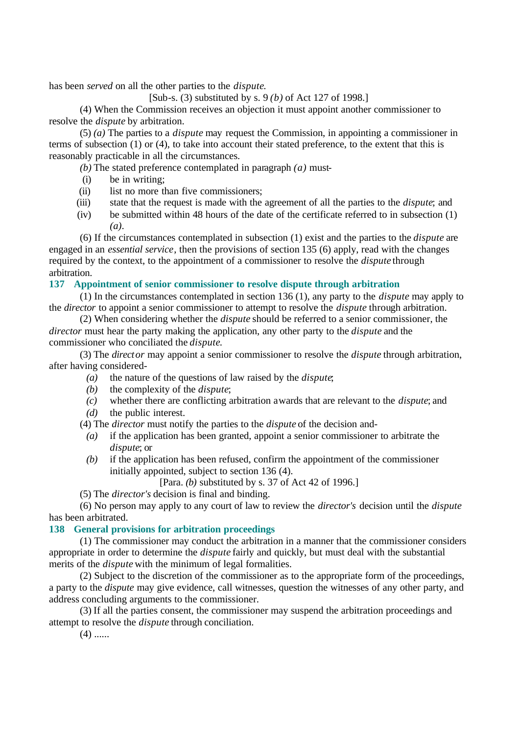has been *served* on all the other parties to the *dispute*.

[Sub-s. (3) substituted by s. 9 *(b)* of Act 127 of 1998.]

(4) When the Commission receives an objection it must appoint another commissioner to resolve the *dispute* by arbitration.

(5) *(a)* The parties to a *dispute* may request the Commission, in appointing a commissioner in terms of subsection (1) or (4), to take into account their stated preference, to the extent that this is reasonably practicable in all the circumstances.

*(b)* The stated preference contemplated in paragraph *(a)* must-

(i) be in writing;

(ii) list no more than five commissioners;

(iii) state that the request is made with the agreement of all the parties to the *dispute*; and

(iv) be submitted within 48 hours of the date of the certificate referred to in subsection (1) *(a)*.

(6) If the circumstances contemplated in subsection (1) exist and the parties to the *dispute* are engaged in an *essential service*, then the provisions of section 135 (6) apply, read with the changes required by the context, to the appointment of a commissioner to resolve the *dispute* through arbitration.

### 137 Appointment of senior commissioner to resolve dispute through arbitration

(1) In the circumstances contemplated in section 136 (1), any party to the *dispute* may apply to the *director* to appoint a senior commissioner to attempt to resolve the *dispute* through arbitration.

(2) When considering whether the *dispute* should be referred to a senior commissioner, the *director* must hear the party making the application, any other party to the *dispute* and the commissioner who conciliated the *dispute*.

(3) The *director* may appoint a senior commissioner to resolve the *dispute* through arbitration, after having considered-

*(a)* the nature of the questions of law raised by the *dispute*;

*(b)* the complexity of the *dispute*;

*(c)* whether there are conflicting arbitration awards that are relevant to the *dispute*; and

*(d)* the public interest.

(4) The *director* must notify the parties to the *dispute* of the decision and-

*(a)* if the application has been granted, appoint a senior commissioner to arbitrate the *dispute*; or

*(b)* if the application has been refused, confirm the appointment of the commissioner initially appointed, subject to section 136 (4).

[Para. *(b)* substituted by s. 37 of Act 42 of 1996.]

(5) The *director's* decision is final and binding.

(6) No person may apply to any court of law to review the *director's* decision until the *dispute* has been arbitrated.

### 138 General provisions for arbitration proceedings

(1) The commissioner may conduct the arbitration in a manner that the commissioner considers appropriate in order to determine the *dispute* fairly and quickly, but must deal with the substantial merits of the *dispute* with the minimum of legal formalities.

(2) Subject to the discretion of the commissioner as to the appropriate form of the proceedings, a party to the *dispute* may give evidence, call witnesses, question the witnesses of any other party, and address concluding arguments to the commissioner.

(3) If all the parties consent, the commissioner may suspend the arbitration proceedings and attempt to resolve the *dispute* through conciliation.

(4) ......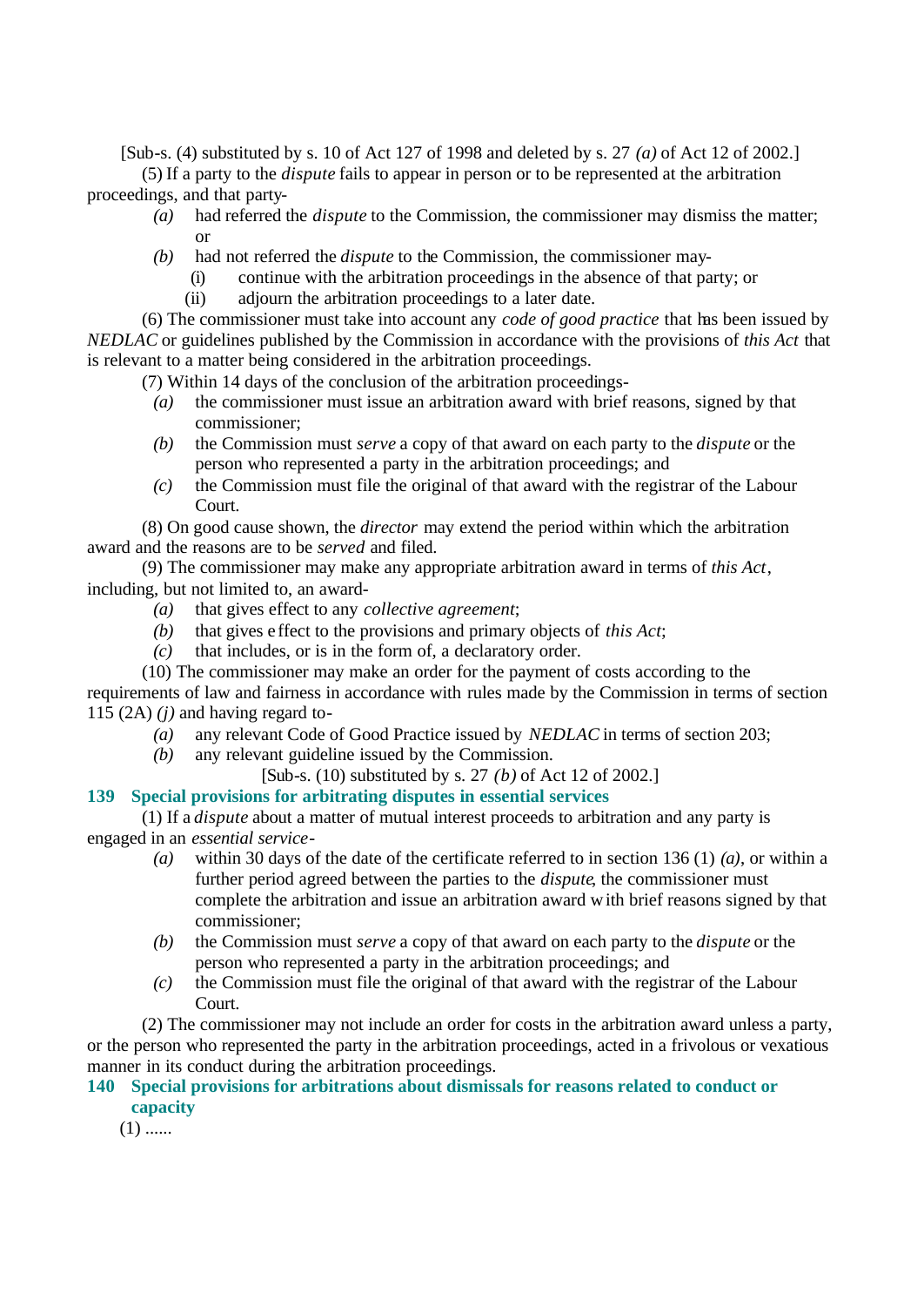[Sub-s. (4) substituted by s. 10 of Act 127 of 1998 and deleted by s. 27 *(a)* of Act 12 of 2002.]

(5) If a party to the *dispute* fails to appear in person or to be represented at the arbitration proceedings, and that party-

- *(a)* had referred the *dispute* to the Commission, the commissioner may dismiss the matter; or
- *(b)* had not referred the *dispute* to the Commission, the commissioner may-
  - (i) continue with the arbitration proceedings in the absence of that party; or
  - (ii) adjourn the arbitration proceedings to a later date.

(6) The commissioner must take into account any *code of good practice* that has been issued by *NEDLAC* or guidelines published by the Commission in accordance with the provisions of *this Act* that is relevant to a matter being considered in the arbitration proceedings.

(7) Within 14 days of the conclusion of the arbitration proceedings-

- *(a)* the commissioner must issue an arbitration award with brief reasons, signed by that commissioner;
- *(b)* the Commission must *serve* a copy of that award on each party to the *dispute* or the person who represented a party in the arbitration proceedings; and
- *(c)* the Commission must file the original of that award with the registrar of the Labour Court.

(8) On good cause shown, the *director* may extend the period within which the arbitration award and the reasons are to be *served* and filed.

(9) The commissioner may make any appropriate arbitration award in terms of *this Act*, including, but not limited to, an award-

- *(a)* that gives effect to any *collective agreement*;
- *(b)* that gives effect to the provisions and primary objects of *this Act*;
- *(c)* that includes, or is in the form of, a declaratory order.

(10) The commissioner may make an order for the payment of costs according to the requirements of law and fairness in accordance with rules made by the Commission in terms of section 115 (2A) *(j)* and having regard to-

- *(a)* any relevant Code of Good Practice issued by *NEDLAC* in terms of section 203;
- *(b)* any relevant guideline issued by the Commission.

[Sub-s. (10) substituted by s. 27 *(b)* of Act 12 of 2002.]

### 139 Special provisions for arbitrating disputes in essential services

(1) If a *dispute* about a matter of mutual interest proceeds to arbitration and any party is engaged in an *essential service*-

- *(a)* within 30 days of the date of the certificate referred to in section 136 (1) *(a)*, or within a further period agreed between the parties to the *dispute*, the commissioner must complete the arbitration and issue an arbitration award with brief reasons signed by that commissioner;
- *(b)* the Commission must *serve* a copy of that award on each party to the *dispute* or the person who represented a party in the arbitration proceedings; and
- *(c)* the Commission must file the original of that award with the registrar of the Labour Court.

(2) The commissioner may not include an order for costs in the arbitration award unless a party, or the person who represented the party in the arbitration proceedings, acted in a frivolous or vexatious manner in its conduct during the arbitration proceedings.

### 140 Special provisions for arbitrations about dismissals for reasons related to conduct or capacity

(1) ......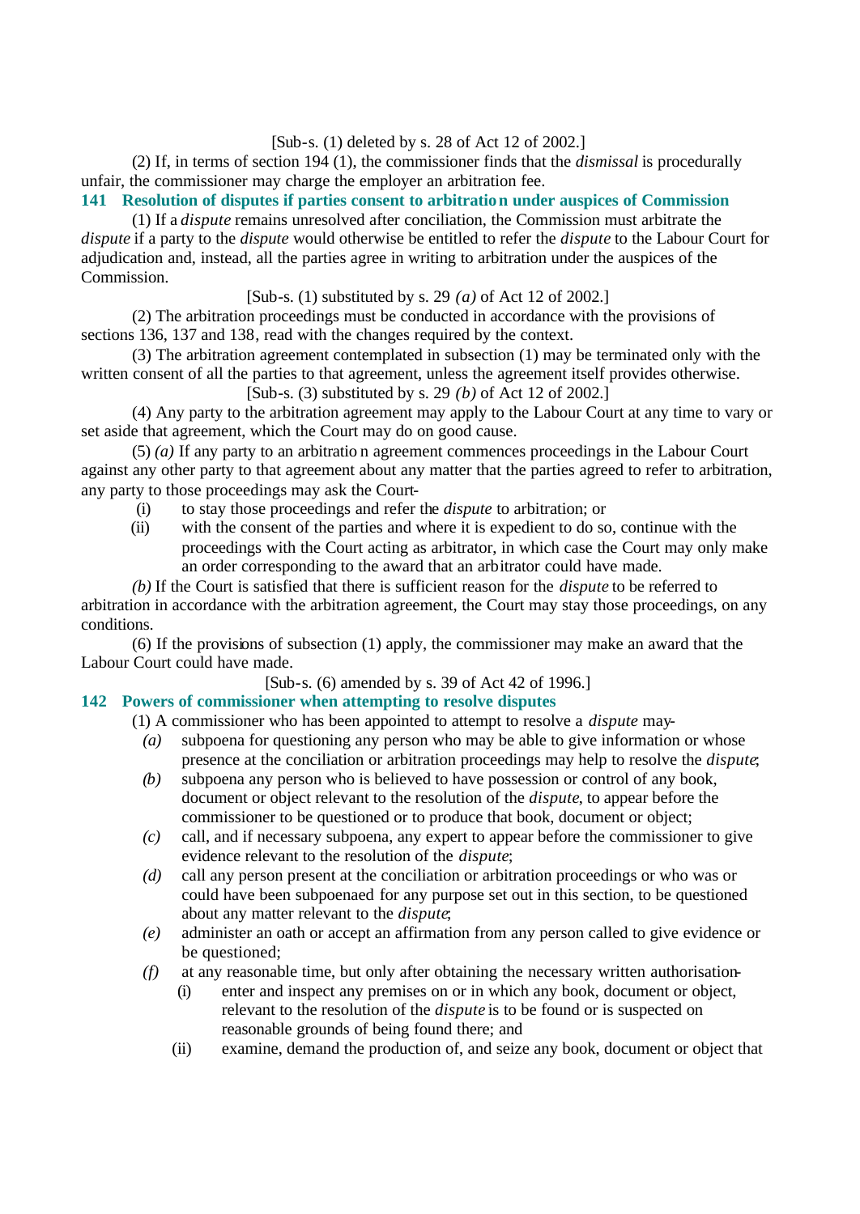[Sub-s. (1) deleted by s. 28 of Act 12 of 2002.]

(2) If, in terms of section 194 (1), the commissioner finds that the *dismissal* is procedurally unfair, the commissioner may charge the employer an arbitration fee.

### 141 Resolution of disputes if parties consent to arbitration under auspices of Commission

(1) If a *dispute* remains unresolved after conciliation, the Commission must arbitrate the *dispute* if a party to the *dispute* would otherwise be entitled to refer the *dispute* to the Labour Court for adjudication and, instead, all the parties agree in writing to arbitration under the auspices of the Commission.

[Sub-s. (1) substituted by s. 29 *(a)* of Act 12 of 2002.]

(2) The arbitration proceedings must be conducted in accordance with the provisions of sections 136, 137 and 138, read with the changes required by the context.

(3) The arbitration agreement contemplated in subsection (1) may be terminated only with the written consent of all the parties to that agreement, unless the agreement itself provides otherwise.

[Sub-s. (3) substituted by s. 29 *(b)* of Act 12 of 2002.]

(4) Any party to the arbitration agreement may apply to the Labour Court at any time to vary or set aside that agreement, which the Court may do on good cause.

(5) *(a)* If any party to an arbitration agreement commences proceedings in the Labour Court against any other party to that agreement about any matter that the parties agreed to refer to arbitration, any party to those proceedings may ask the Court-

(i) to stay those proceedings and refer the *dispute* to arbitration; or

(ii) with the consent of the parties and where it is expedient to do so, continue with the proceedings with the Court acting as arbitrator, in which case the Court may only make an order corresponding to the award that an arbitrator could have made.

*(b)* If the Court is satisfied that there is sufficient reason for the *dispute* to be referred to arbitration in accordance with the arbitration agreement, the Court may stay those proceedings, on any conditions.

(6) If the provisions of subsection (1) apply, the commissioner may make an award that the Labour Court could have made.

[Sub-s. (6) amended by s. 39 of Act 42 of 1996.]

### 142 Powers of commissioner when attempting to resolve disputes

(1) A commissioner who has been appointed to attempt to resolve a *dispute* may-

*(a)* subpoena for questioning any person who may be able to give information or whose presence at the conciliation or arbitration proceedings may help to resolve the *dispute*;

*(b)* subpoena any person who is believed to have possession or control of any book, document or object relevant to the resolution of the *dispute*, to appear before the commissioner to be questioned or to produce that book, document or object;

*(c)* call, and if necessary subpoena, any expert to appear before the commissioner to give evidence relevant to the resolution of the *dispute*;

*(d)* call any person present at the conciliation or arbitration proceedings or who was or could have been subpoenaed for any purpose set out in this section, to be questioned about any matter relevant to the *dispute*;

*(e)* administer an oath or accept an affirmation from any person called to give evidence or be questioned;

*(f)* at any reasonable time, but only after obtaining the necessary written authorisation-

(i) enter and inspect any premises on or in which any book, document or object, relevant to the resolution of the *dispute* is to be found or is suspected on reasonable grounds of being found there; and

(ii) examine, demand the production of, and seize any book, document or object that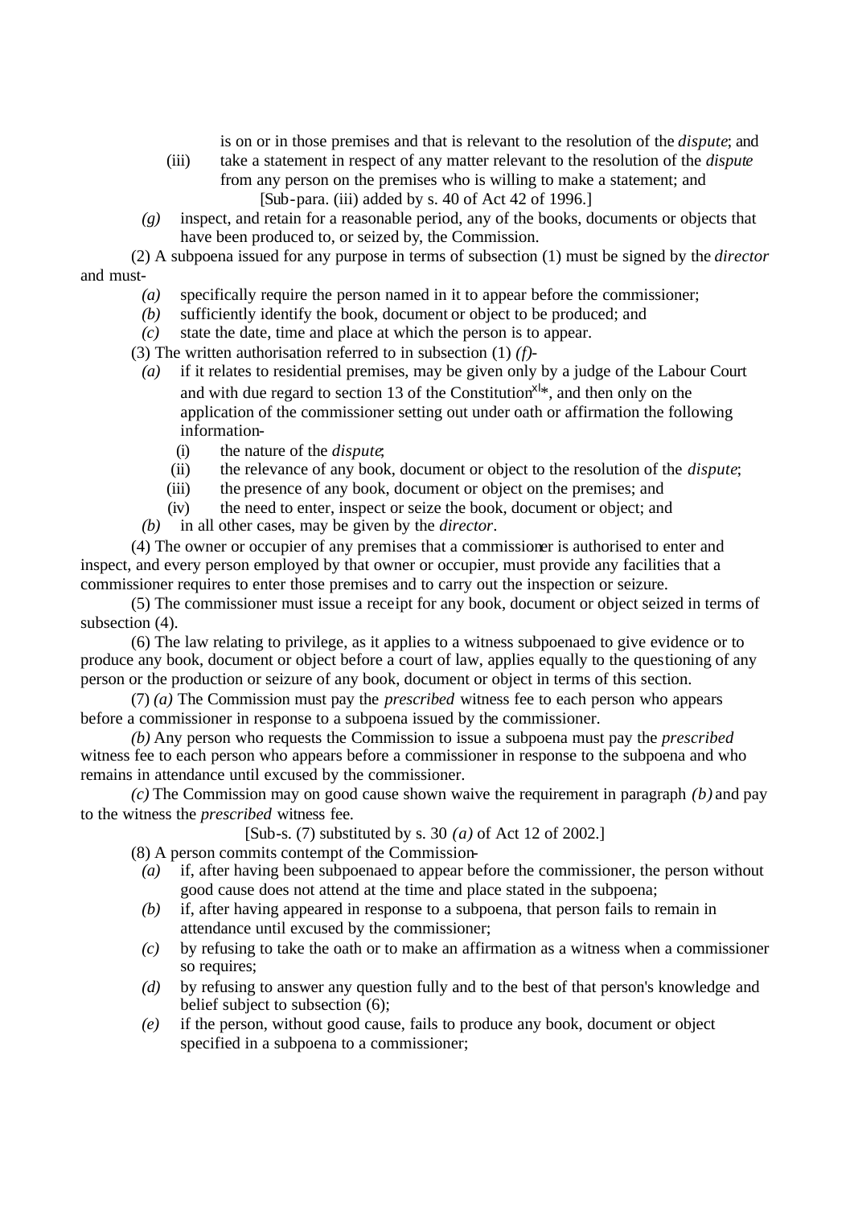is on or in those premises and that is relevant to the resolution of the *dispute*; and

(iii) take a statement in respect of any matter relevant to the resolution of the *dispute* from any person on the premises who is willing to make a statement; and

[Sub-para. (iii) added by s. 40 of Act 42 of 1996.]

*(g)* inspect, and retain for a reasonable period, any of the books, documents or objects that have been produced to, or seized by, the Commission.

(2) A subpoena issued for any purpose in terms of subsection (1) must be signed by the *director* and must-

*(a)* specifically require the person named in it to appear before the commissioner;

*(b)* sufficiently identify the book, document or object to be produced; and

*(c)* state the date, time and place at which the person is to appear.

(3) The written authorisation referred to in subsection (1) *(f)*-

*(a)* if it relates to residential premises, may be given only by a judge of the Labour Court and with due regard to section 13 of the Constitution[xl]*, and then only on the application of the commissioner setting out under oath or affirmation the following information-

(i) the nature of the *dispute*;

(ii) the relevance of any book, document or object to the resolution of the *dispute*;

(iii) the presence of any book, document or object on the premises; and

(iv) the need to enter, inspect or seize the book, document or object; and

*(b)* in all other cases, may be given by the *director*.

(4) The owner or occupier of any premises that a commissioner is authorised to enter and inspect, and every person employed by that owner or occupier, must provide any facilities that a commissioner requires to enter those premises and to carry out the inspection or seizure.

(5) The commissioner must issue a receipt for any book, document or object seized in terms of subsection (4).

(6) The law relating to privilege, as it applies to a witness subpoenaed to give evidence or to produce any book, document or object before a court of law, applies equally to the questioning of any person or the production or seizure of any book, document or object in terms of this section.

(7) *(a)* The Commission must pay the *prescribed* witness fee to each person who appears before a commissioner in response to a subpoena issued by the commissioner.

*(b)* Any person who requests the Commission to issue a subpoena must pay the *prescribed* witness fee to each person who appears before a commissioner in response to the subpoena and who remains in attendance until excused by the commissioner.

*(c)* The Commission may on good cause shown waive the requirement in paragraph *(b)* and pay to the witness the *prescribed* witness fee.

[Sub-s. (7) substituted by s. 30 *(a)* of Act 12 of 2002.]

(8) A person commits contempt of the Commission-

*(a)* if, after having been subpoenaed to appear before the commissioner, the person without good cause does not attend at the time and place stated in the subpoena;

*(b)* if, after having appeared in response to a subpoena, that person fails to remain in attendance until excused by the commissioner;

*(c)* by refusing to take the oath or to make an affirmation as a witness when a commissioner so requires;

*(d)* by refusing to answer any question fully and to the best of that person's knowledge and belief subject to subsection (6);

*(e)* if the person, without good cause, fails to produce any book, document or object specified in a subpoena to a commissioner;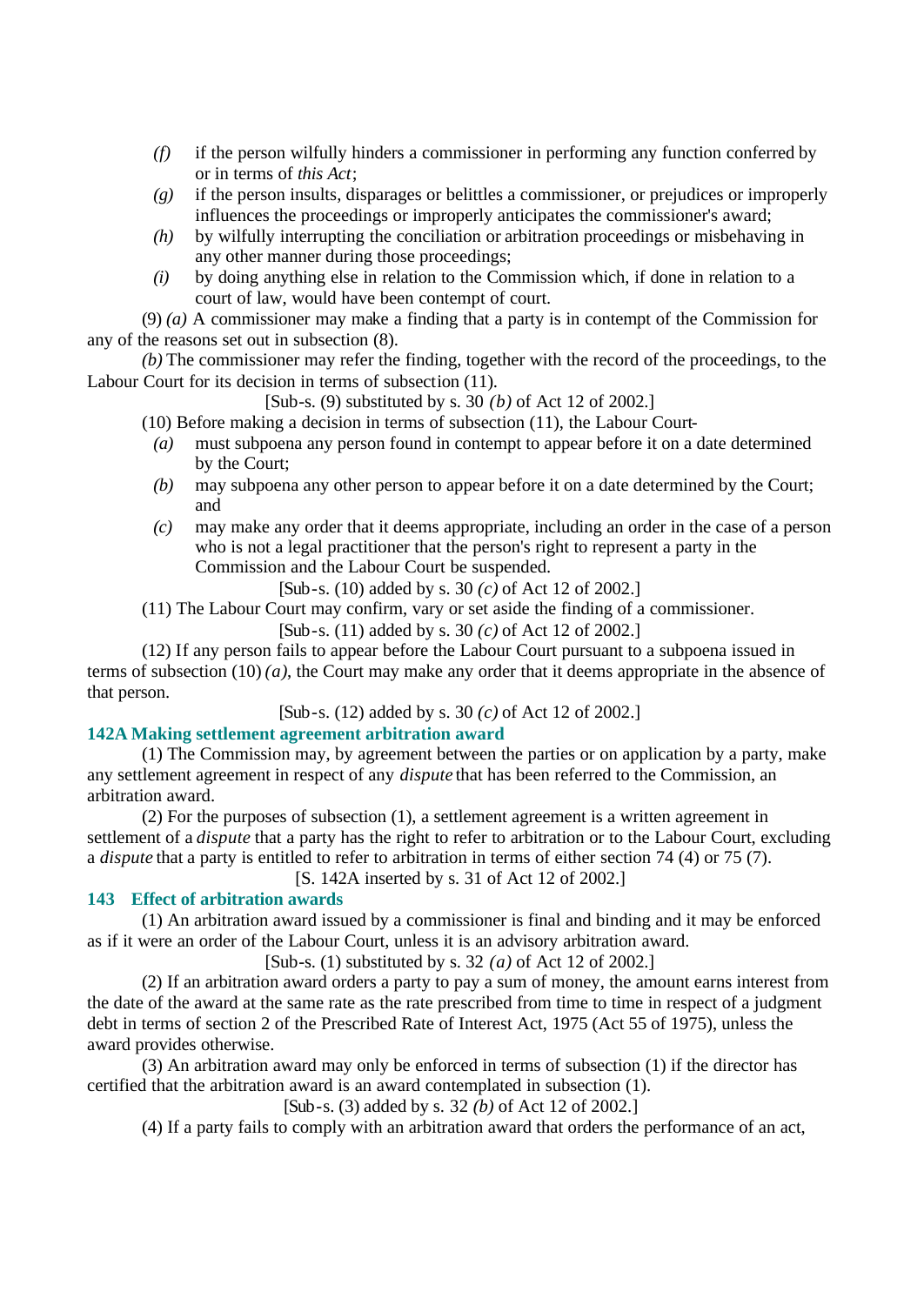*(f)* if the person wilfully hinders a commissioner in performing any function conferred by or in terms of *this Act*;

*(g)* if the person insults, disparages or belittles a commissioner, or prejudices or improperly influences the proceedings or improperly anticipates the commissioner's award;

*(h)* by wilfully interrupting the conciliation or arbitration proceedings or misbehaving in any other manner during those proceedings;

*(i)* by doing anything else in relation to the Commission which, if done in relation to a court of law, would have been contempt of court.

(9) *(a)* A commissioner may make a finding that a party is in contempt of the Commission for any of the reasons set out in subsection (8).

*(b)* The commissioner may refer the finding, together with the record of the proceedings, to the Labour Court for its decision in terms of subsection (11).

[Sub-s. (9) substituted by s. 30 *(b)* of Act 12 of 2002.]

(10) Before making a decision in terms of subsection (11), the Labour Court-

*(a)* must subpoena any person found in contempt to appear before it on a date determined by the Court;

*(b)* may subpoena any other person to appear before it on a date determined by the Court; and

*(c)* may make any order that it deems appropriate, including an order in the case of a person who is not a legal practitioner that the person's right to represent a party in the Commission and the Labour Court be suspended.

[Sub-s. (10) added by s. 30 *(c)* of Act 12 of 2002.]

(11) The Labour Court may confirm, vary or set aside the finding of a commissioner.

[Sub-s. (11) added by s. 30 *(c)* of Act 12 of 2002.]

(12) If any person fails to appear before the Labour Court pursuant to a subpoena issued in terms of subsection (10) *(a)*, the Court may make any order that it deems appropriate in the absence of that person.

[Sub-s. (12) added by s. 30 *(c)* of Act 12 of 2002.]

### 142A Making settlement agreement arbitration award

(1) The Commission may, by agreement between the parties or on application by a party, make any settlement agreement in respect of any *dispute* that has been referred to the Commission, an arbitration award.

(2) For the purposes of subsection (1), a settlement agreement is a written agreement in settlement of a *dispute* that a party has the right to refer to arbitration or to the Labour Court, excluding a *dispute* that a party is entitled to refer to arbitration in terms of either section 74 (4) or 75 (7).

[S. 142A inserted by s. 31 of Act 12 of 2002.]

### 143 Effect of arbitration awards

(1) An arbitration award issued by a commissioner is final and binding and it may be enforced as if it were an order of the Labour Court, unless it is an advisory arbitration award.

[Sub-s. (1) substituted by s. 32 *(a)* of Act 12 of 2002.]

(2) If an arbitration award orders a party to pay a sum of money, the amount earns interest from the date of the award at the same rate as the rate prescribed from time to time in respect of a judgment debt in terms of section 2 of the Prescribed Rate of Interest Act, 1975 (Act 55 of 1975), unless the award provides otherwise.

(3) An arbitration award may only be enforced in terms of subsection (1) if the director has certified that the arbitration award is an award contemplated in subsection (1).

[Sub-s. (3) added by s. 32 *(b)* of Act 12 of 2002.]

(4) If a party fails to comply with an arbitration award that orders the performance of an act,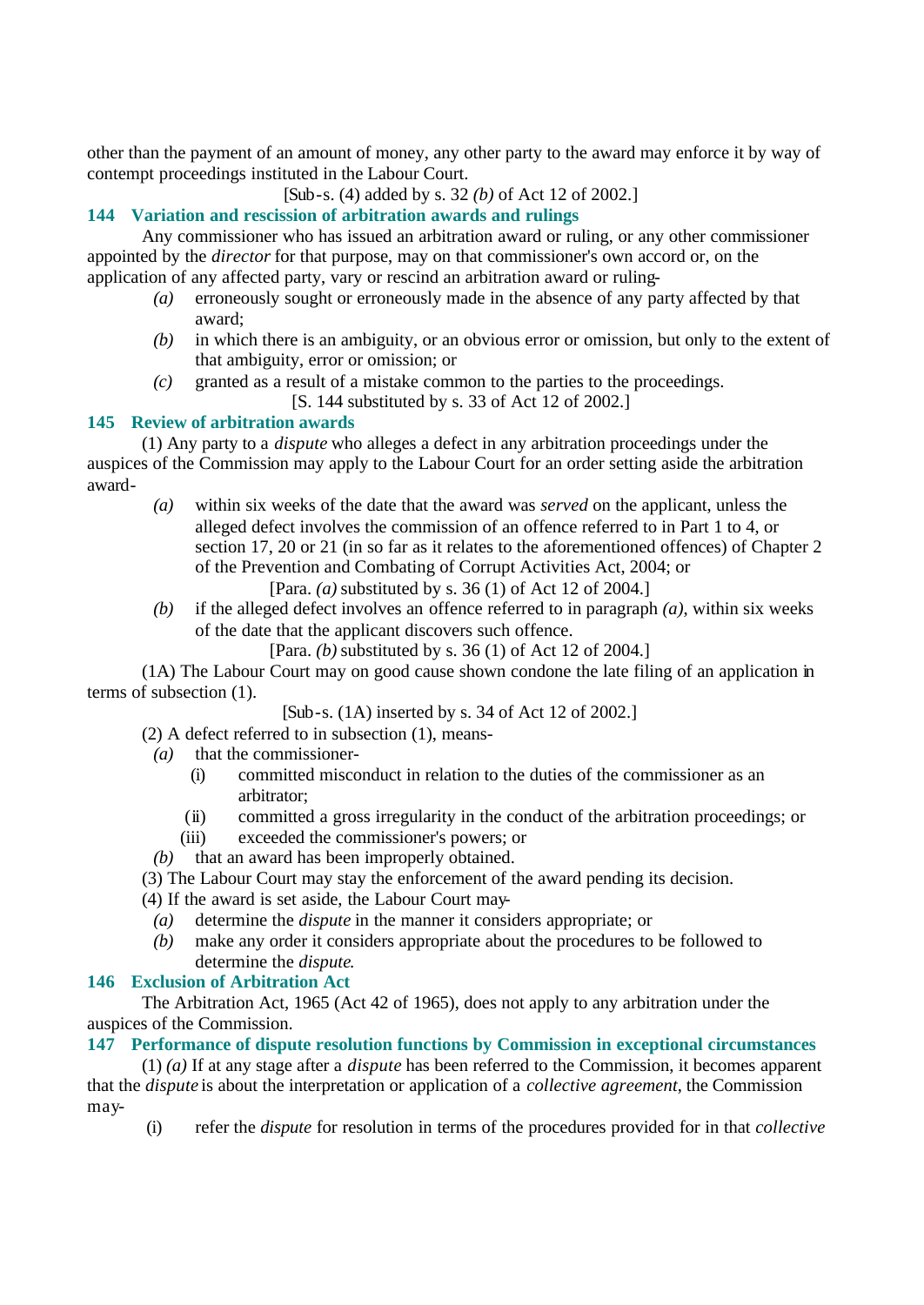other than the payment of an amount of money, any other party to the award may enforce it by way of contempt proceedings instituted in the Labour Court.

[Sub-s. (4) added by s. 32 *(b)* of Act 12 of 2002.]

### 144 Variation and rescission of arbitration awards and rulings

Any commissioner who has issued an arbitration award or ruling, or any other commissioner appointed by the *director* for that purpose, may on that commissioner's own accord or, on the application of any affected party, vary or rescind an arbitration award or ruling-

*(a)* erroneously sought or erroneously made in the absence of any party affected by that award;

*(b)* in which there is an ambiguity, or an obvious error or omission, but only to the extent of that ambiguity, error or omission; or

*(c)* granted as a result of a mistake common to the parties to the proceedings.

[S. 144 substituted by s. 33 of Act 12 of 2002.]

### 145 Review of arbitration awards

(1) Any party to a *dispute* who alleges a defect in any arbitration proceedings under the auspices of the Commission may apply to the Labour Court for an order setting aside the arbitration award-

*(a)* within six weeks of the date that the award was *served* on the applicant, unless the alleged defect involves the commission of an offence referred to in Part 1 to 4, or section 17, 20 or 21 (in so far as it relates to the aforementioned offences) of Chapter 2 of the Prevention and Combating of Corrupt Activities Act, 2004; or

[Para. *(a)* substituted by s. 36 (1) of Act 12 of 2004.]

*(b)* if the alleged defect involves an offence referred to in paragraph *(a)*, within six weeks of the date that the applicant discovers such offence.

[Para. *(b)* substituted by s. 36 (1) of Act 12 of 2004.]

(1A) The Labour Court may on good cause shown condone the late filing of an application in terms of subsection (1).

[Sub-s. (1A) inserted by s. 34 of Act 12 of 2002.]

(2) A defect referred to in subsection (1), means-

*(a)* that the commissioner-

(i) committed misconduct in relation to the duties of the commissioner as an arbitrator;

(ii) committed a gross irregularity in the conduct of the arbitration proceedings; or

(iii) exceeded the commissioner's powers; or

*(b)* that an award has been improperly obtained.

(3) The Labour Court may stay the enforcement of the award pending its decision.

(4) If the award is set aside, the Labour Court may-

*(a)* determine the *dispute* in the manner it considers appropriate; or

*(b)* make any order it considers appropriate about the procedures to be followed to determine the *dispute*.

### 146 Exclusion of Arbitration Act

The Arbitration Act, 1965 (Act 42 of 1965), does not apply to any arbitration under the auspices of the Commission.

### 147 Performance of dispute resolution functions by Commission in exceptional circumstances

(1) *(a)* If at any stage after a *dispute* has been referred to the Commission, it becomes apparent that the *dispute* is about the interpretation or application of a *collective agreement*, the Commission may-

(i) refer the *dispute* for resolution in terms of the procedures provided for in that *collective*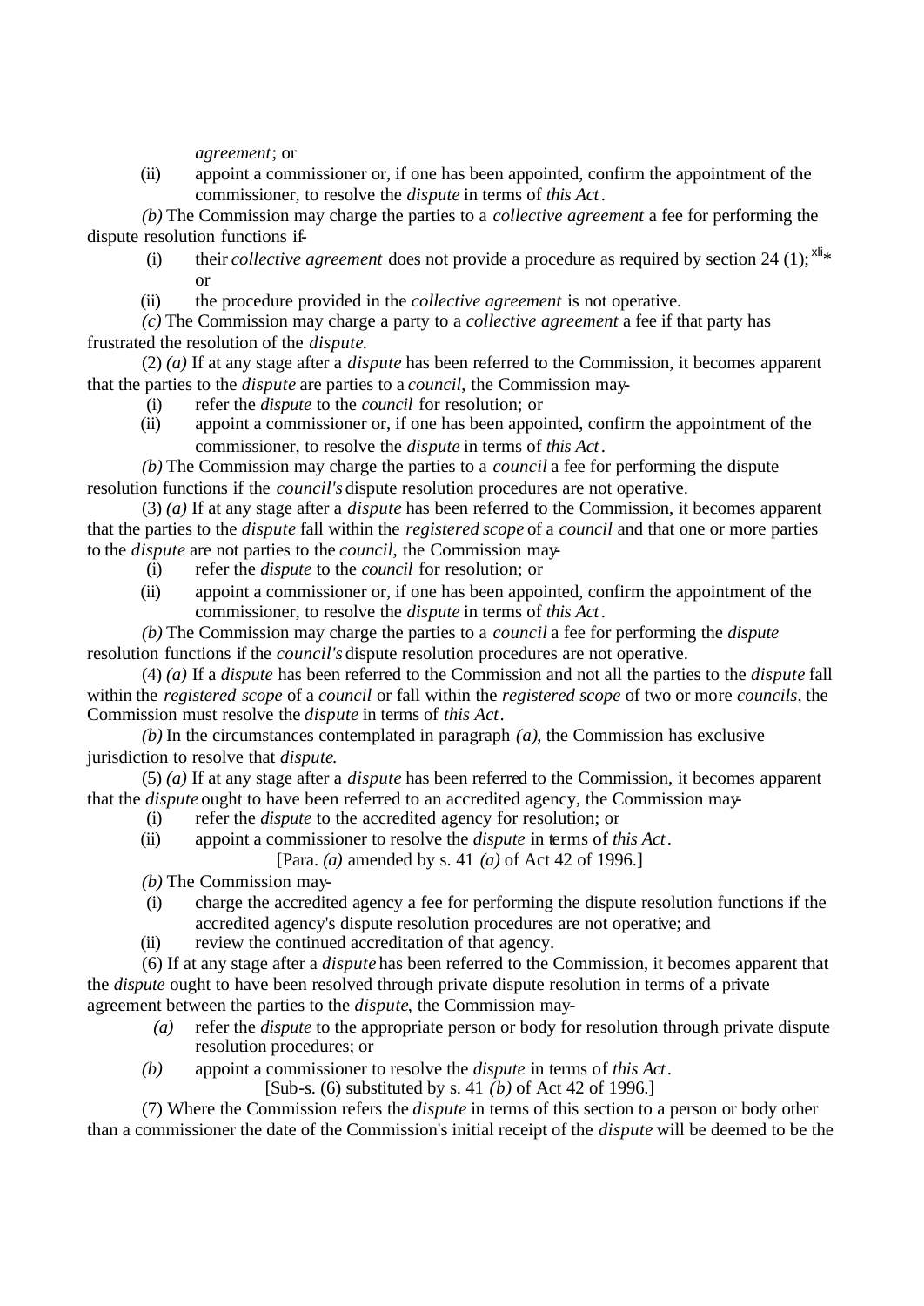*agreement*; or

(ii) appoint a commissioner or, if one has been appointed, confirm the appointment of the commissioner, to resolve the *dispute* in terms of *this Act*.

*(b)* The Commission may charge the parties to a *collective agreement* a fee for performing the dispute resolution functions if-

(i) their *collective agreement* does not provide a procedure as required by section 24 (1);[xli]* or

(ii) the procedure provided in the *collective agreement* is not operative.

*(c)* The Commission may charge a party to a *collective agreement* a fee if that party has frustrated the resolution of the *dispute*.

(2) *(a)* If at any stage after a *dispute* has been referred to the Commission, it becomes apparent that the parties to the *dispute* are parties to a *council*, the Commission may-

(i) refer the *dispute* to the *council* for resolution; or

(ii) appoint a commissioner or, if one has been appointed, confirm the appointment of the commissioner, to resolve the *dispute* in terms of *this Act*.

*(b)* The Commission may charge the parties to a *council* a fee for performing the dispute resolution functions if the *council's* dispute resolution procedures are not operative.

(3) *(a)* If at any stage after a *dispute* has been referred to the Commission, it becomes apparent that the parties to the *dispute* fall within the *registered scope* of a *council* and that one or more parties to the *dispute* are not parties to the *council*, the Commission may-

(i) refer the *dispute* to the *council* for resolution; or

(ii) appoint a commissioner or, if one has been appointed, confirm the appointment of the commissioner, to resolve the *dispute* in terms of *this Act*.

*(b)* The Commission may charge the parties to a *council* a fee for performing the *dispute* resolution functions if the *council's* dispute resolution procedures are not operative.

(4) *(a)* If a *dispute* has been referred to the Commission and not all the parties to the *dispute* fall within the *registered scope* of a *council* or fall within the *registered scope* of two or more *councils*, the Commission must resolve the *dispute* in terms of *this Act*.

*(b)* In the circumstances contemplated in paragraph *(a)*, the Commission has exclusive jurisdiction to resolve that *dispute*.

(5) *(a)* If at any stage after a *dispute* has been referred to the Commission, it becomes apparent that the *dispute* ought to have been referred to an accredited agency, the Commission may-

(i) refer the *dispute* to the accredited agency for resolution; or

(ii) appoint a commissioner to resolve the *dispute* in terms of *this Act*.

[Para. *(a)* amended by s. 41 *(a)* of Act 42 of 1996.]

*(b)* The Commission may-

(i) charge the accredited agency a fee for performing the dispute resolution functions if the accredited agency's dispute resolution procedures are not operative; and

(ii) review the continued accreditation of that agency.

(6) If at any stage after a *dispute* has been referred to the Commission, it becomes apparent that the *dispute* ought to have been resolved through private dispute resolution in terms of a private agreement between the parties to the *dispute*, the Commission may-

*(a)* refer the *dispute* to the appropriate person or body for resolution through private dispute resolution procedures; or

*(b)* appoint a commissioner to resolve the *dispute* in terms of *this Act*.

[Sub-s. (6) substituted by s. 41 *(b)* of Act 42 of 1996.]

(7) Where the Commission refers the *dispute* in terms of this section to a person or body other than a commissioner the date of the Commission's initial receipt of the *dispute* will be deemed to be the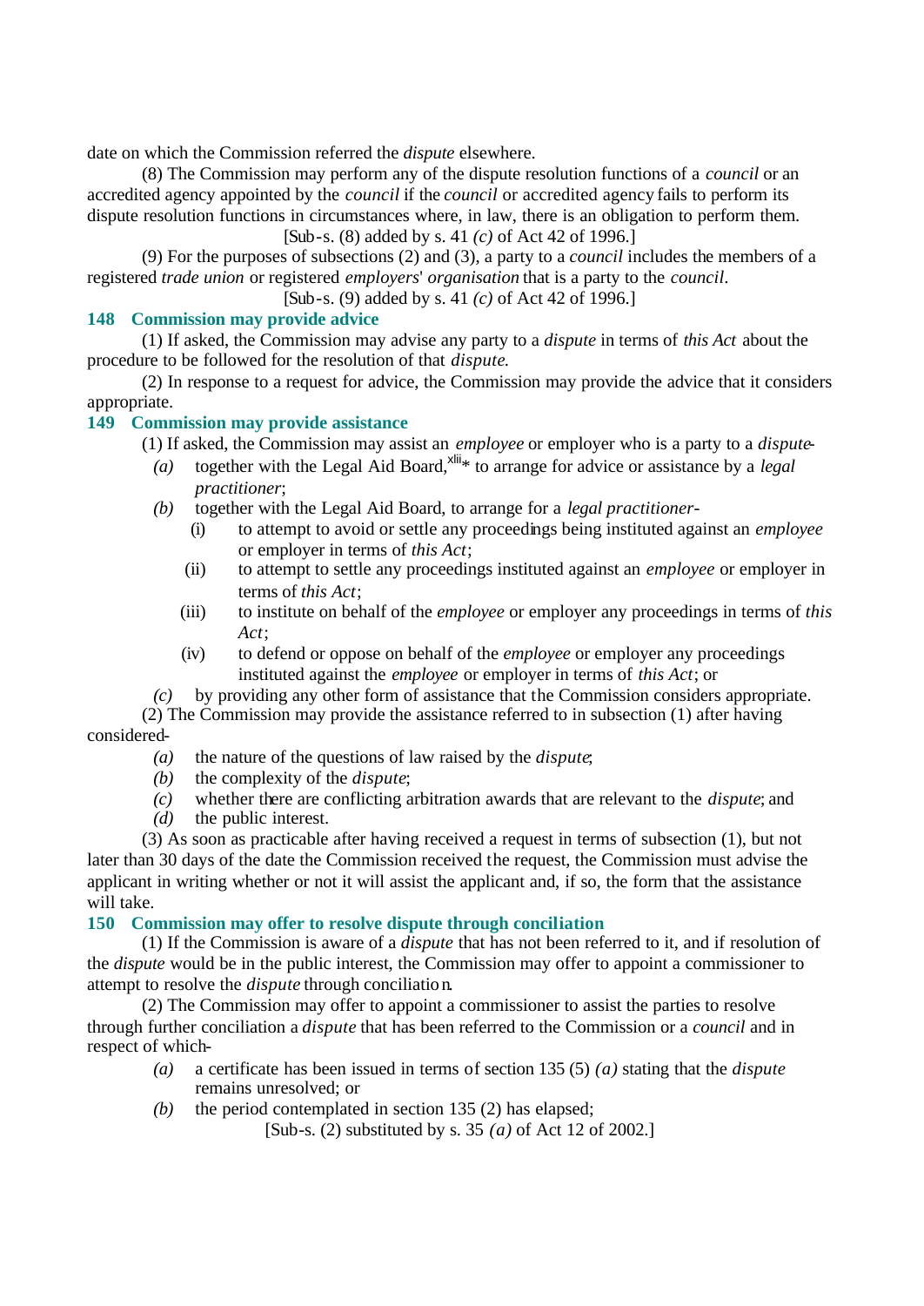date on which the Commission referred the *dispute* elsewhere.

(8) The Commission may perform any of the dispute resolution functions of a *council* or an accredited agency appointed by the *council* if the *council* or accredited agency fails to perform its dispute resolution functions in circumstances where, in law, there is an obligation to perform them.

[Sub-s. (8) added by s. 41 *(c)* of Act 42 of 1996.]

(9) For the purposes of subsections (2) and (3), a party to a *council* includes the members of a registered *trade union* or registered *employers' organisation* that is a party to the *council*.

[Sub-s. (9) added by s. 41 *(c)* of Act 42 of 1996.]

### 148 Commission may provide advice

(1) If asked, the Commission may advise any party to a *dispute* in terms of *this Act* about the procedure to be followed for the resolution of that *dispute*.

(2) In response to a request for advice, the Commission may provide the advice that it considers appropriate.

### 149 Commission may provide assistance

(1) If asked, the Commission may assist an *employee* or employer who is a party to a *dispute*-

*(a)* together with the Legal Aid Board,[xlii]* to arrange for advice or assistance by a *legal practitioner*;

*(b)* together with the Legal Aid Board, to arrange for a *legal practitioner*-

(i) to attempt to avoid or settle any proceedings being instituted against an *employee* or employer in terms of *this Act*;

(ii) to attempt to settle any proceedings instituted against an *employee* or employer in terms of *this Act*;

(iii) to institute on behalf of the *employee* or employer any proceedings in terms of *this Act*;

(iv) to defend or oppose on behalf of the *employee* or employer any proceedings instituted against the *employee* or employer in terms of *this Act*; or

*(c)* by providing any other form of assistance that the Commission considers appropriate.

(2) The Commission may provide the assistance referred to in subsection (1) after having considered-

*(a)* the nature of the questions of law raised by the *dispute*;

*(b)* the complexity of the *dispute*;

*(c)* whether there are conflicting arbitration awards that are relevant to the *dispute*; and

*(d)* the public interest.

(3) As soon as practicable after having received a request in terms of subsection (1), but not later than 30 days of the date the Commission received the request, the Commission must advise the applicant in writing whether or not it will assist the applicant and, if so, the form that the assistance will take.

### 150 Commission may offer to resolve dispute through conciliation

(1) If the Commission is aware of a *dispute* that has not been referred to it, and if resolution of the *dispute* would be in the public interest, the Commission may offer to appoint a commissioner to attempt to resolve the *dispute* through conciliation.

(2) The Commission may offer to appoint a commissioner to assist the parties to resolve through further conciliation a *dispute* that has been referred to the Commission or a *council* and in respect of which-

*(a)* a certificate has been issued in terms of section 135 (5) *(a)* stating that the *dispute* remains unresolved; or

*(b)* the period contemplated in section 135 (2) has elapsed;

[Sub-s. (2) substituted by s. 35 *(a)* of Act 12 of 2002.]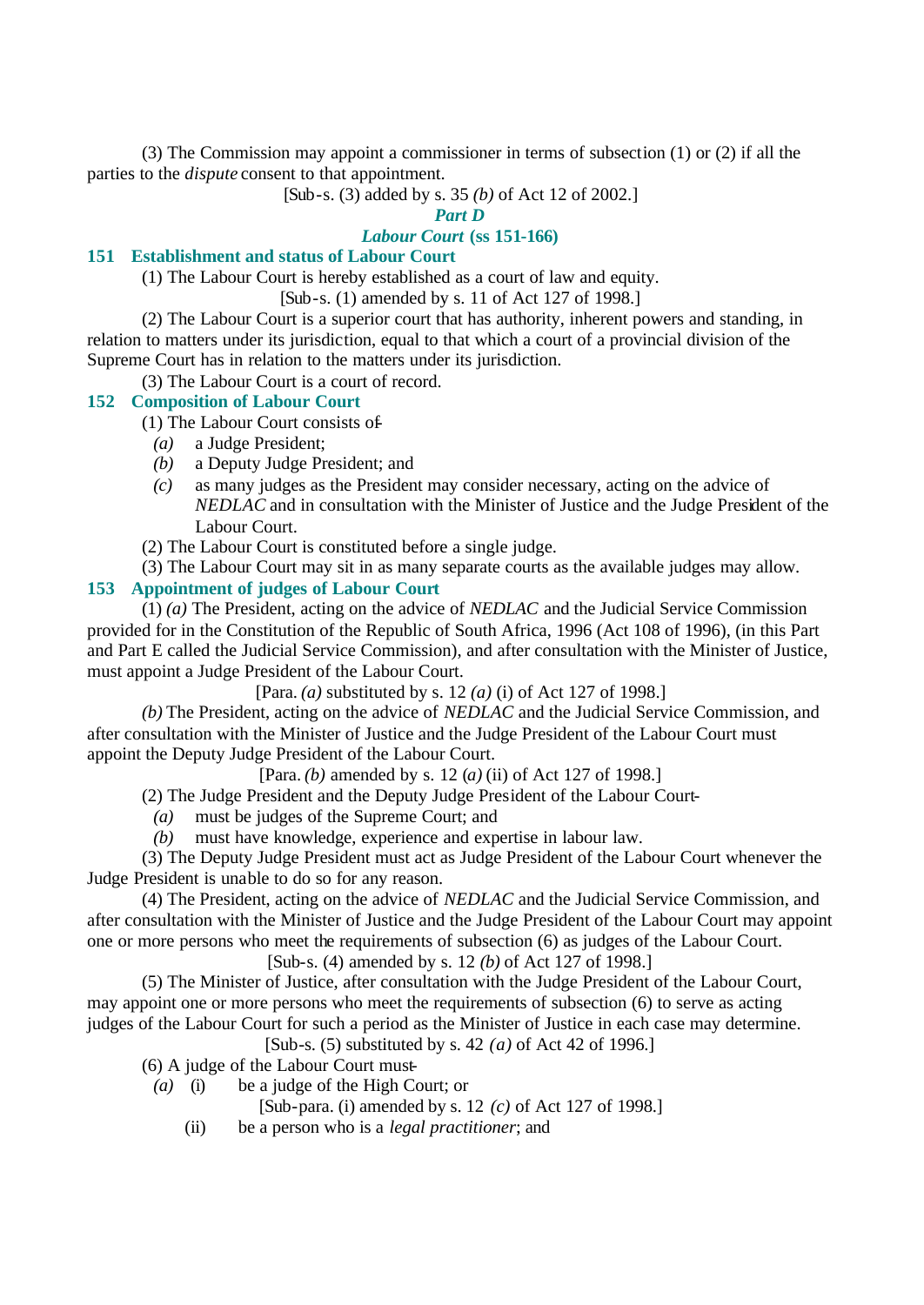(3) The Commission may appoint a commissioner in terms of subsection (1) or (2) if all the parties to the *dispute* consent to that appointment.

[Sub-s. (3) added by s. 35 *(b)* of Act 12 of 2002.]

## *Part D*

## *Labour Court* (ss 151-166)

### 151 Establishment and status of Labour Court

(1) The Labour Court is hereby established as a court of law and equity.

[Sub-s. (1) amended by s. 11 of Act 127 of 1998.]

(2) The Labour Court is a superior court that has authority, inherent powers and standing, in relation to matters under its jurisdiction, equal to that which a court of a provincial division of the Supreme Court has in relation to the matters under its jurisdiction.

(3) The Labour Court is a court of record.

### 152 Composition of Labour Court

(1) The Labour Court consists of-

*(a)* a Judge President;

*(b)* a Deputy Judge President; and

*(c)* as many judges as the President may consider necessary, acting on the advice of *NEDLAC* and in consultation with the Minister of Justice and the Judge President of the Labour Court.

(2) The Labour Court is constituted before a single judge.

(3) The Labour Court may sit in as many separate courts as the available judges may allow.

### 153 Appointment of judges of Labour Court

(1) *(a)* The President, acting on the advice of *NEDLAC* and the Judicial Service Commission provided for in the Constitution of the Republic of South Africa, 1996 (Act 108 of 1996), (in this Part and Part E called the Judicial Service Commission), and after consultation with the Minister of Justice, must appoint a Judge President of the Labour Court.

[Para. *(a)* substituted by s. 12 *(a)* (i) of Act 127 of 1998.]

*(b)* The President, acting on the advice of *NEDLAC* and the Judicial Service Commission, and after consultation with the Minister of Justice and the Judge President of the Labour Court must appoint the Deputy Judge President of the Labour Court.

[Para. *(b)* amended by s. 12 *(a)* (ii) of Act 127 of 1998.]

(2) The Judge President and the Deputy Judge President of the Labour Court-

*(a)* must be judges of the Supreme Court; and

*(b)* must have knowledge, experience and expertise in labour law.

(3) The Deputy Judge President must act as Judge President of the Labour Court whenever the Judge President is unable to do so for any reason.

(4) The President, acting on the advice of *NEDLAC* and the Judicial Service Commission, and after consultation with the Minister of Justice and the Judge President of the Labour Court may appoint one or more persons who meet the requirements of subsection (6) as judges of the Labour Court.

[Sub-s. (4) amended by s. 12 *(b)* of Act 127 of 1998.]

(5) The Minister of Justice, after consultation with the Judge President of the Labour Court, may appoint one or more persons who meet the requirements of subsection (6) to serve as acting judges of the Labour Court for such a period as the Minister of Justice in each case may determine.

[Sub-s. (5) substituted by s. 42 *(a)* of Act 42 of 1996.]

(6) A judge of the Labour Court must-

*(a)* (i) be a judge of the High Court; or

[Sub-para. (i) amended by s. 12 *(c)* of Act 127 of 1998.]

(ii) be a person who is a *legal practitioner*; and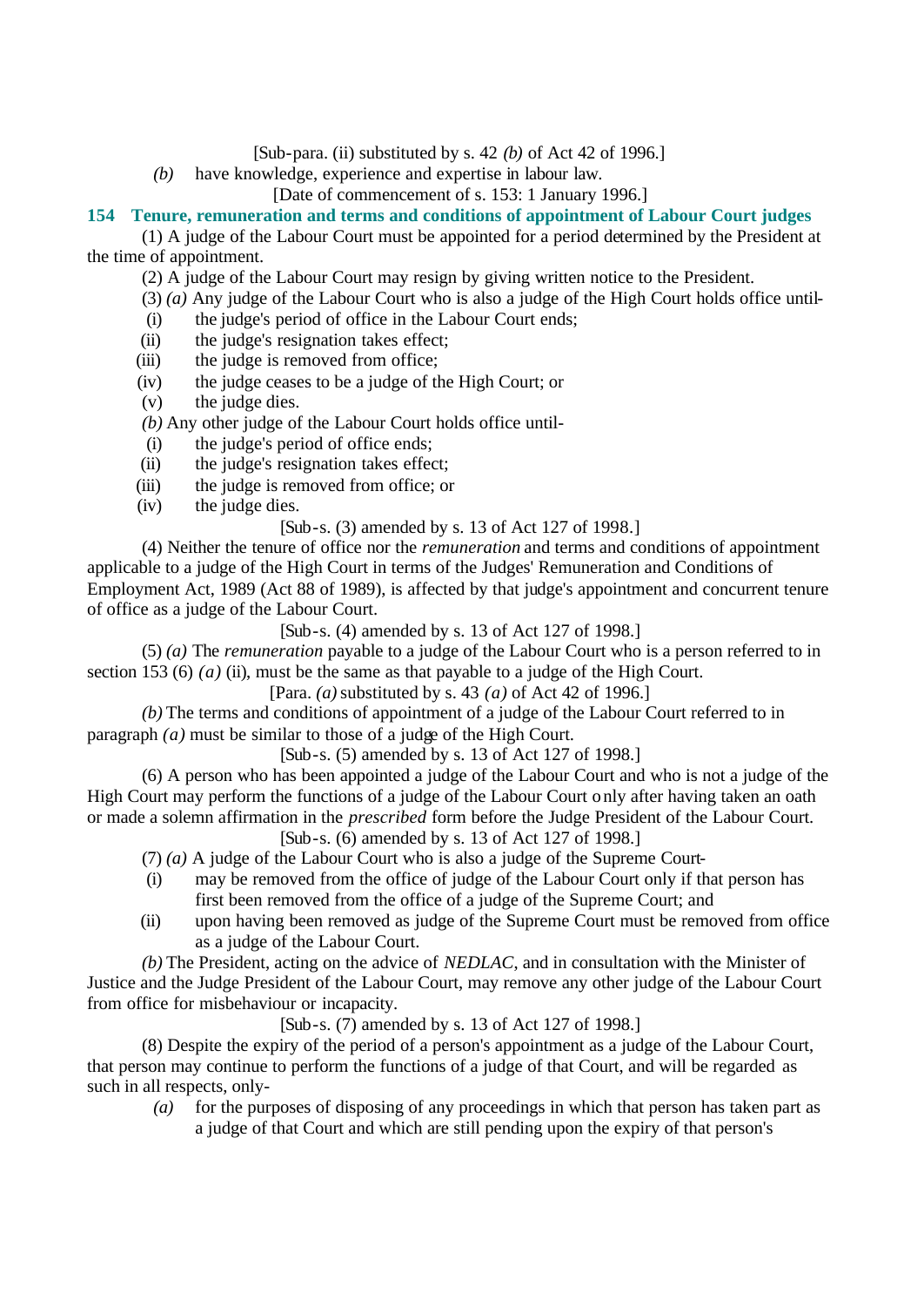[Sub-para. (ii) substituted by s. 42 *(b)* of Act 42 of 1996.]

*(b)* have knowledge, experience and expertise in labour law.

[Date of commencement of s. 153: 1 January 1996.]

**154 Tenure, remuneration and terms and conditions of appointment of Labour Court judges**

(1) A judge of the Labour Court must be appointed for a period determined by the President at the time of appointment.

(2) A judge of the Labour Court may resign by giving written notice to the President.

(3) *(a)* Any judge of the Labour Court who is also a judge of the High Court holds office until-

(i) the judge's period of office in the Labour Court ends;

(ii) the judge's resignation takes effect;

(iii) the judge is removed from office;

(iv) the judge ceases to be a judge of the High Court; or

(v) the judge dies.

*(b)* Any other judge of the Labour Court holds office until-

(i) the judge's period of office ends;

(ii) the judge's resignation takes effect;

(iii) the judge is removed from office; or

(iv) the judge dies.

[Sub-s. (3) amended by s. 13 of Act 127 of 1998.]

(4) Neither the tenure of office nor the *remuneration* and terms and conditions of appointment applicable to a judge of the High Court in terms of the Judges' Remuneration and Conditions of Employment Act, 1989 (Act 88 of 1989), is affected by that judge's appointment and concurrent tenure of office as a judge of the Labour Court.

[Sub-s. (4) amended by s. 13 of Act 127 of 1998.]

(5) *(a)* The *remuneration* payable to a judge of the Labour Court who is a person referred to in section 153 (6) *(a)* (ii), must be the same as that payable to a judge of the High Court.

[Para. *(a)* substituted by s. 43 *(a)* of Act 42 of 1996.]

*(b)* The terms and conditions of appointment of a judge of the Labour Court referred to in paragraph *(a)* must be similar to those of a judge of the High Court.

[Sub-s. (5) amended by s. 13 of Act 127 of 1998.]

(6) A person who has been appointed a judge of the Labour Court and who is not a judge of the High Court may perform the functions of a judge of the Labour Court only after having taken an oath or made a solemn affirmation in the *prescribed* form before the Judge President of the Labour Court.

[Sub-s. (6) amended by s. 13 of Act 127 of 1998.]

(7) *(a)* A judge of the Labour Court who is also a judge of the Supreme Court-

(i) may be removed from the office of judge of the Labour Court only if that person has first been removed from the office of a judge of the Supreme Court; and

(ii) upon having been removed as judge of the Supreme Court must be removed from office as a judge of the Labour Court.

*(b)* The President, acting on the advice of *NEDLAC*, and in consultation with the Minister of Justice and the Judge President of the Labour Court, may remove any other judge of the Labour Court from office for misbehaviour or incapacity.

[Sub-s. (7) amended by s. 13 of Act 127 of 1998.]

(8) Despite the expiry of the period of a person's appointment as a judge of the Labour Court, that person may continue to perform the functions of a judge of that Court, and will be regarded as such in all respects, only-

*(a)* for the purposes of disposing of any proceedings in which that person has taken part as a judge of that Court and which are still pending upon the expiry of that person's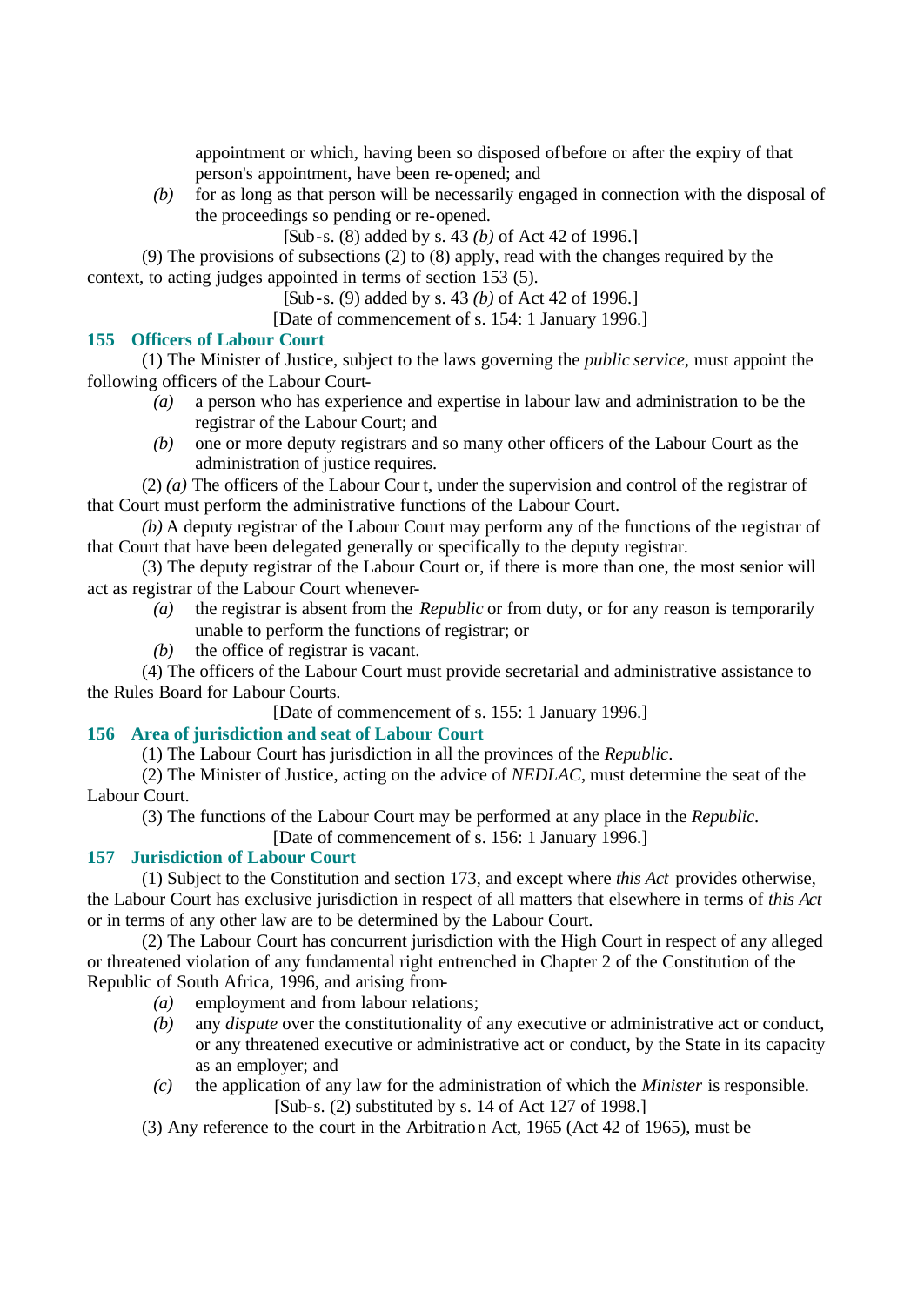appointment or which, having been so disposed of before or after the expiry of that person's appointment, have been re-opened; and

*(b)* for as long as that person will be necessarily engaged in connection with the disposal of the proceedings so pending or re-opened.

[Sub-s. (8) added by s. 43 *(b)* of Act 42 of 1996.]

(9) The provisions of subsections (2) to (8) apply, read with the changes required by the context, to acting judges appointed in terms of section 153 (5).

[Sub-s. (9) added by s. 43 *(b)* of Act 42 of 1996.]

[Date of commencement of s. 154: 1 January 1996.]

### 155 Officers of Labour Court

(1) The Minister of Justice, subject to the laws governing the *public service*, must appoint the following officers of the Labour Court-

*(a)* a person who has experience and expertise in labour law and administration to be the registrar of the Labour Court; and

*(b)* one or more deputy registrars and so many other officers of the Labour Court as the administration of justice requires.

(2) *(a)* The officers of the Labour Court, under the supervision and control of the registrar of that Court must perform the administrative functions of the Labour Court.

*(b)* A deputy registrar of the Labour Court may perform any of the functions of the registrar of that Court that have been delegated generally or specifically to the deputy registrar.

(3) The deputy registrar of the Labour Court or, if there is more than one, the most senior will act as registrar of the Labour Court whenever-

*(a)* the registrar is absent from the *Republic* or from duty, or for any reason is temporarily unable to perform the functions of registrar; or

*(b)* the office of registrar is vacant.

(4) The officers of the Labour Court must provide secretarial and administrative assistance to the Rules Board for Labour Courts.

[Date of commencement of s. 155: 1 January 1996.]

### 156 Area of jurisdiction and seat of Labour Court

(1) The Labour Court has jurisdiction in all the provinces of the *Republic*.

(2) The Minister of Justice, acting on the advice of *NEDLAC*, must determine the seat of the Labour Court.

(3) The functions of the Labour Court may be performed at any place in the *Republic*.

[Date of commencement of s. 156: 1 January 1996.]

### 157 Jurisdiction of Labour Court

(1) Subject to the Constitution and section 173, and except where *this Act* provides otherwise, the Labour Court has exclusive jurisdiction in respect of all matters that elsewhere in terms of *this Act* or in terms of any other law are to be determined by the Labour Court.

(2) The Labour Court has concurrent jurisdiction with the High Court in respect of any alleged or threatened violation of any fundamental right entrenched in Chapter 2 of the Constitution of the Republic of South Africa, 1996, and arising from-

*(a)* employment and from labour relations;

*(b)* any *dispute* over the constitutionality of any executive or administrative act or conduct, or any threatened executive or administrative act or conduct, by the State in its capacity as an employer; and

*(c)* the application of any law for the administration of which the *Minister* is responsible.

[Sub-s. (2) substituted by s. 14 of Act 127 of 1998.]

(3) Any reference to the court in the Arbitration Act, 1965 (Act 42 of 1965), must be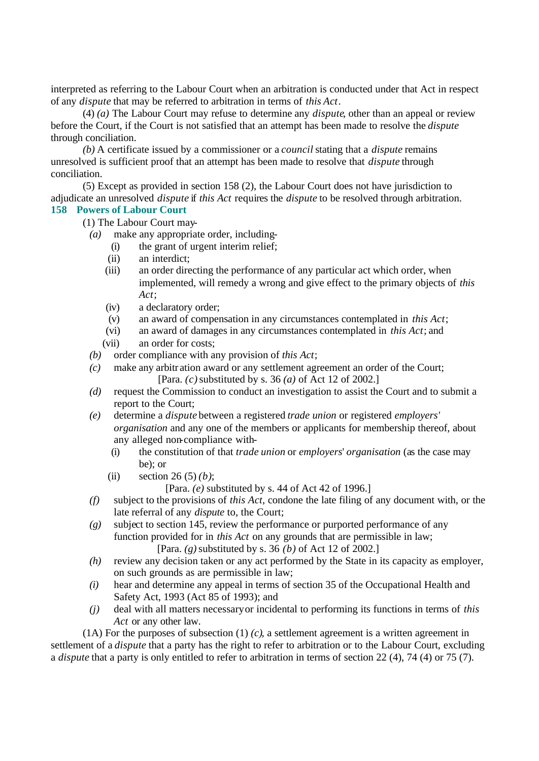interpreted as referring to the Labour Court when an arbitration is conducted under that Act in respect of any *dispute* that may be referred to arbitration in terms of *this Act*.

(4) *(a)* The Labour Court may refuse to determine any *dispute*, other than an appeal or review before the Court, if the Court is not satisfied that an attempt has been made to resolve the *dispute* through conciliation.

*(b)* A certificate issued by a commissioner or a *council* stating that a *dispute* remains unresolved is sufficient proof that an attempt has been made to resolve that *dispute* through conciliation.

(5) Except as provided in section 158 (2), the Labour Court does not have jurisdiction to adjudicate an unresolved *dispute* if *this Act* requires the *dispute* to be resolved through arbitration.

## 158 Powers of Labour Court

(1) The Labour Court may-

*(a)* make any appropriate order, including-

(i) the grant of urgent interim relief;

(ii) an interdict;

(iii) an order directing the performance of any particular act which order, when implemented, will remedy a wrong and give effect to the primary objects of *this Act*;

(iv) a declaratory order;

(v) an award of compensation in any circumstances contemplated in *this Act*;

(vi) an award of damages in any circumstances contemplated in *this Act*; and

(vii) an order for costs;

*(b)* order compliance with any provision of *this Act*;

*(c)* make any arbitration award or any settlement agreement an order of the Court;

[Para. *(c)* substituted by s. 36 *(a)* of Act 12 of 2002.]

*(d)* request the Commission to conduct an investigation to assist the Court and to submit a report to the Court;

*(e)* determine a *dispute* between a registered *trade union* or registered *employers' organisation* and any one of the members or applicants for membership thereof, about any alleged non-compliance with-

(i) the constitution of that *trade union* or *employers' organisation* (as the case may be); or

(ii) section 26 (5) *(b)*;

[Para. *(e)* substituted by s. 44 of Act 42 of 1996.]

*(f)* subject to the provisions of *this Act*, condone the late filing of any document with, or the late referral of any *dispute* to, the Court;

*(g)* subject to section 145, review the performance or purported performance of any function provided for in *this Act* on any grounds that are permissible in law;

[Para. *(g)* substituted by s. 36 *(b)* of Act 12 of 2002.]

*(h)* review any decision taken or any act performed by the State in its capacity as employer, on such grounds as are permissible in law;

*(i)* hear and determine any appeal in terms of section 35 of the Occupational Health and Safety Act, 1993 (Act 85 of 1993); and

*(j)* deal with all matters necessary or incidental to performing its functions in terms of *this Act* or any other law.

(1A) For the purposes of subsection (1) *(c)*, a settlement agreement is a written agreement in settlement of a *dispute* that a party has the right to refer to arbitration or to the Labour Court, excluding a *dispute* that a party is only entitled to refer to arbitration in terms of section 22 (4), 74 (4) or 75 (7).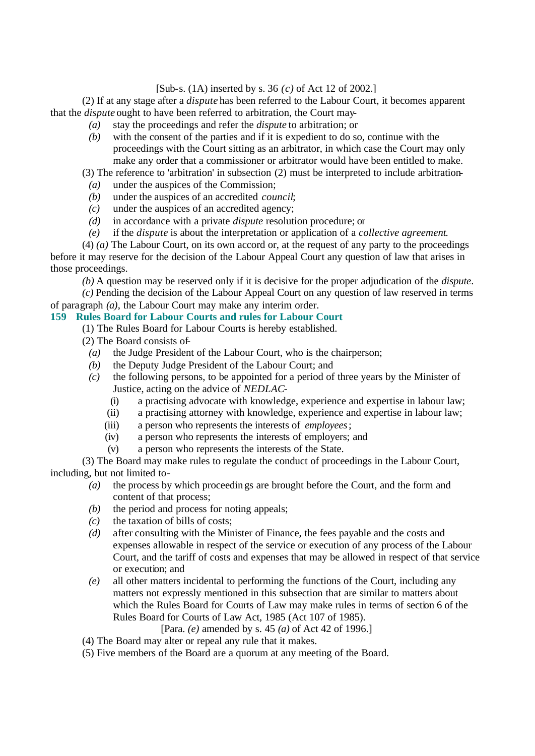[Sub-s. (1A) inserted by s. 36 *(c)* of Act 12 of 2002.]

(2) If at any stage after a *dispute* has been referred to the Labour Court, it becomes apparent that the *dispute* ought to have been referred to arbitration, the Court may-

*(a)* stay the proceedings and refer the *dispute* to arbitration; or

*(b)* with the consent of the parties and if it is expedient to do so, continue with the proceedings with the Court sitting as an arbitrator, in which case the Court may only make any order that a commissioner or arbitrator would have been entitled to make.

(3) The reference to 'arbitration' in subsection (2) must be interpreted to include arbitration-

*(a)* under the auspices of the Commission;

*(b)* under the auspices of an accredited *council*;

*(c)* under the auspices of an accredited agency;

*(d)* in accordance with a private *dispute* resolution procedure; or

*(e)* if the *dispute* is about the interpretation or application of a *collective agreement*.

(4) *(a)* The Labour Court, on its own accord or, at the request of any party to the proceedings before it may reserve for the decision of the Labour Appeal Court any question of law that arises in those proceedings.

*(b)* A question may be reserved only if it is decisive for the proper adjudication of the *dispute*.

*(c)* Pending the decision of the Labour Appeal Court on any question of law reserved in terms of paragraph *(a)*, the Labour Court may make any interim order.

### 159 Rules Board for Labour Courts and rules for Labour Court

(1) The Rules Board for Labour Courts is hereby established.

(2) The Board consists of-

*(a)* the Judge President of the Labour Court, who is the chairperson;

*(b)* the Deputy Judge President of the Labour Court; and

*(c)* the following persons, to be appointed for a period of three years by the Minister of Justice, acting on the advice of *NEDLAC*-

(i) a practising advocate with knowledge, experience and expertise in labour law;

(ii) a practising attorney with knowledge, experience and expertise in labour law;

(iii) a person who represents the interests of *employees*;

(iv) a person who represents the interests of employers; and

(v) a person who represents the interests of the State.

(3) The Board may make rules to regulate the conduct of proceedings in the Labour Court, including, but not limited to-

*(a)* the process by which proceedings are brought before the Court, and the form and content of that process;

*(b)* the period and process for noting appeals;

*(c)* the taxation of bills of costs;

*(d)* after consulting with the Minister of Finance, the fees payable and the costs and expenses allowable in respect of the service or execution of any process of the Labour Court, and the tariff of costs and expenses that may be allowed in respect of that service or execution; and

*(e)* all other matters incidental to performing the functions of the Court, including any matters not expressly mentioned in this subsection that are similar to matters about which the Rules Board for Courts of Law may make rules in terms of section 6 of the Rules Board for Courts of Law Act, 1985 (Act 107 of 1985).

[Para. *(e)* amended by s. 45 *(a)* of Act 42 of 1996.]

(4) The Board may alter or repeal any rule that it makes.

(5) Five members of the Board are a quorum at any meeting of the Board.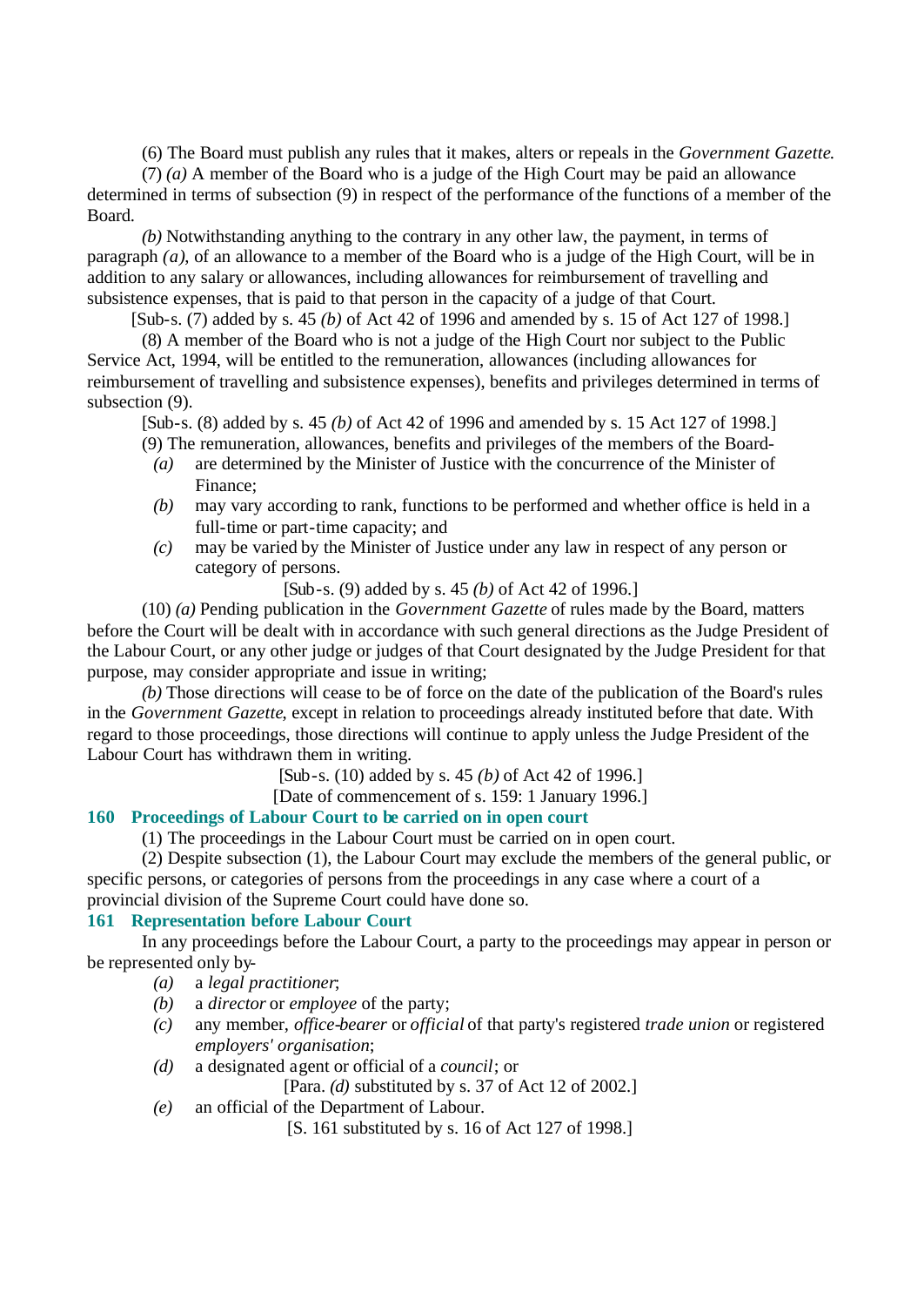(6) The Board must publish any rules that it makes, alters or repeals in the *Government Gazette*.

(7) *(a)* A member of the Board who is a judge of the High Court may be paid an allowance determined in terms of subsection (9) in respect of the performance of the functions of a member of the Board.

*(b)* Notwithstanding anything to the contrary in any other law, the payment, in terms of paragraph *(a)*, of an allowance to a member of the Board who is a judge of the High Court, will be in addition to any salary or allowances, including allowances for reimbursement of travelling and subsistence expenses, that is paid to that person in the capacity of a judge of that Court.

[Sub-s. (7) added by s. 45 *(b)* of Act 42 of 1996 and amended by s. 15 of Act 127 of 1998.]

(8) A member of the Board who is not a judge of the High Court nor subject to the Public Service Act, 1994, will be entitled to the remuneration, allowances (including allowances for reimbursement of travelling and subsistence expenses), benefits and privileges determined in terms of subsection (9).

[Sub-s. (8) added by s. 45 *(b)* of Act 42 of 1996 and amended by s. 15 Act 127 of 1998.]

(9) The remuneration, allowances, benefits and privileges of the members of the Board-

*(a)* are determined by the Minister of Justice with the concurrence of the Minister of Finance;

*(b)* may vary according to rank, functions to be performed and whether office is held in a full-time or part-time capacity; and

*(c)* may be varied by the Minister of Justice under any law in respect of any person or category of persons.

[Sub-s. (9) added by s. 45 *(b)* of Act 42 of 1996.]

(10) *(a)* Pending publication in the *Government Gazette* of rules made by the Board, matters before the Court will be dealt with in accordance with such general directions as the Judge President of the Labour Court, or any other judge or judges of that Court designated by the Judge President for that purpose, may consider appropriate and issue in writing;

*(b)* Those directions will cease to be of force on the date of the publication of the Board's rules in the *Government Gazette*, except in relation to proceedings already instituted before that date. With regard to those proceedings, those directions will continue to apply unless the Judge President of the Labour Court has withdrawn them in writing.

[Sub-s. (10) added by s. 45 *(b)* of Act 42 of 1996.]

[Date of commencement of s. 159: 1 January 1996.]

### 160 Proceedings of Labour Court to be carried on in open court

(1) The proceedings in the Labour Court must be carried on in open court.

(2) Despite subsection (1), the Labour Court may exclude the members of the general public, or specific persons, or categories of persons from the proceedings in any case where a court of a provincial division of the Supreme Court could have done so.

### 161 Representation before Labour Court

In any proceedings before the Labour Court, a party to the proceedings may appear in person or be represented only by-

*(a)* a *legal practitioner*;

*(b)* a *director* or *employee* of the party;

*(c)* any member, *office-bearer* or *official* of that party's registered *trade union* or registered *employers' organisation*;

*(d)* a designated agent or official of a *council*; or

[Para. *(d)* substituted by s. 37 of Act 12 of 2002.]

*(e)* an official of the Department of Labour.

[S. 161 substituted by s. 16 of Act 127 of 1998.]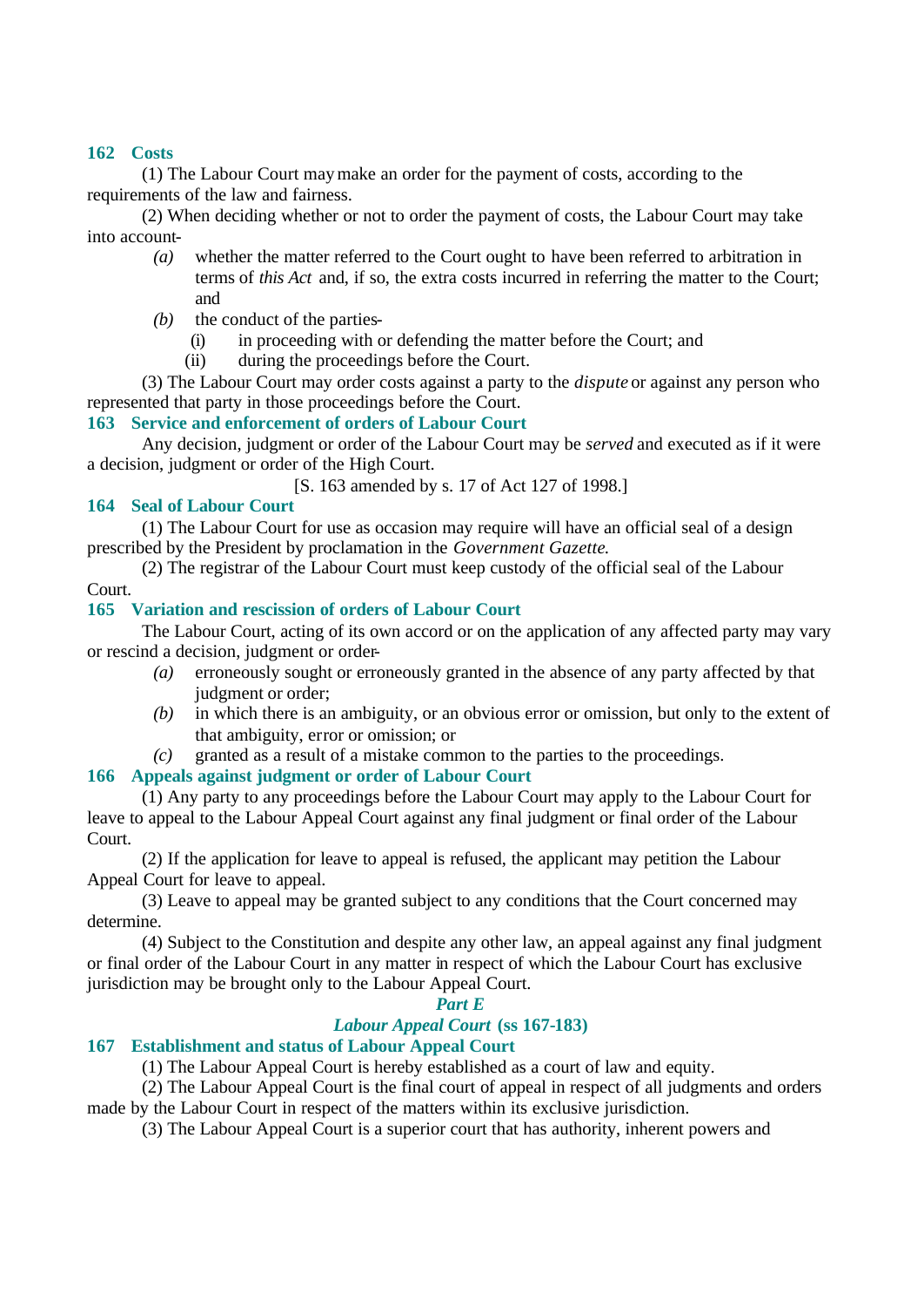### 162 Costs

(1) The Labour Court may make an order for the payment of costs, according to the requirements of the law and fairness.

(2) When deciding whether or not to order the payment of costs, the Labour Court may take into account-

- *(a)* whether the matter referred to the Court ought to have been referred to arbitration in terms of *this Act* and, if so, the extra costs incurred in referring the matter to the Court; and
- *(b)* the conduct of the parties-
  - (i) in proceeding with or defending the matter before the Court; and
  - (ii) during the proceedings before the Court.

(3) The Labour Court may order costs against a party to the *dispute* or against any person who represented that party in those proceedings before the Court.

### 163 Service and enforcement of orders of Labour Court

Any decision, judgment or order of the Labour Court may be *served* and executed as if it were a decision, judgment or order of the High Court.

[S. 163 amended by s. 17 of Act 127 of 1998.]

### 164 Seal of Labour Court

(1) The Labour Court for use as occasion may require will have an official seal of a design prescribed by the President by proclamation in the *Government Gazette*.

(2) The registrar of the Labour Court must keep custody of the official seal of the Labour Court.

### 165 Variation and rescission of orders of Labour Court

The Labour Court, acting of its own accord or on the application of any affected party may vary or rescind a decision, judgment or order-

- *(a)* erroneously sought or erroneously granted in the absence of any party affected by that judgment or order;
- *(b)* in which there is an ambiguity, or an obvious error or omission, but only to the extent of that ambiguity, error or omission; or
- *(c)* granted as a result of a mistake common to the parties to the proceedings.

### 166 Appeals against judgment or order of Labour Court

(1) Any party to any proceedings before the Labour Court may apply to the Labour Court for leave to appeal to the Labour Appeal Court against any final judgment or final order of the Labour Court.

(2) If the application for leave to appeal is refused, the applicant may petition the Labour Appeal Court for leave to appeal.

(3) Leave to appeal may be granted subject to any conditions that the Court concerned may determine.

(4) Subject to the Constitution and despite any other law, an appeal against any final judgment or final order of the Labour Court in any matter in respect of which the Labour Court has exclusive jurisdiction may be brought only to the Labour Appeal Court.

## *Part E*

## *Labour Appeal Court* (ss 167-183)

### 167 Establishment and status of Labour Appeal Court

(1) The Labour Appeal Court is hereby established as a court of law and equity.

(2) The Labour Appeal Court is the final court of appeal in respect of all judgments and orders made by the Labour Court in respect of the matters within its exclusive jurisdiction.

(3) The Labour Appeal Court is a superior court that has authority, inherent powers and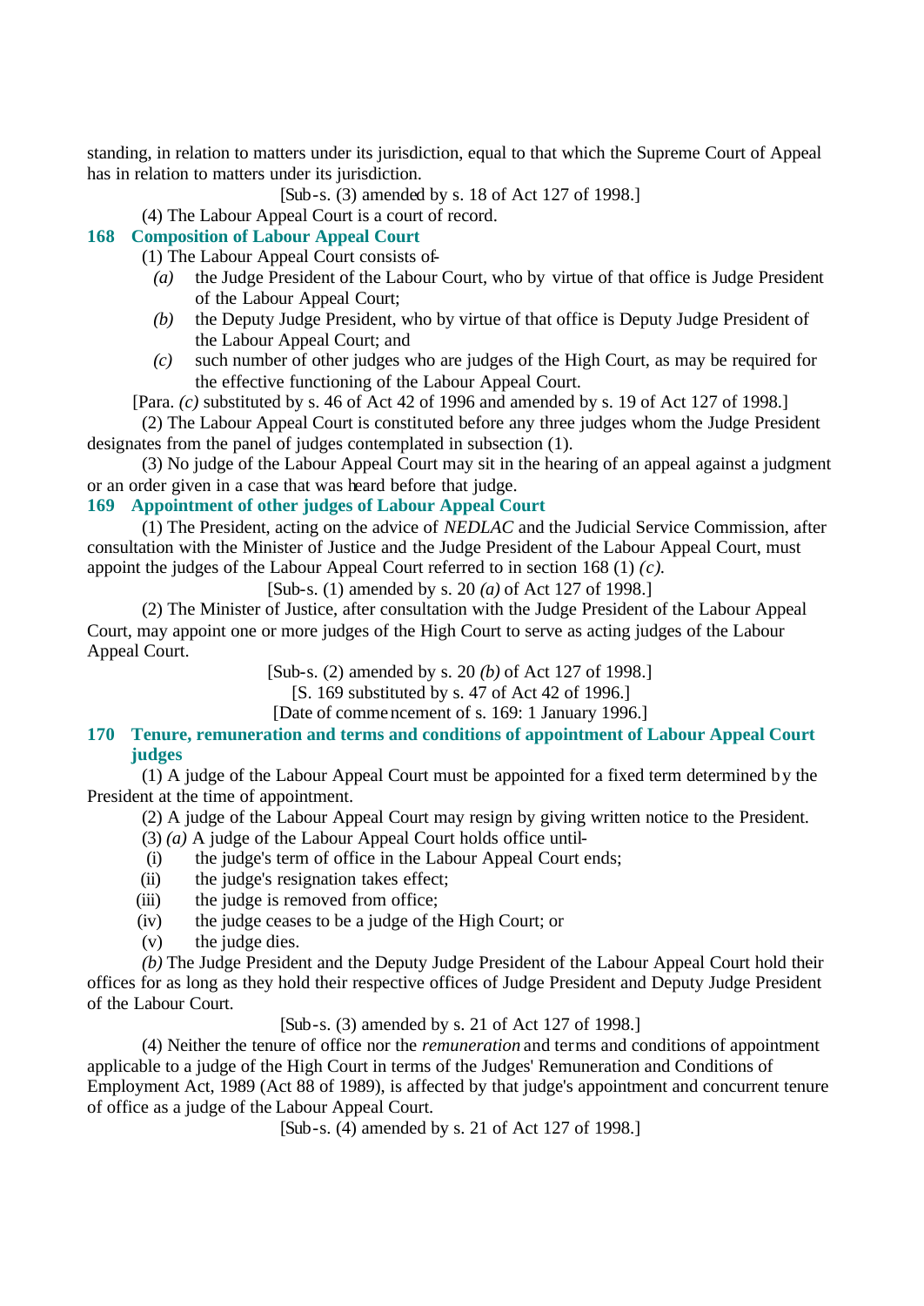standing, in relation to matters under its jurisdiction, equal to that which the Supreme Court of Appeal has in relation to matters under its jurisdiction.

[Sub-s. (3) amended by s. 18 of Act 127 of 1998.]

(4) The Labour Appeal Court is a court of record.

### 168 Composition of Labour Appeal Court

(1) The Labour Appeal Court consists of-

*(a)* the Judge President of the Labour Court, who by virtue of that office is Judge President of the Labour Appeal Court;

*(b)* the Deputy Judge President, who by virtue of that office is Deputy Judge President of the Labour Appeal Court; and

*(c)* such number of other judges who are judges of the High Court, as may be required for the effective functioning of the Labour Appeal Court.

[Para. *(c)* substituted by s. 46 of Act 42 of 1996 and amended by s. 19 of Act 127 of 1998.]

(2) The Labour Appeal Court is constituted before any three judges whom the Judge President designates from the panel of judges contemplated in subsection (1).

(3) No judge of the Labour Appeal Court may sit in the hearing of an appeal against a judgment or an order given in a case that was heard before that judge.

### 169 Appointment of other judges of Labour Appeal Court

(1) The President, acting on the advice of *NEDLAC* and the Judicial Service Commission, after consultation with the Minister of Justice and the Judge President of the Labour Appeal Court, must appoint the judges of the Labour Appeal Court referred to in section 168 (1) *(c)*.

[Sub-s. (1) amended by s. 20 *(a)* of Act 127 of 1998.]

(2) The Minister of Justice, after consultation with the Judge President of the Labour Appeal Court, may appoint one or more judges of the High Court to serve as acting judges of the Labour Appeal Court.

[Sub-s. (2) amended by s. 20 *(b)* of Act 127 of 1998.]

[S. 169 substituted by s. 47 of Act 42 of 1996.]

[Date of commencement of s. 169: 1 January 1996.]

### 170 Tenure, remuneration and terms and conditions of appointment of Labour Appeal Court judges

(1) A judge of the Labour Appeal Court must be appointed for a fixed term determined by the President at the time of appointment.

(2) A judge of the Labour Appeal Court may resign by giving written notice to the President.

(3) *(a)* A judge of the Labour Appeal Court holds office until-

(i) the judge's term of office in the Labour Appeal Court ends;

(ii) the judge's resignation takes effect;

(iii) the judge is removed from office;

(iv) the judge ceases to be a judge of the High Court; or

(v) the judge dies.

*(b)* The Judge President and the Deputy Judge President of the Labour Appeal Court hold their offices for as long as they hold their respective offices of Judge President and Deputy Judge President of the Labour Court.

[Sub-s. (3) amended by s. 21 of Act 127 of 1998.]

(4) Neither the tenure of office nor the *remuneration* and terms and conditions of appointment applicable to a judge of the High Court in terms of the Judges' Remuneration and Conditions of Employment Act, 1989 (Act 88 of 1989), is affected by that judge's appointment and concurrent tenure of office as a judge of the Labour Appeal Court.

[Sub-s. (4) amended by s. 21 of Act 127 of 1998.]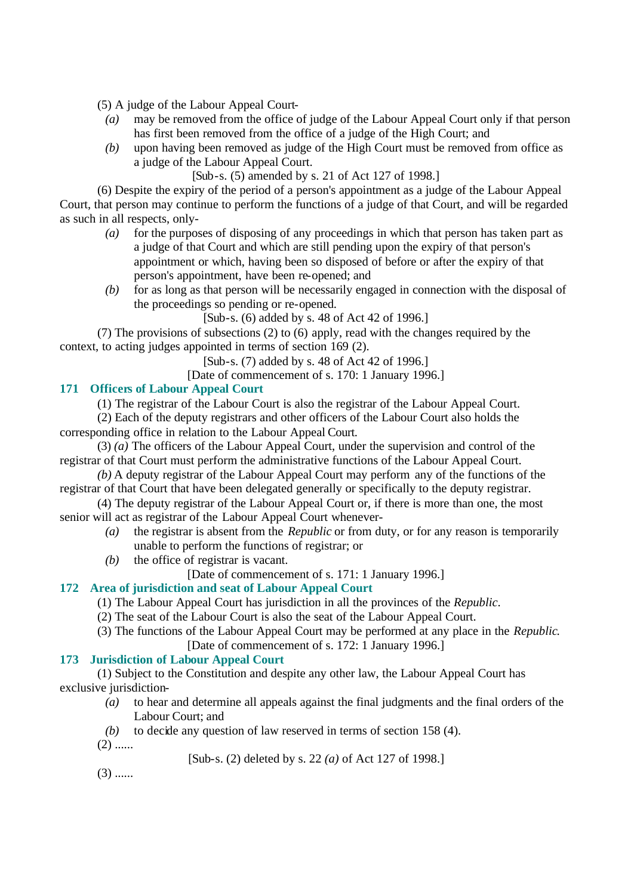(5) A judge of the Labour Appeal Court-

*(a)* may be removed from the office of judge of the Labour Appeal Court only if that person has first been removed from the office of a judge of the High Court; and

*(b)* upon having been removed as judge of the High Court must be removed from office as a judge of the Labour Appeal Court.

[Sub-s. (5) amended by s. 21 of Act 127 of 1998.]

(6) Despite the expiry of the period of a person's appointment as a judge of the Labour Appeal Court, that person may continue to perform the functions of a judge of that Court, and will be regarded as such in all respects, only-

*(a)* for the purposes of disposing of any proceedings in which that person has taken part as a judge of that Court and which are still pending upon the expiry of that person's appointment or which, having been so disposed of before or after the expiry of that person's appointment, have been re-opened; and

*(b)* for as long as that person will be necessarily engaged in connection with the disposal of the proceedings so pending or re-opened.

[Sub-s. (6) added by s. 48 of Act 42 of 1996.]

(7) The provisions of subsections (2) to (6) apply, read with the changes required by the context, to acting judges appointed in terms of section 169 (2).

[Sub-s. (7) added by s. 48 of Act 42 of 1996.]

[Date of commencement of s. 170: 1 January 1996.]

### 171 Officers of Labour Appeal Court

(1) The registrar of the Labour Court is also the registrar of the Labour Appeal Court.

(2) Each of the deputy registrars and other officers of the Labour Court also holds the corresponding office in relation to the Labour Appeal Court.

(3) *(a)* The officers of the Labour Appeal Court, under the supervision and control of the registrar of that Court must perform the administrative functions of the Labour Appeal Court.

*(b)* A deputy registrar of the Labour Appeal Court may perform any of the functions of the registrar of that Court that have been delegated generally or specifically to the deputy registrar.

(4) The deputy registrar of the Labour Appeal Court or, if there is more than one, the most senior will act as registrar of the Labour Appeal Court whenever-

*(a)* the registrar is absent from the *Republic* or from duty, or for any reason is temporarily unable to perform the functions of registrar; or

*(b)* the office of registrar is vacant.

[Date of commencement of s. 171: 1 January 1996.]

### 172 Area of jurisdiction and seat of Labour Appeal Court

(1) The Labour Appeal Court has jurisdiction in all the provinces of the *Republic*.

(2) The seat of the Labour Court is also the seat of the Labour Appeal Court.

(3) The functions of the Labour Appeal Court may be performed at any place in the *Republic*.

[Date of commencement of s. 172: 1 January 1996.]

### 173 Jurisdiction of Labour Appeal Court

(1) Subject to the Constitution and despite any other law, the Labour Appeal Court has exclusive jurisdiction-

*(a)* to hear and determine all appeals against the final judgments and the final orders of the Labour Court; and

*(b)* to decide any question of law reserved in terms of section 158 (4).

(2) ......

[Sub-s. (2) deleted by s. 22 *(a)* of Act 127 of 1998.]

(3) ......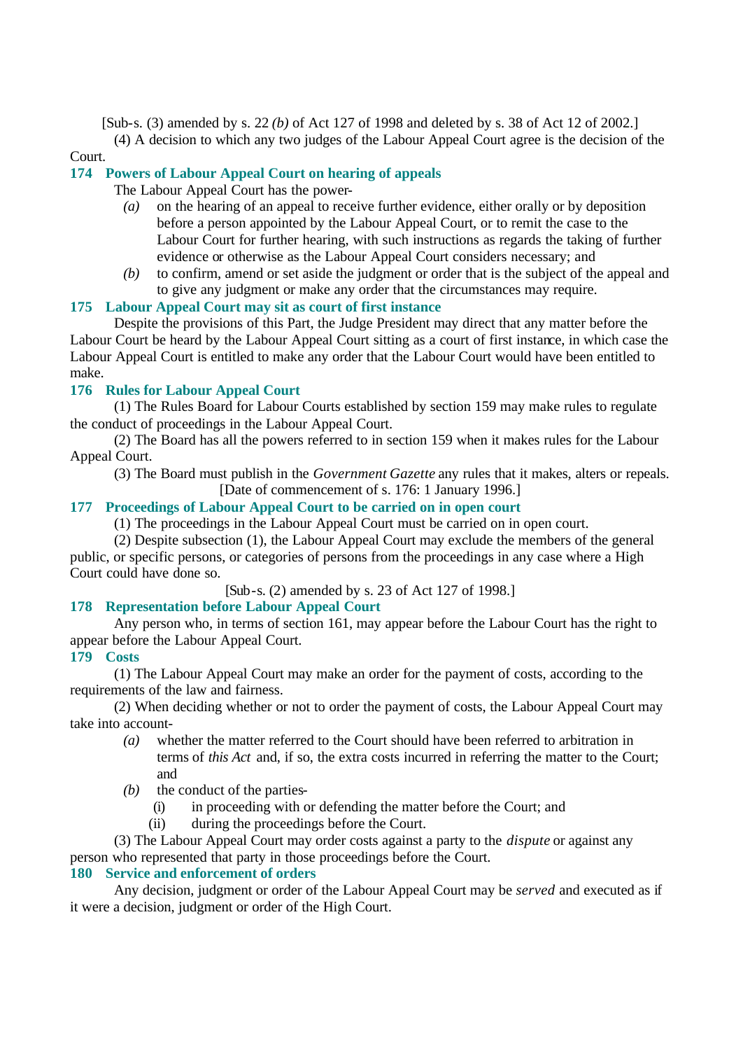[Sub-s. (3) amended by s. 22 *(b)* of Act 127 of 1998 and deleted by s. 38 of Act 12 of 2002.]

(4) A decision to which any two judges of the Labour Appeal Court agree is the decision of the Court.

### 174 Powers of Labour Appeal Court on hearing of appeals

The Labour Appeal Court has the power-

*(a)* on the hearing of an appeal to receive further evidence, either orally or by deposition before a person appointed by the Labour Appeal Court, or to remit the case to the Labour Court for further hearing, with such instructions as regards the taking of further evidence or otherwise as the Labour Appeal Court considers necessary; and

*(b)* to confirm, amend or set aside the judgment or order that is the subject of the appeal and to give any judgment or make any order that the circumstances may require.

### 175 Labour Appeal Court may sit as court of first instance

Despite the provisions of this Part, the Judge President may direct that any matter before the Labour Court be heard by the Labour Appeal Court sitting as a court of first instance, in which case the Labour Appeal Court is entitled to make any order that the Labour Court would have been entitled to make.

### 176 Rules for Labour Appeal Court

(1) The Rules Board for Labour Courts established by section 159 may make rules to regulate the conduct of proceedings in the Labour Appeal Court.

(2) The Board has all the powers referred to in section 159 when it makes rules for the Labour Appeal Court.

(3) The Board must publish in the *Government Gazette* any rules that it makes, alters or repeals.

[Date of commencement of s. 176: 1 January 1996.]

### 177 Proceedings of Labour Appeal Court to be carried on in open court

(1) The proceedings in the Labour Appeal Court must be carried on in open court.

(2) Despite subsection (1), the Labour Appeal Court may exclude the members of the general public, or specific persons, or categories of persons from the proceedings in any case where a High Court could have done so.

[Sub-s. (2) amended by s. 23 of Act 127 of 1998.]

### 178 Representation before Labour Appeal Court

Any person who, in terms of section 161, may appear before the Labour Court has the right to appear before the Labour Appeal Court.

### 179 Costs

(1) The Labour Appeal Court may make an order for the payment of costs, according to the requirements of the law and fairness.

(2) When deciding whether or not to order the payment of costs, the Labour Appeal Court may take into account-

*(a)* whether the matter referred to the Court should have been referred to arbitration in terms of *this Act* and, if so, the extra costs incurred in referring the matter to the Court; and

*(b)* the conduct of the parties-

(i) in proceeding with or defending the matter before the Court; and

(ii) during the proceedings before the Court.

(3) The Labour Appeal Court may order costs against a party to the *dispute* or against any person who represented that party in those proceedings before the Court.

### 180 Service and enforcement of orders

Any decision, judgment or order of the Labour Appeal Court may be *served* and executed as if it were a decision, judgment or order of the High Court.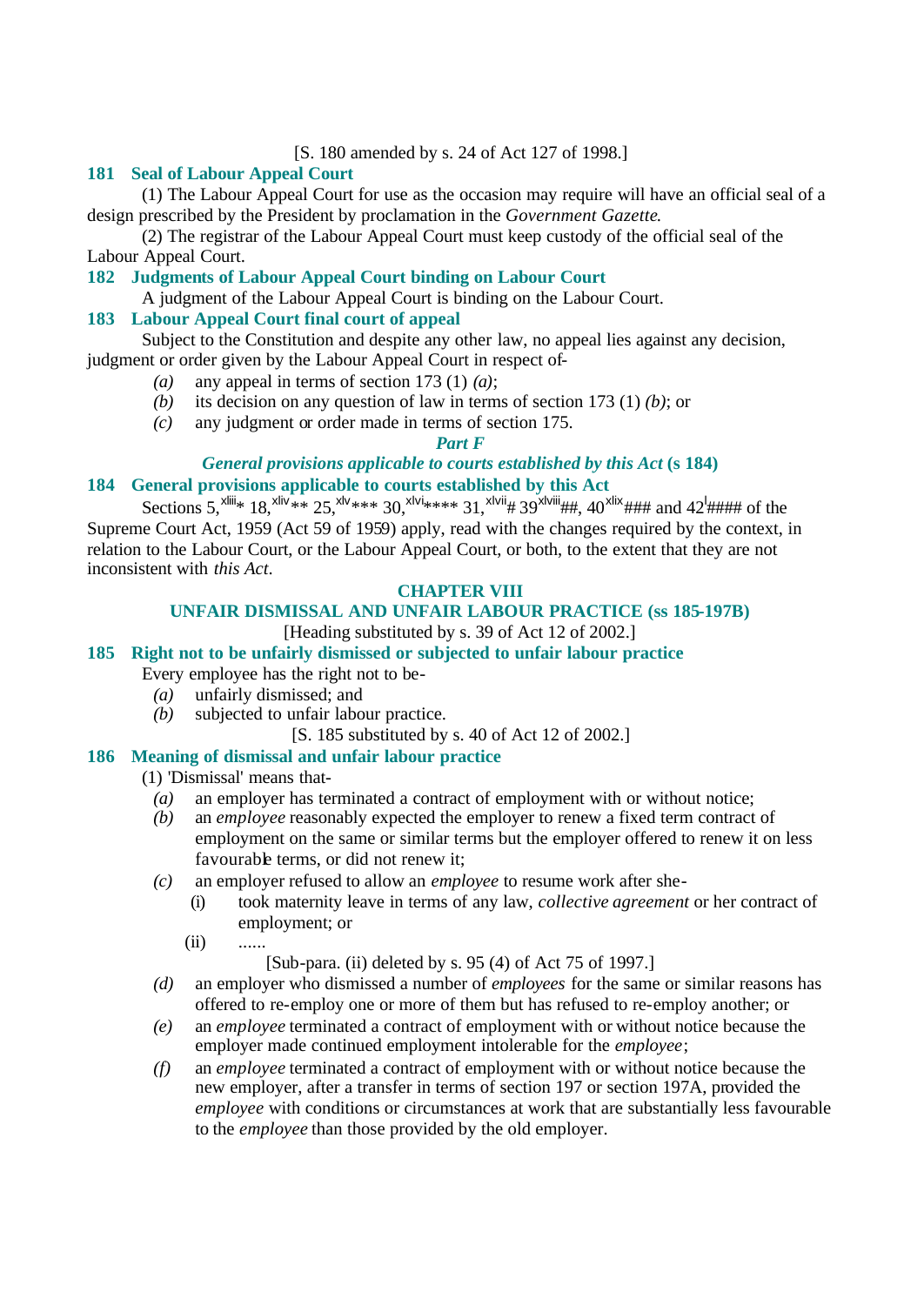[S. 180 amended by s. 24 of Act 127 of 1998.]

### 181 Seal of Labour Appeal Court

(1) The Labour Appeal Court for use as the occasion may require will have an official seal of a design prescribed by the President by proclamation in the *Government Gazette*.

(2) The registrar of the Labour Appeal Court must keep custody of the official seal of the Labour Appeal Court.

### 182 Judgments of Labour Appeal Court binding on Labour Court

A judgment of the Labour Appeal Court is binding on the Labour Court.

### 183 Labour Appeal Court final court of appeal

Subject to the Constitution and despite any other law, no appeal lies against any decision, judgment or order given by the Labour Appeal Court in respect of-

*(a)* any appeal in terms of section 173 (1) *(a)*;

*(b)* its decision on any question of law in terms of section 173 (1) *(b)*; or

*(c)* any judgment or order made in terms of section 175.

## *Part F*

## *General provisions applicable to courts established by this Act* (s 184)

### 184 General provisions applicable to courts established by this Act

Sections 5,[xliii]* 18,[xliv]** 25,[xlv]*** 30,[xlvi]**** 31,[xlvii]# 39[xlviii]##, 40[xlix]### and 42[l]#### of the Supreme Court Act, 1959 (Act 59 of 1959) apply, read with the changes required by the context, in relation to the Labour Court, or the Labour Appeal Court, or both, to the extent that they are not inconsistent with *this Act*.

## CHAPTER VIII

## UNFAIR DISMISSAL AND UNFAIR LABOUR PRACTICE (ss 185-197B)

[Heading substituted by s. 39 of Act 12 of 2002.]

### 185 Right not to be unfairly dismissed or subjected to unfair labour practice

Every employee has the right not to be-

*(a)* unfairly dismissed; and

*(b)* subjected to unfair labour practice.

[S. 185 substituted by s. 40 of Act 12 of 2002.]

### 186 Meaning of dismissal and unfair labour practice

(1) 'Dismissal' means that-

*(a)* an employer has terminated a contract of employment with or without notice;

*(b)* an *employee* reasonably expected the employer to renew a fixed term contract of employment on the same or similar terms but the employer offered to renew it on less favourable terms, or did not renew it;

*(c)* an employer refused to allow an *employee* to resume work after she-

(i) took maternity leave in terms of any law, *collective agreement* or her contract of employment; or

(ii) ......

[Sub-para. (ii) deleted by s. 95 (4) of Act 75 of 1997.]

*(d)* an employer who dismissed a number of *employees* for the same or similar reasons has offered to re-employ one or more of them but has refused to re-employ another; or

*(e)* an *employee* terminated a contract of employment with or without notice because the employer made continued employment intolerable for the *employee*;

*(f)* an *employee* terminated a contract of employment with or without notice because the new employer, after a transfer in terms of section 197 or section 197A, provided the *employee* with conditions or circumstances at work that are substantially less favourable to the *employee* than those provided by the old employer.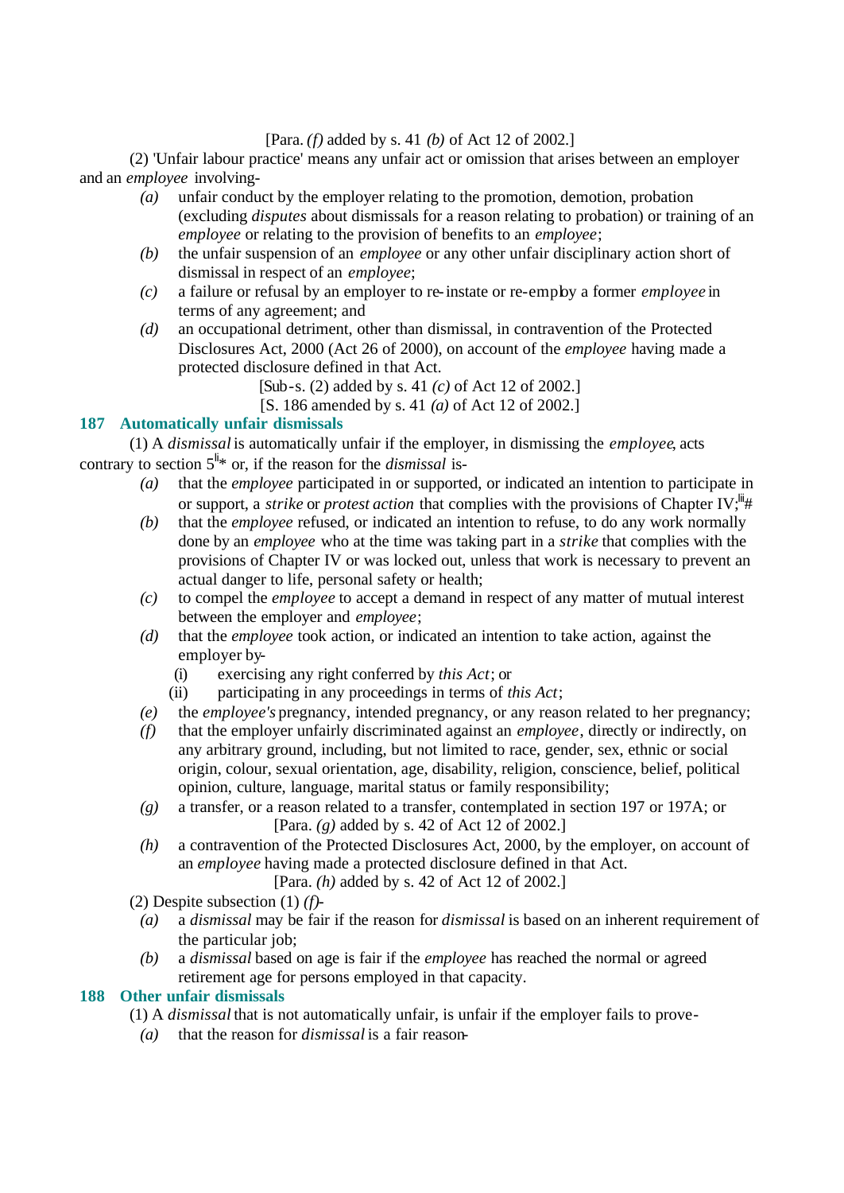[Para. *(f)* added by s. 41 *(b)* of Act 12 of 2002.]

(2) 'Unfair labour practice' means any unfair act or omission that arises between an employer and an *employee* involving-

*(a)* unfair conduct by the employer relating to the promotion, demotion, probation (excluding *disputes* about dismissals for a reason relating to probation) or training of an *employee* or relating to the provision of benefits to an *employee*;

*(b)* the unfair suspension of an *employee* or any other unfair disciplinary action short of dismissal in respect of an *employee*;

*(c)* a failure or refusal by an employer to re-instate or re-employ a former *employee* in terms of any agreement; and

*(d)* an occupational detriment, other than dismissal, in contravention of the Protected Disclosures Act, 2000 (Act 26 of 2000), on account of the *employee* having made a protected disclosure defined in that Act.

[Sub-s. (2) added by s. 41 *(c)* of Act 12 of 2002.]

[S. 186 amended by s. 41 *(a)* of Act 12 of 2002.]

## 187 Automatically unfair dismissals

(1) A *dismissal* is automatically unfair if the employer, in dismissing the *employee*, acts contrary to section 5[li]* or, if the reason for the *dismissal* is-

*(a)* that the *employee* participated in or supported, or indicated an intention to participate in or support, a *strike* or *protest action* that complies with the provisions of Chapter IV;[lii]#

*(b)* that the *employee* refused, or indicated an intention to refuse, to do any work normally done by an *employee* who at the time was taking part in a *strike* that complies with the provisions of Chapter IV or was locked out, unless that work is necessary to prevent an actual danger to life, personal safety or health;

*(c)* to compel the *employee* to accept a demand in respect of any matter of mutual interest between the employer and *employee*;

*(d)* that the *employee* took action, or indicated an intention to take action, against the employer by-

(i) exercising any right conferred by *this Act*; or

(ii) participating in any proceedings in terms of *this Act*;

*(e)* the *employee's* pregnancy, intended pregnancy, or any reason related to her pregnancy;

*(f)* that the employer unfairly discriminated against an *employee*, directly or indirectly, on any arbitrary ground, including, but not limited to race, gender, sex, ethnic or social origin, colour, sexual orientation, age, disability, religion, conscience, belief, political opinion, culture, language, marital status or family responsibility;

*(g)* a transfer, or a reason related to a transfer, contemplated in section 197 or 197A; or

[Para. *(g)* added by s. 42 of Act 12 of 2002.]

*(h)* a contravention of the Protected Disclosures Act, 2000, by the employer, on account of an *employee* having made a protected disclosure defined in that Act.

[Para. *(h)* added by s. 42 of Act 12 of 2002.]

(2) Despite subsection (1) *(f)*-

*(a)* a *dismissal* may be fair if the reason for *dismissal* is based on an inherent requirement of the particular job;

*(b)* a *dismissal* based on age is fair if the *employee* has reached the normal or agreed retirement age for persons employed in that capacity.

## 188 Other unfair dismissals

(1) A *dismissal* that is not automatically unfair, is unfair if the employer fails to prove-

*(a)* that the reason for *dismissal* is a fair reason-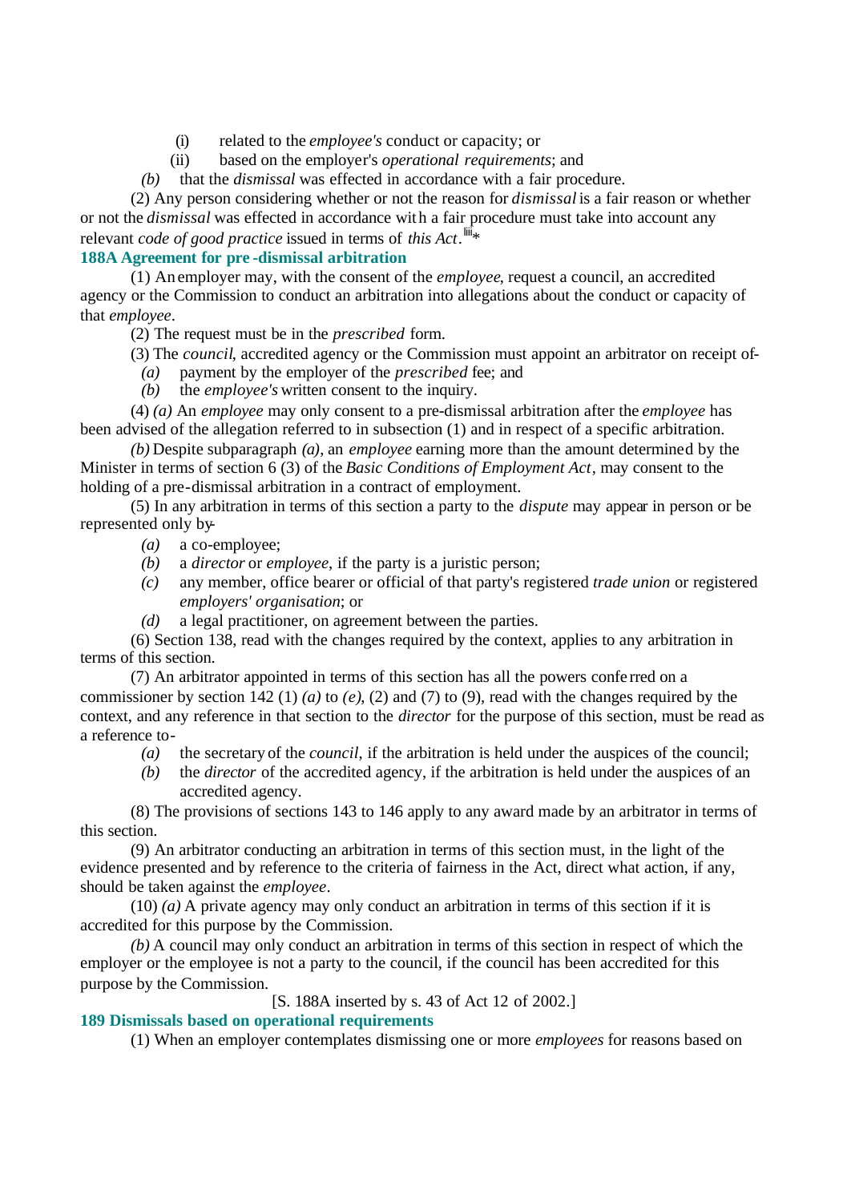(i) related to the *employee's* conduct or capacity; or

(ii) based on the employer's *operational requirements*; and

*(b)* that the *dismissal* was effected in accordance with a fair procedure.

(2) Any person considering whether or not the reason for *dismissal* is a fair reason or whether or not the *dismissal* was effected in accordance with a fair procedure must take into account any relevant *code of good practice* issued in terms of *this Act*.[liii]*

### 188A Agreement for pre-dismissal arbitration

(1) An employer may, with the consent of the *employee*, request a council, an accredited agency or the Commission to conduct an arbitration into allegations about the conduct or capacity of that *employee*.

(2) The request must be in the *prescribed* form.

(3) The *council*, accredited agency or the Commission must appoint an arbitrator on receipt of-

*(a)* payment by the employer of the *prescribed* fee; and

*(b)* the *employee's* written consent to the inquiry.

(4) *(a)* An *employee* may only consent to a pre-dismissal arbitration after the *employee* has been advised of the allegation referred to in subsection (1) and in respect of a specific arbitration.

*(b)* Despite subparagraph *(a)*, an *employee* earning more than the amount determined by the Minister in terms of section 6 (3) of the *Basic Conditions of Employment Act*, may consent to the holding of a pre-dismissal arbitration in a contract of employment.

(5) In any arbitration in terms of this section a party to the *dispute* may appear in person or be represented only by-

*(a)* a co-employee;

*(b)* a *director* or *employee*, if the party is a juristic person;

*(c)* any member, office bearer or official of that party's registered *trade union* or registered *employers' organisation*; or

*(d)* a legal practitioner, on agreement between the parties.

(6) Section 138, read with the changes required by the context, applies to any arbitration in terms of this section.

(7) An arbitrator appointed in terms of this section has all the powers conferred on a commissioner by section 142 (1) *(a)* to *(e)*, (2) and (7) to (9), read with the changes required by the context, and any reference in that section to the *director* for the purpose of this section, must be read as a reference to-

*(a)* the secretary of the *council*, if the arbitration is held under the auspices of the council;

*(b)* the *director* of the accredited agency, if the arbitration is held under the auspices of an accredited agency.

(8) The provisions of sections 143 to 146 apply to any award made by an arbitrator in terms of this section.

(9) An arbitrator conducting an arbitration in terms of this section must, in the light of the evidence presented and by reference to the criteria of fairness in the Act, direct what action, if any, should be taken against the *employee*.

(10) *(a)* A private agency may only conduct an arbitration in terms of this section if it is accredited for this purpose by the Commission.

*(b)* A council may only conduct an arbitration in terms of this section in respect of which the employer or the employee is not a party to the council, if the council has been accredited for this purpose by the Commission.

[S. 188A inserted by s. 43 of Act 12 of 2002.]

### 189 Dismissals based on operational requirements

(1) When an employer contemplates dismissing one or more *employees* for reasons based on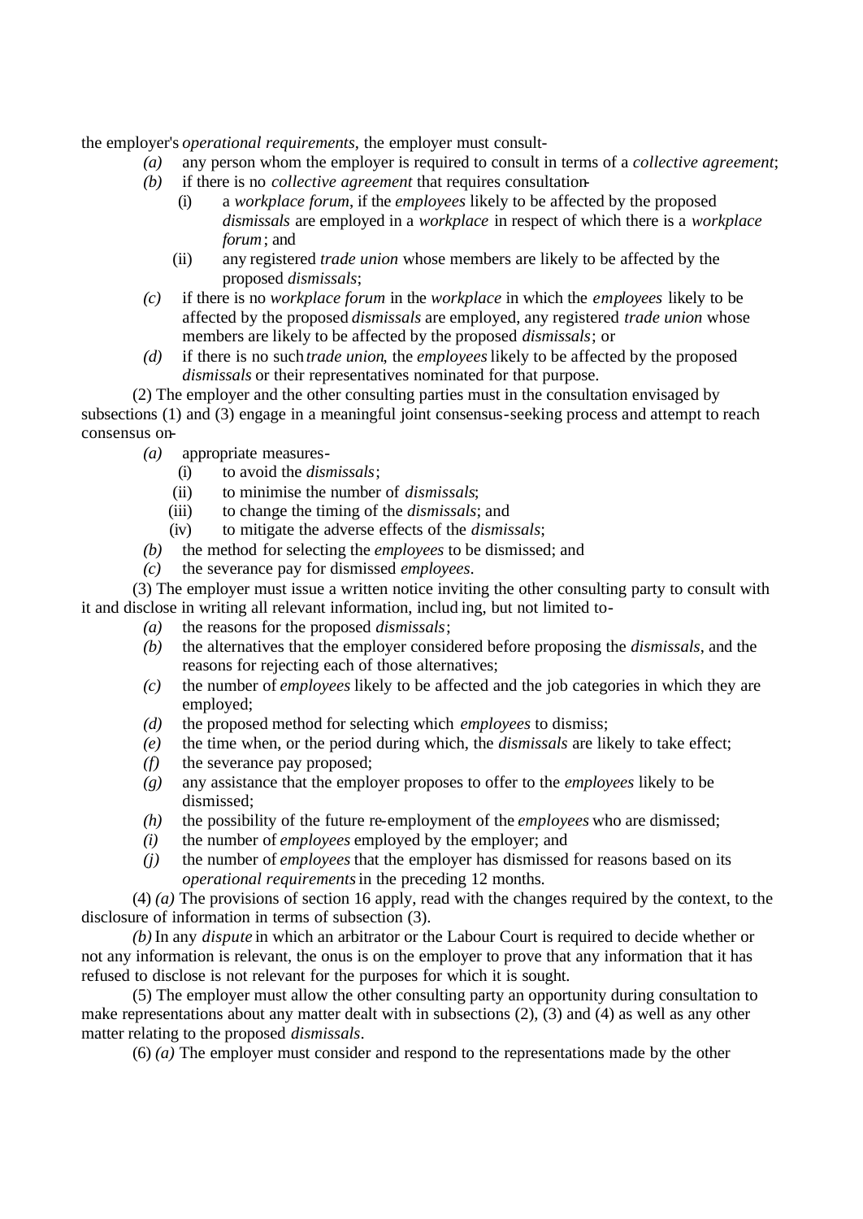the employer's *operational requirements*, the employer must consult-

- *(a)* any person whom the employer is required to consult in terms of a *collective agreement*;
- *(b)* if there is no *collective agreement* that requires consultation-
  - (i) a *workplace forum*, if the *employees* likely to be affected by the proposed *dismissals* are employed in a *workplace* in respect of which there is a *workplace forum*; and
  - (ii) any registered *trade union* whose members are likely to be affected by the proposed *dismissals*;
- *(c)* if there is no *workplace forum* in the *workplace* in which the *employees* likely to be affected by the proposed *dismissals* are employed, any registered *trade union* whose members are likely to be affected by the proposed *dismissals*; or
- *(d)* if there is no such *trade union*, the *employees* likely to be affected by the proposed *dismissals* or their representatives nominated for that purpose.

(2) The employer and the other consulting parties must in the consultation envisaged by subsections (1) and (3) engage in a meaningful joint consensus-seeking process and attempt to reach consensus on-

- *(a)* appropriate measures-
  - (i) to avoid the *dismissals*;
  - (ii) to minimise the number of *dismissals*;
  - (iii) to change the timing of the *dismissals*; and
  - (iv) to mitigate the adverse effects of the *dismissals*;
- *(b)* the method for selecting the *employees* to be dismissed; and
- *(c)* the severance pay for dismissed *employees*.

(3) The employer must issue a written notice inviting the other consulting party to consult with it and disclose in writing all relevant information, including, but not limited to-

- *(a)* the reasons for the proposed *dismissals*;
- *(b)* the alternatives that the employer considered before proposing the *dismissals*, and the reasons for rejecting each of those alternatives;
- *(c)* the number of *employees* likely to be affected and the job categories in which they are employed;
- *(d)* the proposed method for selecting which *employees* to dismiss;
- *(e)* the time when, or the period during which, the *dismissals* are likely to take effect;
- *(f)* the severance pay proposed;
- *(g)* any assistance that the employer proposes to offer to the *employees* likely to be dismissed;
- *(h)* the possibility of the future re-employment of the *employees* who are dismissed;
- *(i)* the number of *employees* employed by the employer; and
- *(j)* the number of *employees* that the employer has dismissed for reasons based on its *operational requirements* in the preceding 12 months.

(4) *(a)* The provisions of section 16 apply, read with the changes required by the context, to the disclosure of information in terms of subsection (3).

*(b)* In any *dispute* in which an arbitrator or the Labour Court is required to decide whether or not any information is relevant, the onus is on the employer to prove that any information that it has refused to disclose is not relevant for the purposes for which it is sought.

(5) The employer must allow the other consulting party an opportunity during consultation to make representations about any matter dealt with in subsections (2), (3) and (4) as well as any other matter relating to the proposed *dismissals*.

(6) *(a)* The employer must consider and respond to the representations made by the other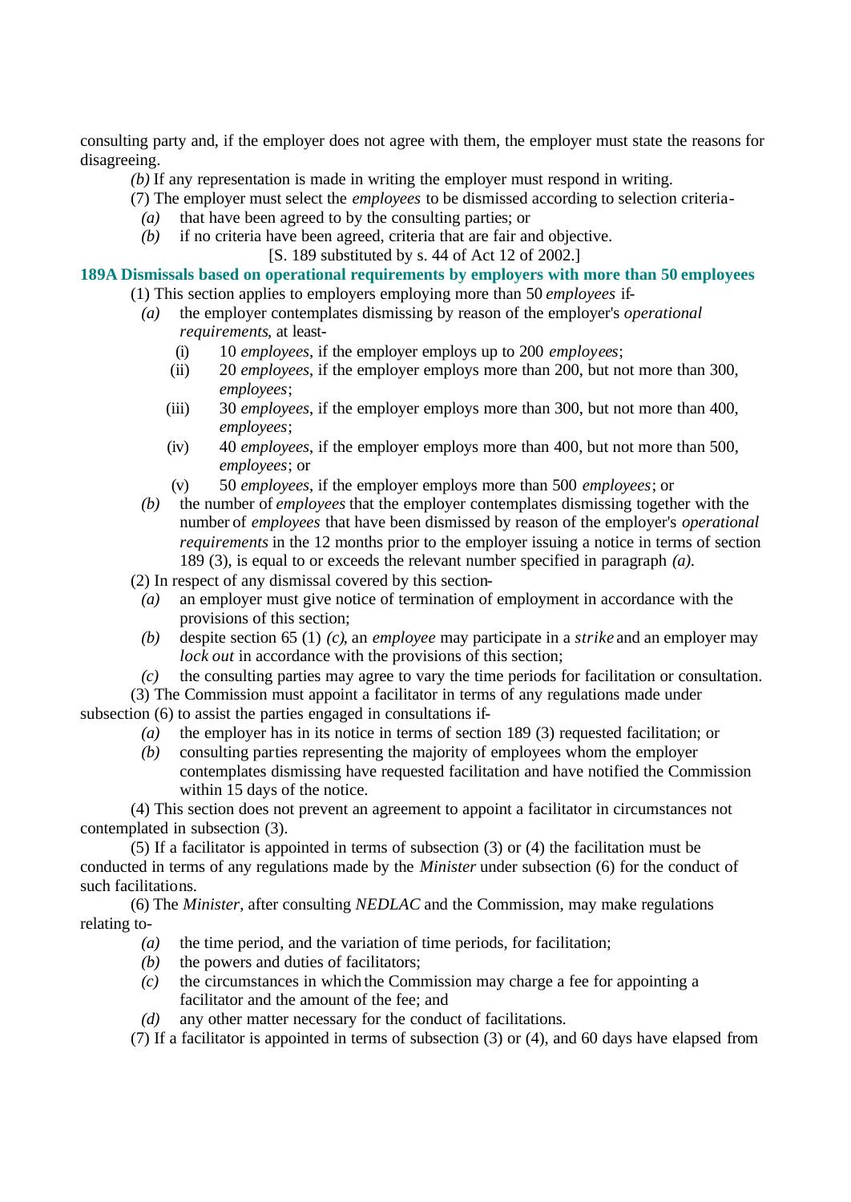consulting party and, if the employer does not agree with them, the employer must state the reasons for disagreeing.

*(b)* If any representation is made in writing the employer must respond in writing.

(7) The employer must select the *employees* to be dismissed according to selection criteria-

*(a)* that have been agreed to by the consulting parties; or

*(b)* if no criteria have been agreed, criteria that are fair and objective.

[S. 189 substituted by s. 44 of Act 12 of 2002.]

**189A Dismissals based on operational requirements by employers with more than 50 employees**

(1) This section applies to employers employing more than 50 *employees* if-

*(a)* the employer contemplates dismissing by reason of the employer's *operational requirements*, at least-

(i) 10 *employees*, if the employer employs up to 200 *employees*;

(ii) 20 *employees*, if the employer employs more than 200, but not more than 300, *employees*;

(iii) 30 *employees*, if the employer employs more than 300, but not more than 400, *employees*;

(iv) 40 *employees*, if the employer employs more than 400, but not more than 500, *employees*; or

(v) 50 *employees*, if the employer employs more than 500 *employees*; or

*(b)* the number of *employees* that the employer contemplates dismissing together with the number of *employees* that have been dismissed by reason of the employer's *operational requirements* in the 12 months prior to the employer issuing a notice in terms of section 189 (3), is equal to or exceeds the relevant number specified in paragraph *(a)*.

(2) In respect of any dismissal covered by this section-

*(a)* an employer must give notice of termination of employment in accordance with the provisions of this section;

*(b)* despite section 65 (1) *(c)*, an *employee* may participate in a *strike* and an employer may *lock out* in accordance with the provisions of this section;

*(c)* the consulting parties may agree to vary the time periods for facilitation or consultation.

(3) The Commission must appoint a facilitator in terms of any regulations made under subsection (6) to assist the parties engaged in consultations if-

*(a)* the employer has in its notice in terms of section 189 (3) requested facilitation; or

*(b)* consulting parties representing the majority of employees whom the employer contemplates dismissing have requested facilitation and have notified the Commission within 15 days of the notice.

(4) This section does not prevent an agreement to appoint a facilitator in circumstances not contemplated in subsection (3).

(5) If a facilitator is appointed in terms of subsection (3) or (4) the facilitation must be conducted in terms of any regulations made by the *Minister* under subsection (6) for the conduct of such facilitations.

(6) The *Minister*, after consulting *NEDLAC* and the Commission, may make regulations relating to-

*(a)* the time period, and the variation of time periods, for facilitation;

*(b)* the powers and duties of facilitators;

*(c)* the circumstances in which the Commission may charge a fee for appointing a facilitator and the amount of the fee; and

*(d)* any other matter necessary for the conduct of facilitations.

(7) If a facilitator is appointed in terms of subsection (3) or (4), and 60 days have elapsed from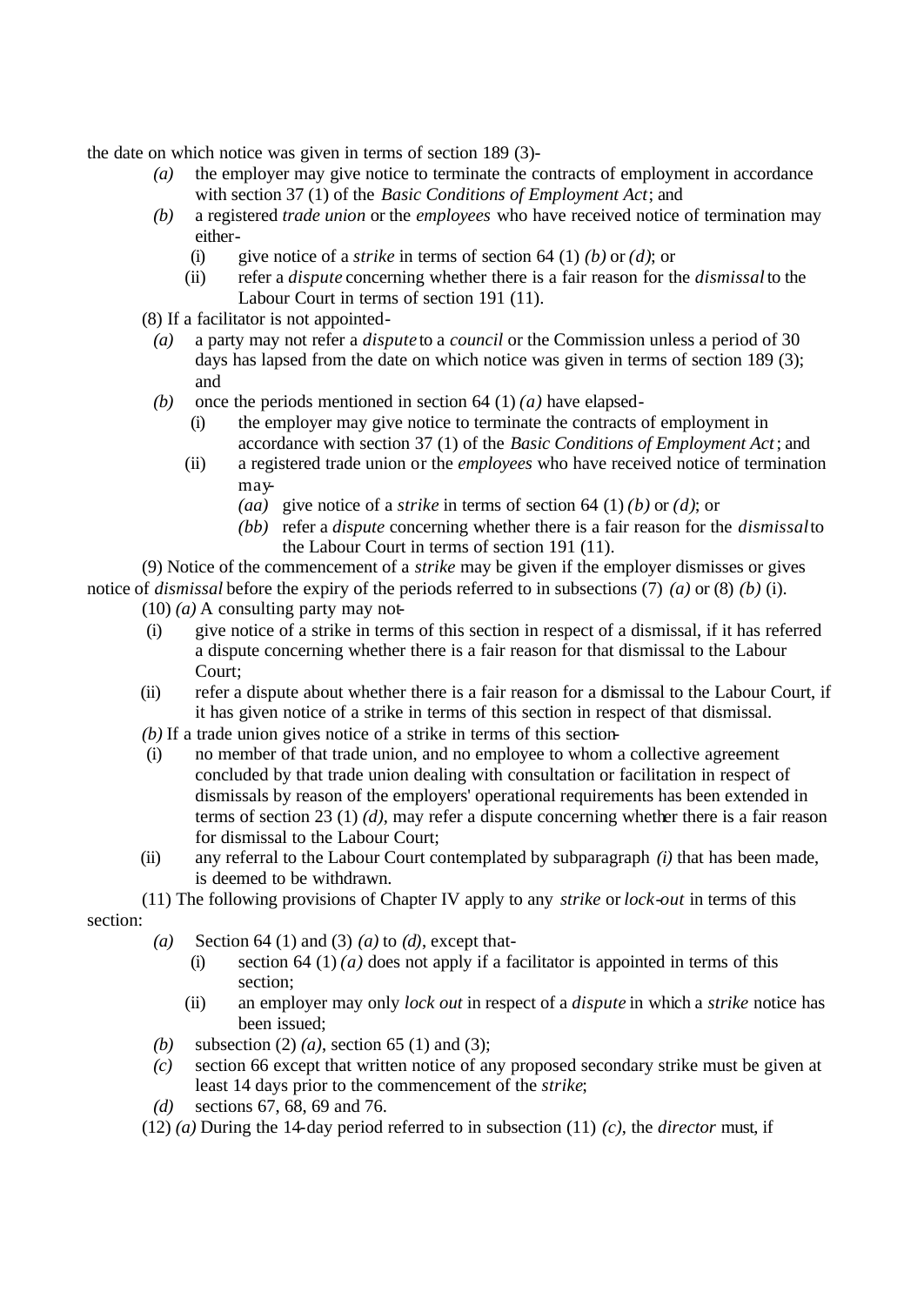the date on which notice was given in terms of section 189 (3)-

- *(a)* the employer may give notice to terminate the contracts of employment in accordance with section 37 (1) of the *Basic Conditions of Employment Act*; and
- *(b)* a registered *trade union* or the *employees* who have received notice of termination may either-
  - (i) give notice of a *strike* in terms of section 64 (1) *(b)* or *(d)*; or
  - (ii) refer a *dispute* concerning whether there is a fair reason for the *dismissal* to the Labour Court in terms of section 191 (11).

(8) If a facilitator is not appointed-

- *(a)* a party may not refer a *dispute* to a *council* or the Commission unless a period of 30 days has lapsed from the date on which notice was given in terms of section 189 (3); and
- *(b)* once the periods mentioned in section 64 (1) *(a)* have elapsed-
  - (i) the employer may give notice to terminate the contracts of employment in accordance with section 37 (1) of the *Basic Conditions of Employment Act*; and
  - (ii) a registered trade union or the *employees* who have received notice of termination may-
    - *(aa)* give notice of a *strike* in terms of section 64 (1) *(b)* or *(d)*; or
    - *(bb)* refer a *dispute* concerning whether there is a fair reason for the *dismissal* to the Labour Court in terms of section 191 (11).

(9) Notice of the commencement of a *strike* may be given if the employer dismisses or gives notice of *dismissal* before the expiry of the periods referred to in subsections (7) *(a)* or (8) *(b)* (i).

(10) *(a)* A consulting party may not-

- (i) give notice of a strike in terms of this section in respect of a dismissal, if it has referred a dispute concerning whether there is a fair reason for that dismissal to the Labour Court;
- (ii) refer a dispute about whether there is a fair reason for a dismissal to the Labour Court, if it has given notice of a strike in terms of this section in respect of that dismissal.

*(b)* If a trade union gives notice of a strike in terms of this section-

- (i) no member of that trade union, and no employee to whom a collective agreement concluded by that trade union dealing with consultation or facilitation in respect of dismissals by reason of the employers' operational requirements has been extended in terms of section 23 (1) *(d)*, may refer a dispute concerning whether there is a fair reason for dismissal to the Labour Court;
- (ii) any referral to the Labour Court contemplated by subparagraph *(i)* that has been made, is deemed to be withdrawn.

(11) The following provisions of Chapter IV apply to any *strike* or *lock-out* in terms of this section:

- *(a)* Section 64 (1) and (3) *(a)* to *(d)*, except that-
  - (i) section 64 (1) *(a)* does not apply if a facilitator is appointed in terms of this section;
  - (ii) an employer may only *lock out* in respect of a *dispute* in which a *strike* notice has been issued;
- *(b)* subsection (2) *(a)*, section 65 (1) and (3);
- *(c)* section 66 except that written notice of any proposed secondary strike must be given at least 14 days prior to the commencement of the *strike*;
- *(d)* sections 67, 68, 69 and 76.

(12) *(a)* During the 14-day period referred to in subsection (11) *(c)*, the *director* must, if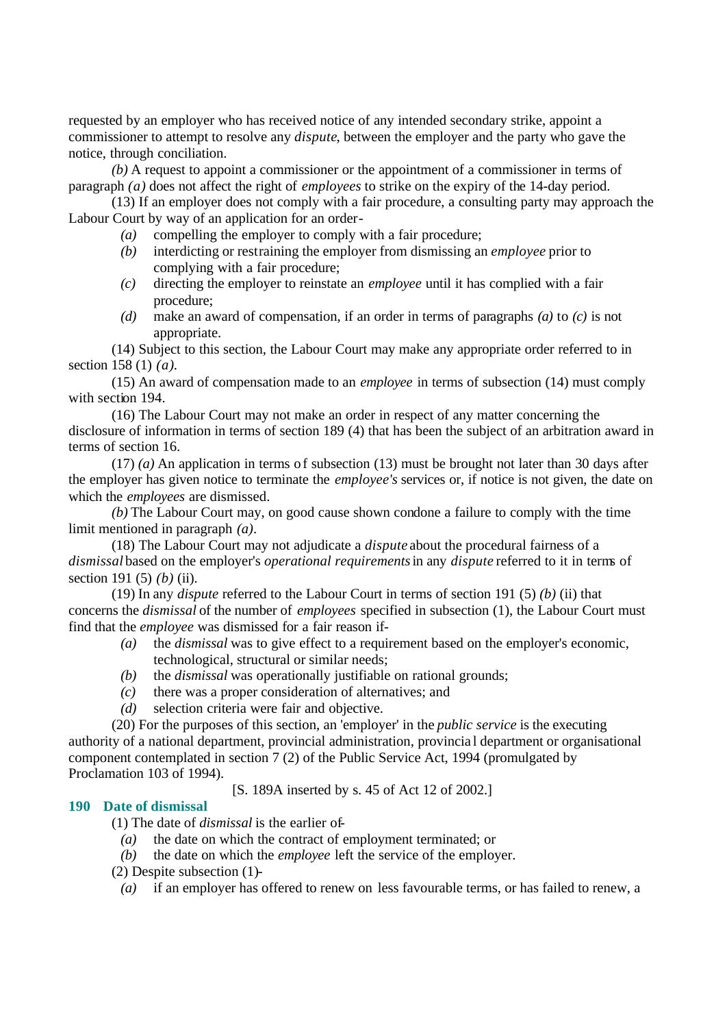requested by an employer who has received notice of any intended secondary strike, appoint a commissioner to attempt to resolve any *dispute*, between the employer and the party who gave the notice, through conciliation.

*(b)* A request to appoint a commissioner or the appointment of a commissioner in terms of paragraph *(a)* does not affect the right of *employees* to strike on the expiry of the 14-day period.

(13) If an employer does not comply with a fair procedure, a consulting party may approach the Labour Court by way of an application for an order-

*(a)* compelling the employer to comply with a fair procedure;

*(b)* interdicting or restraining the employer from dismissing an *employee* prior to complying with a fair procedure;

*(c)* directing the employer to reinstate an *employee* until it has complied with a fair procedure;

*(d)* make an award of compensation, if an order in terms of paragraphs *(a)* to *(c)* is not appropriate.

(14) Subject to this section, the Labour Court may make any appropriate order referred to in section 158 (1) *(a)*.

(15) An award of compensation made to an *employee* in terms of subsection (14) must comply with section 194.

(16) The Labour Court may not make an order in respect of any matter concerning the disclosure of information in terms of section 189 (4) that has been the subject of an arbitration award in terms of section 16.

(17) *(a)* An application in terms of subsection (13) must be brought not later than 30 days after the employer has given notice to terminate the *employee's* services or, if notice is not given, the date on which the *employees* are dismissed.

*(b)* The Labour Court may, on good cause shown condone a failure to comply with the time limit mentioned in paragraph *(a)*.

(18) The Labour Court may not adjudicate a *dispute* about the procedural fairness of a *dismissal* based on the employer's *operational requirements* in any *dispute* referred to it in terms of section 191 (5) *(b)* (ii).

(19) In any *dispute* referred to the Labour Court in terms of section 191 (5) *(b)* (ii) that concerns the *dismissal* of the number of *employees* specified in subsection (1), the Labour Court must find that the *employee* was dismissed for a fair reason if-

*(a)* the *dismissal* was to give effect to a requirement based on the employer's economic, technological, structural or similar needs;

*(b)* the *dismissal* was operationally justifiable on rational grounds;

*(c)* there was a proper consideration of alternatives; and

*(d)* selection criteria were fair and objective.

(20) For the purposes of this section, an 'employer' in the *public service* is the executing authority of a national department, provincial administration, provincial department or organisational component contemplated in section 7 (2) of the Public Service Act, 1994 (promulgated by Proclamation 103 of 1994).

[S. 189A inserted by s. 45 of Act 12 of 2002.]

## 190 Date of dismissal

(1) The date of *dismissal* is the earlier of-

*(a)* the date on which the contract of employment terminated; or

*(b)* the date on which the *employee* left the service of the employer.

(2) Despite subsection (1)-

*(a)* if an employer has offered to renew on less favourable terms, or has failed to renew, a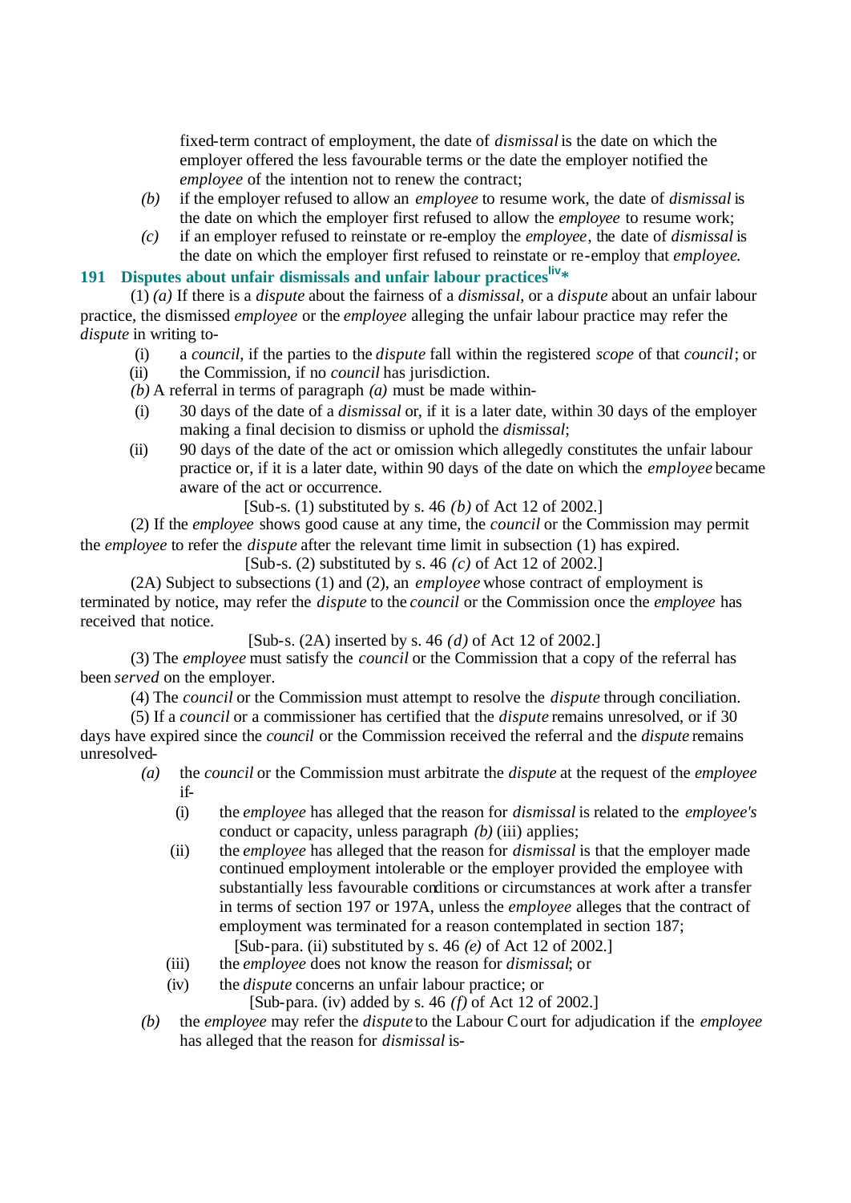fixed-term contract of employment, the date of *dismissal* is the date on which the employer offered the less favourable terms or the date the employer notified the *employee* of the intention not to renew the contract;

*(b)* if the employer refused to allow an *employee* to resume work, the date of *dismissal* is the date on which the employer first refused to allow the *employee* to resume work;

*(c)* if an employer refused to reinstate or re-employ the *employee*, the date of *dismissal* is the date on which the employer first refused to reinstate or re-employ that *employee*.

### 191 Disputes about unfair dismissals and unfair labour practices[liv]*

(1) *(a)* If there is a *dispute* about the fairness of a *dismissal*, or a *dispute* about an unfair labour practice, the dismissed *employee* or the *employee* alleging the unfair labour practice may refer the *dispute* in writing to-

(i) a *council*, if the parties to the *dispute* fall within the registered *scope* of that *council*; or

(ii) the Commission, if no *council* has jurisdiction.

*(b)* A referral in terms of paragraph *(a)* must be made within-

(i) 30 days of the date of a *dismissal* or, if it is a later date, within 30 days of the employer making a final decision to dismiss or uphold the *dismissal*;

(ii) 90 days of the date of the act or omission which allegedly constitutes the unfair labour practice or, if it is a later date, within 90 days of the date on which the *employee* became aware of the act or occurrence.

[Sub-s. (1) substituted by s. 46 *(b)* of Act 12 of 2002.]

(2) If the *employee* shows good cause at any time, the *council* or the Commission may permit the *employee* to refer the *dispute* after the relevant time limit in subsection (1) has expired.

[Sub-s. (2) substituted by s. 46 *(c)* of Act 12 of 2002.]

(2A) Subject to subsections (1) and (2), an *employee* whose contract of employment is terminated by notice, may refer the *dispute* to the *council* or the Commission once the *employee* has received that notice.

[Sub-s. (2A) inserted by s. 46 *(d)* of Act 12 of 2002.]

(3) The *employee* must satisfy the *council* or the Commission that a copy of the referral has been *served* on the employer.

(4) The *council* or the Commission must attempt to resolve the *dispute* through conciliation.

(5) If a *council* or a commissioner has certified that the *dispute* remains unresolved, or if 30 days have expired since the *council* or the Commission received the referral and the *dispute* remains unresolved-

*(a)* the *council* or the Commission must arbitrate the *dispute* at the request of the *employee* if-

(i) the *employee* has alleged that the reason for *dismissal* is related to the *employee's* conduct or capacity, unless paragraph *(b)* (iii) applies;

(ii) the *employee* has alleged that the reason for *dismissal* is that the employer made continued employment intolerable or the employer provided the employee with substantially less favourable conditions or circumstances at work after a transfer in terms of section 197 or 197A, unless the *employee* alleges that the contract of employment was terminated for a reason contemplated in section 187;

[Sub-para. (ii) substituted by s. 46 *(e)* of Act 12 of 2002.]

(iii) the *employee* does not know the reason for *dismissal*; or

(iv) the *dispute* concerns an unfair labour practice; or

[Sub-para. (iv) added by s. 46 *(f)* of Act 12 of 2002.]

*(b)* the *employee* may refer the *dispute* to the Labour Court for adjudication if the *employee* has alleged that the reason for *dismissal* is-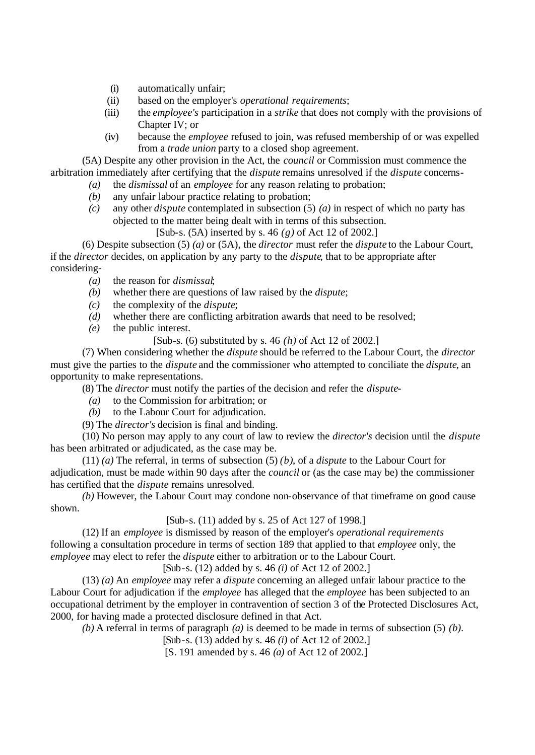(i) automatically unfair;

(ii) based on the employer's *operational requirements*;

(iii) the *employee's* participation in a *strike* that does not comply with the provisions of Chapter IV; or

(iv) because the *employee* refused to join, was refused membership of or was expelled from a *trade union* party to a closed shop agreement.

(5A) Despite any other provision in the Act, the *council* or Commission must commence the arbitration immediately after certifying that the *dispute* remains unresolved if the *dispute* concerns-

*(a)* the *dismissal* of an *employee* for any reason relating to probation;

*(b)* any unfair labour practice relating to probation;

*(c)* any other *dispute* contemplated in subsection (5) *(a)* in respect of which no party has objected to the matter being dealt with in terms of this subsection.

[Sub-s. (5A) inserted by s. 46 *(g)* of Act 12 of 2002.]

(6) Despite subsection (5) *(a)* or (5A), the *director* must refer the *dispute* to the Labour Court, if the *director* decides, on application by any party to the *dispute*, that to be appropriate after considering-

*(a)* the reason for *dismissal*;

*(b)* whether there are questions of law raised by the *dispute*;

*(c)* the complexity of the *dispute*;

*(d)* whether there are conflicting arbitration awards that need to be resolved;

*(e)* the public interest.

[Sub-s. (6) substituted by s. 46 *(h)* of Act 12 of 2002.]

(7) When considering whether the *dispute* should be referred to the Labour Court, the *director* must give the parties to the *dispute* and the commissioner who attempted to conciliate the *dispute*, an opportunity to make representations.

(8) The *director* must notify the parties of the decision and refer the *dispute*-

*(a)* to the Commission for arbitration; or

*(b)* to the Labour Court for adjudication.

(9) The *director's* decision is final and binding.

(10) No person may apply to any court of law to review the *director's* decision until the *dispute* has been arbitrated or adjudicated, as the case may be.

(11) *(a)* The referral, in terms of subsection (5) *(b)*, of a *dispute* to the Labour Court for adjudication, must be made within 90 days after the *council* or (as the case may be) the commissioner has certified that the *dispute* remains unresolved.

*(b)* However, the Labour Court may condone non-observance of that timeframe on good cause shown.

[Sub-s. (11) added by s. 25 of Act 127 of 1998.]

(12) If an *employee* is dismissed by reason of the employer's *operational requirements* following a consultation procedure in terms of section 189 that applied to that *employee* only, the *employee* may elect to refer the *dispute* either to arbitration or to the Labour Court.

[Sub-s. (12) added by s. 46 *(i)* of Act 12 of 2002.]

(13) *(a)* An *employee* may refer a *dispute* concerning an alleged unfair labour practice to the Labour Court for adjudication if the *employee* has alleged that the *employee* has been subjected to an occupational detriment by the employer in contravention of section 3 of the Protected Disclosures Act, 2000, for having made a protected disclosure defined in that Act.

*(b)* A referral in terms of paragraph *(a)* is deemed to be made in terms of subsection (5) *(b)*.

[Sub-s. (13) added by s. 46 *(i)* of Act 12 of 2002.]

[S. 191 amended by s. 46 *(a)* of Act 12 of 2002.]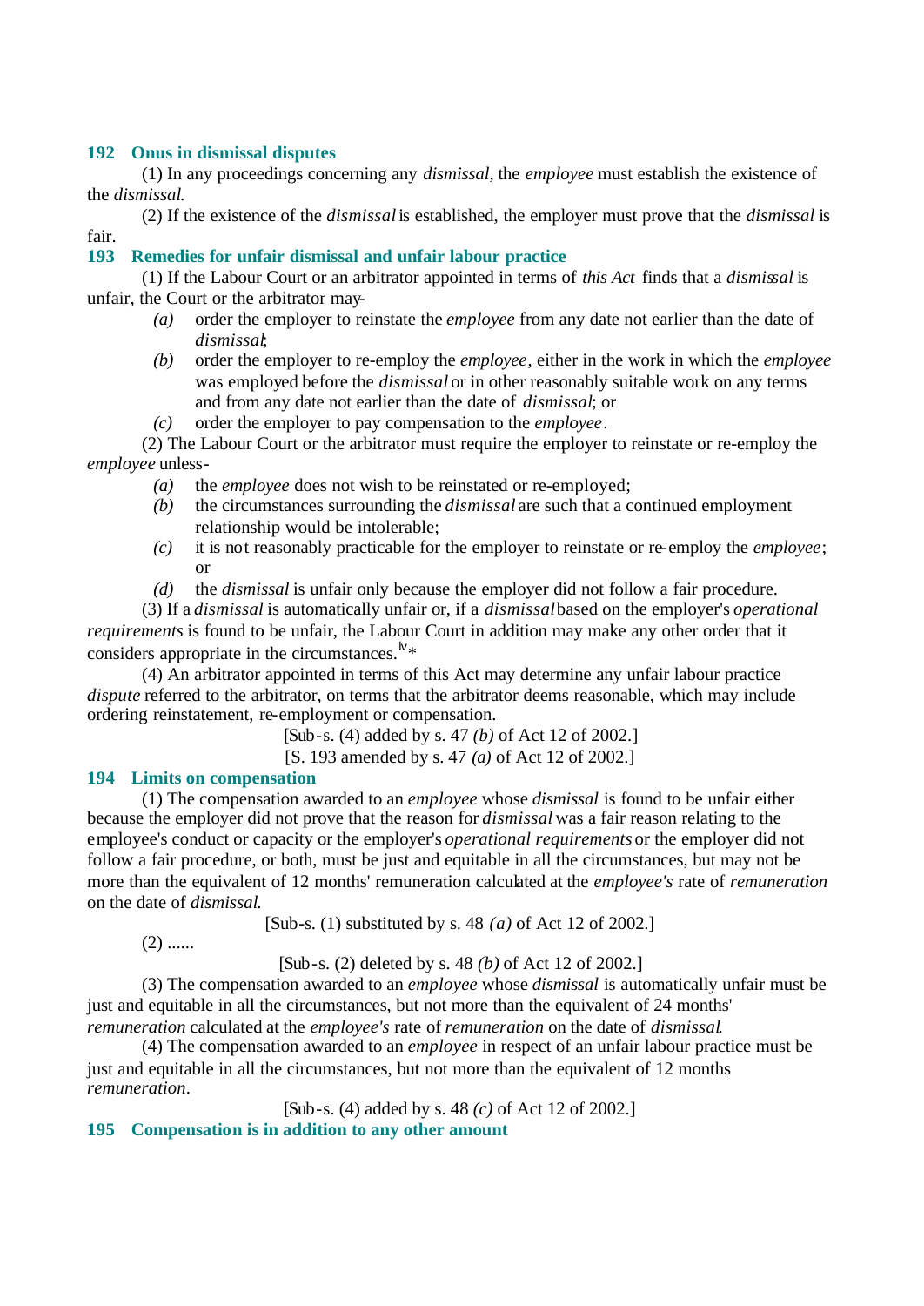### 192 Onus in dismissal disputes

(1) In any proceedings concerning any *dismissal*, the *employee* must establish the existence of the *dismissal*.

(2) If the existence of the *dismissal* is established, the employer must prove that the *dismissal* is fair.

### 193 Remedies for unfair dismissal and unfair labour practice

(1) If the Labour Court or an arbitrator appointed in terms of *this Act* finds that a *dismissal* is unfair, the Court or the arbitrator may-

*(a)* order the employer to reinstate the *employee* from any date not earlier than the date of *dismissal*;

*(b)* order the employer to re-employ the *employee*, either in the work in which the *employee* was employed before the *dismissal* or in other reasonably suitable work on any terms and from any date not earlier than the date of *dismissal*; or

*(c)* order the employer to pay compensation to the *employee*.

(2) The Labour Court or the arbitrator must require the employer to reinstate or re-employ the *employee* unless-

*(a)* the *employee* does not wish to be reinstated or re-employed;

*(b)* the circumstances surrounding the *dismissal* are such that a continued employment relationship would be intolerable;

*(c)* it is not reasonably practicable for the employer to reinstate or re-employ the *employee*; or

*(d)* the *dismissal* is unfair only because the employer did not follow a fair procedure.

(3) If a *dismissal* is automatically unfair or, if a *dismissal* based on the employer's *operational requirements* is found to be unfair, the Labour Court in addition may make any other order that it considers appropriate in the circumstances.[lv]*

(4) An arbitrator appointed in terms of this Act may determine any unfair labour practice *dispute* referred to the arbitrator, on terms that the arbitrator deems reasonable, which may include ordering reinstatement, re-employment or compensation.

[Sub-s. (4) added by s. 47 *(b)* of Act 12 of 2002.]

[S. 193 amended by s. 47 *(a)* of Act 12 of 2002.]

### 194 Limits on compensation

(1) The compensation awarded to an *employee* whose *dismissal* is found to be unfair either because the employer did not prove that the reason for *dismissal* was a fair reason relating to the employee's conduct or capacity or the employer's *operational requirements* or the employer did not follow a fair procedure, or both, must be just and equitable in all the circumstances, but may not be more than the equivalent of 12 months' remuneration calculated at the *employee's* rate of *remuneration* on the date of *dismissal*.

[Sub-s. (1) substituted by s. 48 *(a)* of Act 12 of 2002.]

(2) ......

[Sub-s. (2) deleted by s. 48 *(b)* of Act 12 of 2002.]

(3) The compensation awarded to an *employee* whose *dismissal* is automatically unfair must be just and equitable in all the circumstances, but not more than the equivalent of 24 months' *remuneration* calculated at the *employee's* rate of *remuneration* on the date of *dismissal*.

(4) The compensation awarded to an *employee* in respect of an unfair labour practice must be just and equitable in all the circumstances, but not more than the equivalent of 12 months *remuneration*.

[Sub-s. (4) added by s. 48 *(c)* of Act 12 of 2002.]

### 195 Compensation is in addition to any other amount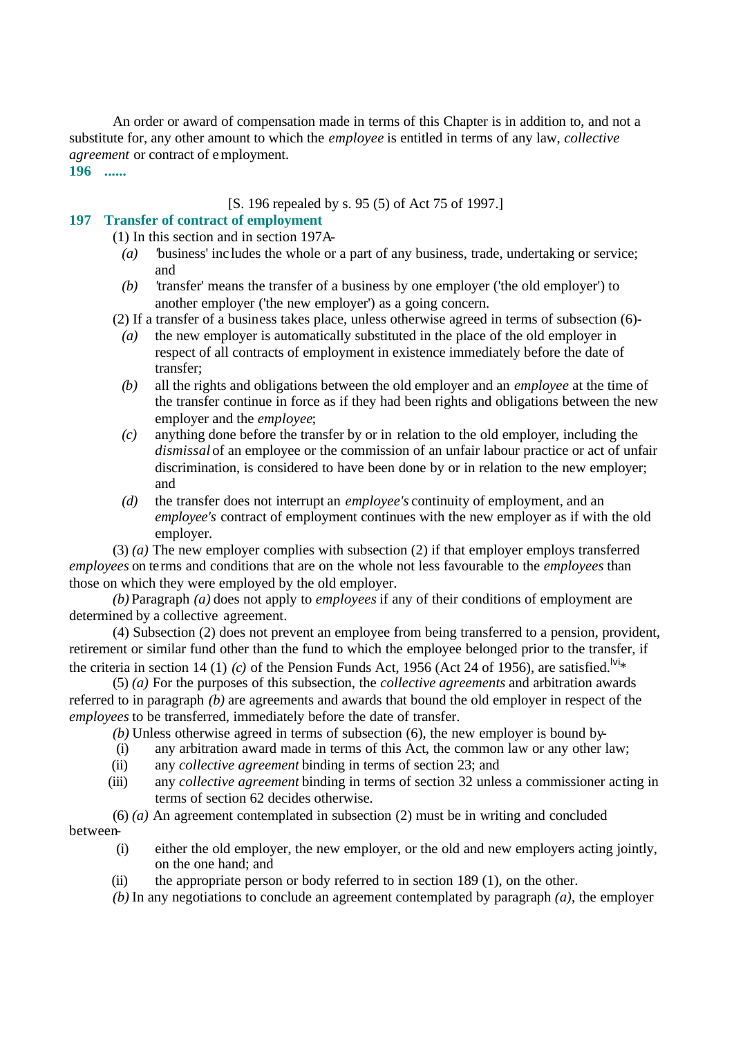An order or award of compensation made in terms of this Chapter is in addition to, and not a substitute for, any other amount to which the *employee* is entitled in terms of any law, *collective agreement* or contract of employment.

**196 ......**

[S. 196 repealed by s. 95 (5) of Act 75 of 1997.]

**197 Transfer of contract of employment**

(1) In this section and in section 197A-

*(a)* 'business' includes the whole or a part of any business, trade, undertaking or service; and

*(b)* 'transfer' means the transfer of a business by one employer ('the old employer') to another employer ('the new employer') as a going concern.

(2) If a transfer of a business takes place, unless otherwise agreed in terms of subsection (6)-

*(a)* the new employer is automatically substituted in the place of the old employer in respect of all contracts of employment in existence immediately before the date of transfer;

*(b)* all the rights and obligations between the old employer and an *employee* at the time of the transfer continue in force as if they had been rights and obligations between the new employer and the *employee*;

*(c)* anything done before the transfer by or in relation to the old employer, including the *dismissal* of an employee or the commission of an unfair labour practice or act of unfair discrimination, is considered to have been done by or in relation to the new employer; and

*(d)* the transfer does not interrupt an *employee's* continuity of employment, and an *employee's* contract of employment continues with the new employer as if with the old employer.

(3) *(a)* The new employer complies with subsection (2) if that employer employs transferred *employees* on terms and conditions that are on the whole not less favourable to the *employees* than those on which they were employed by the old employer.

*(b)* Paragraph *(a)* does not apply to *employees* if any of their conditions of employment are determined by a collective agreement.

(4) Subsection (2) does not prevent an employee from being transferred to a pension, provident, retirement or similar fund other than the fund to which the employee belonged prior to the transfer, if the criteria in section 14 (1) *(c)* of the Pension Funds Act, 1956 (Act 24 of 1956), are satisfied.[lvi]*

(5) *(a)* For the purposes of this subsection, the *collective agreements* and arbitration awards referred to in paragraph *(b)* are agreements and awards that bound the old employer in respect of the *employees* to be transferred, immediately before the date of transfer.

*(b)* Unless otherwise agreed in terms of subsection (6), the new employer is bound by-

(i) any arbitration award made in terms of this Act, the common law or any other law;

(ii) any *collective agreement* binding in terms of section 23; and

(iii) any *collective agreement* binding in terms of section 32 unless a commissioner acting in terms of section 62 decides otherwise.

(6) *(a)* An agreement contemplated in subsection (2) must be in writing and concluded between-

(i) either the old employer, the new employer, or the old and new employers acting jointly, on the one hand; and

(ii) the appropriate person or body referred to in section 189 (1), on the other.

*(b)* In any negotiations to conclude an agreement contemplated by paragraph *(a)*, the employer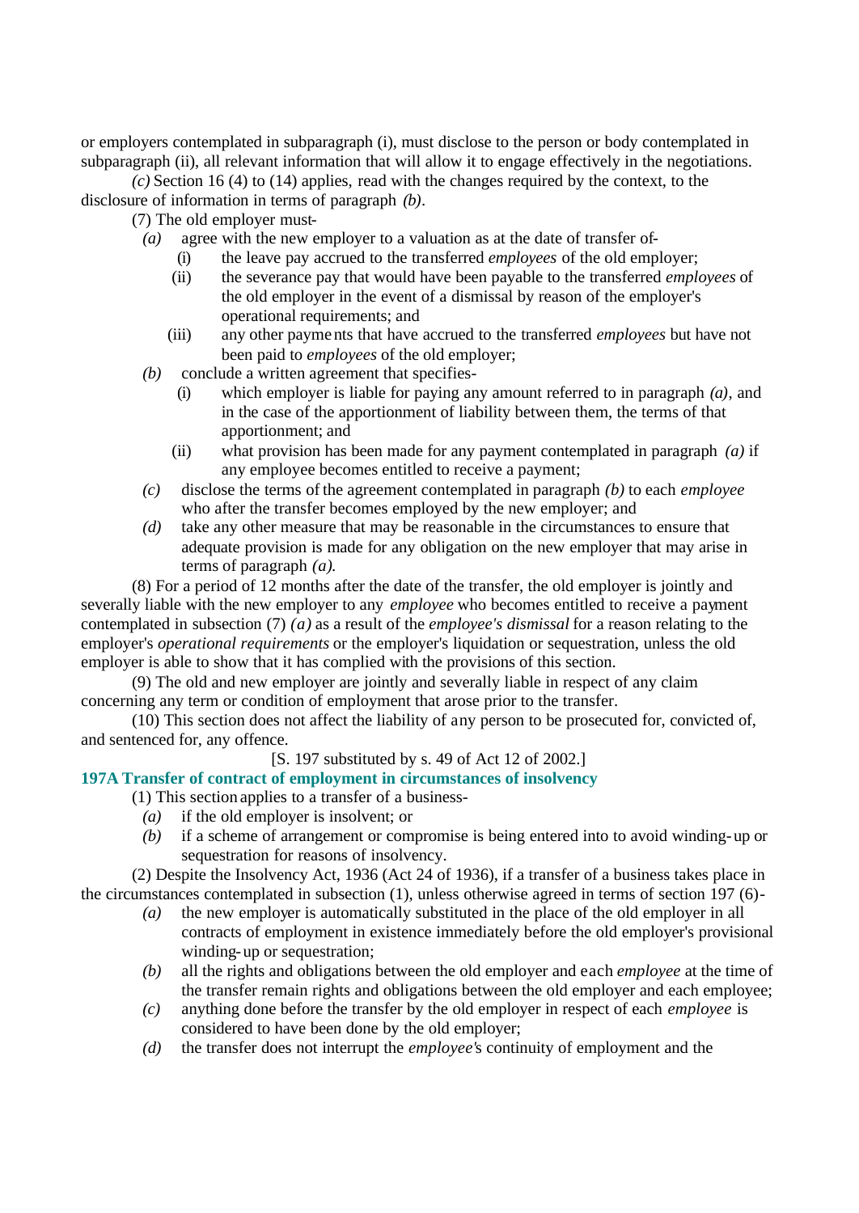or employers contemplated in subparagraph (i), must disclose to the person or body contemplated in subparagraph (ii), all relevant information that will allow it to engage effectively in the negotiations.

*(c)* Section 16 (4) to (14) applies, read with the changes required by the context, to the disclosure of information in terms of paragraph *(b)*.

(7) The old employer must-

*(a)* agree with the new employer to a valuation as at the date of transfer of-

(i) the leave pay accrued to the transferred *employees* of the old employer;

(ii) the severance pay that would have been payable to the transferred *employees* of the old employer in the event of a dismissal by reason of the employer's operational requirements; and

(iii) any other payments that have accrued to the transferred *employees* but have not been paid to *employees* of the old employer;

*(b)* conclude a written agreement that specifies-

(i) which employer is liable for paying any amount referred to in paragraph *(a)*, and in the case of the apportionment of liability between them, the terms of that apportionment; and

(ii) what provision has been made for any payment contemplated in paragraph *(a)* if any employee becomes entitled to receive a payment;

*(c)* disclose the terms of the agreement contemplated in paragraph *(b)* to each *employee* who after the transfer becomes employed by the new employer; and

*(d)* take any other measure that may be reasonable in the circumstances to ensure that adequate provision is made for any obligation on the new employer that may arise in terms of paragraph *(a).*

(8) For a period of 12 months after the date of the transfer, the old employer is jointly and severally liable with the new employer to any *employee* who becomes entitled to receive a payment contemplated in subsection (7) *(a)* as a result of the *employee's dismissal* for a reason relating to the employer's *operational requirements* or the employer's liquidation or sequestration, unless the old employer is able to show that it has complied with the provisions of this section.

(9) The old and new employer are jointly and severally liable in respect of any claim concerning any term or condition of employment that arose prior to the transfer.

(10) This section does not affect the liability of any person to be prosecuted for, convicted of, and sentenced for, any offence.

[S. 197 substituted by s. 49 of Act 12 of 2002.]

**197A Transfer of contract of employment in circumstances of insolvency**

(1) This section applies to a transfer of a business-

*(a)* if the old employer is insolvent; or

*(b)* if a scheme of arrangement or compromise is being entered into to avoid winding-up or sequestration for reasons of insolvency.

(2) Despite the Insolvency Act, 1936 (Act 24 of 1936), if a transfer of a business takes place in the circumstances contemplated in subsection (1), unless otherwise agreed in terms of section 197 (6)-

*(a)* the new employer is automatically substituted in the place of the old employer in all contracts of employment in existence immediately before the old employer's provisional winding-up or sequestration;

*(b)* all the rights and obligations between the old employer and each *employee* at the time of the transfer remain rights and obligations between the old employer and each employee;

*(c)* anything done before the transfer by the old employer in respect of each *employee* is considered to have been done by the old employer;

*(d)* the transfer does not interrupt the *employee's* continuity of employment and the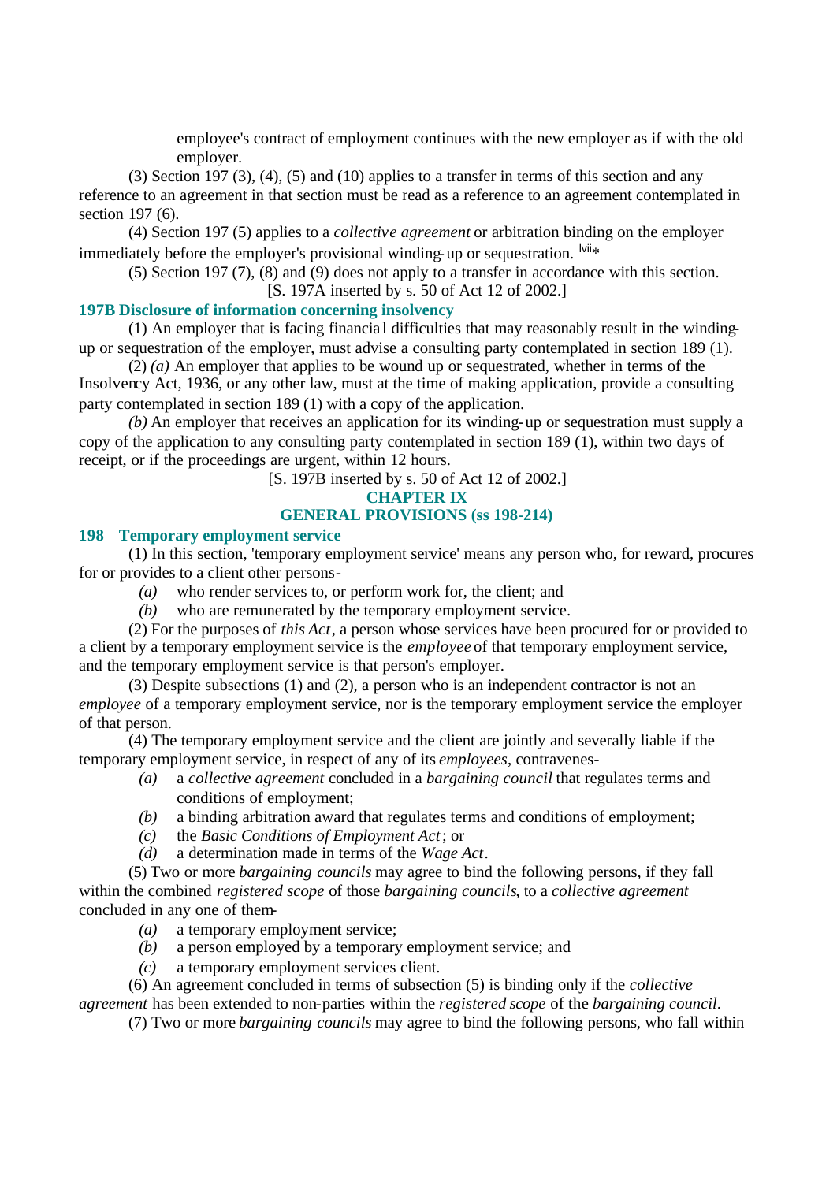employee's contract of employment continues with the new employer as if with the old employer.

(3) Section 197 (3), (4), (5) and (10) applies to a transfer in terms of this section and any reference to an agreement in that section must be read as a reference to an agreement contemplated in section 197 (6).

(4) Section 197 (5) applies to a *collective agreement* or arbitration binding on the employer immediately before the employer's provisional winding-up or sequestration. [lvii]*

(5) Section 197 (7), (8) and (9) does not apply to a transfer in accordance with this section.

[S. 197A inserted by s. 50 of Act 12 of 2002.]

### 197B Disclosure of information concerning insolvency

(1) An employer that is facing financial difficulties that may reasonably result in the winding-up or sequestration of the employer, must advise a consulting party contemplated in section 189 (1).

(2) *(a)* An employer that applies to be wound up or sequestrated, whether in terms of the Insolvency Act, 1936, or any other law, must at the time of making application, provide a consulting party contemplated in section 189 (1) with a copy of the application.

*(b)* An employer that receives an application for its winding-up or sequestration must supply a copy of the application to any consulting party contemplated in section 189 (1), within two days of receipt, or if the proceedings are urgent, within 12 hours.

[S. 197B inserted by s. 50 of Act 12 of 2002.]

## CHAPTER IX
## GENERAL PROVISIONS (ss 198-214)

### 198 Temporary employment service

(1) In this section, 'temporary employment service' means any person who, for reward, procures for or provides to a client other persons-

*(a)* who render services to, or perform work for, the client; and

*(b)* who are remunerated by the temporary employment service.

(2) For the purposes of *this Act*, a person whose services have been procured for or provided to a client by a temporary employment service is the *employee* of that temporary employment service, and the temporary employment service is that person's employer.

(3) Despite subsections (1) and (2), a person who is an independent contractor is not an *employee* of a temporary employment service, nor is the temporary employment service the employer of that person.

(4) The temporary employment service and the client are jointly and severally liable if the temporary employment service, in respect of any of its *employees*, contravenes-

*(a)* a *collective agreement* concluded in a *bargaining council* that regulates terms and conditions of employment;

*(b)* a binding arbitration award that regulates terms and conditions of employment;

*(c)* the *Basic Conditions of Employment Act*; or

*(d)* a determination made in terms of the *Wage Act*.

(5) Two or more *bargaining councils* may agree to bind the following persons, if they fall within the combined *registered scope* of those *bargaining councils*, to a *collective agreement* concluded in any one of them-

*(a)* a temporary employment service;

*(b)* a person employed by a temporary employment service; and

*(c)* a temporary employment services client.

(6) An agreement concluded in terms of subsection (5) is binding only if the *collective agreement* has been extended to non-parties within the *registered scope* of the *bargaining council*.

(7) Two or more *bargaining councils* may agree to bind the following persons, who fall within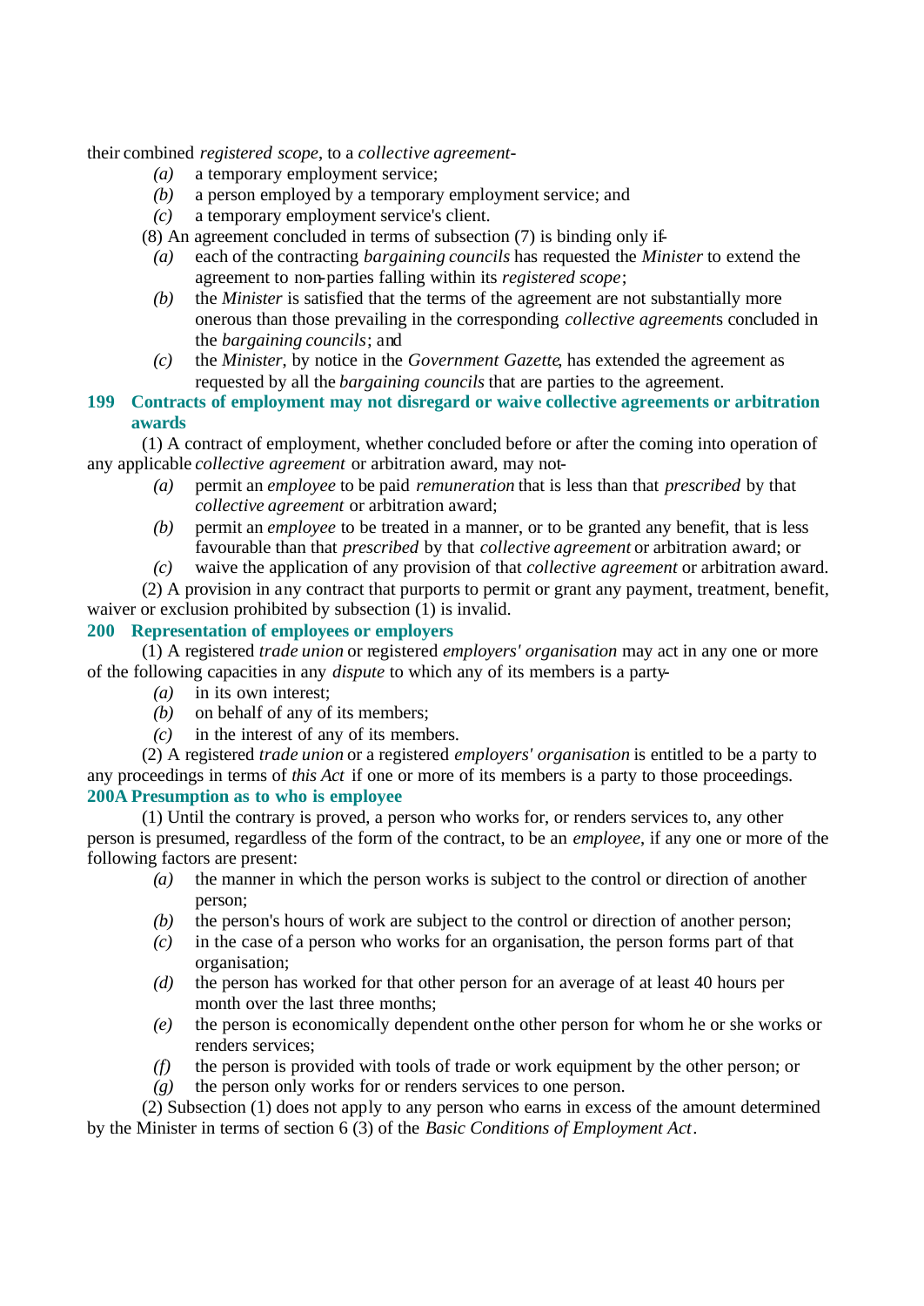their combined *registered scope*, to a *collective agreement*-

*(a)* a temporary employment service;

*(b)* a person employed by a temporary employment service; and

*(c)* a temporary employment service's client.

(8) An agreement concluded in terms of subsection (7) is binding only if-

*(a)* each of the contracting *bargaining councils* has requested the *Minister* to extend the agreement to non-parties falling within its *registered scope*;

*(b)* the *Minister* is satisfied that the terms of the agreement are not substantially more onerous than those prevailing in the corresponding *collective agreements* concluded in the *bargaining councils*; and

*(c)* the *Minister*, by notice in the *Government Gazette*, has extended the agreement as requested by all the *bargaining councils* that are parties to the agreement.

### 199 Contracts of employment may not disregard or waive collective agreements or arbitration awards

(1) A contract of employment, whether concluded before or after the coming into operation of any applicable *collective agreement* or arbitration award, may not-

*(a)* permit an *employee* to be paid *remuneration* that is less than that *prescribed* by that *collective agreement* or arbitration award;

*(b)* permit an *employee* to be treated in a manner, or to be granted any benefit, that is less favourable than that *prescribed* by that *collective agreement* or arbitration award; or

*(c)* waive the application of any provision of that *collective agreement* or arbitration award.

(2) A provision in any contract that purports to permit or grant any payment, treatment, benefit, waiver or exclusion prohibited by subsection (1) is invalid.

### 200 Representation of employees or employers

(1) A registered *trade union* or registered *employers' organisation* may act in any one or more of the following capacities in any *dispute* to which any of its members is a party-

*(a)* in its own interest;

*(b)* on behalf of any of its members;

*(c)* in the interest of any of its members.

(2) A registered *trade union* or a registered *employers' organisation* is entitled to be a party to any proceedings in terms of *this Act* if one or more of its members is a party to those proceedings.

### 200A Presumption as to who is employee

(1) Until the contrary is proved, a person who works for, or renders services to, any other person is presumed, regardless of the form of the contract, to be an *employee*, if any one or more of the following factors are present:

*(a)* the manner in which the person works is subject to the control or direction of another person;

*(b)* the person's hours of work are subject to the control or direction of another person;

*(c)* in the case of a person who works for an organisation, the person forms part of that organisation;

*(d)* the person has worked for that other person for an average of at least 40 hours per month over the last three months;

*(e)* the person is economically dependent on the other person for whom he or she works or renders services;

*(f)* the person is provided with tools of trade or work equipment by the other person; or

*(g)* the person only works for or renders services to one person.

(2) Subsection (1) does not apply to any person who earns in excess of the amount determined by the Minister in terms of section 6 (3) of the *Basic Conditions of Employment Act*.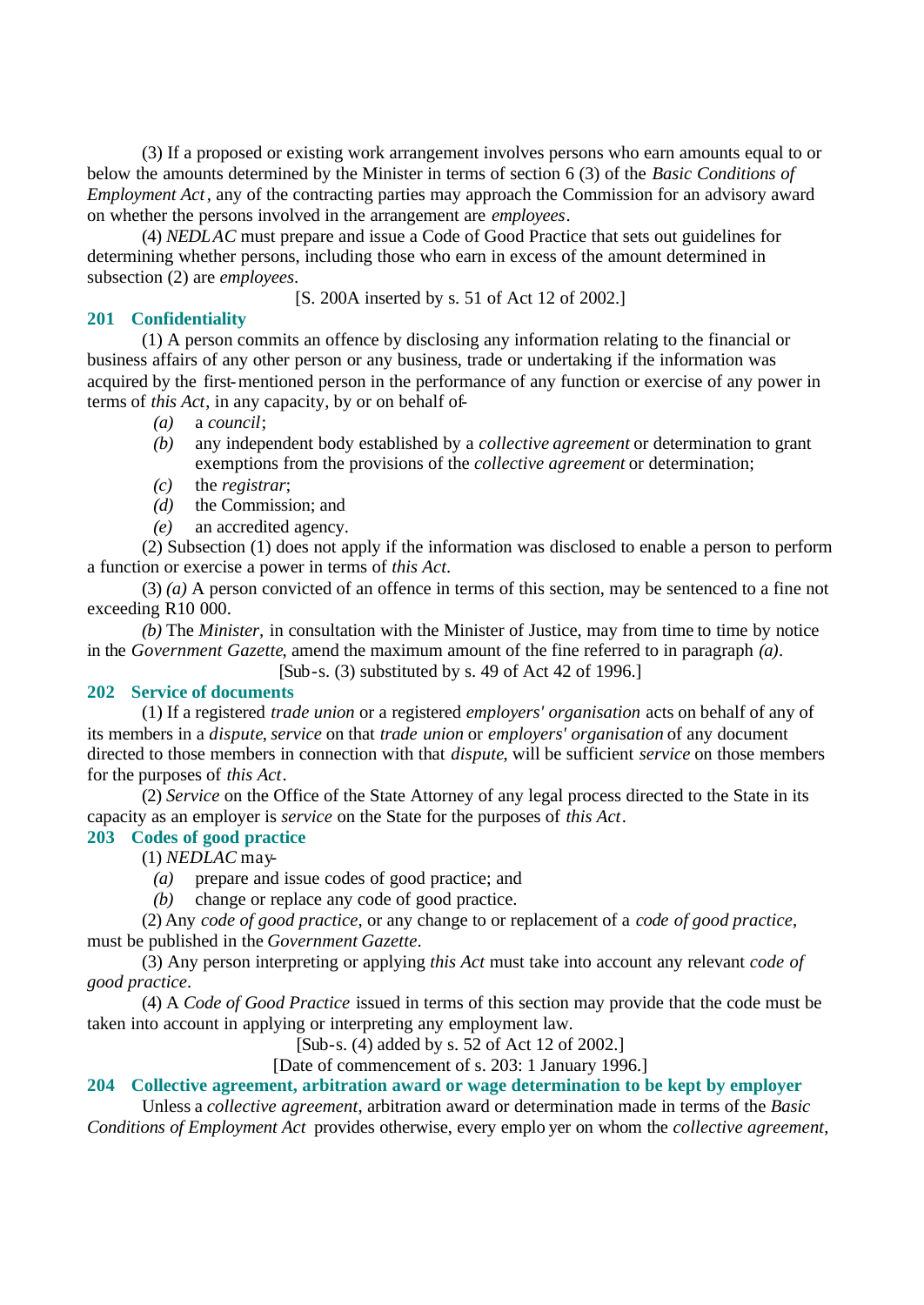(3) If a proposed or existing work arrangement involves persons who earn amounts equal to or below the amounts determined by the Minister in terms of section 6 (3) of the *Basic Conditions of Employment Act*, any of the contracting parties may approach the Commission for an advisory award on whether the persons involved in the arrangement are *employees*.

(4) *NEDLAC* must prepare and issue a Code of Good Practice that sets out guidelines for determining whether persons, including those who earn in excess of the amount determined in subsection (2) are *employees*.

[S. 200A inserted by s. 51 of Act 12 of 2002.]

### 201 Confidentiality

(1) A person commits an offence by disclosing any information relating to the financial or business affairs of any other person or any business, trade or undertaking if the information was acquired by the first-mentioned person in the performance of any function or exercise of any power in terms of *this Act*, in any capacity, by or on behalf of-

*(a)* a *council*;

*(b)* any independent body established by a *collective agreement* or determination to grant exemptions from the provisions of the *collective agreement* or determination;

*(c)* the *registrar*;

*(d)* the Commission; and

*(e)* an accredited agency.

(2) Subsection (1) does not apply if the information was disclosed to enable a person to perform a function or exercise a power in terms of *this Act*.

(3) *(a)* A person convicted of an offence in terms of this section, may be sentenced to a fine not exceeding R10 000.

*(b)* The *Minister,* in consultation with the Minister of Justice, may from time to time by notice in the *Government Gazette*, amend the maximum amount of the fine referred to in paragraph *(a)*.

[Sub-s. (3) substituted by s. 49 of Act 42 of 1996.]

### 202 Service of documents

(1) If a registered *trade union* or a registered *employers' organisation* acts on behalf of any of its members in a *dispute*, *service* on that *trade union* or *employers' organisation* of any document directed to those members in connection with that *dispute*, will be sufficient *service* on those members for the purposes of *this Act*.

(2) *Service* on the Office of the State Attorney of any legal process directed to the State in its capacity as an employer is *service* on the State for the purposes of *this Act*.

### 203 Codes of good practice

(1) *NEDLAC* may-

*(a)* prepare and issue codes of good practice; and

*(b)* change or replace any code of good practice.

(2) Any *code of good practice*, or any change to or replacement of a *code of good practice*, must be published in the *Government Gazette*.

(3) Any person interpreting or applying *this Act* must take into account any relevant *code of good practice*.

(4) A *Code of Good Practice* issued in terms of this section may provide that the code must be taken into account in applying or interpreting any employment law.

[Sub-s. (4) added by s. 52 of Act 12 of 2002.]

[Date of commencement of s. 203: 1 January 1996.]

### 204 Collective agreement, arbitration award or wage determination to be kept by employer

Unless a *collective agreement*, arbitration award or determination made in terms of the *Basic Conditions of Employment Act* provides otherwise, every employer on whom the *collective agreement*,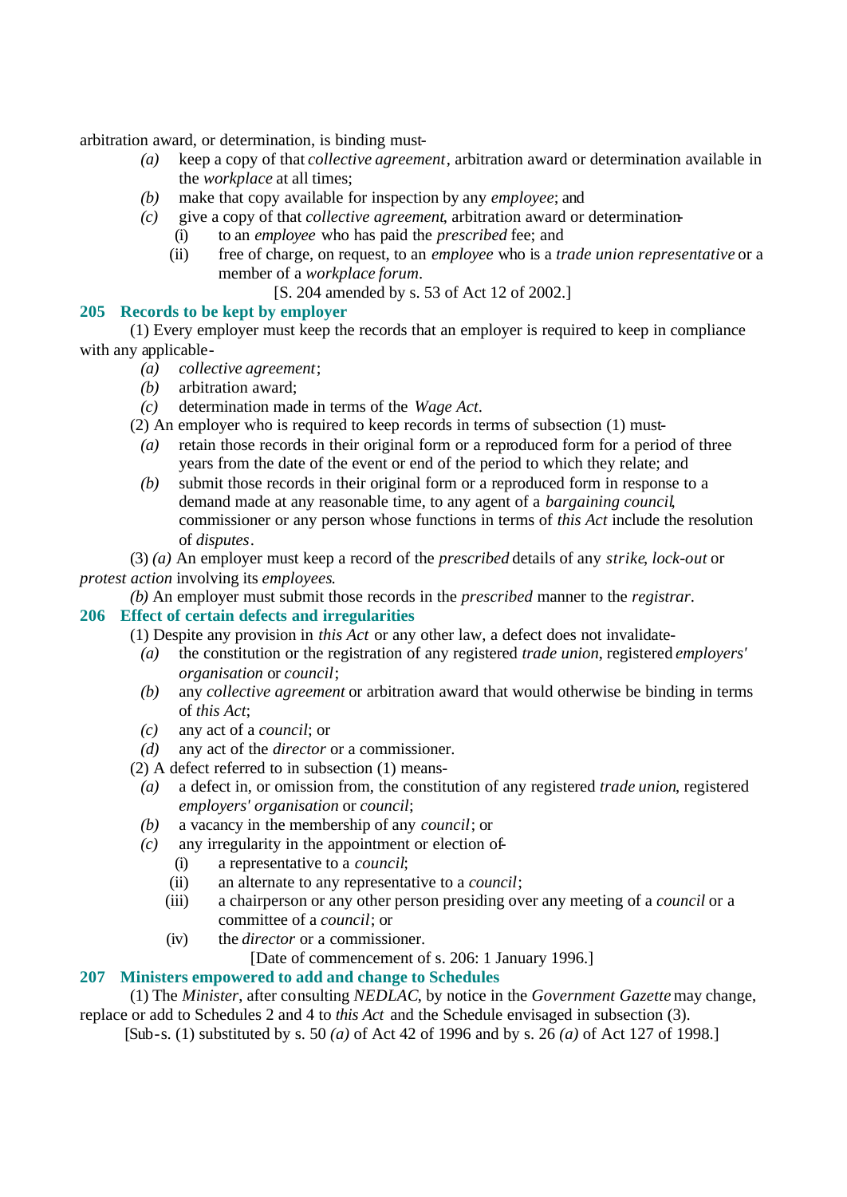arbitration award, or determination, is binding must-

*(a)* keep a copy of that *collective agreement*, arbitration award or determination available in the *workplace* at all times;

*(b)* make that copy available for inspection by any *employee*; and

*(c)* give a copy of that *collective agreement*, arbitration award or determination-

(i) to an *employee* who has paid the *prescribed* fee; and

(ii) free of charge, on request, to an *employee* who is a *trade union representative* or a member of a *workplace forum*.

[S. 204 amended by s. 53 of Act 12 of 2002.]

## 205 Records to be kept by employer

(1) Every employer must keep the records that an employer is required to keep in compliance with any applicable-

*(a)* *collective agreement*;

*(b)* arbitration award;

*(c)* determination made in terms of the *Wage Act*.

(2) An employer who is required to keep records in terms of subsection (1) must-

*(a)* retain those records in their original form or a reproduced form for a period of three years from the date of the event or end of the period to which they relate; and

*(b)* submit those records in their original form or a reproduced form in response to a demand made at any reasonable time, to any agent of a *bargaining council*, commissioner or any person whose functions in terms of *this Act* include the resolution of *disputes*.

(3) *(a)* An employer must keep a record of the *prescribed* details of any *strike*, *lock-out* or *protest action* involving its *employees*.

*(b)* An employer must submit those records in the *prescribed* manner to the *registrar*.

## 206 Effect of certain defects and irregularities

(1) Despite any provision in *this Act* or any other law, a defect does not invalidate-

*(a)* the constitution or the registration of any registered *trade union*, registered *employers' organisation* or *council*;

*(b)* any *collective agreement* or arbitration award that would otherwise be binding in terms of *this Act*;

*(c)* any act of a *council*; or

*(d)* any act of the *director* or a commissioner.

(2) A defect referred to in subsection (1) means-

*(a)* a defect in, or omission from, the constitution of any registered *trade union*, registered *employers' organisation* or *council*;

*(b)* a vacancy in the membership of any *council*; or

*(c)* any irregularity in the appointment or election of-

(i) a representative to a *council*;

(ii) an alternate to any representative to a *council*;

(iii) a chairperson or any other person presiding over any meeting of a *council* or a committee of a *council*; or

(iv) the *director* or a commissioner.

[Date of commencement of s. 206: 1 January 1996.]

## 207 Ministers empowered to add and change to Schedules

(1) The *Minister*, after consulting *NEDLAC*, by notice in the *Government Gazette* may change, replace or add to Schedules 2 and 4 to *this Act* and the Schedule envisaged in subsection (3).

[Sub-s. (1) substituted by s. 50 *(a)* of Act 42 of 1996 and by s. 26 *(a)* of Act 127 of 1998.]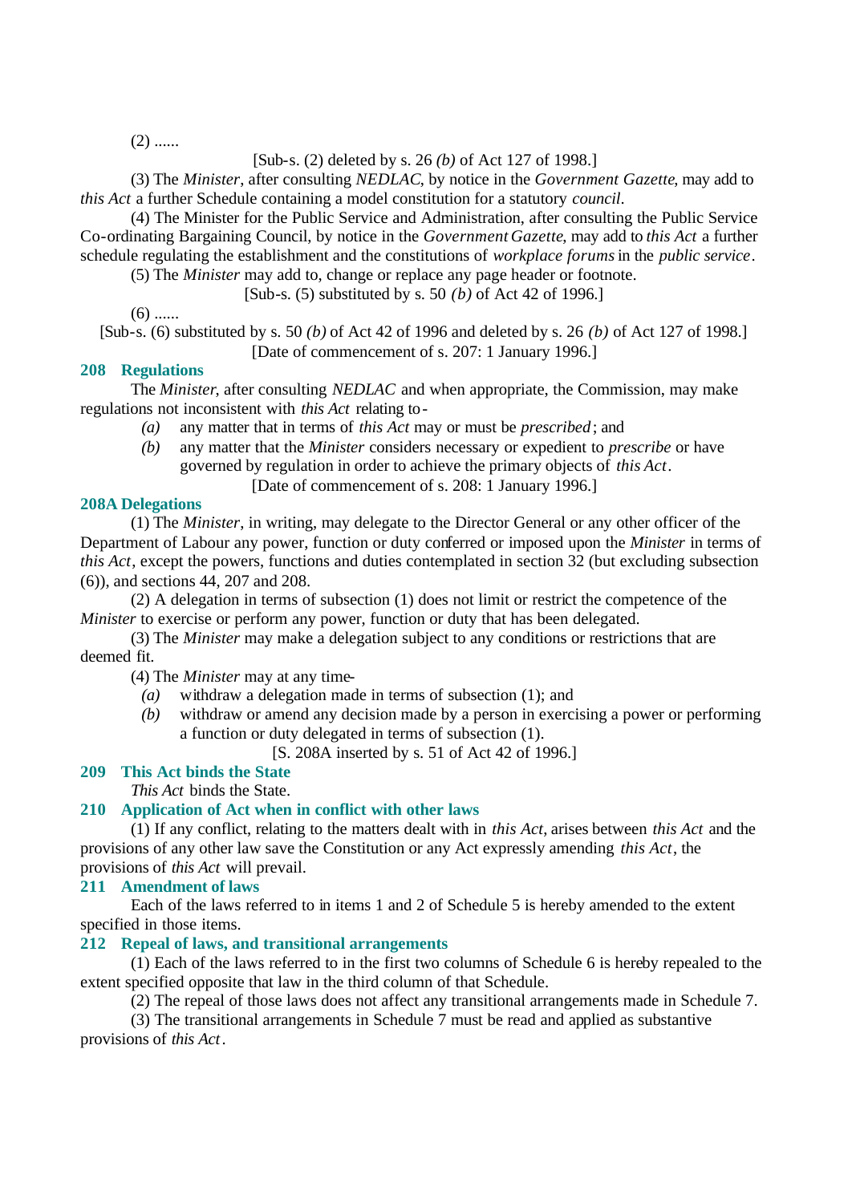(2) ......

[Sub-s. (2) deleted by s. 26 *(b)* of Act 127 of 1998.]

(3) The *Minister*, after consulting *NEDLAC*, by notice in the *Government Gazette*, may add to *this Act* a further Schedule containing a model constitution for a statutory *council*.

(4) The Minister for the Public Service and Administration, after consulting the Public Service Co-ordinating Bargaining Council, by notice in the *Government Gazette*, may add to *this Act* a further schedule regulating the establishment and the constitutions of *workplace forums* in the *public service*.

(5) The *Minister* may add to, change or replace any page header or footnote.

[Sub-s. (5) substituted by s. 50 *(b)* of Act 42 of 1996.]

(6) ......

[Sub-s. (6) substituted by s. 50 *(b)* of Act 42 of 1996 and deleted by s. 26 *(b)* of Act 127 of 1998.]

[Date of commencement of s. 207: 1 January 1996.]

### 208 Regulations

The *Minister*, after consulting *NEDLAC* and when appropriate, the Commission, may make regulations not inconsistent with *this Act* relating to-

*(a)* any matter that in terms of *this Act* may or must be *prescribed*; and

*(b)* any matter that the *Minister* considers necessary or expedient to *prescribe* or have governed by regulation in order to achieve the primary objects of *this Act*.

[Date of commencement of s. 208: 1 January 1996.]

### 208A Delegations

(1) The *Minister*, in writing, may delegate to the Director General or any other officer of the Department of Labour any power, function or duty conferred or imposed upon the *Minister* in terms of *this Act*, except the powers, functions and duties contemplated in section 32 (but excluding subsection (6)), and sections 44, 207 and 208.

(2) A delegation in terms of subsection (1) does not limit or restrict the competence of the *Minister* to exercise or perform any power, function or duty that has been delegated.

(3) The *Minister* may make a delegation subject to any conditions or restrictions that are deemed fit.

(4) The *Minister* may at any time-

*(a)* withdraw a delegation made in terms of subsection (1); and

*(b)* withdraw or amend any decision made by a person in exercising a power or performing a function or duty delegated in terms of subsection (1).

[S. 208A inserted by s. 51 of Act 42 of 1996.]

### 209 This Act binds the State

*This Act* binds the State.

### 210 Application of Act when in conflict with other laws

(1) If any conflict, relating to the matters dealt with in *this Act*, arises between *this Act* and the provisions of any other law save the Constitution or any Act expressly amending *this Act*, the provisions of *this Act* will prevail.

### 211 Amendment of laws

Each of the laws referred to in items 1 and 2 of Schedule 5 is hereby amended to the extent specified in those items.

### 212 Repeal of laws, and transitional arrangements

(1) Each of the laws referred to in the first two columns of Schedule 6 is hereby repealed to the extent specified opposite that law in the third column of that Schedule.

(2) The repeal of those laws does not affect any transitional arrangements made in Schedule 7.

(3) The transitional arrangements in Schedule 7 must be read and applied as substantive provisions of *this Act*.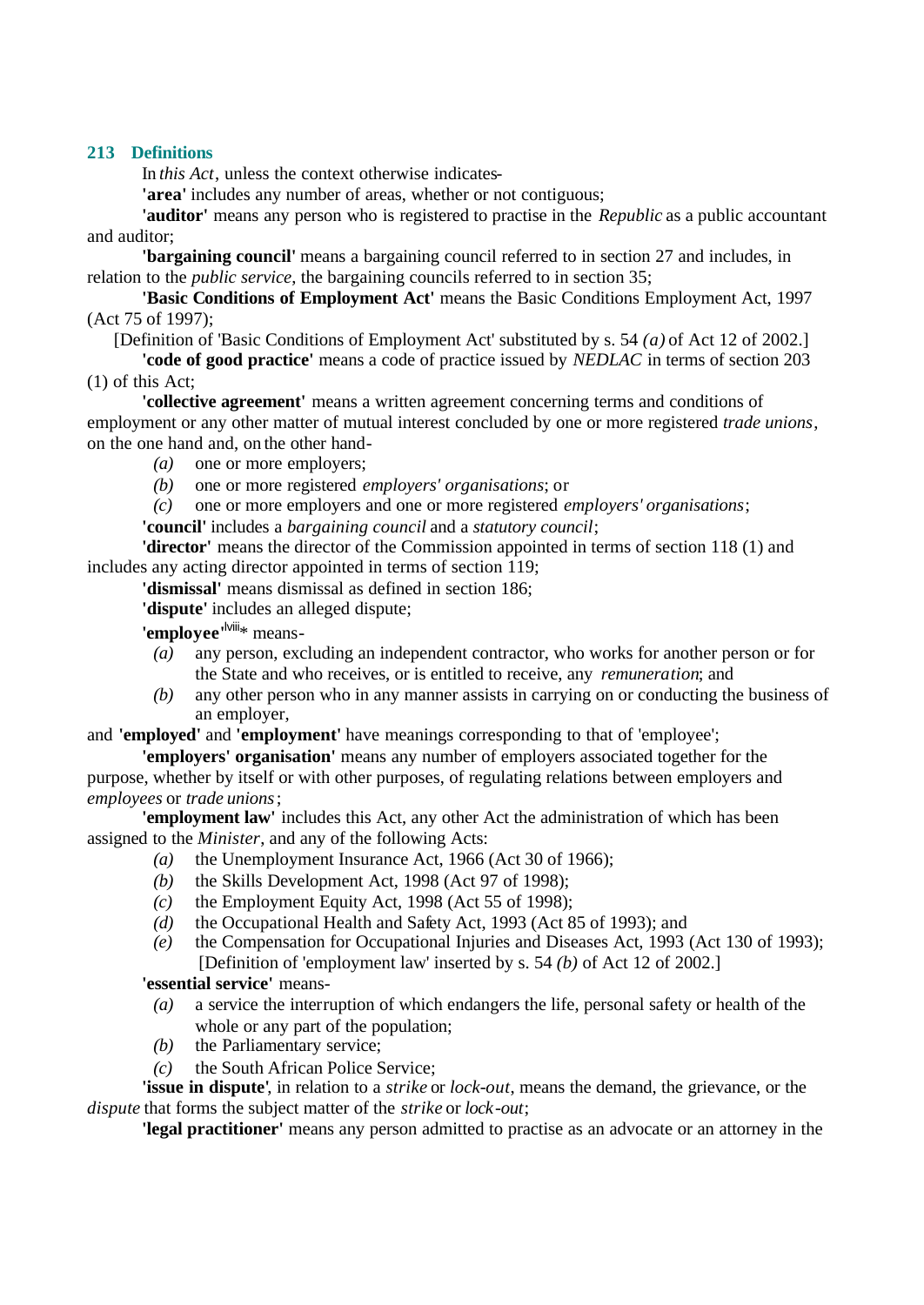## 213 Definitions

In *this Act*, unless the context otherwise indicates-

**'area'** includes any number of areas, whether or not contiguous;

**'auditor'** means any person who is registered to practise in the *Republic* as a public accountant and auditor;

**'bargaining council'** means a bargaining council referred to in section 27 and includes, in relation to the *public service*, the bargaining councils referred to in section 35;

**'Basic Conditions of Employment Act'** means the Basic Conditions Employment Act, 1997 (Act 75 of 1997);

[Definition of 'Basic Conditions of Employment Act' substituted by s. 54 *(a)* of Act 12 of 2002.]

**'code of good practice'** means a code of practice issued by *NEDLAC* in terms of section 203 (1) of this Act;

**'collective agreement'** means a written agreement concerning terms and conditions of employment or any other matter of mutual interest concluded by one or more registered *trade unions*, on the one hand and, on the other hand-

*(a)* one or more employers;

*(b)* one or more registered *employers' organisations*; or

*(c)* one or more employers and one or more registered *employers' organisations*;

**'council'** includes a *bargaining council* and a *statutory council*;

**'director'** means the director of the Commission appointed in terms of section 118 (1) and includes any acting director appointed in terms of section 119;

**'dismissal'** means dismissal as defined in section 186;

**'dispute'** includes an alleged dispute;

**'employee'**[lviii]* means-

*(a)* any person, excluding an independent contractor, who works for another person or for the State and who receives, or is entitled to receive, any *remuneration*; and

*(b)* any other person who in any manner assists in carrying on or conducting the business of an employer,

and **'employed'** and **'employment'** have meanings corresponding to that of 'employee';

**'employers' organisation'** means any number of employers associated together for the purpose, whether by itself or with other purposes, of regulating relations between employers and *employees* or *trade unions*;

**'employment law'** includes this Act, any other Act the administration of which has been assigned to the *Minister*, and any of the following Acts:

*(a)* the Unemployment Insurance Act, 1966 (Act 30 of 1966);

*(b)* the Skills Development Act, 1998 (Act 97 of 1998);

*(c)* the Employment Equity Act, 1998 (Act 55 of 1998);

*(d)* the Occupational Health and Safety Act, 1993 (Act 85 of 1993); and

*(e)* the Compensation for Occupational Injuries and Diseases Act, 1993 (Act 130 of 1993);

[Definition of 'employment law' inserted by s. 54 *(b)* of Act 12 of 2002.]

**'essential service'** means-

*(a)* a service the interruption of which endangers the life, personal safety or health of the whole or any part of the population;

*(b)* the Parliamentary service;

*(c)* the South African Police Service;

**'issue in dispute'**, in relation to a *strike* or *lock-out*, means the demand, the grievance, or the *dispute* that forms the subject matter of the *strike* or *lock-out*;

**'legal practitioner'** means any person admitted to practise as an advocate or an attorney in the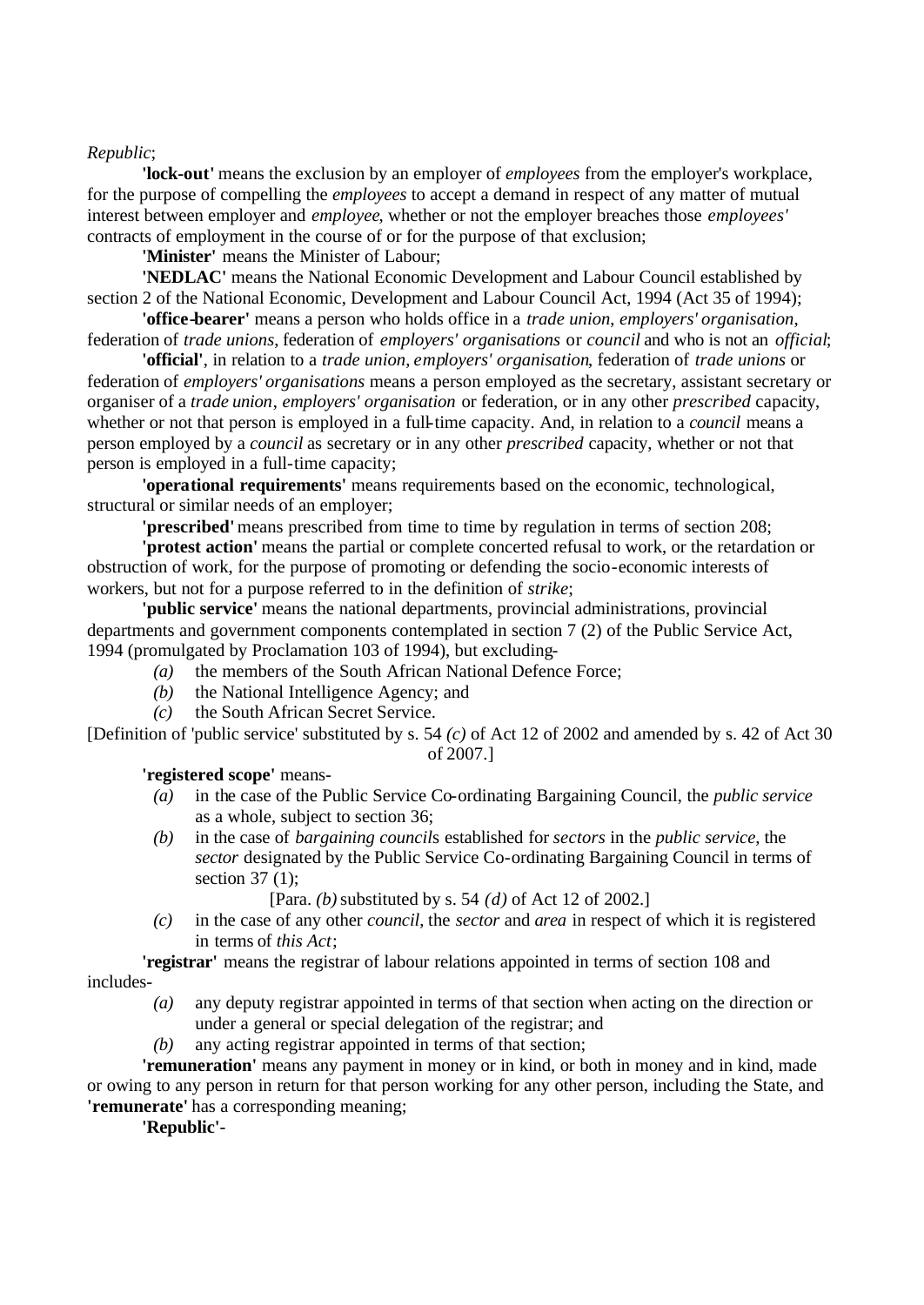*Republic*;

**'lock-out'** means the exclusion by an employer of *employees* from the employer's workplace, for the purpose of compelling the *employees* to accept a demand in respect of any matter of mutual interest between employer and *employee*, whether or not the employer breaches those *employees'* contracts of employment in the course of or for the purpose of that exclusion;

**'Minister'** means the Minister of Labour;

**'NEDLAC'** means the National Economic Development and Labour Council established by section 2 of the National Economic, Development and Labour Council Act, 1994 (Act 35 of 1994);

**'office-bearer'** means a person who holds office in a *trade union*, *employers' organisation*, federation of *trade unions*, federation of *employers' organisations* or *council* and who is not an *official*;

**'official'**, in relation to a *trade union*, *employers' organisation*, federation of *trade unions* or federation of *employers' organisations* means a person employed as the secretary, assistant secretary or organiser of a *trade union*, *employers' organisation* or federation, or in any other *prescribed* capacity, whether or not that person is employed in a full-time capacity. And, in relation to a *council* means a person employed by a *council* as secretary or in any other *prescribed* capacity, whether or not that person is employed in a full-time capacity;

**'operational requirements'** means requirements based on the economic, technological, structural or similar needs of an employer;

**'prescribed'** means prescribed from time to time by regulation in terms of section 208;

**'protest action'** means the partial or complete concerted refusal to work, or the retardation or obstruction of work, for the purpose of promoting or defending the socio-economic interests of workers, but not for a purpose referred to in the definition of *strike*;

**'public service'** means the national departments, provincial administrations, provincial departments and government components contemplated in section 7 (2) of the Public Service Act, 1994 (promulgated by Proclamation 103 of 1994), but excluding-

*(a)* the members of the South African National Defence Force;

*(b)* the National Intelligence Agency; and

*(c)* the South African Secret Service.

[Definition of 'public service' substituted by s. 54 *(c)* of Act 12 of 2002 and amended by s. 42 of Act 30 of 2007.]

**'registered scope'** means-

*(a)* in the case of the Public Service Co-ordinating Bargaining Council, the *public service* as a whole, subject to section 36;

*(b)* in the case of *bargaining council*s established for *sectors* in the *public service*, the *sector* designated by the Public Service Co-ordinating Bargaining Council in terms of section 37 (1);

[Para. *(b)* substituted by s. 54 *(d)* of Act 12 of 2002.]

*(c)* in the case of any other *council*, the *sector* and *area* in respect of which it is registered in terms of *this Act*;

**'registrar'** means the registrar of labour relations appointed in terms of section 108 and includes-

*(a)* any deputy registrar appointed in terms of that section when acting on the direction or under a general or special delegation of the registrar; and

*(b)* any acting registrar appointed in terms of that section;

**'remuneration'** means any payment in money or in kind, or both in money and in kind, made or owing to any person in return for that person working for any other person, including the State, and **'remunerate'** has a corresponding meaning;

**'Republic'**-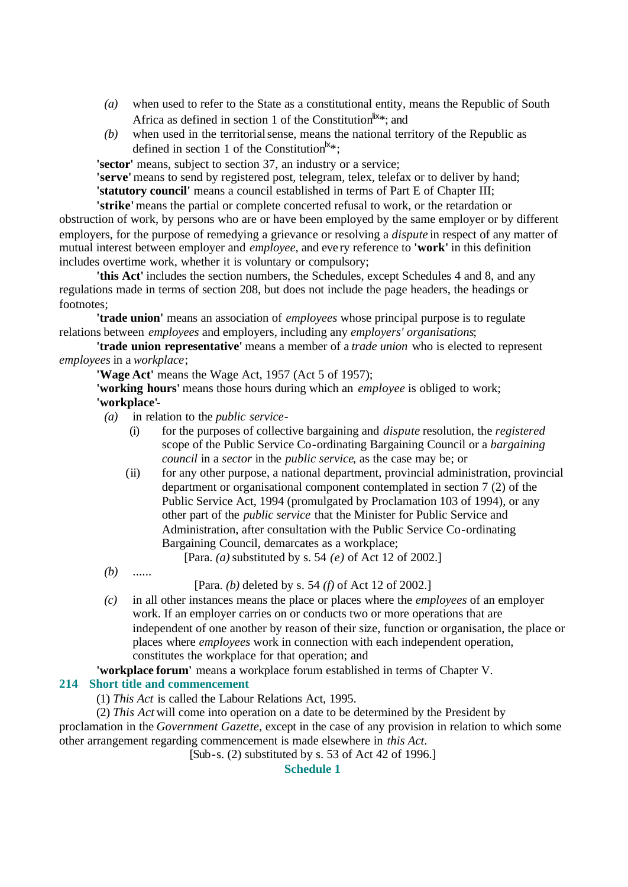*(a)* when used to refer to the State as a constitutional entity, means the Republic of South Africa as defined in section 1 of the Constitution[lix]*; and

*(b)* when used in the territorial sense, means the national territory of the Republic as defined in section 1 of the Constitution[lx]*;

**'sector'** means, subject to section 37, an industry or a service;

**'serve'** means to send by registered post, telegram, telex, telefax or to deliver by hand;

**'statutory council'** means a council established in terms of Part E of Chapter III;

**'strike'** means the partial or complete concerted refusal to work, or the retardation or obstruction of work, by persons who are or have been employed by the same employer or by different employers, for the purpose of remedying a grievance or resolving a *dispute* in respect of any matter of mutual interest between employer and *employee*, and every reference to **'work'** in this definition includes overtime work, whether it is voluntary or compulsory;

**'this Act'** includes the section numbers, the Schedules, except Schedules 4 and 8, and any regulations made in terms of section 208, but does not include the page headers, the headings or footnotes;

**'trade union'** means an association of *employees* whose principal purpose is to regulate relations between *employees* and employers, including any *employers' organisations*;

**'trade union representative'** means a member of a *trade union* who is elected to represent *employees* in a *workplace*;

**'Wage Act'** means the Wage Act, 1957 (Act 5 of 1957);

**'working hours'** means those hours during which an *employee* is obliged to work;

**'workplace'**-

*(a)* in relation to the *public service*-

(i) for the purposes of collective bargaining and *dispute* resolution, the *registered* scope of the Public Service Co-ordinating Bargaining Council or a *bargaining council* in a *sector* in the *public service*, as the case may be; or

(ii) for any other purpose, a national department, provincial administration, provincial department or organisational component contemplated in section 7 (2) of the Public Service Act, 1994 (promulgated by Proclamation 103 of 1994), or any other part of the *public service* that the Minister for Public Service and Administration, after consultation with the Public Service Co-ordinating Bargaining Council, demarcates as a workplace;

[Para. *(a)* substituted by s. 54 *(e)* of Act 12 of 2002.]

*(b)* ......

[Para. *(b)* deleted by s. 54 *(f)* of Act 12 of 2002.]

*(c)* in all other instances means the place or places where the *employees* of an employer work. If an employer carries on or conducts two or more operations that are independent of one another by reason of their size, function or organisation, the place or places where *employees* work in connection with each independent operation, constitutes the workplace for that operation; and

**'workplace forum'** means a workplace forum established in terms of Chapter V.

### 214 Short title and commencement

(1) *This Act* is called the Labour Relations Act, 1995.

(2) *This Act* will come into operation on a date to be determined by the President by proclamation in the *Government Gazette*, except in the case of any provision in relation to which some other arrangement regarding commencement is made elsewhere in *this Act*.

[Sub-s. (2) substituted by s. 53 of Act 42 of 1996.]

## Schedule 1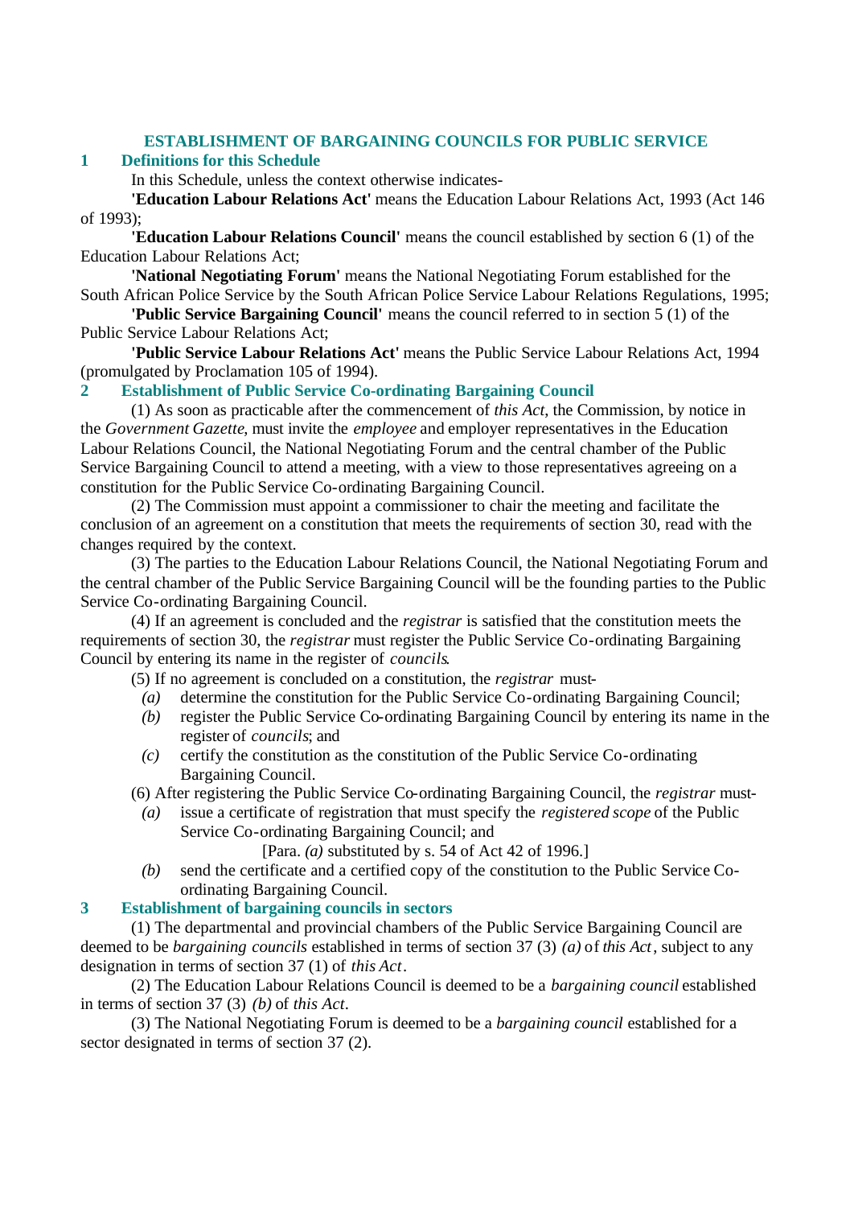## ESTABLISHMENT OF BARGAINING COUNCILS FOR PUBLIC SERVICE

### 1 Definitions for this Schedule

In this Schedule, unless the context otherwise indicates-

**'Education Labour Relations Act'** means the Education Labour Relations Act, 1993 (Act 146 of 1993);

**'Education Labour Relations Council'** means the council established by section 6 (1) of the Education Labour Relations Act;

**'National Negotiating Forum'** means the National Negotiating Forum established for the South African Police Service by the South African Police Service Labour Relations Regulations, 1995;

**'Public Service Bargaining Council'** means the council referred to in section 5 (1) of the Public Service Labour Relations Act;

**'Public Service Labour Relations Act'** means the Public Service Labour Relations Act, 1994 (promulgated by Proclamation 105 of 1994).

### 2 Establishment of Public Service Co-ordinating Bargaining Council

(1) As soon as practicable after the commencement of *this Act*, the Commission, by notice in the *Government Gazette*, must invite the *employee* and employer representatives in the Education Labour Relations Council, the National Negotiating Forum and the central chamber of the Public Service Bargaining Council to attend a meeting, with a view to those representatives agreeing on a constitution for the Public Service Co-ordinating Bargaining Council.

(2) The Commission must appoint a commissioner to chair the meeting and facilitate the conclusion of an agreement on a constitution that meets the requirements of section 30, read with the changes required by the context.

(3) The parties to the Education Labour Relations Council, the National Negotiating Forum and the central chamber of the Public Service Bargaining Council will be the founding parties to the Public Service Co-ordinating Bargaining Council.

(4) If an agreement is concluded and the *registrar* is satisfied that the constitution meets the requirements of section 30, the *registrar* must register the Public Service Co-ordinating Bargaining Council by entering its name in the register of *councils*.

(5) If no agreement is concluded on a constitution, the *registrar* must-

*(a)* determine the constitution for the Public Service Co-ordinating Bargaining Council;

*(b)* register the Public Service Co-ordinating Bargaining Council by entering its name in the register of *councils*; and

*(c)* certify the constitution as the constitution of the Public Service Co-ordinating Bargaining Council.

(6) After registering the Public Service Co-ordinating Bargaining Council, the *registrar* must-

*(a)* issue a certificate of registration that must specify the *registered scope* of the Public Service Co-ordinating Bargaining Council; and

[Para. *(a)* substituted by s. 54 of Act 42 of 1996.]

*(b)* send the certificate and a certified copy of the constitution to the Public Service Co-ordinating Bargaining Council.

### 3 Establishment of bargaining councils in sectors

(1) The departmental and provincial chambers of the Public Service Bargaining Council are deemed to be *bargaining councils* established in terms of section 37 (3) *(a)* of *this Act*, subject to any designation in terms of section 37 (1) of *this Act*.

(2) The Education Labour Relations Council is deemed to be a *bargaining council* established in terms of section 37 (3) *(b)* of *this Act*.

(3) The National Negotiating Forum is deemed to be a *bargaining council* established for a sector designated in terms of section 37 (2).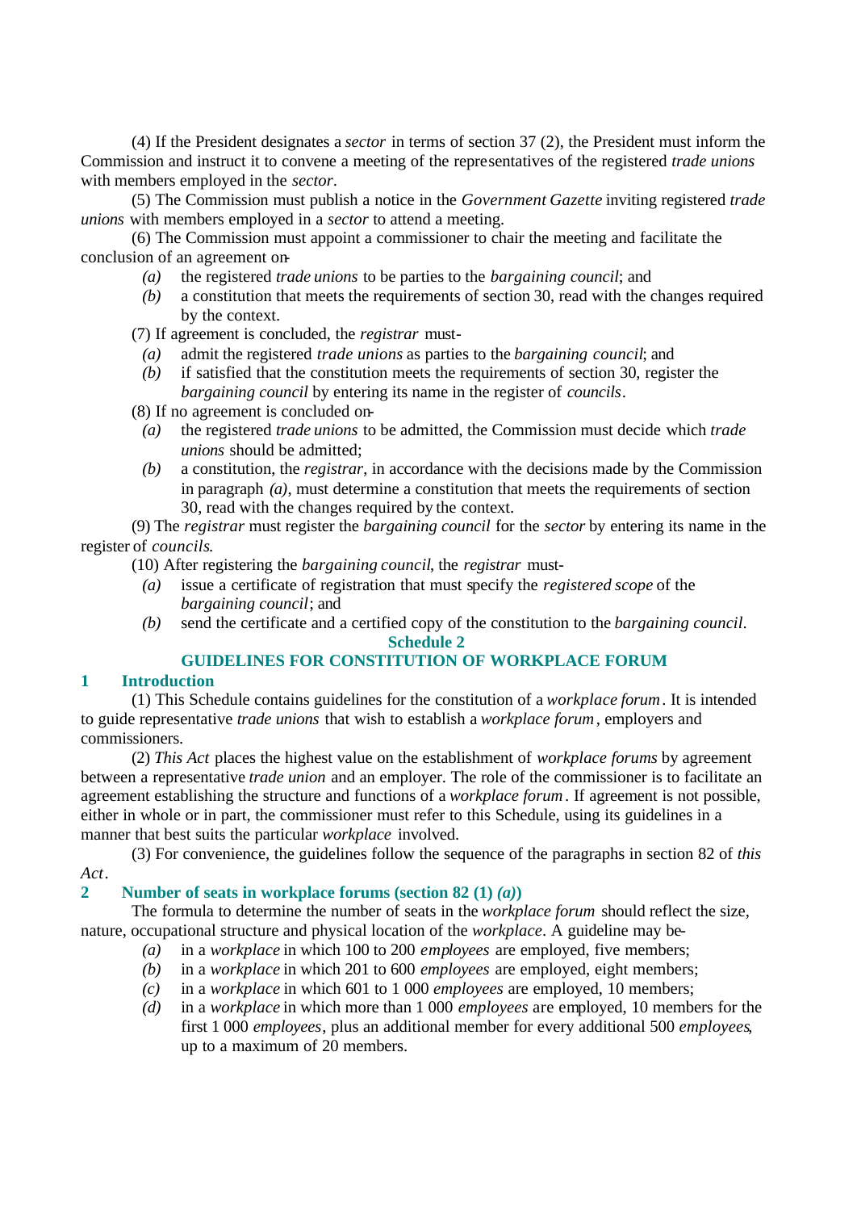(4) If the President designates a *sector* in terms of section 37 (2), the President must inform the Commission and instruct it to convene a meeting of the representatives of the registered *trade unions* with members employed in the *sector*.

(5) The Commission must publish a notice in the *Government Gazette* inviting registered *trade unions* with members employed in a *sector* to attend a meeting.

(6) The Commission must appoint a commissioner to chair the meeting and facilitate the conclusion of an agreement on-

*(a)* the registered *trade unions* to be parties to the *bargaining council*; and

*(b)* a constitution that meets the requirements of section 30, read with the changes required by the context.

(7) If agreement is concluded, the *registrar* must-

*(a)* admit the registered *trade unions* as parties to the *bargaining council*; and

*(b)* if satisfied that the constitution meets the requirements of section 30, register the *bargaining council* by entering its name in the register of *councils*.

(8) If no agreement is concluded on-

*(a)* the registered *trade unions* to be admitted, the Commission must decide which *trade unions* should be admitted;

*(b)* a constitution, the *registrar*, in accordance with the decisions made by the Commission in paragraph *(a)*, must determine a constitution that meets the requirements of section 30, read with the changes required by the context.

(9) The *registrar* must register the *bargaining council* for the *sector* by entering its name in the register of *councils*.

(10) After registering the *bargaining council*, the *registrar* must-

*(a)* issue a certificate of registration that must specify the *registered scope* of the *bargaining council*; and

*(b)* send the certificate and a certified copy of the constitution to the *bargaining council*.

## Schedule 2

## GUIDELINES FOR CONSTITUTION OF WORKPLACE FORUM

### 1 Introduction

(1) This Schedule contains guidelines for the constitution of a *workplace forum*. It is intended to guide representative *trade unions* that wish to establish a *workplace forum*, employers and commissioners.

(2) *This Act* places the highest value on the establishment of *workplace forums* by agreement between a representative *trade union* and an employer. The role of the commissioner is to facilitate an agreement establishing the structure and functions of a *workplace forum*. If agreement is not possible, either in whole or in part, the commissioner must refer to this Schedule, using its guidelines in a manner that best suits the particular *workplace* involved.

(3) For convenience, the guidelines follow the sequence of the paragraphs in section 82 of *this Act*.

### 2 Number of seats in workplace forums (section 82 (1) *(a)*)

The formula to determine the number of seats in the *workplace forum* should reflect the size, nature, occupational structure and physical location of the *workplace*. A guideline may be-

*(a)* in a *workplace* in which 100 to 200 *employees* are employed, five members;

*(b)* in a *workplace* in which 201 to 600 *employees* are employed, eight members;

*(c)* in a *workplace* in which 601 to 1 000 *employees* are employed, 10 members;

*(d)* in a *workplace* in which more than 1 000 *employees* are employed, 10 members for the first 1 000 *employees*, plus an additional member for every additional 500 *employees*, up to a maximum of 20 members.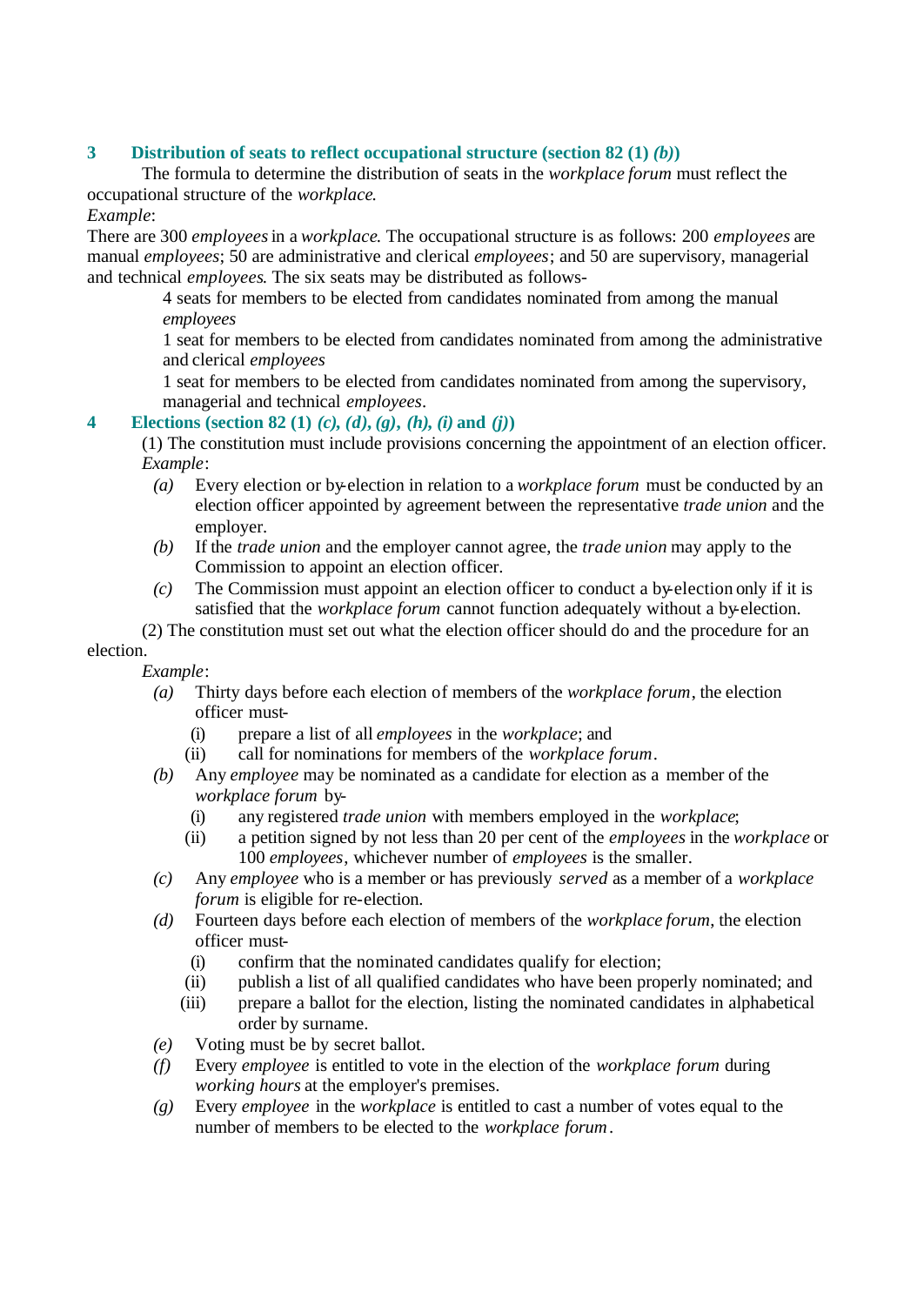### 3 Distribution of seats to reflect occupational structure (section 82 (1) *(b)*)

The formula to determine the distribution of seats in the *workplace forum* must reflect the occupational structure of the *workplace*.

*Example*:

There are 300 *employees* in a *workplace*. The occupational structure is as follows: 200 *employees* are manual *employees*; 50 are administrative and clerical *employees*; and 50 are supervisory, managerial and technical *employees*. The six seats may be distributed as follows-

4 seats for members to be elected from candidates nominated from among the manual *employees*

1 seat for members to be elected from candidates nominated from among the administrative and clerical *employees*

1 seat for members to be elected from candidates nominated from among the supervisory, managerial and technical *employees*.

### 4 Elections (section 82 (1) *(c)*, *(d)*, *(g)*, *(h)*, *(i)* and *(j)*)

(1) The constitution must include provisions concerning the appointment of an election officer.

*Example*:

*(a)* Every election or by-election in relation to a *workplace forum* must be conducted by an election officer appointed by agreement between the representative *trade union* and the employer.

*(b)* If the *trade union* and the employer cannot agree, the *trade union* may apply to the Commission to appoint an election officer.

*(c)* The Commission must appoint an election officer to conduct a by-election only if it is satisfied that the *workplace forum* cannot function adequately without a by-election.

(2) The constitution must set out what the election officer should do and the procedure for an election.

*Example*:

*(a)* Thirty days before each election of members of the *workplace forum*, the election officer must-

(i) prepare a list of all *employees* in the *workplace*; and

(ii) call for nominations for members of the *workplace forum*.

*(b)* Any *employee* may be nominated as a candidate for election as a member of the *workplace forum* by-

(i) any registered *trade union* with members employed in the *workplace*;

(ii) a petition signed by not less than 20 per cent of the *employees* in the *workplace* or 100 *employees*, whichever number of *employees* is the smaller.

*(c)* Any *employee* who is a member or has previously *served* as a member of a *workplace forum* is eligible for re-election.

*(d)* Fourteen days before each election of members of the *workplace forum*, the election officer must-

(i) confirm that the nominated candidates qualify for election;

(ii) publish a list of all qualified candidates who have been properly nominated; and

(iii) prepare a ballot for the election, listing the nominated candidates in alphabetical order by surname.

*(e)* Voting must be by secret ballot.

*(f)* Every *employee* is entitled to vote in the election of the *workplace forum* during *working hours* at the employer's premises.

*(g)* Every *employee* in the *workplace* is entitled to cast a number of votes equal to the number of members to be elected to the *workplace forum*.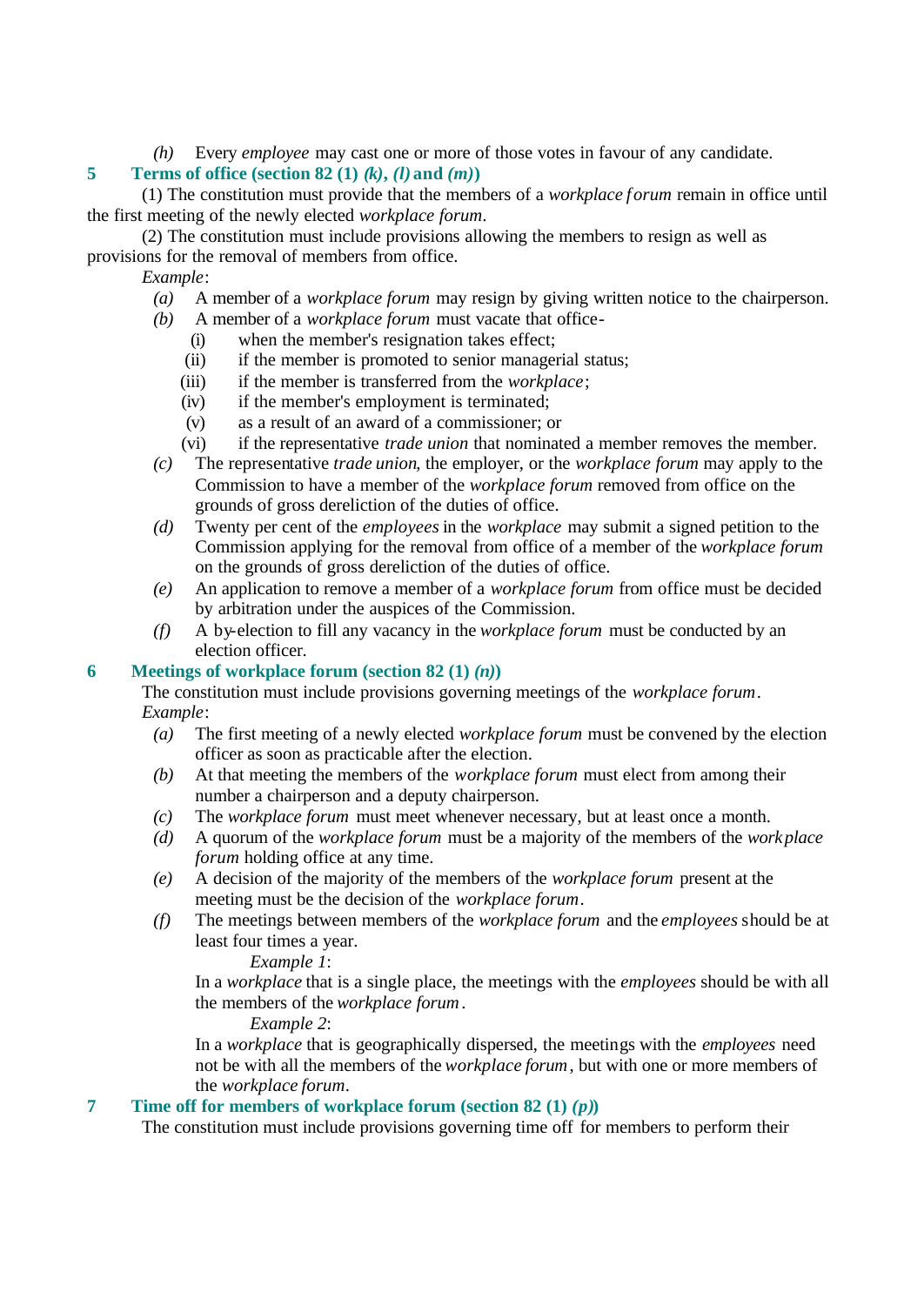*(h)* Every *employee* may cast one or more of those votes in favour of any candidate.

## 5 Terms of office (section 82 (1) *(k)*, *(l)* and *(m)*)

(1) The constitution must provide that the members of a *workplace forum* remain in office until the first meeting of the newly elected *workplace forum*.

(2) The constitution must include provisions allowing the members to resign as well as provisions for the removal of members from office.

*Example*:

*(a)* A member of a *workplace forum* may resign by giving written notice to the chairperson.

*(b)* A member of a *workplace forum* must vacate that office-

(i) when the member's resignation takes effect;

(ii) if the member is promoted to senior managerial status;

(iii) if the member is transferred from the *workplace*;

(iv) if the member's employment is terminated;

(v) as a result of an award of a commissioner; or

(vi) if the representative *trade union* that nominated a member removes the member.

*(c)* The representative *trade union*, the employer, or the *workplace forum* may apply to the Commission to have a member of the *workplace forum* removed from office on the grounds of gross dereliction of the duties of office.

*(d)* Twenty per cent of the *employees* in the *workplace* may submit a signed petition to the Commission applying for the removal from office of a member of the *workplace forum* on the grounds of gross dereliction of the duties of office.

*(e)* An application to remove a member of a *workplace forum* from office must be decided by arbitration under the auspices of the Commission.

*(f)* A by-election to fill any vacancy in the *workplace forum* must be conducted by an election officer.

## 6 Meetings of workplace forum (section 82 (1) *(n)*)

The constitution must include provisions governing meetings of the *workplace forum*.

*Example*:

*(a)* The first meeting of a newly elected *workplace forum* must be convened by the election officer as soon as practicable after the election.

*(b)* At that meeting the members of the *workplace forum* must elect from among their number a chairperson and a deputy chairperson.

*(c)* The *workplace forum* must meet whenever necessary, but at least once a month.

*(d)* A quorum of the *workplace forum* must be a majority of the members of the *workplace forum* holding office at any time.

*(e)* A decision of the majority of the members of the *workplace forum* present at the meeting must be the decision of the *workplace forum*.

*(f)* The meetings between members of the *workplace forum* and the *employees* should be at least four times a year.

*Example 1*:

In a *workplace* that is a single place, the meetings with the *employees* should be with all the members of the *workplace forum*.

*Example 2*:

In a *workplace* that is geographically dispersed, the meetings with the *employees* need not be with all the members of the *workplace forum*, but with one or more members of the *workplace forum*.

## 7 Time off for members of workplace forum (section 82 (1) *(p)*)

The constitution must include provisions governing time off for members to perform their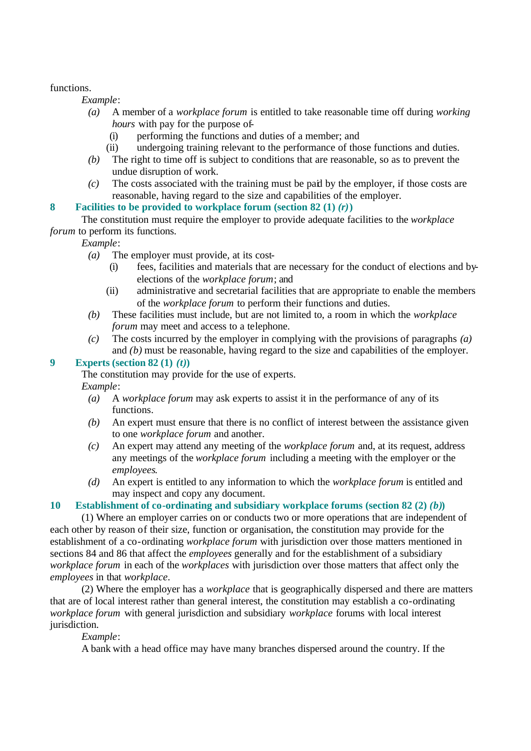functions.

*Example*:

*(a)* A member of a *workplace forum* is entitled to take reasonable time off during *working hours* with pay for the purpose of-

(i) performing the functions and duties of a member; and

(ii) undergoing training relevant to the performance of those functions and duties.

*(b)* The right to time off is subject to conditions that are reasonable, so as to prevent the undue disruption of work.

*(c)* The costs associated with the training must be paid by the employer, if those costs are reasonable, having regard to the size and capabilities of the employer.

### 8 Facilities to be provided to workplace forum (section 82 (1) *(r)*)

The constitution must require the employer to provide adequate facilities to the *workplace forum* to perform its functions.

*Example*:

*(a)* The employer must provide, at its cost-

(i) fees, facilities and materials that are necessary for the conduct of elections and by-elections of the *workplace forum*; and

(ii) administrative and secretarial facilities that are appropriate to enable the members of the *workplace forum* to perform their functions and duties.

*(b)* These facilities must include, but are not limited to, a room in which the *workplace forum* may meet and access to a telephone.

*(c)* The costs incurred by the employer in complying with the provisions of paragraphs *(a)* and *(b)* must be reasonable, having regard to the size and capabilities of the employer.

### 9 Experts (section 82 (1) *(t)*)

The constitution may provide for the use of experts.

*Example*:

*(a)* A *workplace forum* may ask experts to assist it in the performance of any of its functions.

*(b)* An expert must ensure that there is no conflict of interest between the assistance given to one *workplace forum* and another.

*(c)* An expert may attend any meeting of the *workplace forum* and, at its request, address any meetings of the *workplace forum* including a meeting with the employer or the *employees*.

*(d)* An expert is entitled to any information to which the *workplace forum* is entitled and may inspect and copy any document.

### 10 Establishment of co-ordinating and subsidiary workplace forums (section 82 (2) *(b)*)

(1) Where an employer carries on or conducts two or more operations that are independent of each other by reason of their size, function or organisation, the constitution may provide for the establishment of a co-ordinating *workplace forum* with jurisdiction over those matters mentioned in sections 84 and 86 that affect the *employees* generally and for the establishment of a subsidiary *workplace forum* in each of the *workplaces* with jurisdiction over those matters that affect only the *employees* in that *workplace*.

(2) Where the employer has a *workplace* that is geographically dispersed and there are matters that are of local interest rather than general interest, the constitution may establish a co-ordinating *workplace forum* with general jurisdiction and subsidiary *workplace* forums with local interest jurisdiction.

*Example*:

A bank with a head office may have many branches dispersed around the country. If the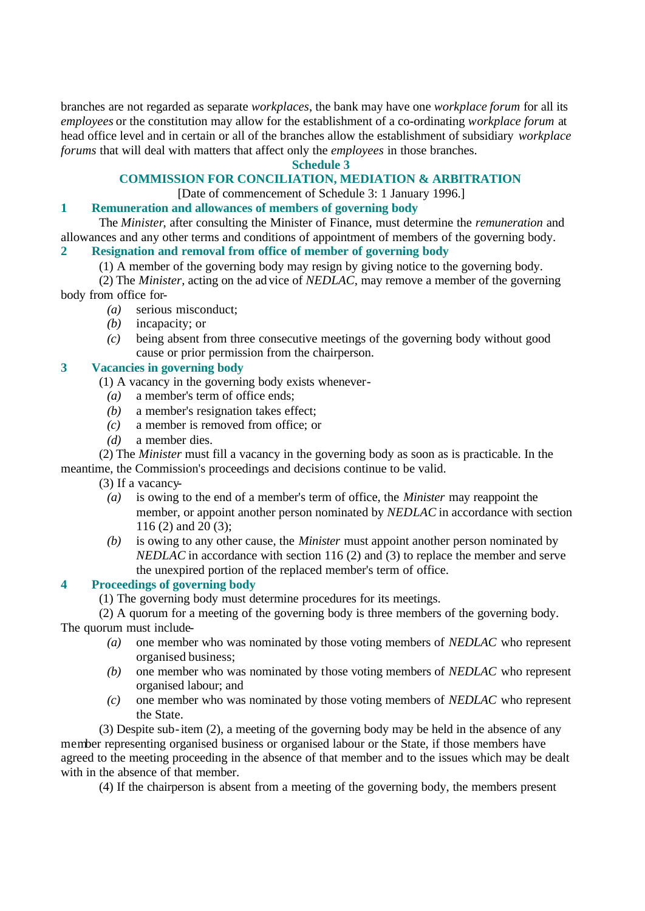branches are not regarded as separate *workplaces*, the bank may have one *workplace forum* for all its *employees* or the constitution may allow for the establishment of a co-ordinating *workplace forum* at head office level and in certain or all of the branches allow the establishment of subsidiary *workplace forums* that will deal with matters that affect only the *employees* in those branches.

## Schedule 3

## COMMISSION FOR CONCILIATION, MEDIATION & ARBITRATION

[Date of commencement of Schedule 3: 1 January 1996.]

### 1 Remuneration and allowances of members of governing body

The *Minister*, after consulting the Minister of Finance, must determine the *remuneration* and allowances and any other terms and conditions of appointment of members of the governing body.

### 2 Resignation and removal from office of member of governing body

(1) A member of the governing body may resign by giving notice to the governing body.

(2) The *Minister*, acting on the advice of *NEDLAC*, may remove a member of the governing body from office for-

*(a)* serious misconduct;

*(b)* incapacity; or

*(c)* being absent from three consecutive meetings of the governing body without good cause or prior permission from the chairperson.

### 3 Vacancies in governing body

(1) A vacancy in the governing body exists whenever-

*(a)* a member's term of office ends;

*(b)* a member's resignation takes effect;

*(c)* a member is removed from office; or

*(d)* a member dies.

(2) The *Minister* must fill a vacancy in the governing body as soon as is practicable. In the meantime, the Commission's proceedings and decisions continue to be valid.

(3) If a vacancy-

*(a)* is owing to the end of a member's term of office, the *Minister* may reappoint the member, or appoint another person nominated by *NEDLAC* in accordance with section 116 (2) and 20 (3);

*(b)* is owing to any other cause, the *Minister* must appoint another person nominated by *NEDLAC* in accordance with section 116 (2) and (3) to replace the member and serve the unexpired portion of the replaced member's term of office.

### 4 Proceedings of governing body

(1) The governing body must determine procedures for its meetings.

(2) A quorum for a meeting of the governing body is three members of the governing body. The quorum must include-

*(a)* one member who was nominated by those voting members of *NEDLAC* who represent organised business;

*(b)* one member who was nominated by those voting members of *NEDLAC* who represent organised labour; and

*(c)* one member who was nominated by those voting members of *NEDLAC* who represent the State.

(3) Despite sub-item (2), a meeting of the governing body may be held in the absence of any member representing organised business or organised labour or the State, if those members have agreed to the meeting proceeding in the absence of that member and to the issues which may be dealt with in the absence of that member.

(4) If the chairperson is absent from a meeting of the governing body, the members present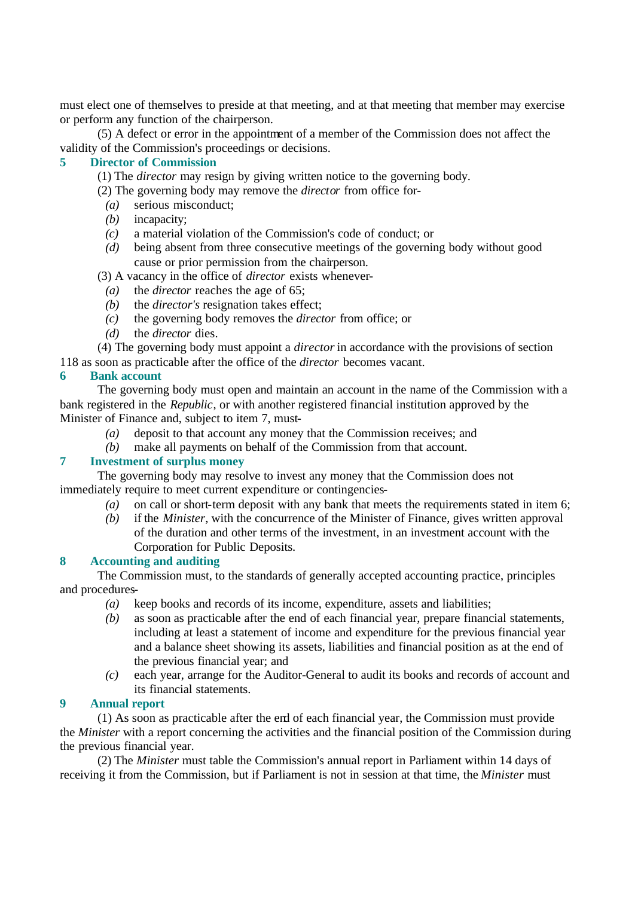must elect one of themselves to preside at that meeting, and at that meeting that member may exercise or perform any function of the chairperson.

(5) A defect or error in the appointment of a member of the Commission does not affect the validity of the Commission's proceedings or decisions.

### 5 Director of Commission

(1) The *director* may resign by giving written notice to the governing body.

(2) The governing body may remove the *director* from office for-

*(a)* serious misconduct;

*(b)* incapacity;

*(c)* a material violation of the Commission's code of conduct; or

*(d)* being absent from three consecutive meetings of the governing body without good cause or prior permission from the chairperson.

(3) A vacancy in the office of *director* exists whenever-

*(a)* the *director* reaches the age of 65;

*(b)* the *director's* resignation takes effect;

*(c)* the governing body removes the *director* from office; or

*(d)* the *director* dies.

(4) The governing body must appoint a *director* in accordance with the provisions of section 118 as soon as practicable after the office of the *director* becomes vacant.

### 6 Bank account

The governing body must open and maintain an account in the name of the Commission with a bank registered in the *Republic*, or with another registered financial institution approved by the Minister of Finance and, subject to item 7, must-

*(a)* deposit to that account any money that the Commission receives; and

*(b)* make all payments on behalf of the Commission from that account.

### 7 Investment of surplus money

The governing body may resolve to invest any money that the Commission does not immediately require to meet current expenditure or contingencies-

*(a)* on call or short-term deposit with any bank that meets the requirements stated in item 6;

*(b)* if the *Minister*, with the concurrence of the Minister of Finance, gives written approval of the duration and other terms of the investment, in an investment account with the Corporation for Public Deposits.

### 8 Accounting and auditing

The Commission must, to the standards of generally accepted accounting practice, principles and procedures-

*(a)* keep books and records of its income, expenditure, assets and liabilities;

*(b)* as soon as practicable after the end of each financial year, prepare financial statements, including at least a statement of income and expenditure for the previous financial year and a balance sheet showing its assets, liabilities and financial position as at the end of the previous financial year; and

*(c)* each year, arrange for the Auditor-General to audit its books and records of account and its financial statements.

### 9 Annual report

(1) As soon as practicable after the end of each financial year, the Commission must provide the *Minister* with a report concerning the activities and the financial position of the Commission during the previous financial year.

(2) The *Minister* must table the Commission's annual report in Parliament within 14 days of receiving it from the Commission, but if Parliament is not in session at that time, the *Minister* must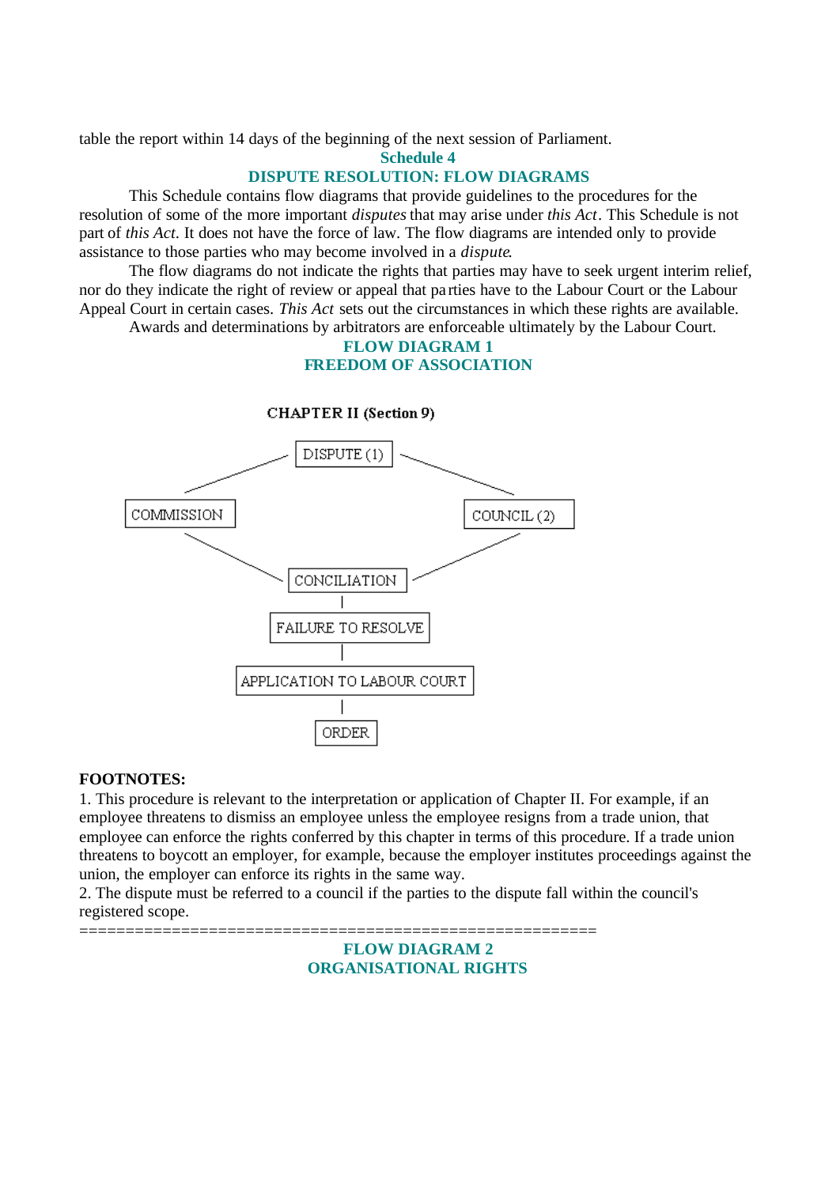table the report within 14 days of the beginning of the next session of Parliament.

## Schedule 4

## DISPUTE RESOLUTION: FLOW DIAGRAMS

This Schedule contains flow diagrams that provide guidelines to the procedures for the resolution of some of the more important *disputes* that may arise under *this Act*. This Schedule is not part of *this Act*. It does not have the force of law. The flow diagrams are intended only to provide assistance to those parties who may become involved in a *dispute*.

The flow diagrams do not indicate the rights that parties may have to seek urgent interim relief, nor do they indicate the right of review or appeal that parties have to the Labour Court or the Labour Appeal Court in certain cases. *This Act* sets out the circumstances in which these rights are available.

Awards and determinations by arbitrators are enforceable ultimately by the Labour Court.

### FLOW DIAGRAM 1
### FREEDOM OF ASSOCIATION

**CHAPTER II (Section 9)**

DISPUTE (1)

COMMISSION | COUNCIL (2)

CONCILIATION

FAILURE TO RESOLVE

APPLICATION TO LABOUR COURT

ORDER

**FOOTNOTES:**

1. This procedure is relevant to the interpretation or application of Chapter II. For example, if an employee threatens to dismiss an employee unless the employee resigns from a trade union, that employee can enforce the rights conferred by this chapter in terms of this procedure. If a trade union threatens to boycott an employer, for example, because the employer institutes proceedings against the union, the employer can enforce its rights in the same way.
2. The dispute must be referred to a council if the parties to the dispute fall within the council's registered scope.

=======================================================

### FLOW DIAGRAM 2
### ORGANISATIONAL RIGHTS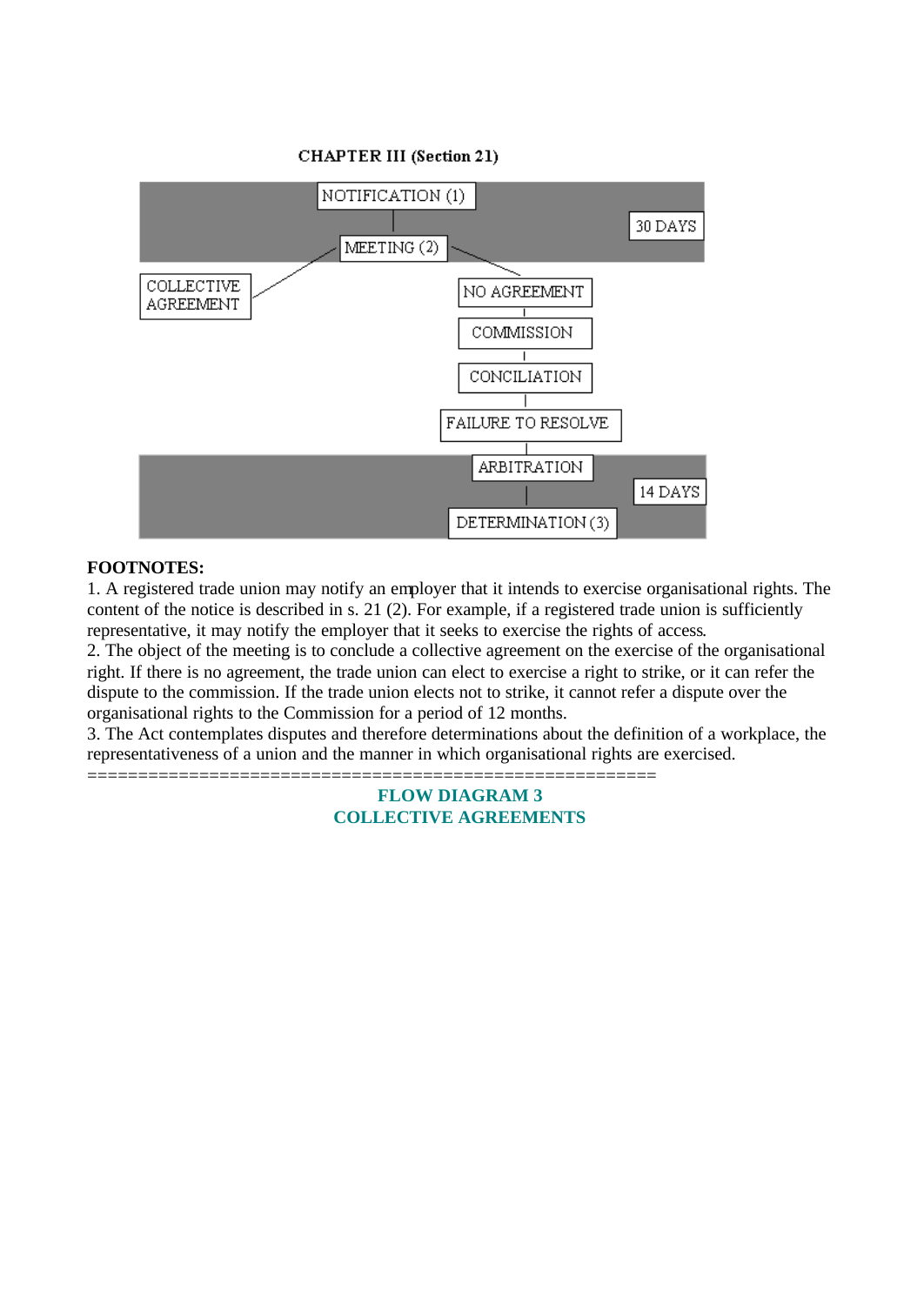**CHAPTER III (Section 21)**

NOTIFICATION (1) → MEETING (2) [30 DAYS]

MEETING (2) → COLLECTIVE AGREEMENT

MEETING (2) → NO AGREEMENT → COMMISSION → CONCILIATION → FAILURE TO RESOLVE → ARBITRATION → DETERMINATION (3) [14 DAYS]

**FOOTNOTES:**

1. A registered trade union may notify an employer that it intends to exercise organisational rights. The content of the notice is described in s. 21 (2). For example, if a registered trade union is sufficiently representative, it may notify the employer that it seeks to exercise the rights of access.
2. The object of the meeting is to conclude a collective agreement on the exercise of the organisational right. If there is no agreement, the trade union can elect to exercise a right to strike, or it can refer the dispute to the commission. If the trade union elects not to strike, it cannot refer a dispute over the organisational rights to the Commission for a period of 12 months.
3. The Act contemplates disputes and therefore determinations about the definition of a workplace, the representativeness of a union and the manner in which organisational rights are exercised.

========================================================

## FLOW DIAGRAM 3
## COLLECTIVE AGREEMENTS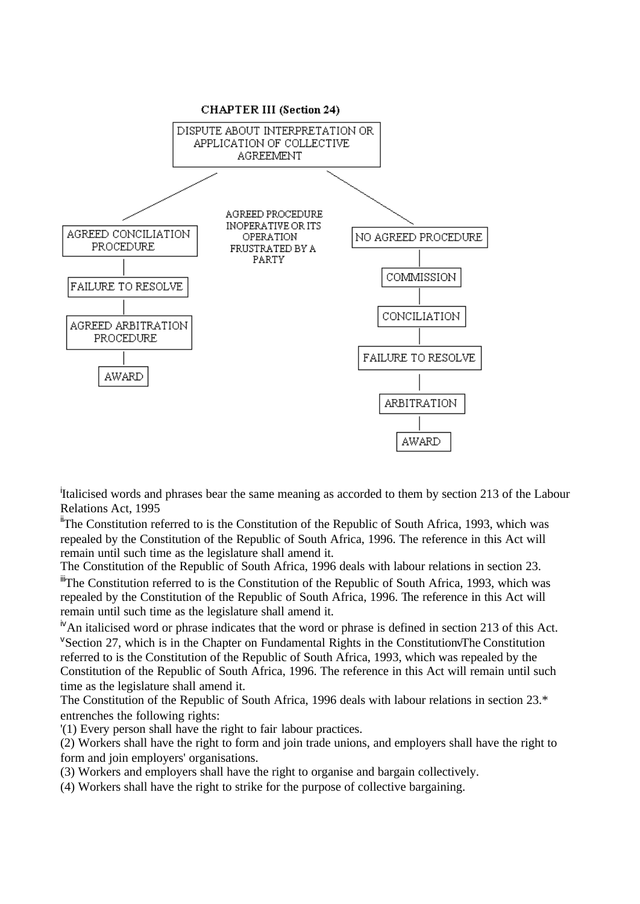**CHAPTER III (Section 24)**

DISPUTE ABOUT INTERPRETATION OR APPLICATION OF COLLECTIVE AGREEMENT

- AGREED CONCILIATION PROCEDURE → FAILURE TO RESOLVE → AGREED ARBITRATION PROCEDURE → AWARD
- AGREED PROCEDURE INOPERATIVE OR ITS OPERATION FRUSTRATED BY A PARTY
- NO AGREED PROCEDURE → COMMISSION → CONCILIATION → FAILURE TO RESOLVE → ARBITRATION → AWARD

[i]Italicised words and phrases bear the same meaning as accorded to them by section 213 of the Labour Relations Act, 1995

[ii]The Constitution referred to is the Constitution of the Republic of South Africa, 1993, which was repealed by the Constitution of the Republic of South Africa, 1996. The reference in this Act will remain until such time as the legislature shall amend it.

The Constitution of the Republic of South Africa, 1996 deals with labour relations in section 23.

[iii]The Constitution referred to is the Constitution of the Republic of South Africa, 1993, which was repealed by the Constitution of the Republic of South Africa, 1996. The reference in this Act will remain until such time as the legislature shall amend it.

[iv]An italicised word or phrase indicates that the word or phrase is defined in section 213 of this Act.

[v]Section 27, which is in the Chapter on Fundamental Rights in the Constitution\The Constitution referred to is the Constitution of the Republic of South Africa, 1993, which was repealed by the Constitution of the Republic of South Africa, 1996. The reference in this Act will remain until such time as the legislature shall amend it.

The Constitution of the Republic of South Africa, 1996 deals with labour relations in section 23.* entrenches the following rights:

'(1) Every person shall have the right to fair labour practices.

(2) Workers shall have the right to form and join trade unions, and employers shall have the right to form and join employers' organisations.

(3) Workers and employers shall have the right to organise and bargain collectively.

(4) Workers shall have the right to strike for the purpose of collective bargaining.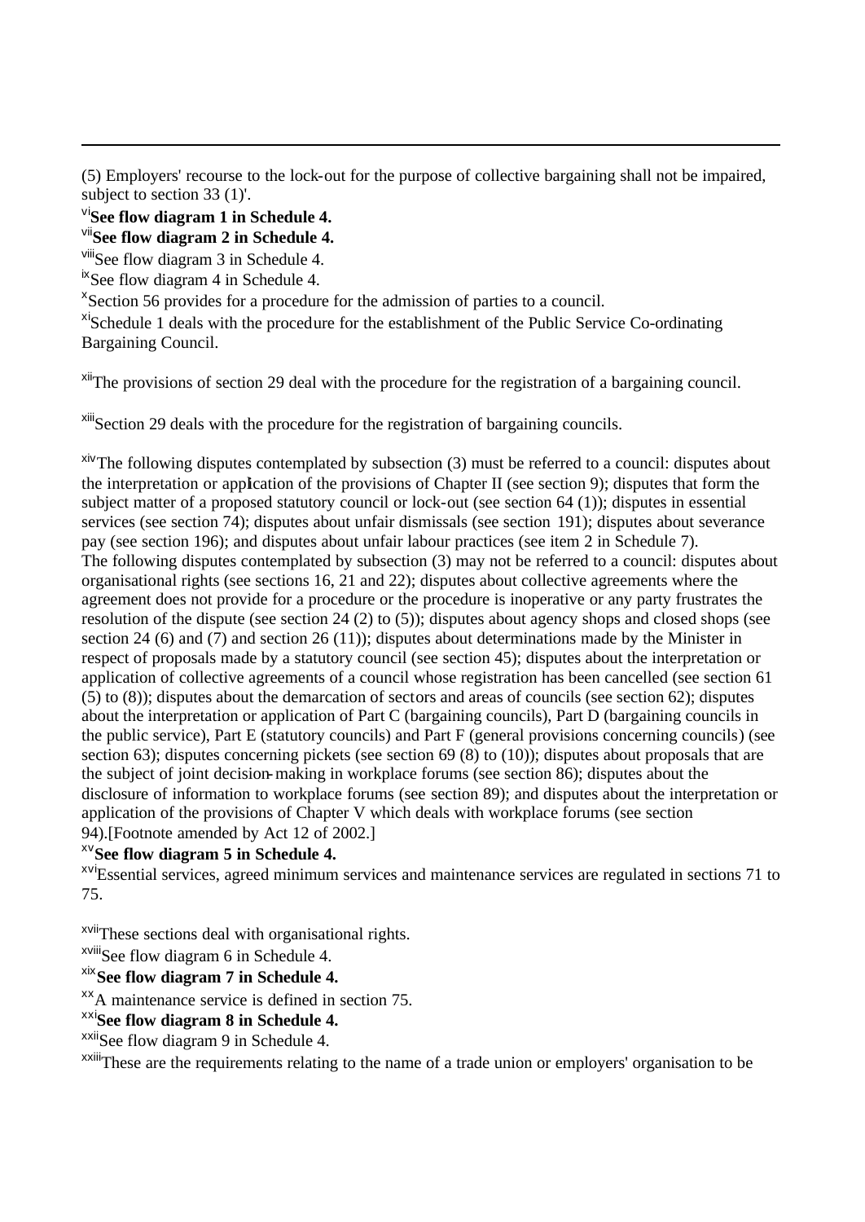(5) Employers' recourse to the lock-out for the purpose of collective bargaining shall not be impaired, subject to section 33 (1)'.

[vi]**See flow diagram 1 in Schedule 4.**

[vii]**See flow diagram 2 in Schedule 4.**

[viii]See flow diagram 3 in Schedule 4.

[ix]See flow diagram 4 in Schedule 4.

[x]Section 56 provides for a procedure for the admission of parties to a council.

[xi]Schedule 1 deals with the procedure for the establishment of the Public Service Co-ordinating Bargaining Council.

[xii]The provisions of section 29 deal with the procedure for the registration of a bargaining council.

[xiii]Section 29 deals with the procedure for the registration of bargaining councils.

[xiv]The following disputes contemplated by subsection (3) must be referred to a council: disputes about the interpretation or application of the provisions of Chapter II (see section 9); disputes that form the subject matter of a proposed statutory council or lock-out (see section 64 (1)); disputes in essential services (see section 74); disputes about unfair dismissals (see section 191); disputes about severance pay (see section 196); and disputes about unfair labour practices (see item 2 in Schedule 7).
The following disputes contemplated by subsection (3) may not be referred to a council: disputes about organisational rights (see sections 16, 21 and 22); disputes about collective agreements where the agreement does not provide for a procedure or the procedure is inoperative or any party frustrates the resolution of the dispute (see section 24 (2) to (5)); disputes about agency shops and closed shops (see section 24 (6) and (7) and section 26 (11)); disputes about determinations made by the Minister in respect of proposals made by a statutory council (see section 45); disputes about the interpretation or application of collective agreements of a council whose registration has been cancelled (see section 61 (5) to (8)); disputes about the demarcation of sectors and areas of councils (see section 62); disputes about the interpretation or application of Part C (bargaining councils), Part D (bargaining councils in the public service), Part E (statutory councils) and Part F (general provisions concerning councils) (see section 63); disputes concerning pickets (see section 69 (8) to (10)); disputes about proposals that are the subject of joint decision-making in workplace forums (see section 86); disputes about the disclosure of information to workplace forums (see section 89); and disputes about the interpretation or application of the provisions of Chapter V which deals with workplace forums (see section 94).[Footnote amended by Act 12 of 2002.]

[xv]**See flow diagram 5 in Schedule 4.**

[xvi]Essential services, agreed minimum services and maintenance services are regulated in sections 71 to 75.

[xvii]These sections deal with organisational rights.

[xviii]See flow diagram 6 in Schedule 4.

[xix]**See flow diagram 7 in Schedule 4.**

[xx]A maintenance service is defined in section 75.

[xxi]**See flow diagram 8 in Schedule 4.**

[xxii]See flow diagram 9 in Schedule 4.

[xxiii]These are the requirements relating to the name of a trade union or employers' organisation to be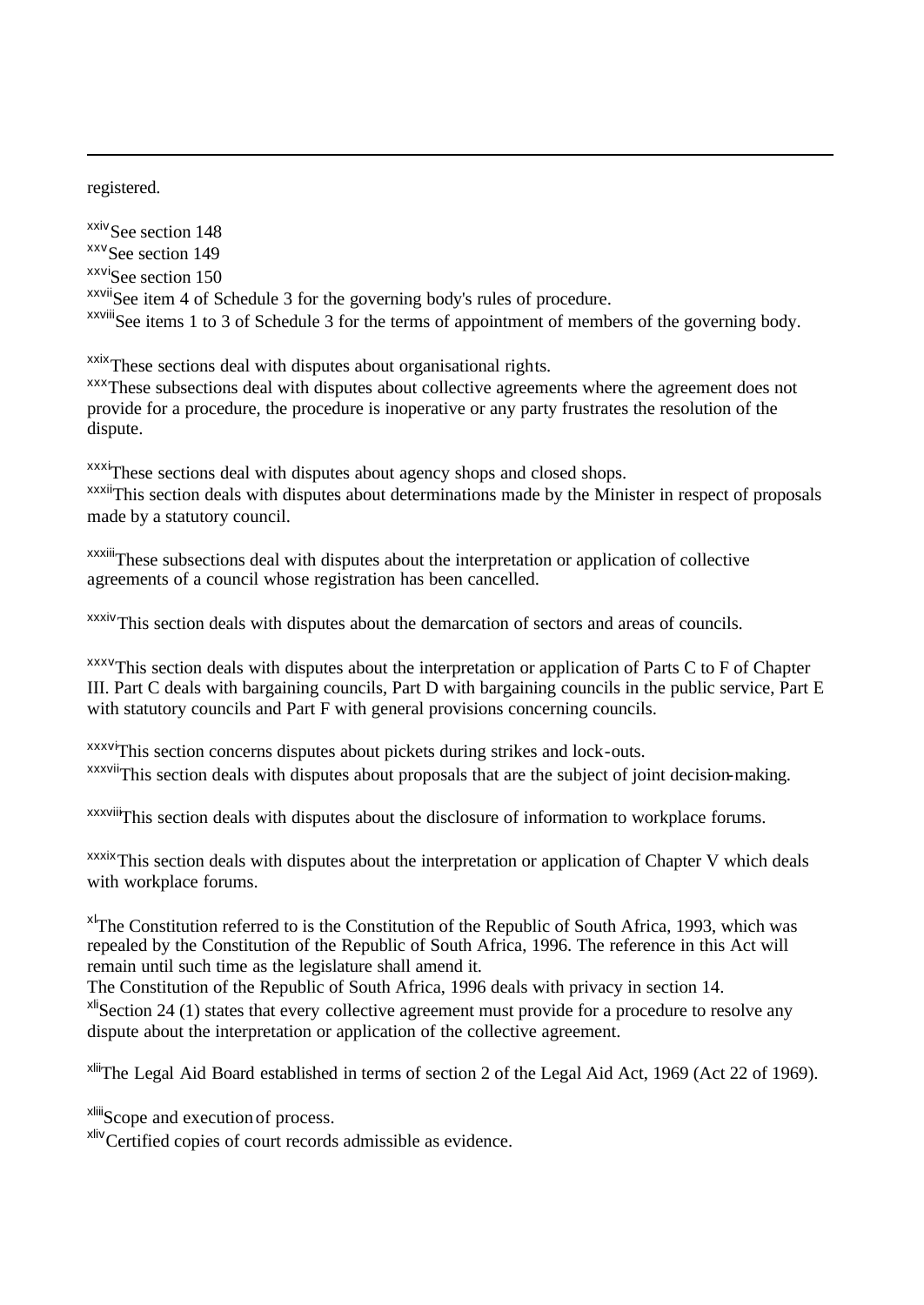registered.

[xxiv]See section 148
[xxv]See section 149
[xxvi]See section 150
[xxvii]See item 4 of Schedule 3 for the governing body's rules of procedure.
[xxviii]See items 1 to 3 of Schedule 3 for the terms of appointment of members of the governing body.

[xxix]These sections deal with disputes about organisational rights.
[xxx]These subsections deal with disputes about collective agreements where the agreement does not provide for a procedure, the procedure is inoperative or any party frustrates the resolution of the dispute.

[xxxi]These sections deal with disputes about agency shops and closed shops.
[xxxii]This section deals with disputes about determinations made by the Minister in respect of proposals made by a statutory council.

[xxxiii]These subsections deal with disputes about the interpretation or application of collective agreements of a council whose registration has been cancelled.

[xxxiv]This section deals with disputes about the demarcation of sectors and areas of councils.

[xxxv]This section deals with disputes about the interpretation or application of Parts C to F of Chapter III. Part C deals with bargaining councils, Part D with bargaining councils in the public service, Part E with statutory councils and Part F with general provisions concerning councils.

[xxxvi]This section concerns disputes about pickets during strikes and lock-outs.
[xxxvii]This section deals with disputes about proposals that are the subject of joint decision-making.

[xxxviii]This section deals with disputes about the disclosure of information to workplace forums.

[xxxix]This section deals with disputes about the interpretation or application of Chapter V which deals with workplace forums.

[xl]The Constitution referred to is the Constitution of the Republic of South Africa, 1993, which was repealed by the Constitution of the Republic of South Africa, 1996. The reference in this Act will remain until such time as the legislature shall amend it.
The Constitution of the Republic of South Africa, 1996 deals with privacy in section 14.
[xli]Section 24 (1) states that every collective agreement must provide for a procedure to resolve any dispute about the interpretation or application of the collective agreement.

[xlii]The Legal Aid Board established in terms of section 2 of the Legal Aid Act, 1969 (Act 22 of 1969).

[xliii]Scope and execution of process.
[xliv]Certified copies of court records admissible as evidence.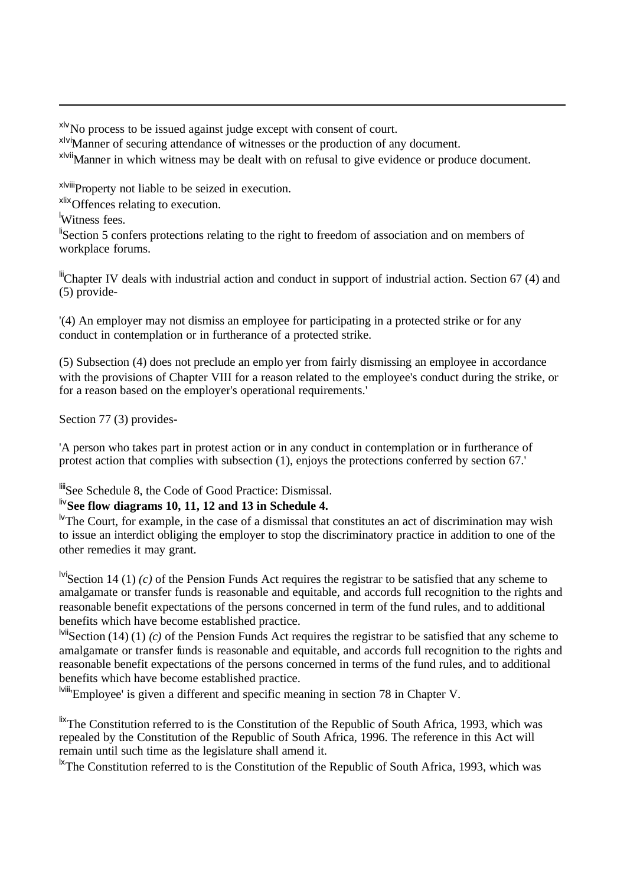[xlv]No process to be issued against judge except with consent of court.

[xlvi]Manner of securing attendance of witnesses or the production of any document.

[xlvii]Manner in which witness may be dealt with on refusal to give evidence or produce document.

[xlviii]Property not liable to be seized in execution.

[xlix]Offences relating to execution.

[l]Witness fees.

[li]Section 5 confers protections relating to the right to freedom of association and on members of workplace forums.

[lii]Chapter IV deals with industrial action and conduct in support of industrial action. Section 67 (4) and (5) provide-

'(4) An employer may not dismiss an employee for participating in a protected strike or for any conduct in contemplation or in furtherance of a protected strike.

(5) Subsection (4) does not preclude an emplo yer from fairly dismissing an employee in accordance with the provisions of Chapter VIII for a reason related to the employee's conduct during the strike, or for a reason based on the employer's operational requirements.'

Section 77 (3) provides-

'A person who takes part in protest action or in any conduct in contemplation or in furtherance of protest action that complies with subsection (1), enjoys the protections conferred by section 67.'

[liii]See Schedule 8, the Code of Good Practice: Dismissal.

[liv]**See flow diagrams 10, 11, 12 and 13 in Schedule 4.**

[lv]The Court, for example, in the case of a dismissal that constitutes an act of discrimination may wish to issue an interdict obliging the employer to stop the discriminatory practice in addition to one of the other remedies it may grant.

[lvi]Section 14 (1) *(c)* of the Pension Funds Act requires the registrar to be satisfied that any scheme to amalgamate or transfer funds is reasonable and equitable, and accords full recognition to the rights and reasonable benefit expectations of the persons concerned in term of the fund rules, and to additional benefits which have become established practice.

[lvii]Section (14) (1) *(c)* of the Pension Funds Act requires the registrar to be satisfied that any scheme to amalgamate or transfer funds is reasonable and equitable, and accords full recognition to the rights and reasonable benefit expectations of the persons concerned in terms of the fund rules, and to additional benefits which have become established practice.

[lviii]'Employee' is given a different and specific meaning in section 78 in Chapter V.

[lix]The Constitution referred to is the Constitution of the Republic of South Africa, 1993, which was repealed by the Constitution of the Republic of South Africa, 1996. The reference in this Act will remain until such time as the legislature shall amend it.

[lx]The Constitution referred to is the Constitution of the Republic of South Africa, 1993, which was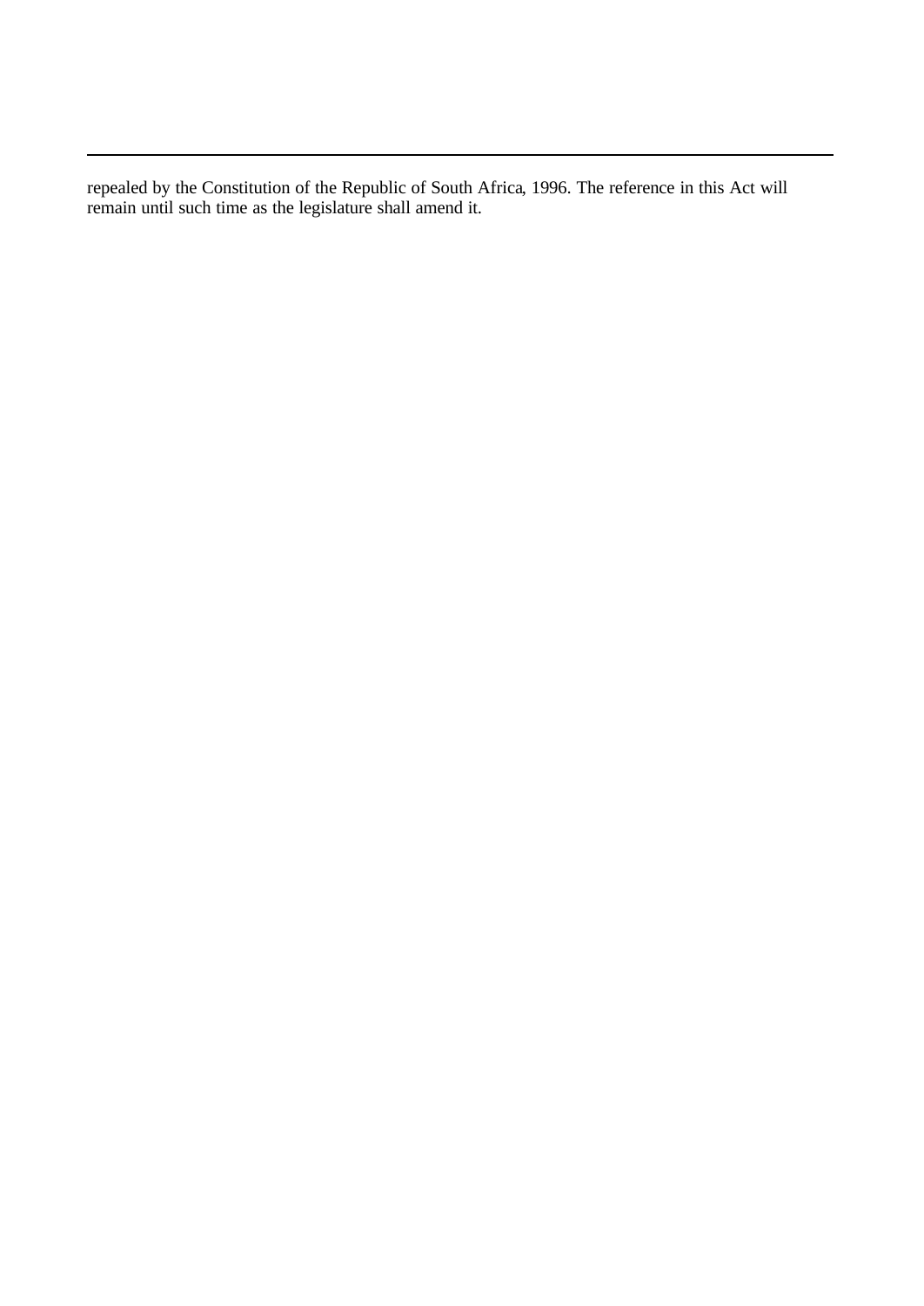repealed by the Constitution of the Republic of South Africa, 1996. The reference in this Act will remain until such time as the legislature shall amend it.